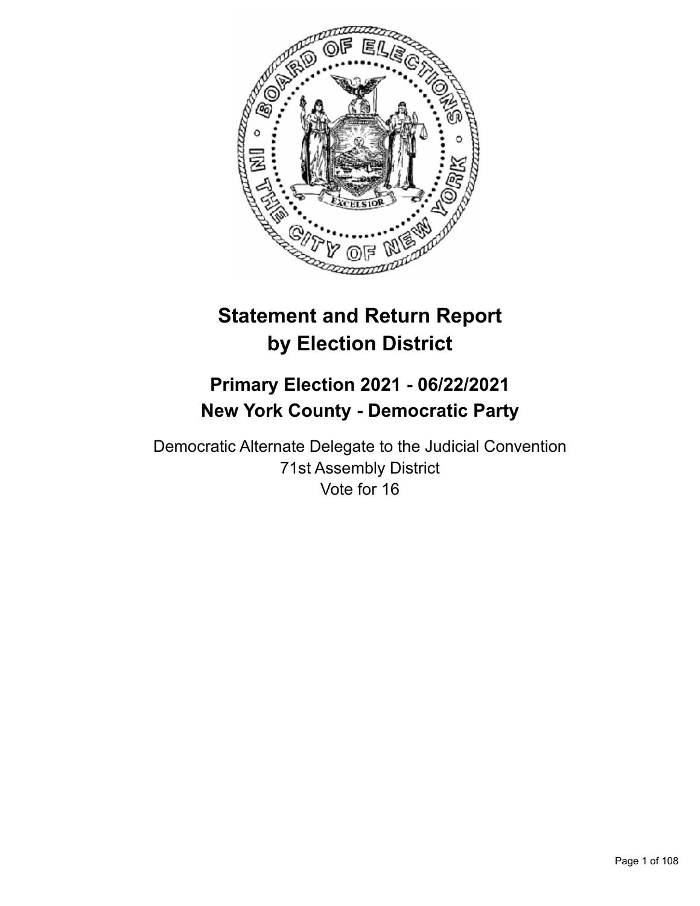# Statement and Return Report by Election District

## Primary Election 2021 - 06/22/2021
## New York County - Democratic Party

Democratic Alternate Delegate to the Judicial Convention
71st Assembly District
Vote for 16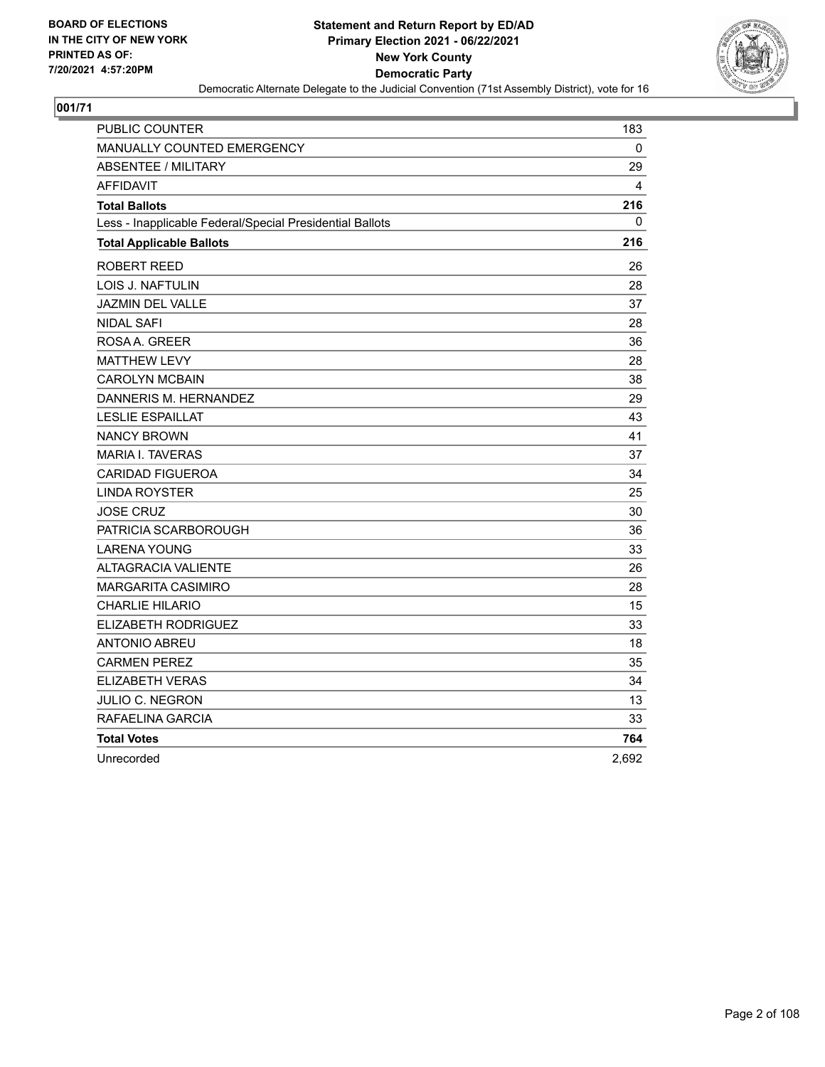BOARD OF ELECTIONS
IN THE CITY OF NEW YORK
PRINTED AS OF:
7/20/2021 4:57:20PM

**Statement and Return Report by ED/AD**
**Primary Election 2021 - 06/22/2021**
**New York County**
**Democratic Party**
Democratic Alternate Delegate to the Judicial Convention (71st Assembly District), vote for 16

## 001/71

| | |
|---|---|
| PUBLIC COUNTER | 183 |
| MANUALLY COUNTED EMERGENCY | 0 |
| ABSENTEE / MILITARY | 29 |
| AFFIDAVIT | 4 |
| **Total Ballots** | **216** |
| Less - Inapplicable Federal/Special Presidential Ballots | 0 |
| **Total Applicable Ballots** | **216** |
| ROBERT REED | 26 |
| LOIS J. NAFTULIN | 28 |
| JAZMIN DEL VALLE | 37 |
| NIDAL SAFI | 28 |
| ROSA A. GREER | 36 |
| MATTHEW LEVY | 28 |
| CAROLYN MCBAIN | 38 |
| DANNERIS M. HERNANDEZ | 29 |
| LESLIE ESPAILLAT | 43 |
| NANCY BROWN | 41 |
| MARIA I. TAVERAS | 37 |
| CARIDAD FIGUEROA | 34 |
| LINDA ROYSTER | 25 |
| JOSE CRUZ | 30 |
| PATRICIA SCARBOROUGH | 36 |
| LARENA YOUNG | 33 |
| ALTAGRACIA VALIENTE | 26 |
| MARGARITA CASIMIRO | 28 |
| CHARLIE HILARIO | 15 |
| ELIZABETH RODRIGUEZ | 33 |
| ANTONIO ABREU | 18 |
| CARMEN PEREZ | 35 |
| ELIZABETH VERAS | 34 |
| JULIO C. NEGRON | 13 |
| RAFAELINA GARCIA | 33 |
| **Total Votes** | **764** |
| Unrecorded | 2,692 |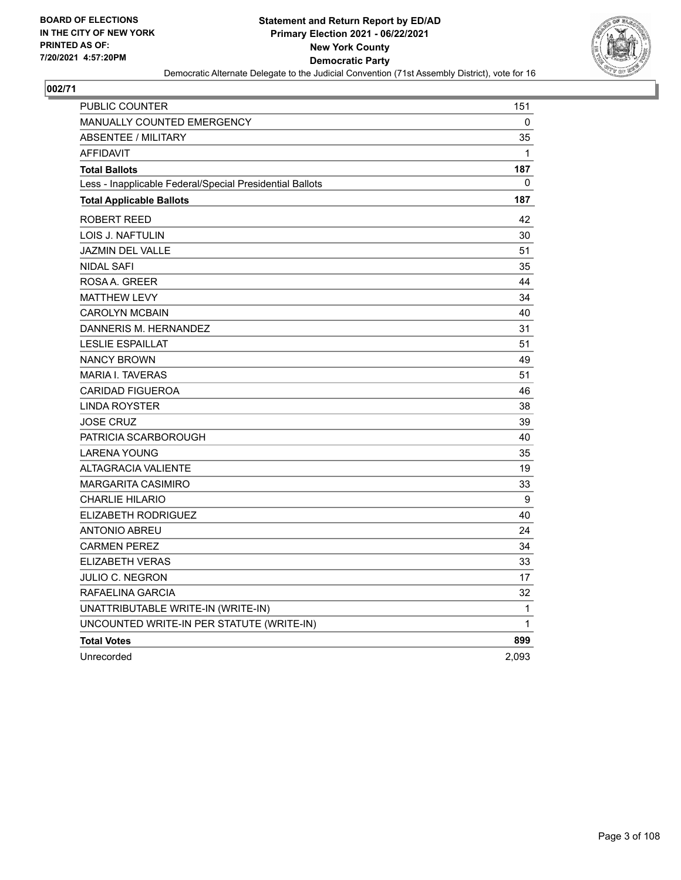**BOARD OF ELECTIONS IN THE CITY OF NEW YORK PRINTED AS OF: 7/20/2021 4:57:20PM**

# Statement and Return Report by ED/AD
## Primary Election 2021 - 06/22/2021
## New York County
## Democratic Party
### Democratic Alternate Delegate to the Judicial Convention (71st Assembly District), vote for 16

**002/71**

| | |
|---|---|
| PUBLIC COUNTER | 151 |
| MANUALLY COUNTED EMERGENCY | 0 |
| ABSENTEE / MILITARY | 35 |
| AFFIDAVIT | 1 |
| **Total Ballots** | **187** |
| Less - Inapplicable Federal/Special Presidential Ballots | 0 |
| **Total Applicable Ballots** | **187** |
| ROBERT REED | 42 |
| LOIS J. NAFTULIN | 30 |
| JAZMIN DEL VALLE | 51 |
| NIDAL SAFI | 35 |
| ROSA A. GREER | 44 |
| MATTHEW LEVY | 34 |
| CAROLYN MCBAIN | 40 |
| DANNERIS M. HERNANDEZ | 31 |
| LESLIE ESPAILLAT | 51 |
| NANCY BROWN | 49 |
| MARIA I. TAVERAS | 51 |
| CARIDAD FIGUEROA | 46 |
| LINDA ROYSTER | 38 |
| JOSE CRUZ | 39 |
| PATRICIA SCARBOROUGH | 40 |
| LARENA YOUNG | 35 |
| ALTAGRACIA VALIENTE | 19 |
| MARGARITA CASIMIRO | 33 |
| CHARLIE HILARIO | 9 |
| ELIZABETH RODRIGUEZ | 40 |
| ANTONIO ABREU | 24 |
| CARMEN PEREZ | 34 |
| ELIZABETH VERAS | 33 |
| JULIO C. NEGRON | 17 |
| RAFAELINA GARCIA | 32 |
| UNATTRIBUTABLE WRITE-IN (WRITE-IN) | 1 |
| UNCOUNTED WRITE-IN PER STATUTE (WRITE-IN) | 1 |
| **Total Votes** | **899** |
| Unrecorded | 2,093 |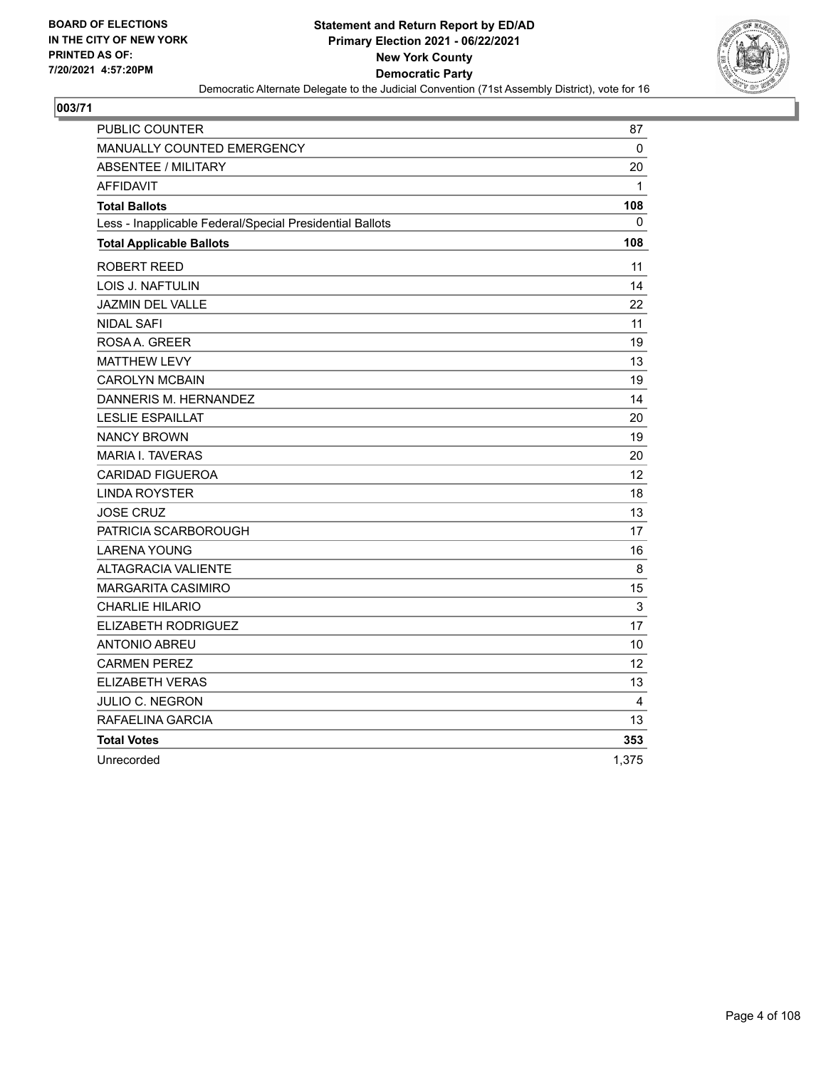**BOARD OF ELECTIONS IN THE CITY OF NEW YORK PRINTED AS OF: 7/20/2021 4:57:20PM**

# Statement and Return Report by ED/AD
## Primary Election 2021 - 06/22/2021
## New York County
## Democratic Party

Democratic Alternate Delegate to the Judicial Convention (71st Assembly District), vote for 16

### 003/71

| | |
|---|---|
| PUBLIC COUNTER | 87 |
| MANUALLY COUNTED EMERGENCY | 0 |
| ABSENTEE / MILITARY | 20 |
| AFFIDAVIT | 1 |
| **Total Ballots** | **108** |
| Less - Inapplicable Federal/Special Presidential Ballots | 0 |
| **Total Applicable Ballots** | **108** |
| ROBERT REED | 11 |
| LOIS J. NAFTULIN | 14 |
| JAZMIN DEL VALLE | 22 |
| NIDAL SAFI | 11 |
| ROSA A. GREER | 19 |
| MATTHEW LEVY | 13 |
| CAROLYN MCBAIN | 19 |
| DANNERIS M. HERNANDEZ | 14 |
| LESLIE ESPAILLAT | 20 |
| NANCY BROWN | 19 |
| MARIA I. TAVERAS | 20 |
| CARIDAD FIGUEROA | 12 |
| LINDA ROYSTER | 18 |
| JOSE CRUZ | 13 |
| PATRICIA SCARBOROUGH | 17 |
| LARENA YOUNG | 16 |
| ALTAGRACIA VALIENTE | 8 |
| MARGARITA CASIMIRO | 15 |
| CHARLIE HILARIO | 3 |
| ELIZABETH RODRIGUEZ | 17 |
| ANTONIO ABREU | 10 |
| CARMEN PEREZ | 12 |
| ELIZABETH VERAS | 13 |
| JULIO C. NEGRON | 4 |
| RAFAELINA GARCIA | 13 |
| **Total Votes** | **353** |
| Unrecorded | 1,375 |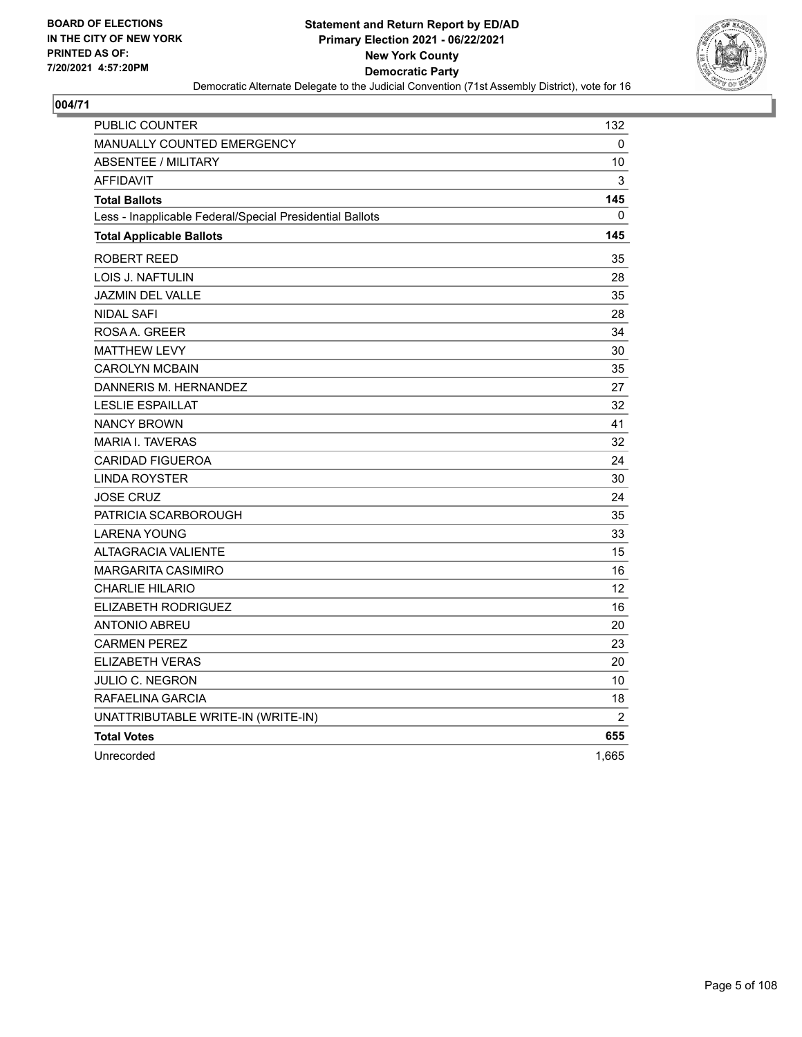BOARD OF ELECTIONS
IN THE CITY OF NEW YORK
PRINTED AS OF:
7/20/2021 4:57:20PM

**Statement and Return Report by ED/AD**
**Primary Election 2021 - 06/22/2021**
**New York County**
**Democratic Party**
Democratic Alternate Delegate to the Judicial Convention (71st Assembly District), vote for 16

## 004/71

| | |
|---|---|
| PUBLIC COUNTER | 132 |
| MANUALLY COUNTED EMERGENCY | 0 |
| ABSENTEE / MILITARY | 10 |
| AFFIDAVIT | 3 |
| **Total Ballots** | **145** |
| Less - Inapplicable Federal/Special Presidential Ballots | 0 |
| **Total Applicable Ballots** | **145** |
| ROBERT REED | 35 |
| LOIS J. NAFTULIN | 28 |
| JAZMIN DEL VALLE | 35 |
| NIDAL SAFI | 28 |
| ROSA A. GREER | 34 |
| MATTHEW LEVY | 30 |
| CAROLYN MCBAIN | 35 |
| DANNERIS M. HERNANDEZ | 27 |
| LESLIE ESPAILLAT | 32 |
| NANCY BROWN | 41 |
| MARIA I. TAVERAS | 32 |
| CARIDAD FIGUEROA | 24 |
| LINDA ROYSTER | 30 |
| JOSE CRUZ | 24 |
| PATRICIA SCARBOROUGH | 35 |
| LARENA YOUNG | 33 |
| ALTAGRACIA VALIENTE | 15 |
| MARGARITA CASIMIRO | 16 |
| CHARLIE HILARIO | 12 |
| ELIZABETH RODRIGUEZ | 16 |
| ANTONIO ABREU | 20 |
| CARMEN PEREZ | 23 |
| ELIZABETH VERAS | 20 |
| JULIO C. NEGRON | 10 |
| RAFAELINA GARCIA | 18 |
| UNATTRIBUTABLE WRITE-IN (WRITE-IN) | 2 |
| **Total Votes** | **655** |
| Unrecorded | 1,665 |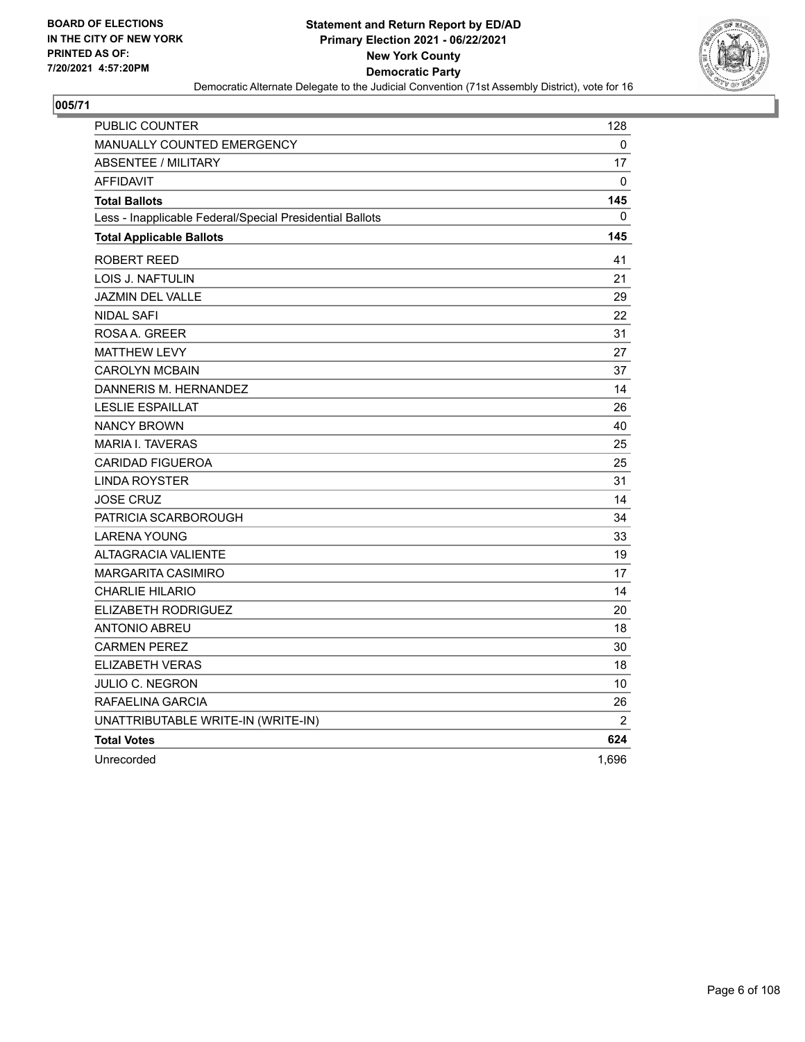BOARD OF ELECTIONS
IN THE CITY OF NEW YORK
PRINTED AS OF:
7/20/2021 4:57:20PM

**Statement and Return Report by ED/AD**
**Primary Election 2021 - 06/22/2021**
**New York County**
**Democratic Party**
Democratic Alternate Delegate to the Judicial Convention (71st Assembly District), vote for 16

## 005/71

| | |
|---|---|
| PUBLIC COUNTER | 128 |
| MANUALLY COUNTED EMERGENCY | 0 |
| ABSENTEE / MILITARY | 17 |
| AFFIDAVIT | 0 |
| **Total Ballots** | **145** |
| Less - Inapplicable Federal/Special Presidential Ballots | 0 |
| **Total Applicable Ballots** | **145** |
| ROBERT REED | 41 |
| LOIS J. NAFTULIN | 21 |
| JAZMIN DEL VALLE | 29 |
| NIDAL SAFI | 22 |
| ROSA A. GREER | 31 |
| MATTHEW LEVY | 27 |
| CAROLYN MCBAIN | 37 |
| DANNERIS M. HERNANDEZ | 14 |
| LESLIE ESPAILLAT | 26 |
| NANCY BROWN | 40 |
| MARIA I. TAVERAS | 25 |
| CARIDAD FIGUEROA | 25 |
| LINDA ROYSTER | 31 |
| JOSE CRUZ | 14 |
| PATRICIA SCARBOROUGH | 34 |
| LARENA YOUNG | 33 |
| ALTAGRACIA VALIENTE | 19 |
| MARGARITA CASIMIRO | 17 |
| CHARLIE HILARIO | 14 |
| ELIZABETH RODRIGUEZ | 20 |
| ANTONIO ABREU | 18 |
| CARMEN PEREZ | 30 |
| ELIZABETH VERAS | 18 |
| JULIO C. NEGRON | 10 |
| RAFAELINA GARCIA | 26 |
| UNATTRIBUTABLE WRITE-IN (WRITE-IN) | 2 |
| **Total Votes** | **624** |
| Unrecorded | 1,696 |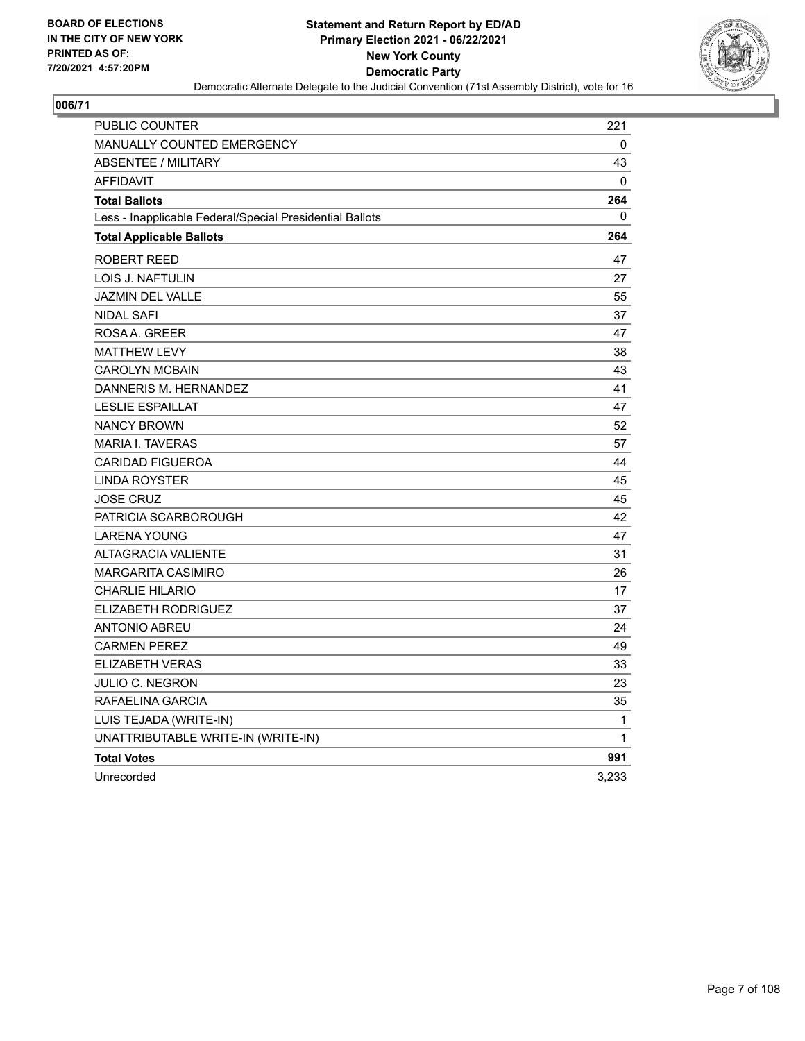**BOARD OF ELECTIONS IN THE CITY OF NEW YORK PRINTED AS OF: 7/20/2021 4:57:20PM**

**Statement and Return Report by ED/AD**
**Primary Election 2021 - 06/22/2021**
**New York County**
**Democratic Party**
Democratic Alternate Delegate to the Judicial Convention (71st Assembly District), vote for 16

**006/71**

| | |
|---|---|
| PUBLIC COUNTER | 221 |
| MANUALLY COUNTED EMERGENCY | 0 |
| ABSENTEE / MILITARY | 43 |
| AFFIDAVIT | 0 |
| **Total Ballots** | **264** |
| Less - Inapplicable Federal/Special Presidential Ballots | 0 |
| **Total Applicable Ballots** | **264** |
| ROBERT REED | 47 |
| LOIS J. NAFTULIN | 27 |
| JAZMIN DEL VALLE | 55 |
| NIDAL SAFI | 37 |
| ROSA A. GREER | 47 |
| MATTHEW LEVY | 38 |
| CAROLYN MCBAIN | 43 |
| DANNERIS M. HERNANDEZ | 41 |
| LESLIE ESPAILLAT | 47 |
| NANCY BROWN | 52 |
| MARIA I. TAVERAS | 57 |
| CARIDAD FIGUEROA | 44 |
| LINDA ROYSTER | 45 |
| JOSE CRUZ | 45 |
| PATRICIA SCARBOROUGH | 42 |
| LARENA YOUNG | 47 |
| ALTAGRACIA VALIENTE | 31 |
| MARGARITA CASIMIRO | 26 |
| CHARLIE HILARIO | 17 |
| ELIZABETH RODRIGUEZ | 37 |
| ANTONIO ABREU | 24 |
| CARMEN PEREZ | 49 |
| ELIZABETH VERAS | 33 |
| JULIO C. NEGRON | 23 |
| RAFAELINA GARCIA | 35 |
| LUIS TEJADA (WRITE-IN) | 1 |
| UNATTRIBUTABLE WRITE-IN (WRITE-IN) | 1 |
| **Total Votes** | **991** |
| Unrecorded | 3,233 |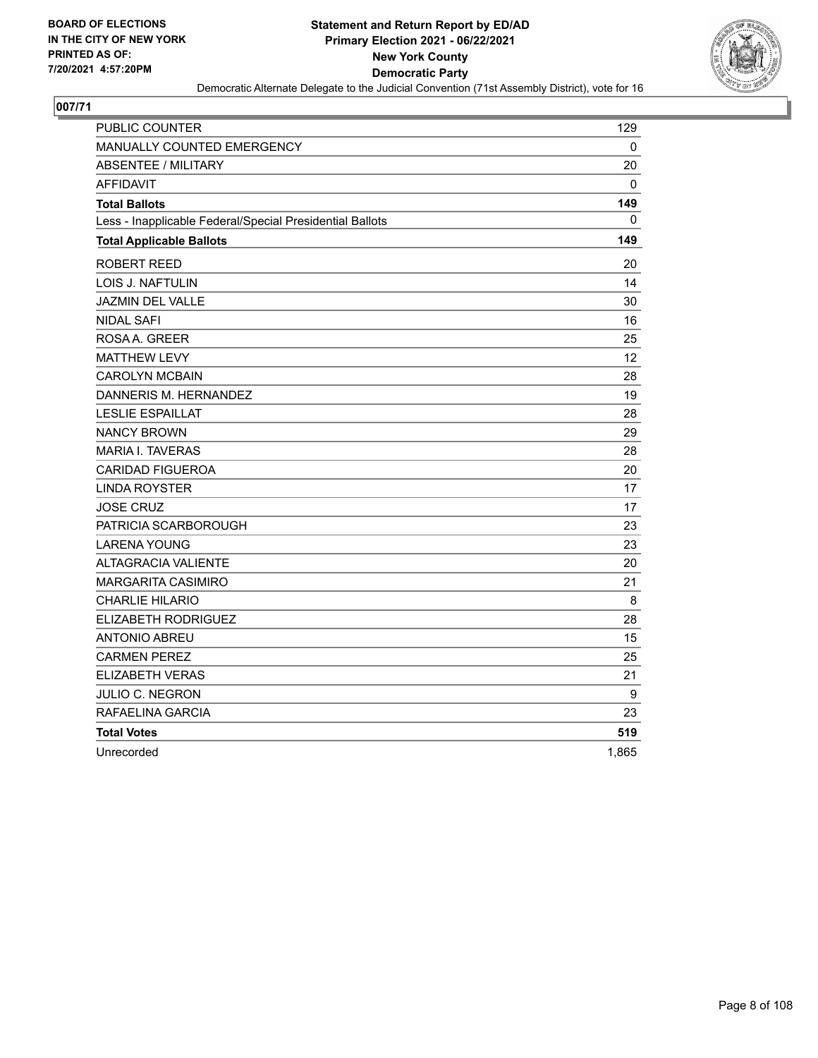BOARD OF ELECTIONS
IN THE CITY OF NEW YORK
PRINTED AS OF:
7/20/2021 4:57:20PM

**Statement and Return Report by ED/AD**
**Primary Election 2021 - 06/22/2021**
**New York County**
**Democratic Party**
Democratic Alternate Delegate to the Judicial Convention (71st Assembly District), vote for 16

**007/71**

| | |
|---|---|
| PUBLIC COUNTER | 129 |
| MANUALLY COUNTED EMERGENCY | 0 |
| ABSENTEE / MILITARY | 20 |
| AFFIDAVIT | 0 |
| **Total Ballots** | **149** |
| Less - Inapplicable Federal/Special Presidential Ballots | 0 |
| **Total Applicable Ballots** | **149** |
| ROBERT REED | 20 |
| LOIS J. NAFTULIN | 14 |
| JAZMIN DEL VALLE | 30 |
| NIDAL SAFI | 16 |
| ROSA A. GREER | 25 |
| MATTHEW LEVY | 12 |
| CAROLYN MCBAIN | 28 |
| DANNERIS M. HERNANDEZ | 19 |
| LESLIE ESPAILLAT | 28 |
| NANCY BROWN | 29 |
| MARIA I. TAVERAS | 28 |
| CARIDAD FIGUEROA | 20 |
| LINDA ROYSTER | 17 |
| JOSE CRUZ | 17 |
| PATRICIA SCARBOROUGH | 23 |
| LARENA YOUNG | 23 |
| ALTAGRACIA VALIENTE | 20 |
| MARGARITA CASIMIRO | 21 |
| CHARLIE HILARIO | 8 |
| ELIZABETH RODRIGUEZ | 28 |
| ANTONIO ABREU | 15 |
| CARMEN PEREZ | 25 |
| ELIZABETH VERAS | 21 |
| JULIO C. NEGRON | 9 |
| RAFAELINA GARCIA | 23 |
| **Total Votes** | **519** |
| Unrecorded | 1,865 |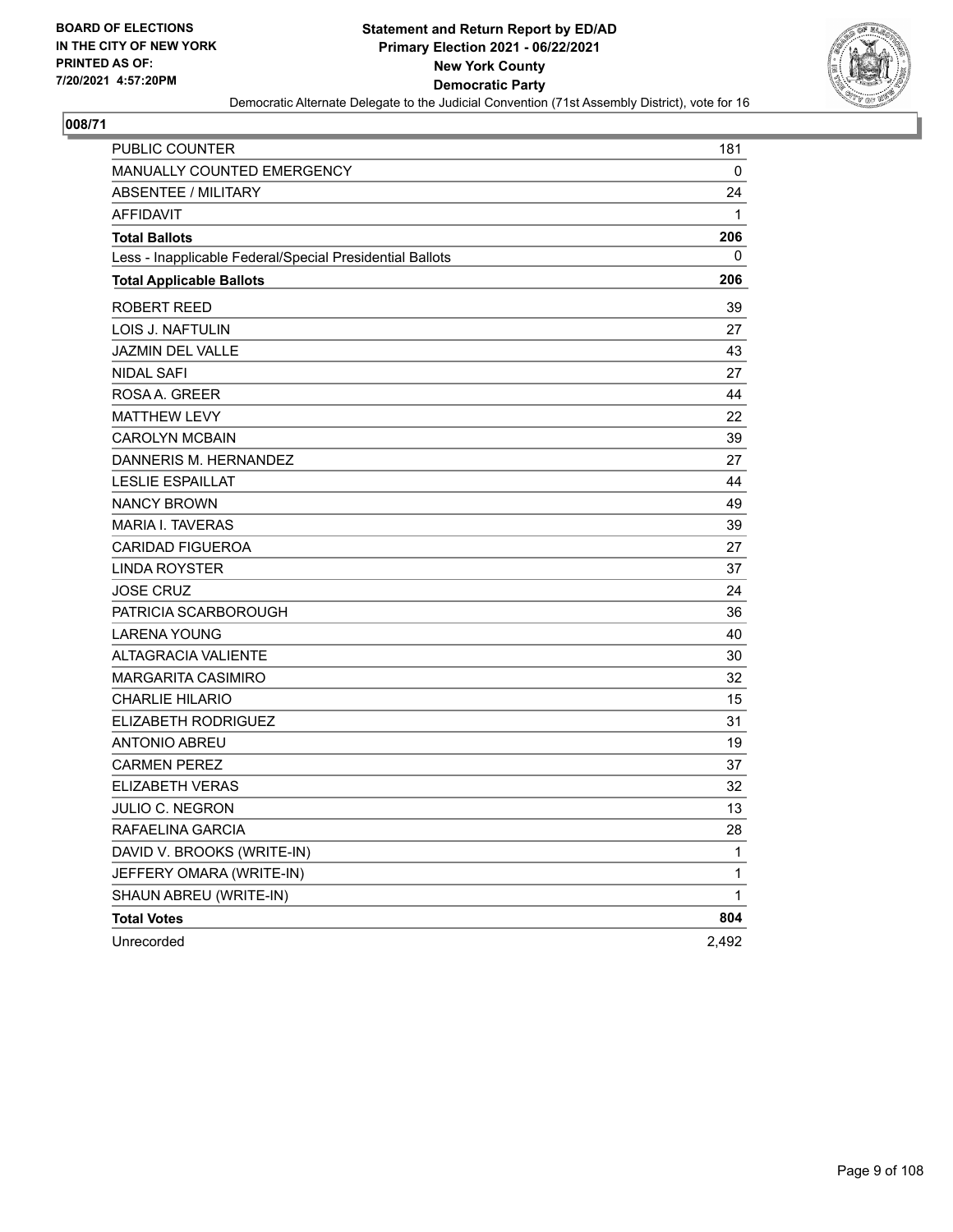BOARD OF ELECTIONS
IN THE CITY OF NEW YORK
PRINTED AS OF:
7/20/2021 4:57:20PM

**Statement and Return Report by ED/AD**
**Primary Election 2021 - 06/22/2021**
**New York County**
**Democratic Party**
Democratic Alternate Delegate to the Judicial Convention (71st Assembly District), vote for 16

**008/71**

| | |
|---|---|
| PUBLIC COUNTER | 181 |
| MANUALLY COUNTED EMERGENCY | 0 |
| ABSENTEE / MILITARY | 24 |
| AFFIDAVIT | 1 |
| **Total Ballots** | **206** |
| Less - Inapplicable Federal/Special Presidential Ballots | 0 |
| **Total Applicable Ballots** | **206** |
| ROBERT REED | 39 |
| LOIS J. NAFTULIN | 27 |
| JAZMIN DEL VALLE | 43 |
| NIDAL SAFI | 27 |
| ROSA A. GREER | 44 |
| MATTHEW LEVY | 22 |
| CAROLYN MCBAIN | 39 |
| DANNERIS M. HERNANDEZ | 27 |
| LESLIE ESPAILLAT | 44 |
| NANCY BROWN | 49 |
| MARIA I. TAVERAS | 39 |
| CARIDAD FIGUEROA | 27 |
| LINDA ROYSTER | 37 |
| JOSE CRUZ | 24 |
| PATRICIA SCARBOROUGH | 36 |
| LARENA YOUNG | 40 |
| ALTAGRACIA VALIENTE | 30 |
| MARGARITA CASIMIRO | 32 |
| CHARLIE HILARIO | 15 |
| ELIZABETH RODRIGUEZ | 31 |
| ANTONIO ABREU | 19 |
| CARMEN PEREZ | 37 |
| ELIZABETH VERAS | 32 |
| JULIO C. NEGRON | 13 |
| RAFAELINA GARCIA | 28 |
| DAVID V. BROOKS (WRITE-IN) | 1 |
| JEFFERY OMARA (WRITE-IN) | 1 |
| SHAUN ABREU (WRITE-IN) | 1 |
| **Total Votes** | **804** |
| Unrecorded | 2,492 |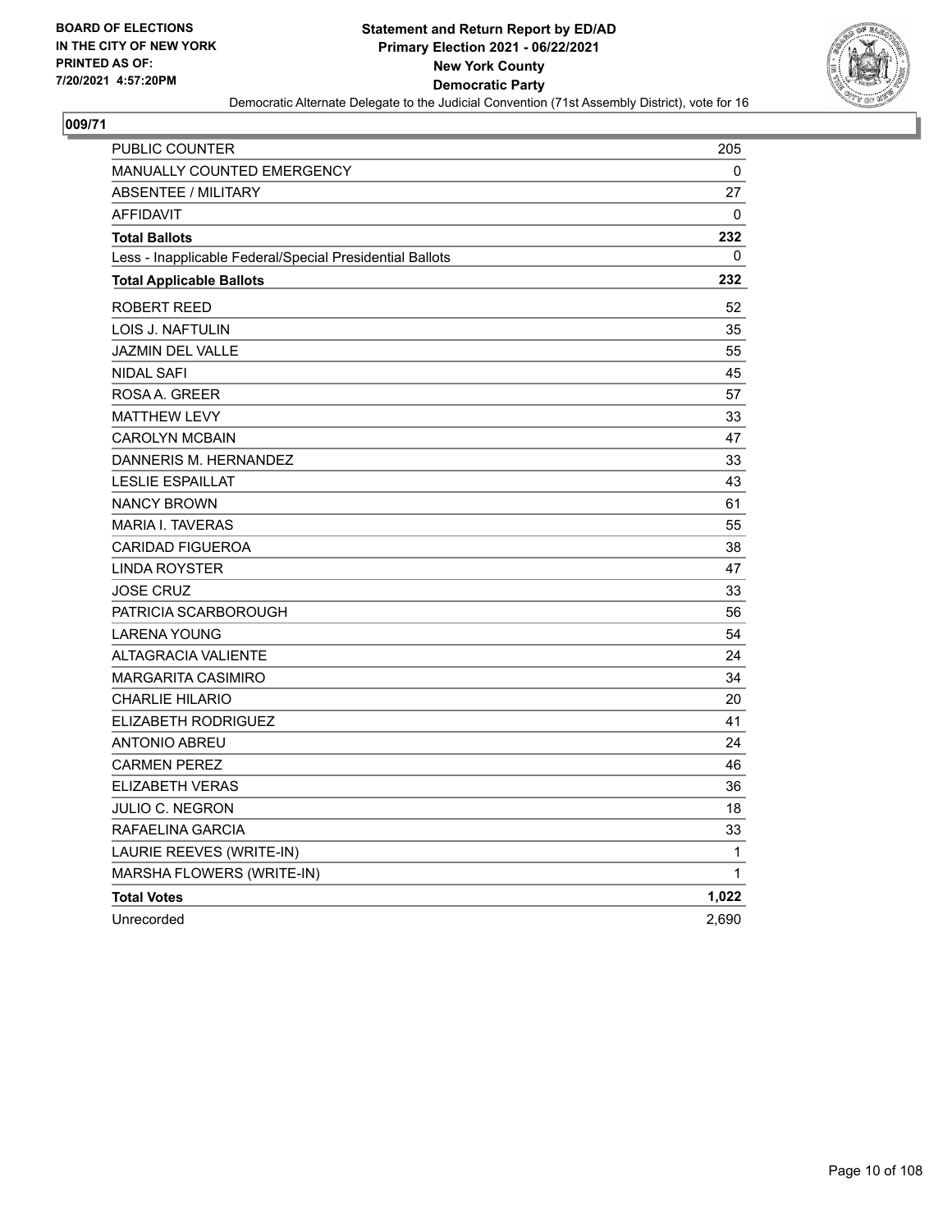BOARD OF ELECTIONS
IN THE CITY OF NEW YORK
PRINTED AS OF:
7/20/2021 4:57:20PM

**Statement and Return Report by ED/AD**
**Primary Election 2021 - 06/22/2021**
**New York County**
**Democratic Party**
Democratic Alternate Delegate to the Judicial Convention (71st Assembly District), vote for 16

## 009/71

| | |
|---|---|
| PUBLIC COUNTER | 205 |
| MANUALLY COUNTED EMERGENCY | 0 |
| ABSENTEE / MILITARY | 27 |
| AFFIDAVIT | 0 |
| **Total Ballots** | **232** |
| Less - Inapplicable Federal/Special Presidential Ballots | 0 |
| **Total Applicable Ballots** | **232** |
| ROBERT REED | 52 |
| LOIS J. NAFTULIN | 35 |
| JAZMIN DEL VALLE | 55 |
| NIDAL SAFI | 45 |
| ROSA A. GREER | 57 |
| MATTHEW LEVY | 33 |
| CAROLYN MCBAIN | 47 |
| DANNERIS M. HERNANDEZ | 33 |
| LESLIE ESPAILLAT | 43 |
| NANCY BROWN | 61 |
| MARIA I. TAVERAS | 55 |
| CARIDAD FIGUEROA | 38 |
| LINDA ROYSTER | 47 |
| JOSE CRUZ | 33 |
| PATRICIA SCARBOROUGH | 56 |
| LARENA YOUNG | 54 |
| ALTAGRACIA VALIENTE | 24 |
| MARGARITA CASIMIRO | 34 |
| CHARLIE HILARIO | 20 |
| ELIZABETH RODRIGUEZ | 41 |
| ANTONIO ABREU | 24 |
| CARMEN PEREZ | 46 |
| ELIZABETH VERAS | 36 |
| JULIO C. NEGRON | 18 |
| RAFAELINA GARCIA | 33 |
| LAURIE REEVES (WRITE-IN) | 1 |
| MARSHA FLOWERS (WRITE-IN) | 1 |
| **Total Votes** | **1,022** |
| Unrecorded | 2,690 |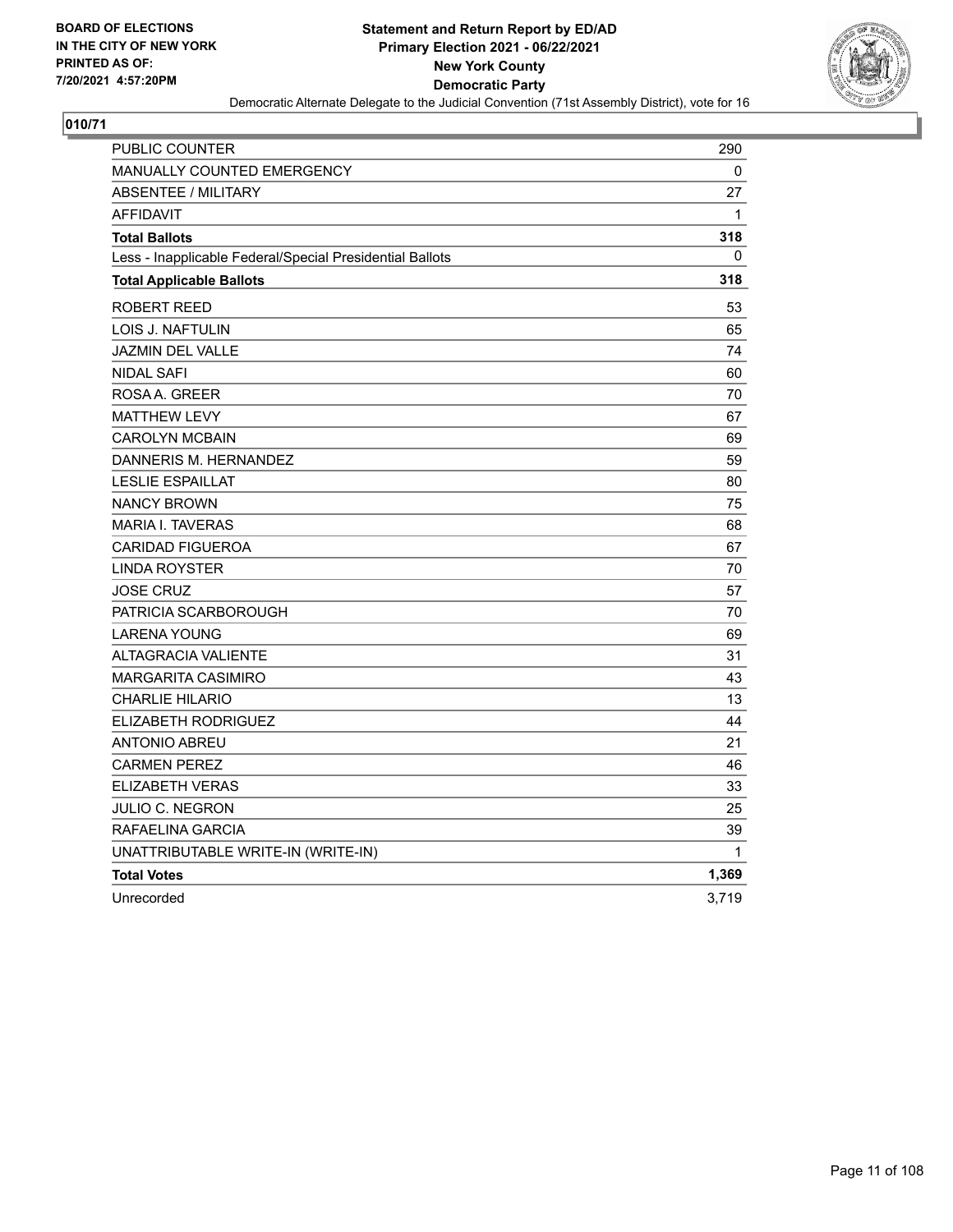BOARD OF ELECTIONS
IN THE CITY OF NEW YORK
PRINTED AS OF:
7/20/2021 4:57:20PM

**Statement and Return Report by ED/AD**
**Primary Election 2021 - 06/22/2021**
**New York County**
**Democratic Party**
Democratic Alternate Delegate to the Judicial Convention (71st Assembly District), vote for 16

**010/71**

| | |
|---|---|
| PUBLIC COUNTER | 290 |
| MANUALLY COUNTED EMERGENCY | 0 |
| ABSENTEE / MILITARY | 27 |
| AFFIDAVIT | 1 |
| **Total Ballots** | **318** |
| Less - Inapplicable Federal/Special Presidential Ballots | 0 |
| **Total Applicable Ballots** | **318** |
| ROBERT REED | 53 |
| LOIS J. NAFTULIN | 65 |
| JAZMIN DEL VALLE | 74 |
| NIDAL SAFI | 60 |
| ROSA A. GREER | 70 |
| MATTHEW LEVY | 67 |
| CAROLYN MCBAIN | 69 |
| DANNERIS M. HERNANDEZ | 59 |
| LESLIE ESPAILLAT | 80 |
| NANCY BROWN | 75 |
| MARIA I. TAVERAS | 68 |
| CARIDAD FIGUEROA | 67 |
| LINDA ROYSTER | 70 |
| JOSE CRUZ | 57 |
| PATRICIA SCARBOROUGH | 70 |
| LARENA YOUNG | 69 |
| ALTAGRACIA VALIENTE | 31 |
| MARGARITA CASIMIRO | 43 |
| CHARLIE HILARIO | 13 |
| ELIZABETH RODRIGUEZ | 44 |
| ANTONIO ABREU | 21 |
| CARMEN PEREZ | 46 |
| ELIZABETH VERAS | 33 |
| JULIO C. NEGRON | 25 |
| RAFAELINA GARCIA | 39 |
| UNATTRIBUTABLE WRITE-IN (WRITE-IN) | 1 |
| **Total Votes** | **1,369** |
| Unrecorded | 3,719 |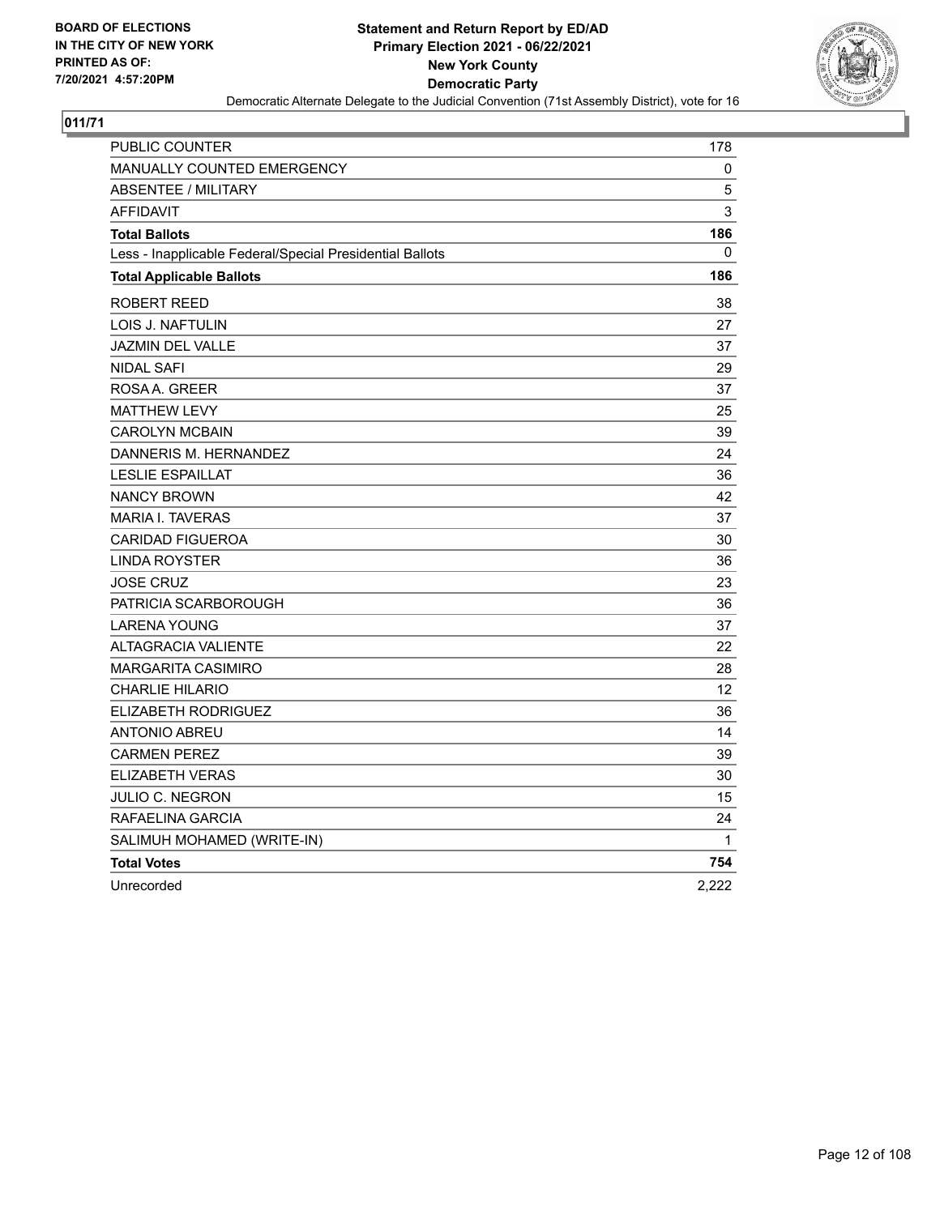BOARD OF ELECTIONS
IN THE CITY OF NEW YORK
PRINTED AS OF:
7/20/2021 4:57:20PM

**Statement and Return Report by ED/AD**
**Primary Election 2021 - 06/22/2021**
**New York County**
**Democratic Party**
Democratic Alternate Delegate to the Judicial Convention (71st Assembly District), vote for 16

## 011/71

| | |
|---|---|
| PUBLIC COUNTER | 178 |
| MANUALLY COUNTED EMERGENCY | 0 |
| ABSENTEE / MILITARY | 5 |
| AFFIDAVIT | 3 |
| **Total Ballots** | **186** |
| Less - Inapplicable Federal/Special Presidential Ballots | 0 |
| **Total Applicable Ballots** | **186** |
| ROBERT REED | 38 |
| LOIS J. NAFTULIN | 27 |
| JAZMIN DEL VALLE | 37 |
| NIDAL SAFI | 29 |
| ROSA A. GREER | 37 |
| MATTHEW LEVY | 25 |
| CAROLYN MCBAIN | 39 |
| DANNERIS M. HERNANDEZ | 24 |
| LESLIE ESPAILLAT | 36 |
| NANCY BROWN | 42 |
| MARIA I. TAVERAS | 37 |
| CARIDAD FIGUEROA | 30 |
| LINDA ROYSTER | 36 |
| JOSE CRUZ | 23 |
| PATRICIA SCARBOROUGH | 36 |
| LARENA YOUNG | 37 |
| ALTAGRACIA VALIENTE | 22 |
| MARGARITA CASIMIRO | 28 |
| CHARLIE HILARIO | 12 |
| ELIZABETH RODRIGUEZ | 36 |
| ANTONIO ABREU | 14 |
| CARMEN PEREZ | 39 |
| ELIZABETH VERAS | 30 |
| JULIO C. NEGRON | 15 |
| RAFAELINA GARCIA | 24 |
| SALIMUH MOHAMED (WRITE-IN) | 1 |
| **Total Votes** | **754** |
| Unrecorded | 2,222 |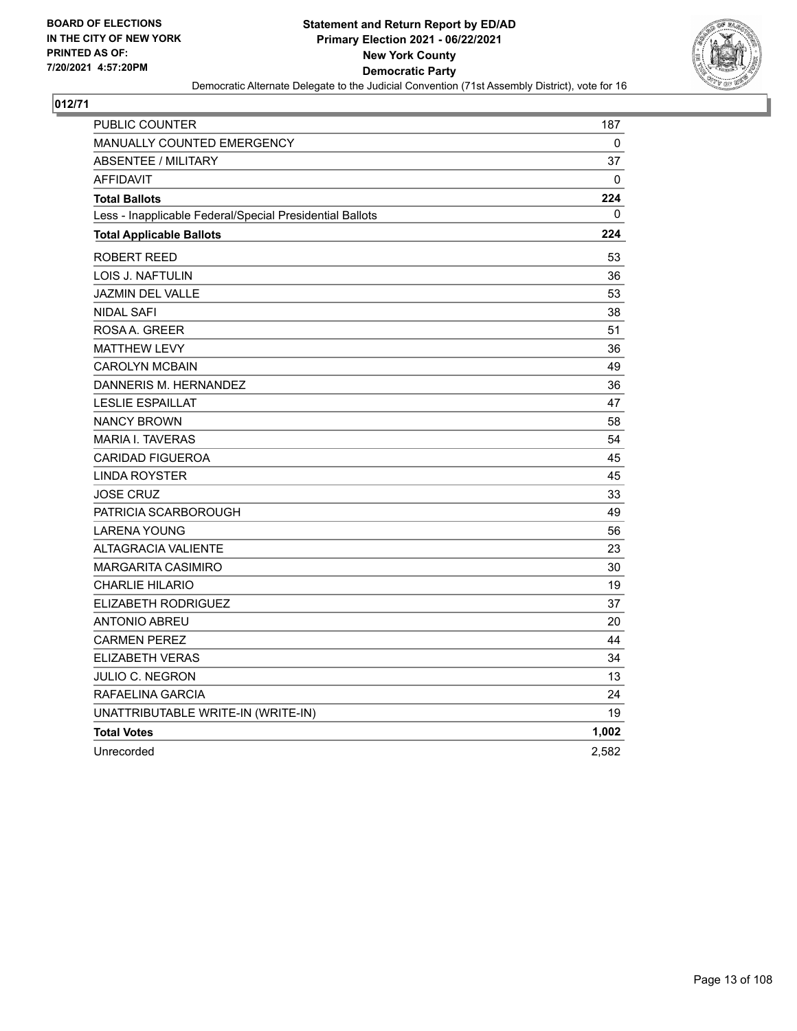BOARD OF ELECTIONS
IN THE CITY OF NEW YORK
PRINTED AS OF:
7/20/2021 4:57:20PM

**Statement and Return Report by ED/AD**
**Primary Election 2021 - 06/22/2021**
**New York County**
**Democratic Party**
Democratic Alternate Delegate to the Judicial Convention (71st Assembly District), vote for 16

**012/71**

| | |
|---|---|
| PUBLIC COUNTER | 187 |
| MANUALLY COUNTED EMERGENCY | 0 |
| ABSENTEE / MILITARY | 37 |
| AFFIDAVIT | 0 |
| **Total Ballots** | **224** |
| Less - Inapplicable Federal/Special Presidential Ballots | 0 |
| **Total Applicable Ballots** | **224** |
| ROBERT REED | 53 |
| LOIS J. NAFTULIN | 36 |
| JAZMIN DEL VALLE | 53 |
| NIDAL SAFI | 38 |
| ROSA A. GREER | 51 |
| MATTHEW LEVY | 36 |
| CAROLYN MCBAIN | 49 |
| DANNERIS M. HERNANDEZ | 36 |
| LESLIE ESPAILLAT | 47 |
| NANCY BROWN | 58 |
| MARIA I. TAVERAS | 54 |
| CARIDAD FIGUEROA | 45 |
| LINDA ROYSTER | 45 |
| JOSE CRUZ | 33 |
| PATRICIA SCARBOROUGH | 49 |
| LARENA YOUNG | 56 |
| ALTAGRACIA VALIENTE | 23 |
| MARGARITA CASIMIRO | 30 |
| CHARLIE HILARIO | 19 |
| ELIZABETH RODRIGUEZ | 37 |
| ANTONIO ABREU | 20 |
| CARMEN PEREZ | 44 |
| ELIZABETH VERAS | 34 |
| JULIO C. NEGRON | 13 |
| RAFAELINA GARCIA | 24 |
| UNATTRIBUTABLE WRITE-IN (WRITE-IN) | 19 |
| **Total Votes** | **1,002** |
| Unrecorded | 2,582 |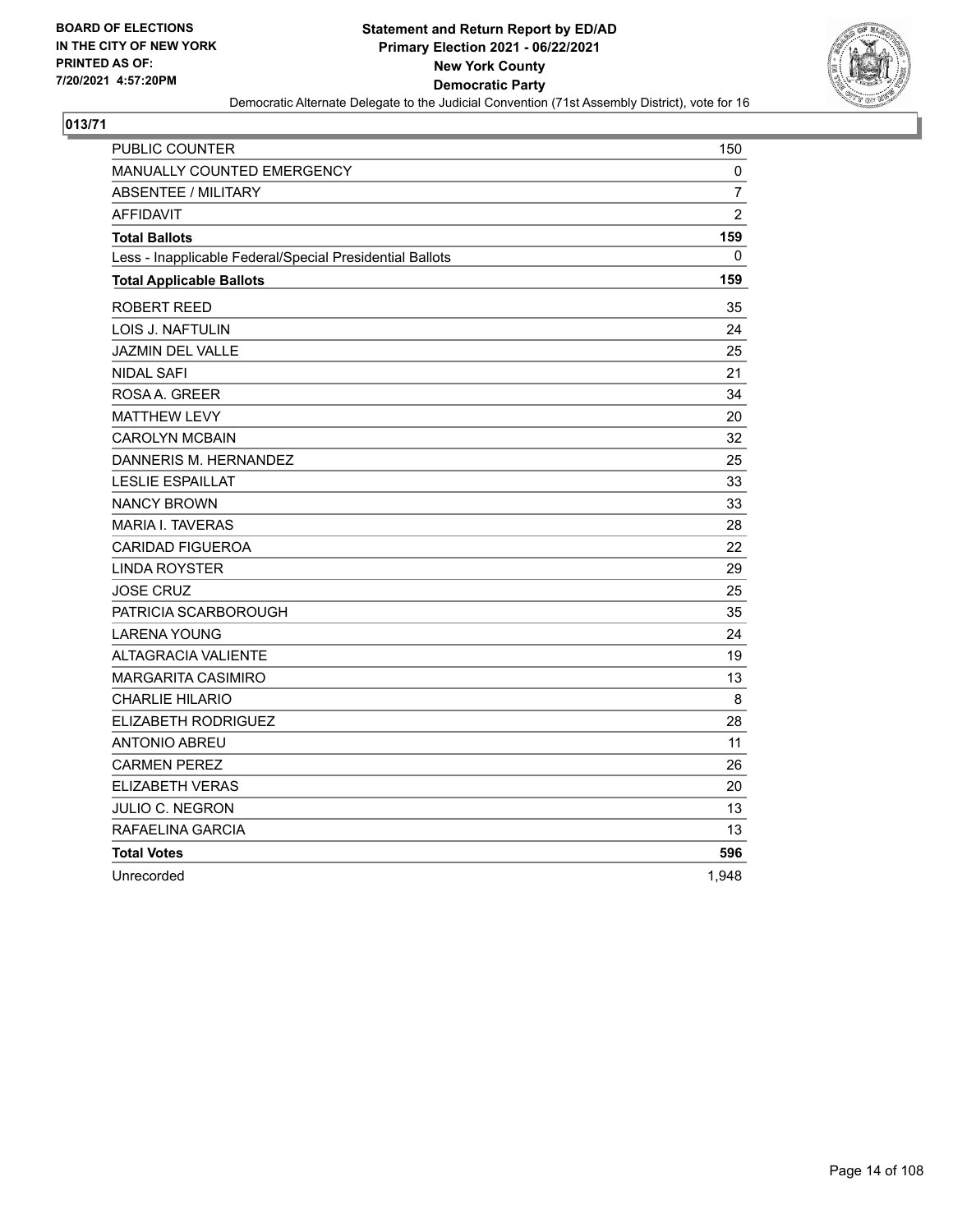BOARD OF ELECTIONS
IN THE CITY OF NEW YORK
PRINTED AS OF:
7/20/2021 4:57:20PM

**Statement and Return Report by ED/AD**
**Primary Election 2021 - 06/22/2021**
**New York County**
**Democratic Party**
Democratic Alternate Delegate to the Judicial Convention (71st Assembly District), vote for 16

## 013/71

| | |
|---|---|
| PUBLIC COUNTER | 150 |
| MANUALLY COUNTED EMERGENCY | 0 |
| ABSENTEE / MILITARY | 7 |
| AFFIDAVIT | 2 |
| **Total Ballots** | **159** |
| Less - Inapplicable Federal/Special Presidential Ballots | 0 |
| **Total Applicable Ballots** | **159** |
| ROBERT REED | 35 |
| LOIS J. NAFTULIN | 24 |
| JAZMIN DEL VALLE | 25 |
| NIDAL SAFI | 21 |
| ROSA A. GREER | 34 |
| MATTHEW LEVY | 20 |
| CAROLYN MCBAIN | 32 |
| DANNERIS M. HERNANDEZ | 25 |
| LESLIE ESPAILLAT | 33 |
| NANCY BROWN | 33 |
| MARIA I. TAVERAS | 28 |
| CARIDAD FIGUEROA | 22 |
| LINDA ROYSTER | 29 |
| JOSE CRUZ | 25 |
| PATRICIA SCARBOROUGH | 35 |
| LARENA YOUNG | 24 |
| ALTAGRACIA VALIENTE | 19 |
| MARGARITA CASIMIRO | 13 |
| CHARLIE HILARIO | 8 |
| ELIZABETH RODRIGUEZ | 28 |
| ANTONIO ABREU | 11 |
| CARMEN PEREZ | 26 |
| ELIZABETH VERAS | 20 |
| JULIO C. NEGRON | 13 |
| RAFAELINA GARCIA | 13 |
| **Total Votes** | **596** |
| Unrecorded | 1,948 |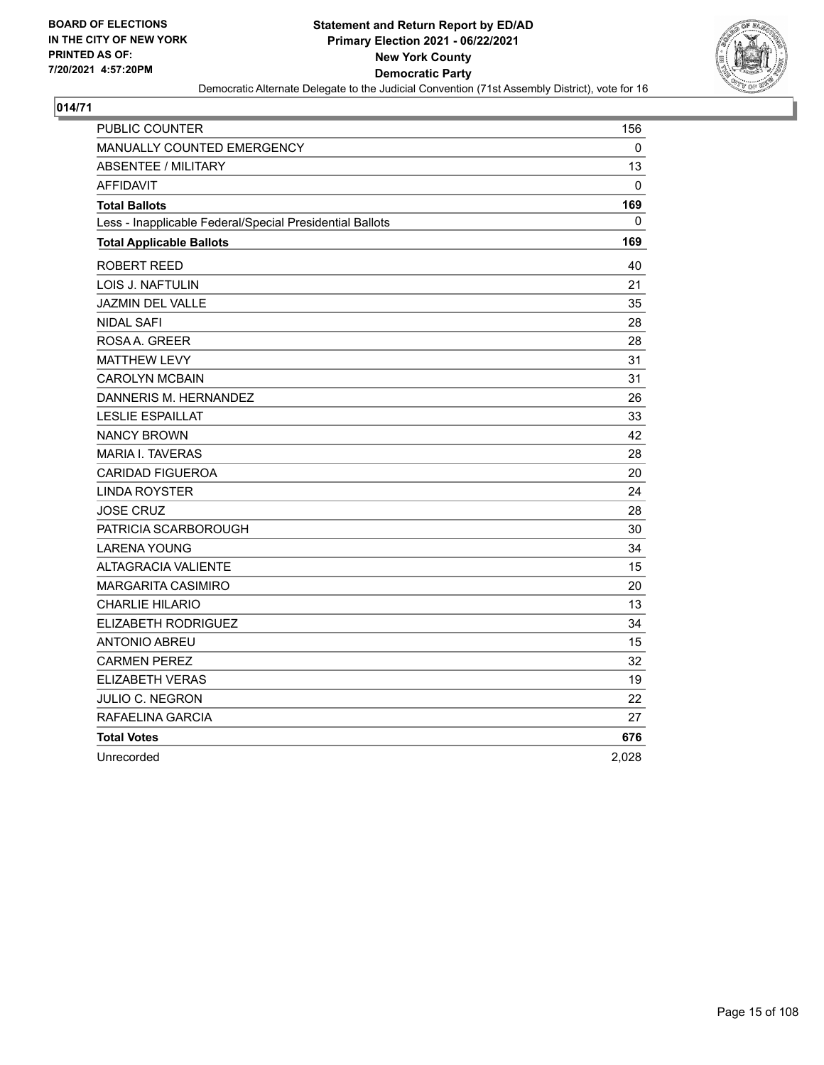**BOARD OF ELECTIONS IN THE CITY OF NEW YORK PRINTED AS OF: 7/20/2021 4:57:20PM**

**Statement and Return Report by ED/AD**
**Primary Election 2021 - 06/22/2021**
**New York County**
**Democratic Party**
Democratic Alternate Delegate to the Judicial Convention (71st Assembly District), vote for 16

**014/71**

| | |
|---|---|
| PUBLIC COUNTER | 156 |
| MANUALLY COUNTED EMERGENCY | 0 |
| ABSENTEE / MILITARY | 13 |
| AFFIDAVIT | 0 |
| **Total Ballots** | **169** |
| Less - Inapplicable Federal/Special Presidential Ballots | 0 |
| **Total Applicable Ballots** | **169** |
| ROBERT REED | 40 |
| LOIS J. NAFTULIN | 21 |
| JAZMIN DEL VALLE | 35 |
| NIDAL SAFI | 28 |
| ROSA A. GREER | 28 |
| MATTHEW LEVY | 31 |
| CAROLYN MCBAIN | 31 |
| DANNERIS M. HERNANDEZ | 26 |
| LESLIE ESPAILLAT | 33 |
| NANCY BROWN | 42 |
| MARIA I. TAVERAS | 28 |
| CARIDAD FIGUEROA | 20 |
| LINDA ROYSTER | 24 |
| JOSE CRUZ | 28 |
| PATRICIA SCARBOROUGH | 30 |
| LARENA YOUNG | 34 |
| ALTAGRACIA VALIENTE | 15 |
| MARGARITA CASIMIRO | 20 |
| CHARLIE HILARIO | 13 |
| ELIZABETH RODRIGUEZ | 34 |
| ANTONIO ABREU | 15 |
| CARMEN PEREZ | 32 |
| ELIZABETH VERAS | 19 |
| JULIO C. NEGRON | 22 |
| RAFAELINA GARCIA | 27 |
| **Total Votes** | **676** |
| Unrecorded | 2,028 |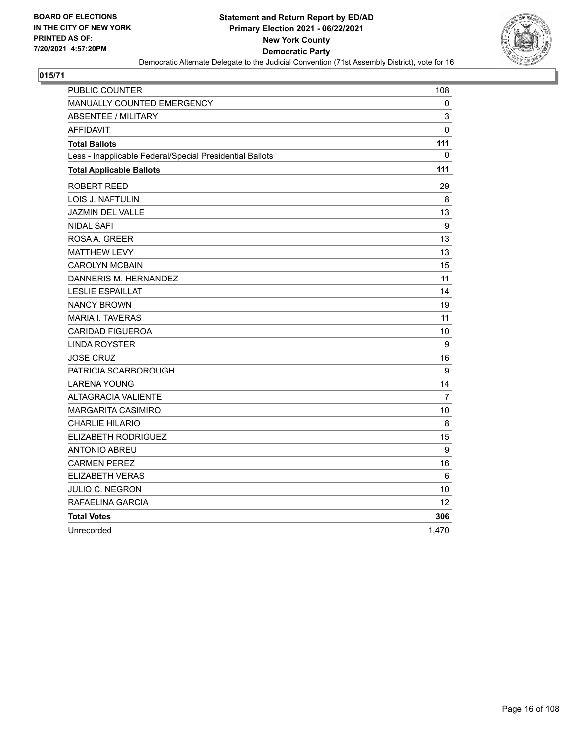**BOARD OF ELECTIONS IN THE CITY OF NEW YORK PRINTED AS OF: 7/20/2021 4:57:20PM**

# Statement and Return Report by ED/AD
## Primary Election 2021 - 06/22/2021
## New York County
## Democratic Party

Democratic Alternate Delegate to the Judicial Convention (71st Assembly District), vote for 16

### 015/71

| | |
|---|---|
| PUBLIC COUNTER | 108 |
| MANUALLY COUNTED EMERGENCY | 0 |
| ABSENTEE / MILITARY | 3 |
| AFFIDAVIT | 0 |
| **Total Ballots** | **111** |
| Less - Inapplicable Federal/Special Presidential Ballots | 0 |
| **Total Applicable Ballots** | **111** |
| ROBERT REED | 29 |
| LOIS J. NAFTULIN | 8 |
| JAZMIN DEL VALLE | 13 |
| NIDAL SAFI | 9 |
| ROSA A. GREER | 13 |
| MATTHEW LEVY | 13 |
| CAROLYN MCBAIN | 15 |
| DANNERIS M. HERNANDEZ | 11 |
| LESLIE ESPAILLAT | 14 |
| NANCY BROWN | 19 |
| MARIA I. TAVERAS | 11 |
| CARIDAD FIGUEROA | 10 |
| LINDA ROYSTER | 9 |
| JOSE CRUZ | 16 |
| PATRICIA SCARBOROUGH | 9 |
| LARENA YOUNG | 14 |
| ALTAGRACIA VALIENTE | 7 |
| MARGARITA CASIMIRO | 10 |
| CHARLIE HILARIO | 8 |
| ELIZABETH RODRIGUEZ | 15 |
| ANTONIO ABREU | 9 |
| CARMEN PEREZ | 16 |
| ELIZABETH VERAS | 6 |
| JULIO C. NEGRON | 10 |
| RAFAELINA GARCIA | 12 |
| **Total Votes** | **306** |
| Unrecorded | 1,470 |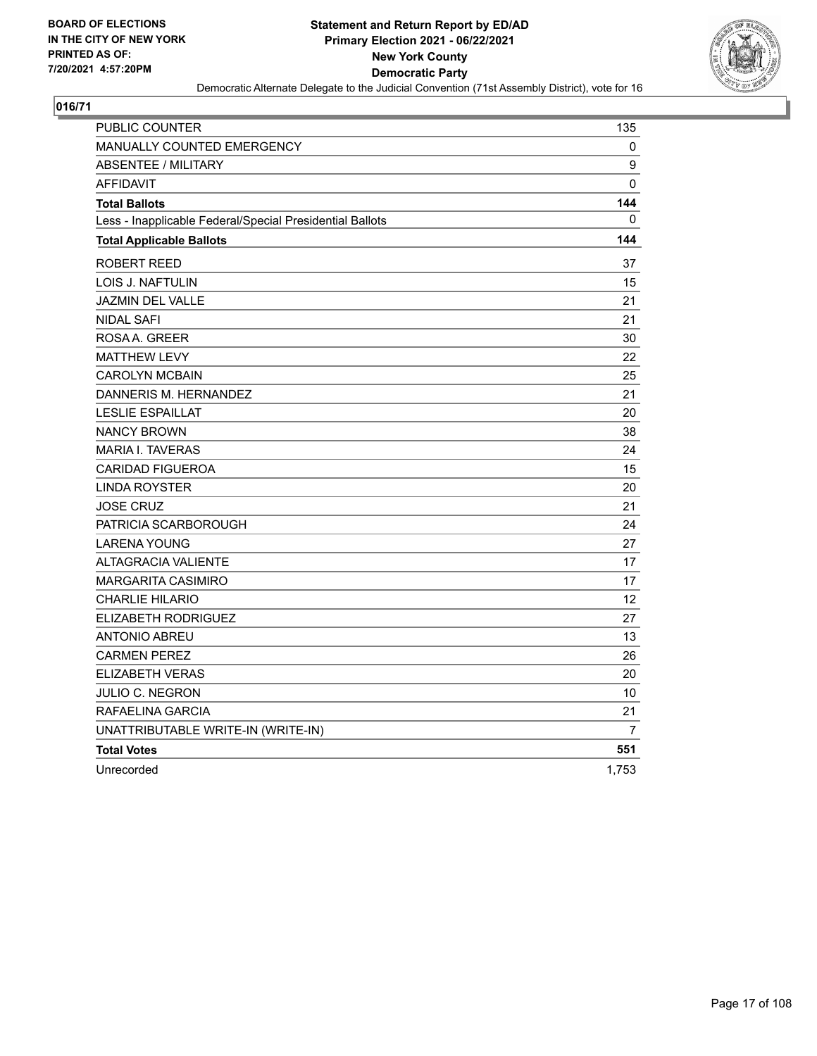BOARD OF ELECTIONS
IN THE CITY OF NEW YORK
PRINTED AS OF:
7/20/2021 4:57:20PM

**Statement and Return Report by ED/AD**
**Primary Election 2021 - 06/22/2021**
**New York County**
**Democratic Party**
Democratic Alternate Delegate to the Judicial Convention (71st Assembly District), vote for 16

**016/71**

| | |
|---|---|
| PUBLIC COUNTER | 135 |
| MANUALLY COUNTED EMERGENCY | 0 |
| ABSENTEE / MILITARY | 9 |
| AFFIDAVIT | 0 |
| **Total Ballots** | **144** |
| Less - Inapplicable Federal/Special Presidential Ballots | 0 |
| **Total Applicable Ballots** | **144** |
| ROBERT REED | 37 |
| LOIS J. NAFTULIN | 15 |
| JAZMIN DEL VALLE | 21 |
| NIDAL SAFI | 21 |
| ROSA A. GREER | 30 |
| MATTHEW LEVY | 22 |
| CAROLYN MCBAIN | 25 |
| DANNERIS M. HERNANDEZ | 21 |
| LESLIE ESPAILLAT | 20 |
| NANCY BROWN | 38 |
| MARIA I. TAVERAS | 24 |
| CARIDAD FIGUEROA | 15 |
| LINDA ROYSTER | 20 |
| JOSE CRUZ | 21 |
| PATRICIA SCARBOROUGH | 24 |
| LARENA YOUNG | 27 |
| ALTAGRACIA VALIENTE | 17 |
| MARGARITA CASIMIRO | 17 |
| CHARLIE HILARIO | 12 |
| ELIZABETH RODRIGUEZ | 27 |
| ANTONIO ABREU | 13 |
| CARMEN PEREZ | 26 |
| ELIZABETH VERAS | 20 |
| JULIO C. NEGRON | 10 |
| RAFAELINA GARCIA | 21 |
| UNATTRIBUTABLE WRITE-IN (WRITE-IN) | 7 |
| **Total Votes** | **551** |
| Unrecorded | 1,753 |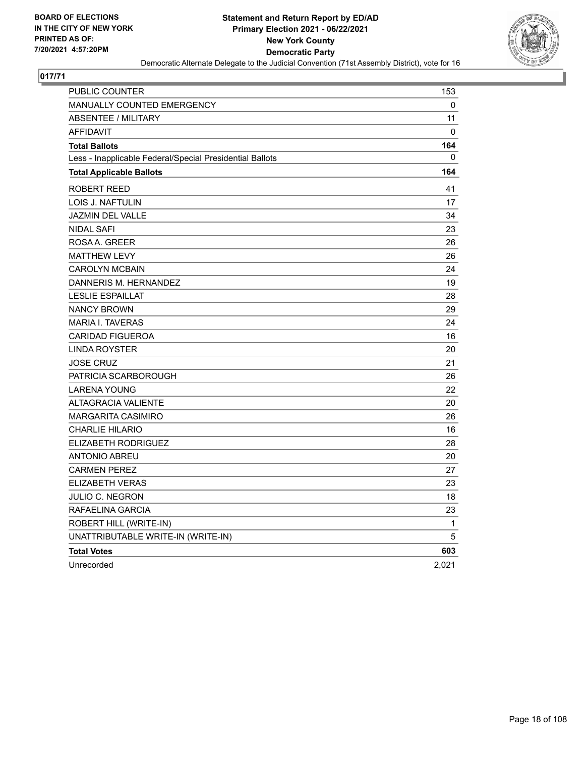BOARD OF ELECTIONS
IN THE CITY OF NEW YORK
PRINTED AS OF:
7/20/2021 4:57:20PM

**Statement and Return Report by ED/AD**
**Primary Election 2021 - 06/22/2021**
**New York County**
**Democratic Party**
Democratic Alternate Delegate to the Judicial Convention (71st Assembly District), vote for 16

## 017/71

| | |
|---|---|
| PUBLIC COUNTER | 153 |
| MANUALLY COUNTED EMERGENCY | 0 |
| ABSENTEE / MILITARY | 11 |
| AFFIDAVIT | 0 |
| **Total Ballots** | **164** |
| Less - Inapplicable Federal/Special Presidential Ballots | 0 |
| **Total Applicable Ballots** | **164** |
| ROBERT REED | 41 |
| LOIS J. NAFTULIN | 17 |
| JAZMIN DEL VALLE | 34 |
| NIDAL SAFI | 23 |
| ROSA A. GREER | 26 |
| MATTHEW LEVY | 26 |
| CAROLYN MCBAIN | 24 |
| DANNERIS M. HERNANDEZ | 19 |
| LESLIE ESPAILLAT | 28 |
| NANCY BROWN | 29 |
| MARIA I. TAVERAS | 24 |
| CARIDAD FIGUEROA | 16 |
| LINDA ROYSTER | 20 |
| JOSE CRUZ | 21 |
| PATRICIA SCARBOROUGH | 26 |
| LARENA YOUNG | 22 |
| ALTAGRACIA VALIENTE | 20 |
| MARGARITA CASIMIRO | 26 |
| CHARLIE HILARIO | 16 |
| ELIZABETH RODRIGUEZ | 28 |
| ANTONIO ABREU | 20 |
| CARMEN PEREZ | 27 |
| ELIZABETH VERAS | 23 |
| JULIO C. NEGRON | 18 |
| RAFAELINA GARCIA | 23 |
| ROBERT HILL (WRITE-IN) | 1 |
| UNATTRIBUTABLE WRITE-IN (WRITE-IN) | 5 |
| **Total Votes** | **603** |
| Unrecorded | 2,021 |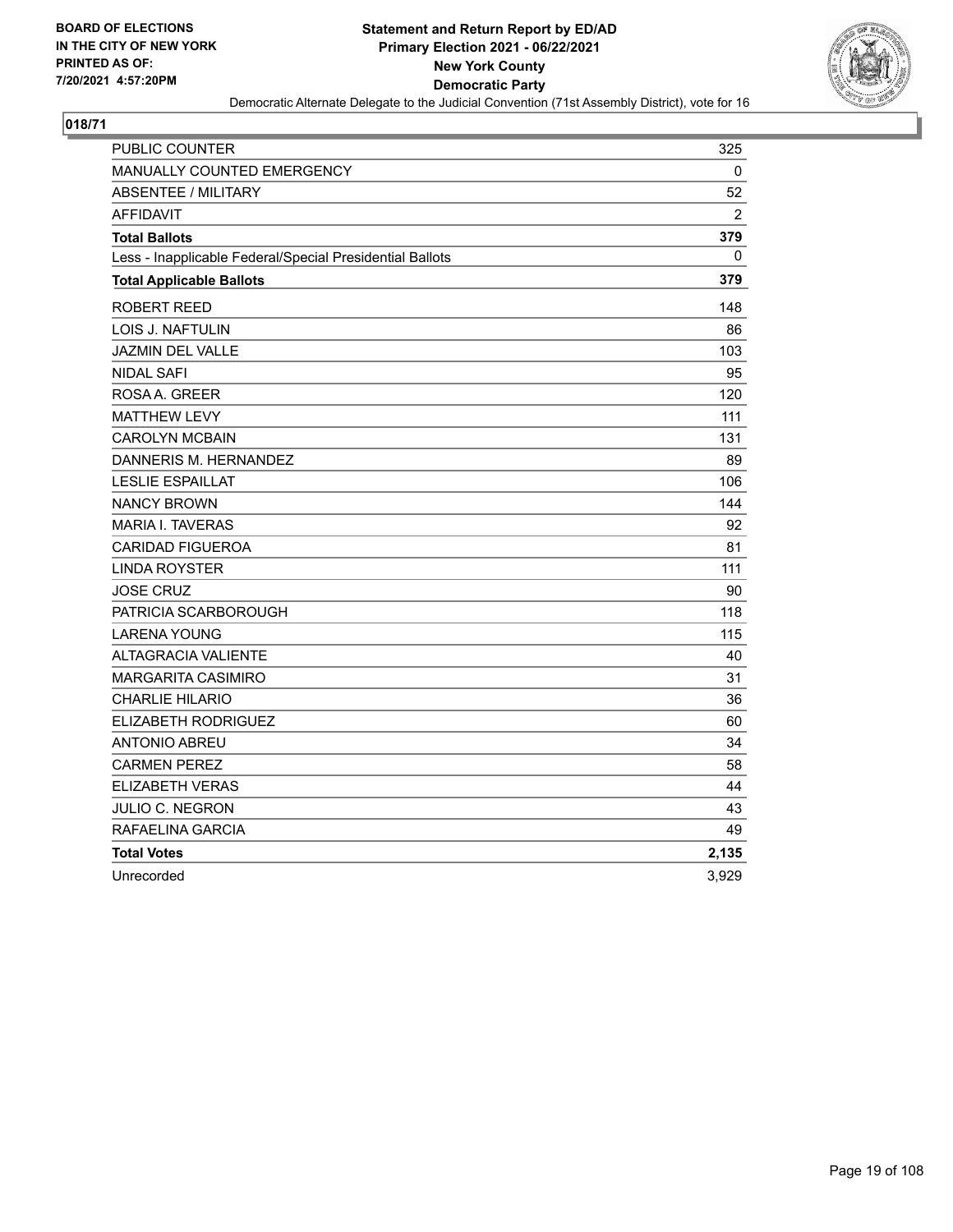BOARD OF ELECTIONS
IN THE CITY OF NEW YORK
PRINTED AS OF:
7/20/2021 4:57:20PM

**Statement and Return Report by ED/AD**
**Primary Election 2021 - 06/22/2021**
**New York County**
**Democratic Party**
Democratic Alternate Delegate to the Judicial Convention (71st Assembly District), vote for 16

## 018/71

| | |
|---|---|
| PUBLIC COUNTER | 325 |
| MANUALLY COUNTED EMERGENCY | 0 |
| ABSENTEE / MILITARY | 52 |
| AFFIDAVIT | 2 |
| **Total Ballots** | **379** |
| Less - Inapplicable Federal/Special Presidential Ballots | 0 |
| **Total Applicable Ballots** | **379** |
| ROBERT REED | 148 |
| LOIS J. NAFTULIN | 86 |
| JAZMIN DEL VALLE | 103 |
| NIDAL SAFI | 95 |
| ROSA A. GREER | 120 |
| MATTHEW LEVY | 111 |
| CAROLYN MCBAIN | 131 |
| DANNERIS M. HERNANDEZ | 89 |
| LESLIE ESPAILLAT | 106 |
| NANCY BROWN | 144 |
| MARIA I. TAVERAS | 92 |
| CARIDAD FIGUEROA | 81 |
| LINDA ROYSTER | 111 |
| JOSE CRUZ | 90 |
| PATRICIA SCARBOROUGH | 118 |
| LARENA YOUNG | 115 |
| ALTAGRACIA VALIENTE | 40 |
| MARGARITA CASIMIRO | 31 |
| CHARLIE HILARIO | 36 |
| ELIZABETH RODRIGUEZ | 60 |
| ANTONIO ABREU | 34 |
| CARMEN PEREZ | 58 |
| ELIZABETH VERAS | 44 |
| JULIO C. NEGRON | 43 |
| RAFAELINA GARCIA | 49 |
| **Total Votes** | **2,135** |
| Unrecorded | 3,929 |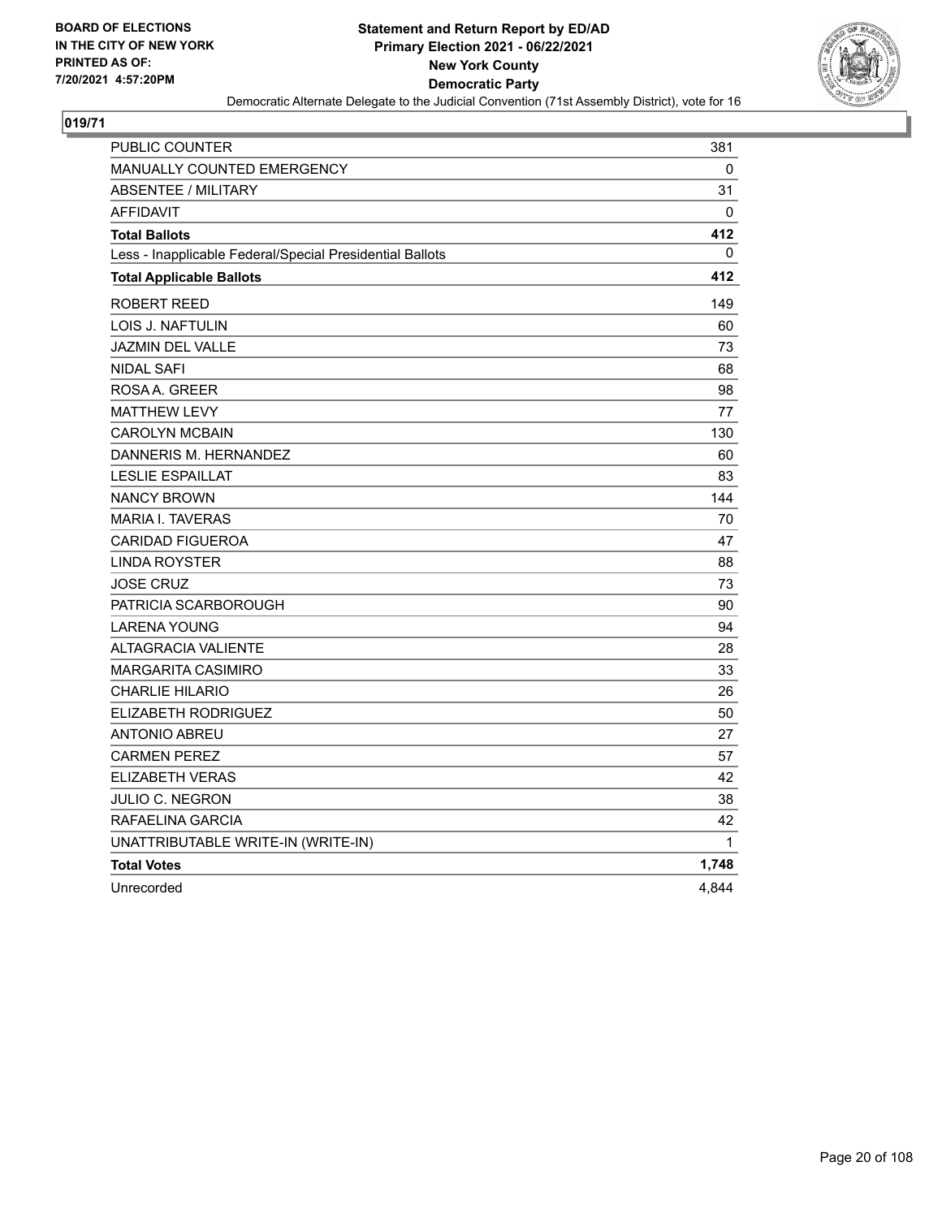**BOARD OF ELECTIONS IN THE CITY OF NEW YORK PRINTED AS OF: 7/20/2021 4:57:20PM**

**Statement and Return Report by ED/AD**
**Primary Election 2021 - 06/22/2021**
**New York County**
**Democratic Party**
Democratic Alternate Delegate to the Judicial Convention (71st Assembly District), vote for 16

**019/71**

| | |
|---|---|
| PUBLIC COUNTER | 381 |
| MANUALLY COUNTED EMERGENCY | 0 |
| ABSENTEE / MILITARY | 31 |
| AFFIDAVIT | 0 |
| **Total Ballots** | **412** |
| Less - Inapplicable Federal/Special Presidential Ballots | 0 |
| **Total Applicable Ballots** | **412** |
| ROBERT REED | 149 |
| LOIS J. NAFTULIN | 60 |
| JAZMIN DEL VALLE | 73 |
| NIDAL SAFI | 68 |
| ROSA A. GREER | 98 |
| MATTHEW LEVY | 77 |
| CAROLYN MCBAIN | 130 |
| DANNERIS M. HERNANDEZ | 60 |
| LESLIE ESPAILLAT | 83 |
| NANCY BROWN | 144 |
| MARIA I. TAVERAS | 70 |
| CARIDAD FIGUEROA | 47 |
| LINDA ROYSTER | 88 |
| JOSE CRUZ | 73 |
| PATRICIA SCARBOROUGH | 90 |
| LARENA YOUNG | 94 |
| ALTAGRACIA VALIENTE | 28 |
| MARGARITA CASIMIRO | 33 |
| CHARLIE HILARIO | 26 |
| ELIZABETH RODRIGUEZ | 50 |
| ANTONIO ABREU | 27 |
| CARMEN PEREZ | 57 |
| ELIZABETH VERAS | 42 |
| JULIO C. NEGRON | 38 |
| RAFAELINA GARCIA | 42 |
| UNATTRIBUTABLE WRITE-IN (WRITE-IN) | 1 |
| **Total Votes** | **1,748** |
| Unrecorded | 4,844 |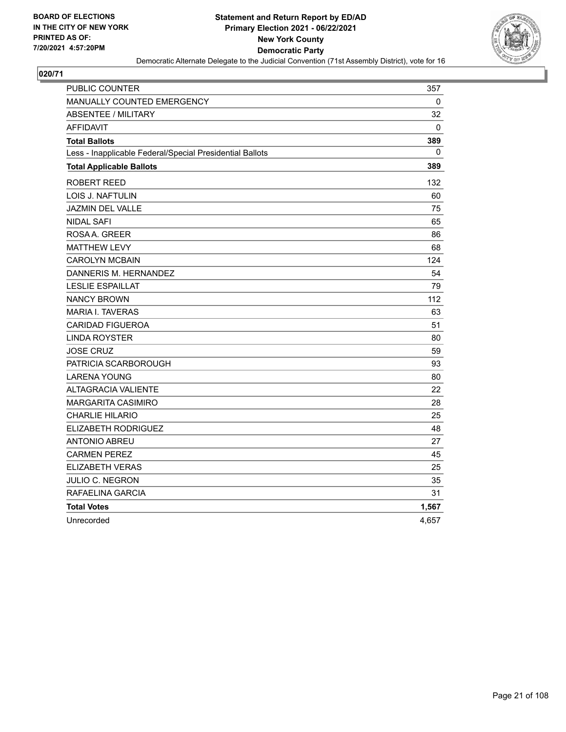**BOARD OF ELECTIONS IN THE CITY OF NEW YORK PRINTED AS OF: 7/20/2021 4:57:20PM**

**Statement and Return Report by ED/AD**
**Primary Election 2021 - 06/22/2021**
**New York County**
**Democratic Party**
Democratic Alternate Delegate to the Judicial Convention (71st Assembly District), vote for 16

**020/71**

| | |
|---|---|
| PUBLIC COUNTER | 357 |
| MANUALLY COUNTED EMERGENCY | 0 |
| ABSENTEE / MILITARY | 32 |
| AFFIDAVIT | 0 |
| **Total Ballots** | **389** |
| Less - Inapplicable Federal/Special Presidential Ballots | 0 |
| **Total Applicable Ballots** | **389** |
| ROBERT REED | 132 |
| LOIS J. NAFTULIN | 60 |
| JAZMIN DEL VALLE | 75 |
| NIDAL SAFI | 65 |
| ROSA A. GREER | 86 |
| MATTHEW LEVY | 68 |
| CAROLYN MCBAIN | 124 |
| DANNERIS M. HERNANDEZ | 54 |
| LESLIE ESPAILLAT | 79 |
| NANCY BROWN | 112 |
| MARIA I. TAVERAS | 63 |
| CARIDAD FIGUEROA | 51 |
| LINDA ROYSTER | 80 |
| JOSE CRUZ | 59 |
| PATRICIA SCARBOROUGH | 93 |
| LARENA YOUNG | 80 |
| ALTAGRACIA VALIENTE | 22 |
| MARGARITA CASIMIRO | 28 |
| CHARLIE HILARIO | 25 |
| ELIZABETH RODRIGUEZ | 48 |
| ANTONIO ABREU | 27 |
| CARMEN PEREZ | 45 |
| ELIZABETH VERAS | 25 |
| JULIO C. NEGRON | 35 |
| RAFAELINA GARCIA | 31 |
| **Total Votes** | **1,567** |
| Unrecorded | 4,657 |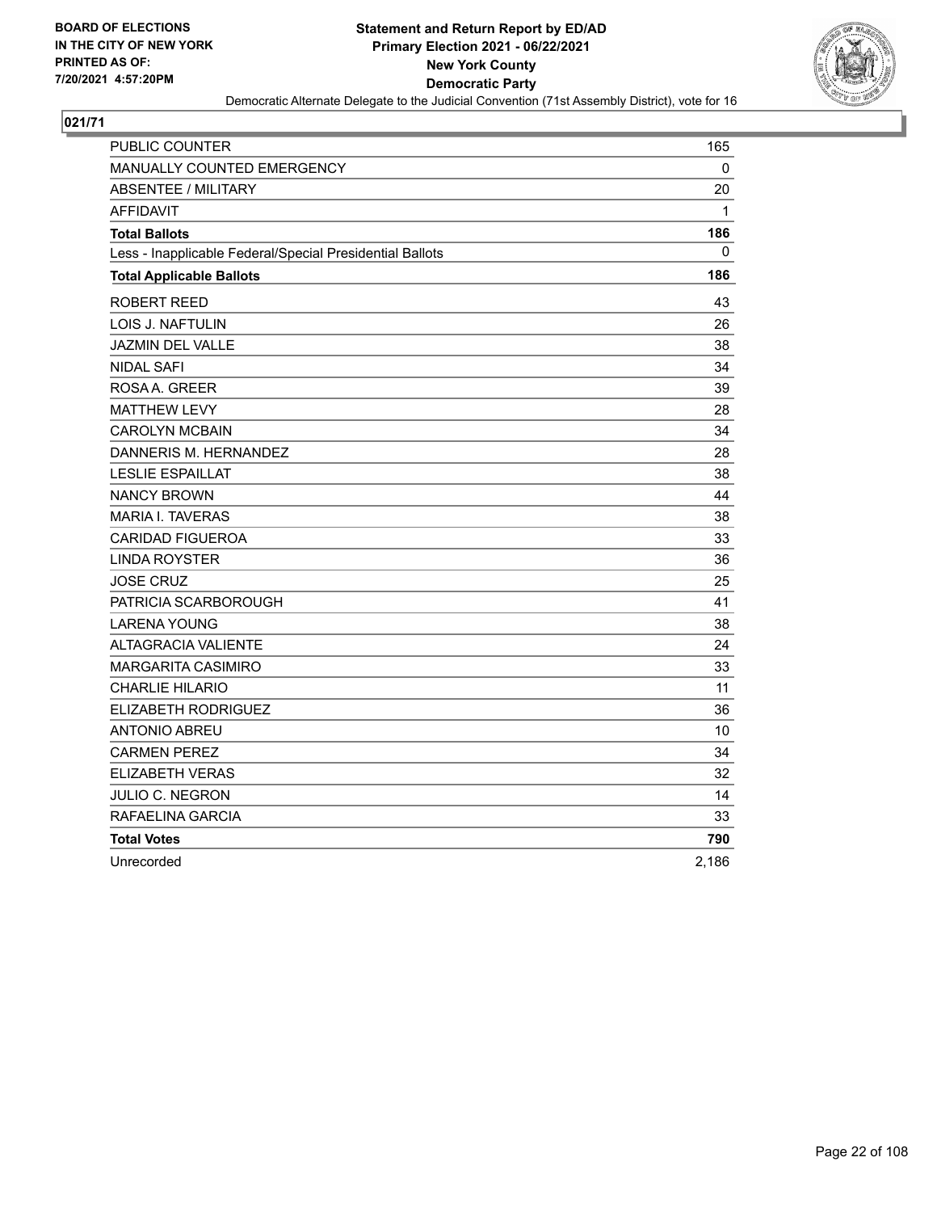BOARD OF ELECTIONS
IN THE CITY OF NEW YORK
PRINTED AS OF:
7/20/2021 4:57:20PM

**Statement and Return Report by ED/AD**
**Primary Election 2021 - 06/22/2021**
**New York County**
**Democratic Party**
Democratic Alternate Delegate to the Judicial Convention (71st Assembly District), vote for 16

**021/71**

| | |
|---|---|
| PUBLIC COUNTER | 165 |
| MANUALLY COUNTED EMERGENCY | 0 |
| ABSENTEE / MILITARY | 20 |
| AFFIDAVIT | 1 |
| **Total Ballots** | **186** |
| Less - Inapplicable Federal/Special Presidential Ballots | 0 |
| **Total Applicable Ballots** | **186** |
| ROBERT REED | 43 |
| LOIS J. NAFTULIN | 26 |
| JAZMIN DEL VALLE | 38 |
| NIDAL SAFI | 34 |
| ROSA A. GREER | 39 |
| MATTHEW LEVY | 28 |
| CAROLYN MCBAIN | 34 |
| DANNERIS M. HERNANDEZ | 28 |
| LESLIE ESPAILLAT | 38 |
| NANCY BROWN | 44 |
| MARIA I. TAVERAS | 38 |
| CARIDAD FIGUEROA | 33 |
| LINDA ROYSTER | 36 |
| JOSE CRUZ | 25 |
| PATRICIA SCARBOROUGH | 41 |
| LARENA YOUNG | 38 |
| ALTAGRACIA VALIENTE | 24 |
| MARGARITA CASIMIRO | 33 |
| CHARLIE HILARIO | 11 |
| ELIZABETH RODRIGUEZ | 36 |
| ANTONIO ABREU | 10 |
| CARMEN PEREZ | 34 |
| ELIZABETH VERAS | 32 |
| JULIO C. NEGRON | 14 |
| RAFAELINA GARCIA | 33 |
| **Total Votes** | **790** |
| Unrecorded | 2,186 |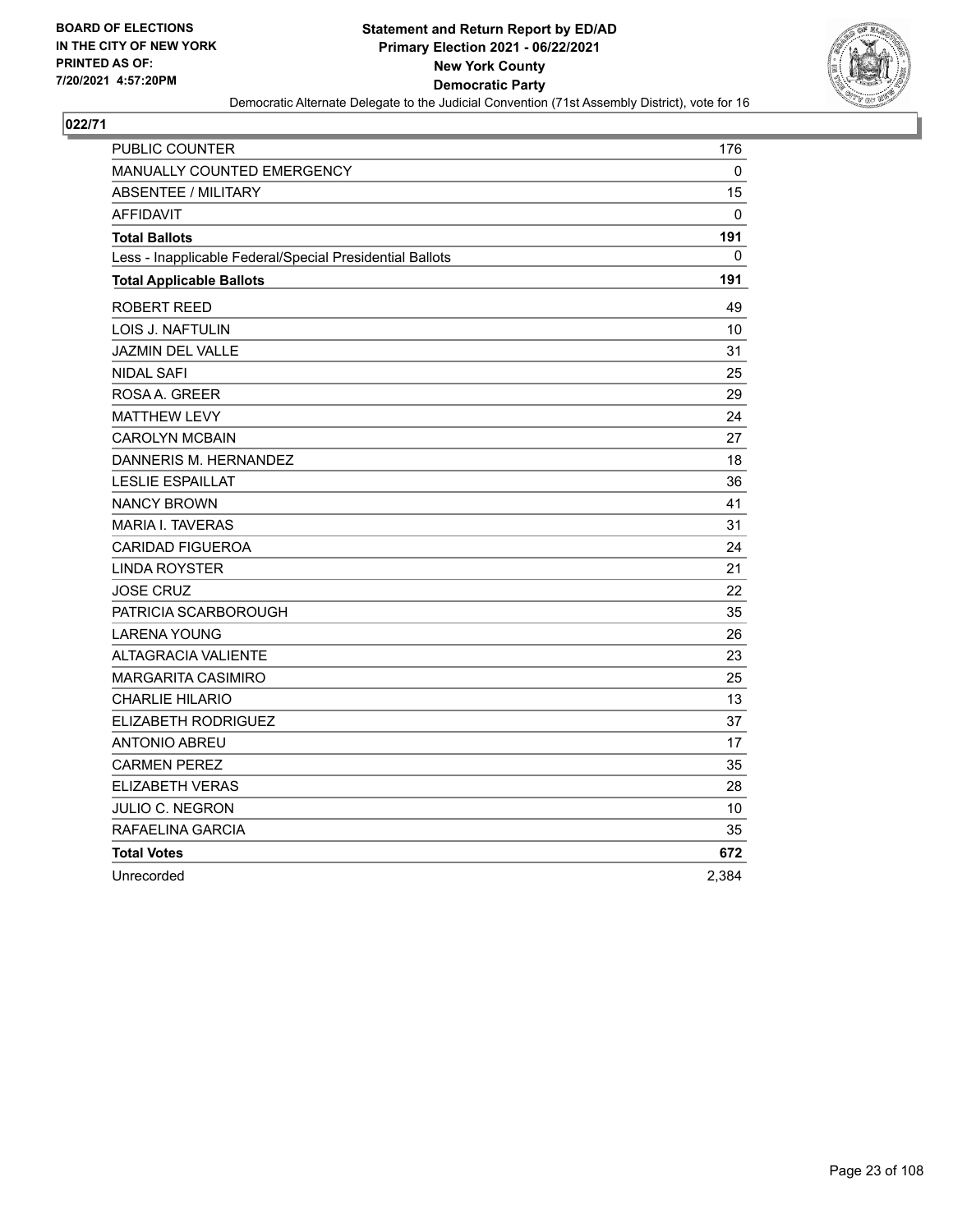BOARD OF ELECTIONS
IN THE CITY OF NEW YORK
PRINTED AS OF:
7/20/2021 4:57:20PM

**Statement and Return Report by ED/AD**
**Primary Election 2021 - 06/22/2021**
**New York County**
**Democratic Party**
Democratic Alternate Delegate to the Judicial Convention (71st Assembly District), vote for 16

## 022/71

| | |
|---|---|
| PUBLIC COUNTER | 176 |
| MANUALLY COUNTED EMERGENCY | 0 |
| ABSENTEE / MILITARY | 15 |
| AFFIDAVIT | 0 |
| **Total Ballots** | **191** |
| Less - Inapplicable Federal/Special Presidential Ballots | 0 |
| **Total Applicable Ballots** | **191** |
| ROBERT REED | 49 |
| LOIS J. NAFTULIN | 10 |
| JAZMIN DEL VALLE | 31 |
| NIDAL SAFI | 25 |
| ROSA A. GREER | 29 |
| MATTHEW LEVY | 24 |
| CAROLYN MCBAIN | 27 |
| DANNERIS M. HERNANDEZ | 18 |
| LESLIE ESPAILLAT | 36 |
| NANCY BROWN | 41 |
| MARIA I. TAVERAS | 31 |
| CARIDAD FIGUEROA | 24 |
| LINDA ROYSTER | 21 |
| JOSE CRUZ | 22 |
| PATRICIA SCARBOROUGH | 35 |
| LARENA YOUNG | 26 |
| ALTAGRACIA VALIENTE | 23 |
| MARGARITA CASIMIRO | 25 |
| CHARLIE HILARIO | 13 |
| ELIZABETH RODRIGUEZ | 37 |
| ANTONIO ABREU | 17 |
| CARMEN PEREZ | 35 |
| ELIZABETH VERAS | 28 |
| JULIO C. NEGRON | 10 |
| RAFAELINA GARCIA | 35 |
| **Total Votes** | **672** |
| Unrecorded | 2,384 |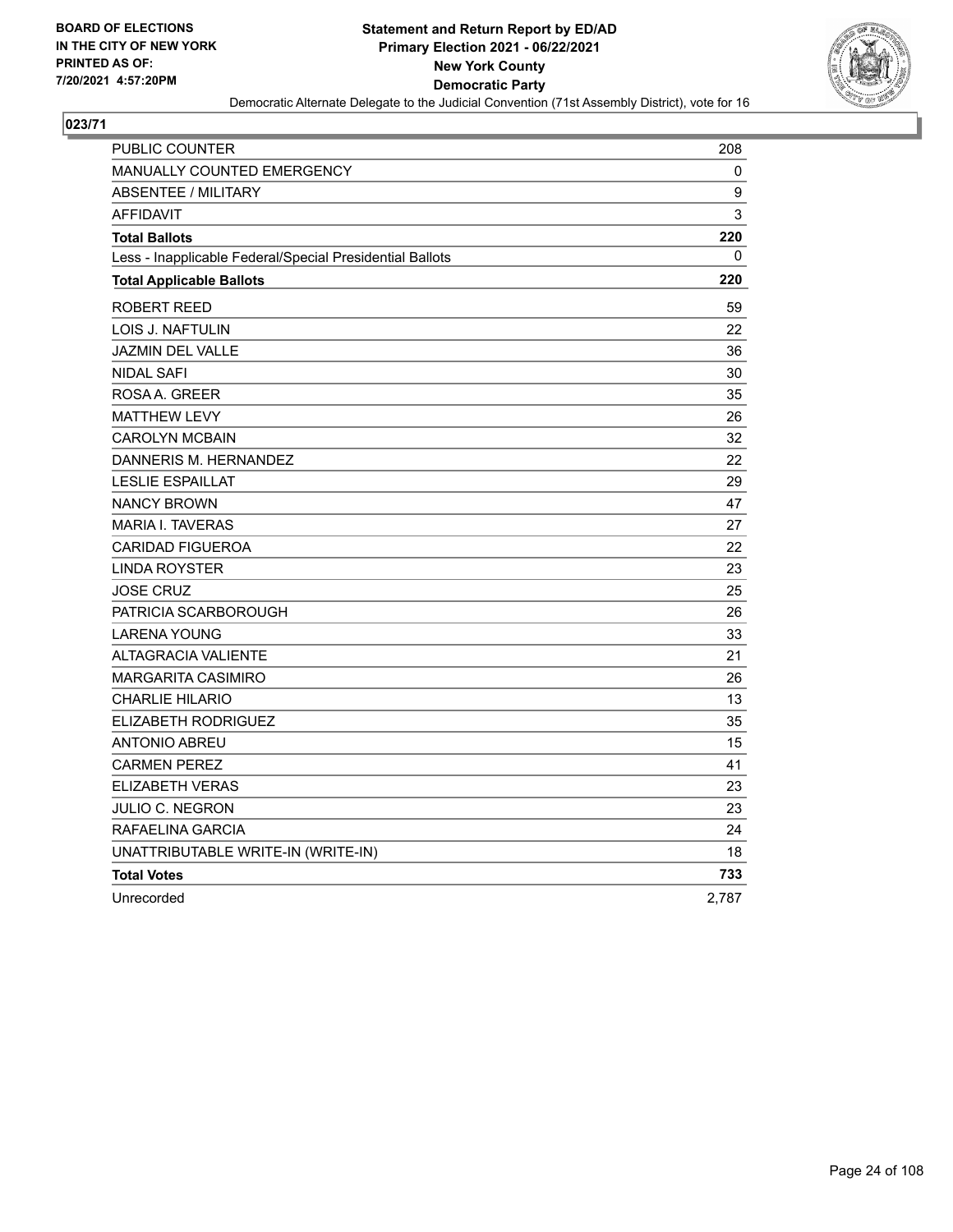BOARD OF ELECTIONS
IN THE CITY OF NEW YORK
PRINTED AS OF:
7/20/2021 4:57:20PM

**Statement and Return Report by ED/AD**
**Primary Election 2021 - 06/22/2021**
**New York County**
**Democratic Party**
Democratic Alternate Delegate to the Judicial Convention (71st Assembly District), vote for 16

**023/71**

| | |
|---|---|
| PUBLIC COUNTER | 208 |
| MANUALLY COUNTED EMERGENCY | 0 |
| ABSENTEE / MILITARY | 9 |
| AFFIDAVIT | 3 |
| **Total Ballots** | **220** |
| Less - Inapplicable Federal/Special Presidential Ballots | 0 |
| **Total Applicable Ballots** | **220** |
| ROBERT REED | 59 |
| LOIS J. NAFTULIN | 22 |
| JAZMIN DEL VALLE | 36 |
| NIDAL SAFI | 30 |
| ROSA A. GREER | 35 |
| MATTHEW LEVY | 26 |
| CAROLYN MCBAIN | 32 |
| DANNERIS M. HERNANDEZ | 22 |
| LESLIE ESPAILLAT | 29 |
| NANCY BROWN | 47 |
| MARIA I. TAVERAS | 27 |
| CARIDAD FIGUEROA | 22 |
| LINDA ROYSTER | 23 |
| JOSE CRUZ | 25 |
| PATRICIA SCARBOROUGH | 26 |
| LARENA YOUNG | 33 |
| ALTAGRACIA VALIENTE | 21 |
| MARGARITA CASIMIRO | 26 |
| CHARLIE HILARIO | 13 |
| ELIZABETH RODRIGUEZ | 35 |
| ANTONIO ABREU | 15 |
| CARMEN PEREZ | 41 |
| ELIZABETH VERAS | 23 |
| JULIO C. NEGRON | 23 |
| RAFAELINA GARCIA | 24 |
| UNATTRIBUTABLE WRITE-IN (WRITE-IN) | 18 |
| **Total Votes** | **733** |
| Unrecorded | 2,787 |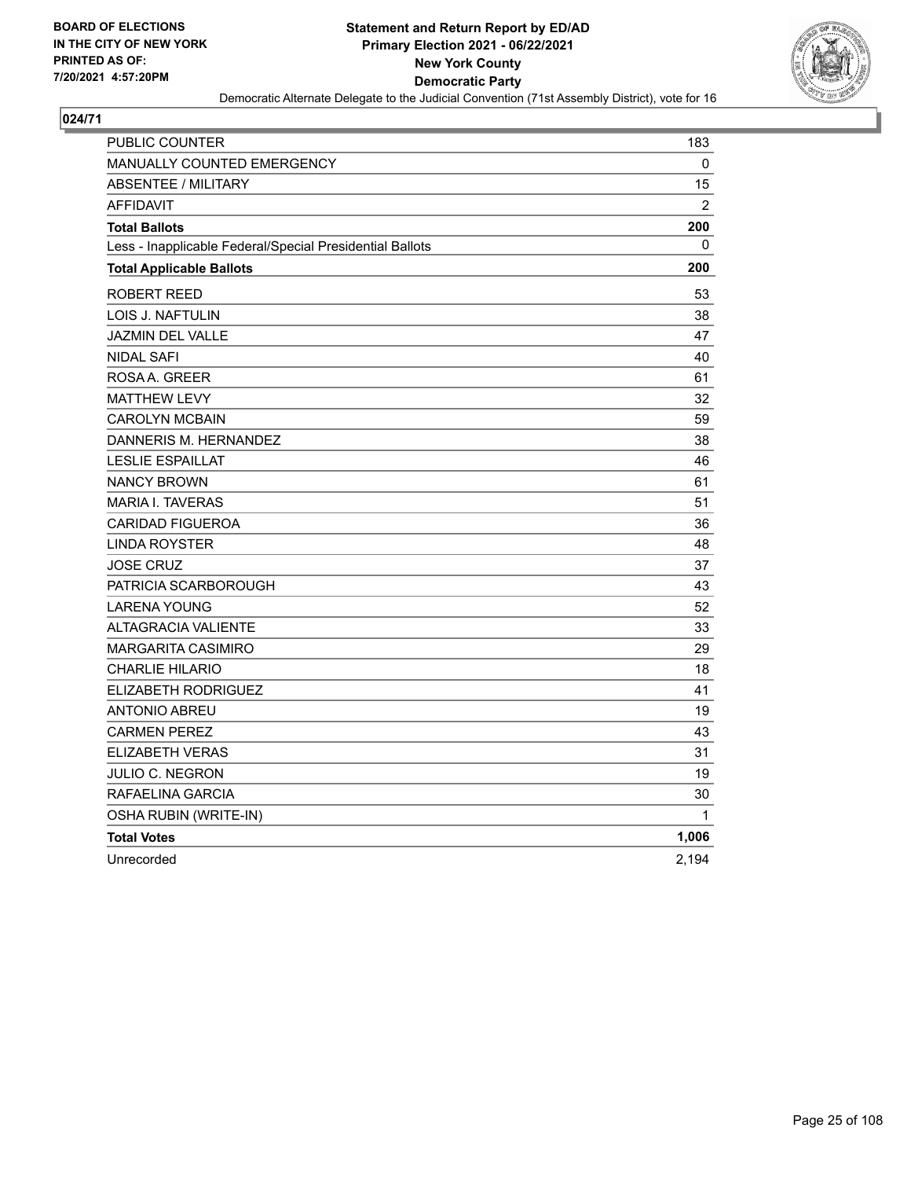**BOARD OF ELECTIONS IN THE CITY OF NEW YORK PRINTED AS OF: 7/20/2021 4:57:20PM**

**Statement and Return Report by ED/AD**
**Primary Election 2021 - 06/22/2021**
**New York County**
**Democratic Party**
Democratic Alternate Delegate to the Judicial Convention (71st Assembly District), vote for 16

**024/71**

| | |
|---|---|
| PUBLIC COUNTER | 183 |
| MANUALLY COUNTED EMERGENCY | 0 |
| ABSENTEE / MILITARY | 15 |
| AFFIDAVIT | 2 |
| **Total Ballots** | **200** |
| Less - Inapplicable Federal/Special Presidential Ballots | 0 |
| **Total Applicable Ballots** | **200** |
| ROBERT REED | 53 |
| LOIS J. NAFTULIN | 38 |
| JAZMIN DEL VALLE | 47 |
| NIDAL SAFI | 40 |
| ROSA A. GREER | 61 |
| MATTHEW LEVY | 32 |
| CAROLYN MCBAIN | 59 |
| DANNERIS M. HERNANDEZ | 38 |
| LESLIE ESPAILLAT | 46 |
| NANCY BROWN | 61 |
| MARIA I. TAVERAS | 51 |
| CARIDAD FIGUEROA | 36 |
| LINDA ROYSTER | 48 |
| JOSE CRUZ | 37 |
| PATRICIA SCARBOROUGH | 43 |
| LARENA YOUNG | 52 |
| ALTAGRACIA VALIENTE | 33 |
| MARGARITA CASIMIRO | 29 |
| CHARLIE HILARIO | 18 |
| ELIZABETH RODRIGUEZ | 41 |
| ANTONIO ABREU | 19 |
| CARMEN PEREZ | 43 |
| ELIZABETH VERAS | 31 |
| JULIO C. NEGRON | 19 |
| RAFAELINA GARCIA | 30 |
| OSHA RUBIN (WRITE-IN) | 1 |
| **Total Votes** | **1,006** |
| Unrecorded | 2,194 |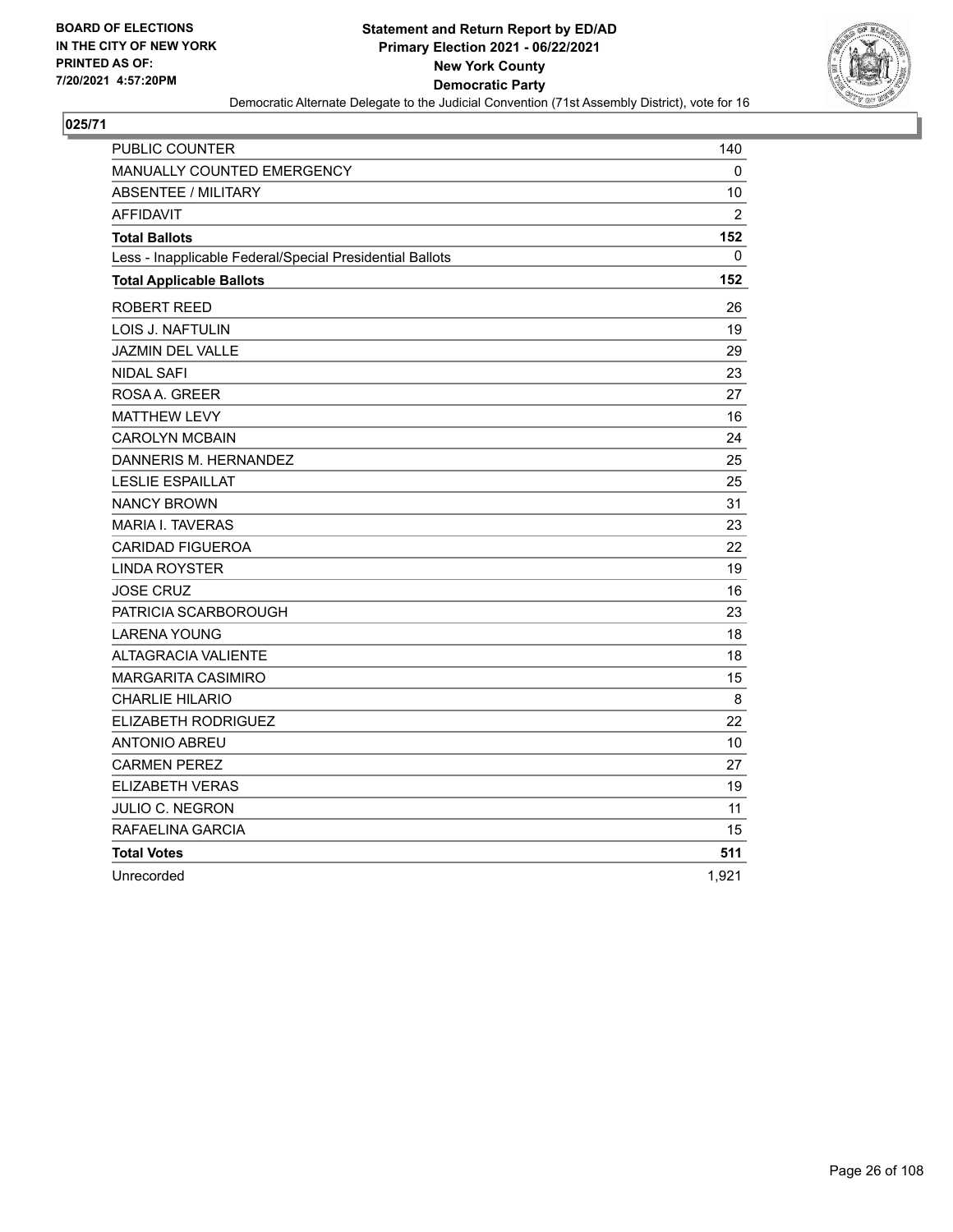BOARD OF ELECTIONS
IN THE CITY OF NEW YORK
PRINTED AS OF:
7/20/2021 4:57:20PM

**Statement and Return Report by ED/AD**
**Primary Election 2021 - 06/22/2021**
**New York County**
**Democratic Party**
Democratic Alternate Delegate to the Judicial Convention (71st Assembly District), vote for 16

**025/71**

| | |
|---|---|
| PUBLIC COUNTER | 140 |
| MANUALLY COUNTED EMERGENCY | 0 |
| ABSENTEE / MILITARY | 10 |
| AFFIDAVIT | 2 |
| **Total Ballots** | **152** |
| Less - Inapplicable Federal/Special Presidential Ballots | 0 |
| **Total Applicable Ballots** | **152** |
| ROBERT REED | 26 |
| LOIS J. NAFTULIN | 19 |
| JAZMIN DEL VALLE | 29 |
| NIDAL SAFI | 23 |
| ROSA A. GREER | 27 |
| MATTHEW LEVY | 16 |
| CAROLYN MCBAIN | 24 |
| DANNERIS M. HERNANDEZ | 25 |
| LESLIE ESPAILLAT | 25 |
| NANCY BROWN | 31 |
| MARIA I. TAVERAS | 23 |
| CARIDAD FIGUEROA | 22 |
| LINDA ROYSTER | 19 |
| JOSE CRUZ | 16 |
| PATRICIA SCARBOROUGH | 23 |
| LARENA YOUNG | 18 |
| ALTAGRACIA VALIENTE | 18 |
| MARGARITA CASIMIRO | 15 |
| CHARLIE HILARIO | 8 |
| ELIZABETH RODRIGUEZ | 22 |
| ANTONIO ABREU | 10 |
| CARMEN PEREZ | 27 |
| ELIZABETH VERAS | 19 |
| JULIO C. NEGRON | 11 |
| RAFAELINA GARCIA | 15 |
| **Total Votes** | **511** |
| Unrecorded | 1,921 |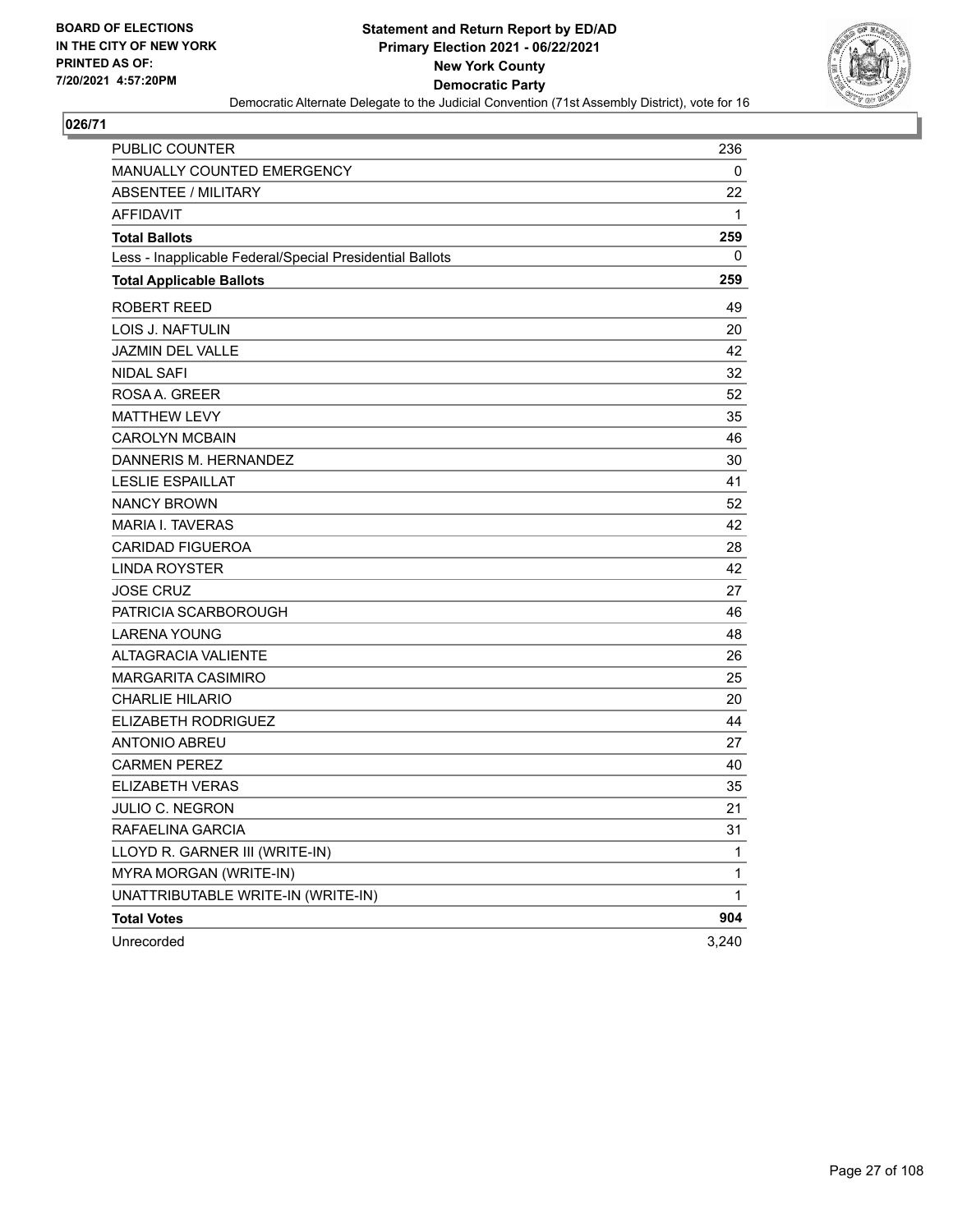BOARD OF ELECTIONS
IN THE CITY OF NEW YORK
PRINTED AS OF:
7/20/2021 4:57:20PM

**Statement and Return Report by ED/AD**
**Primary Election 2021 - 06/22/2021**
**New York County**
**Democratic Party**
Democratic Alternate Delegate to the Judicial Convention (71st Assembly District), vote for 16

## 026/71

| | |
|---|---|
| PUBLIC COUNTER | 236 |
| MANUALLY COUNTED EMERGENCY | 0 |
| ABSENTEE / MILITARY | 22 |
| AFFIDAVIT | 1 |
| **Total Ballots** | **259** |
| Less - Inapplicable Federal/Special Presidential Ballots | 0 |
| **Total Applicable Ballots** | **259** |
| ROBERT REED | 49 |
| LOIS J. NAFTULIN | 20 |
| JAZMIN DEL VALLE | 42 |
| NIDAL SAFI | 32 |
| ROSA A. GREER | 52 |
| MATTHEW LEVY | 35 |
| CAROLYN MCBAIN | 46 |
| DANNERIS M. HERNANDEZ | 30 |
| LESLIE ESPAILLAT | 41 |
| NANCY BROWN | 52 |
| MARIA I. TAVERAS | 42 |
| CARIDAD FIGUEROA | 28 |
| LINDA ROYSTER | 42 |
| JOSE CRUZ | 27 |
| PATRICIA SCARBOROUGH | 46 |
| LARENA YOUNG | 48 |
| ALTAGRACIA VALIENTE | 26 |
| MARGARITA CASIMIRO | 25 |
| CHARLIE HILARIO | 20 |
| ELIZABETH RODRIGUEZ | 44 |
| ANTONIO ABREU | 27 |
| CARMEN PEREZ | 40 |
| ELIZABETH VERAS | 35 |
| JULIO C. NEGRON | 21 |
| RAFAELINA GARCIA | 31 |
| LLOYD R. GARNER III (WRITE-IN) | 1 |
| MYRA MORGAN (WRITE-IN) | 1 |
| UNATTRIBUTABLE WRITE-IN (WRITE-IN) | 1 |
| **Total Votes** | **904** |
| Unrecorded | 3,240 |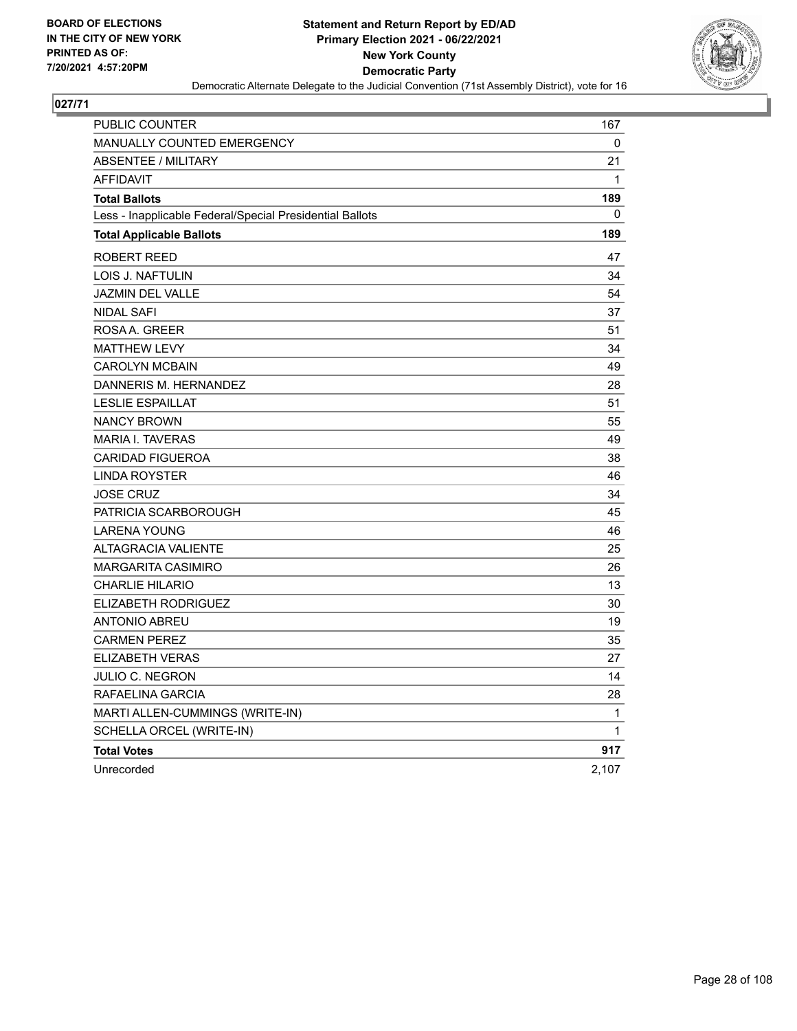BOARD OF ELECTIONS
IN THE CITY OF NEW YORK
PRINTED AS OF:
7/20/2021 4:57:20PM

# Statement and Return Report by ED/AD
## Primary Election 2021 - 06/22/2021
## New York County
## Democratic Party

Democratic Alternate Delegate to the Judicial Convention (71st Assembly District), vote for 16

**027/71**

| | |
|---|---|
| PUBLIC COUNTER | 167 |
| MANUALLY COUNTED EMERGENCY | 0 |
| ABSENTEE / MILITARY | 21 |
| AFFIDAVIT | 1 |
| **Total Ballots** | **189** |
| Less - Inapplicable Federal/Special Presidential Ballots | 0 |
| **Total Applicable Ballots** | **189** |
| ROBERT REED | 47 |
| LOIS J. NAFTULIN | 34 |
| JAZMIN DEL VALLE | 54 |
| NIDAL SAFI | 37 |
| ROSA A. GREER | 51 |
| MATTHEW LEVY | 34 |
| CAROLYN MCBAIN | 49 |
| DANNERIS M. HERNANDEZ | 28 |
| LESLIE ESPAILLAT | 51 |
| NANCY BROWN | 55 |
| MARIA I. TAVERAS | 49 |
| CARIDAD FIGUEROA | 38 |
| LINDA ROYSTER | 46 |
| JOSE CRUZ | 34 |
| PATRICIA SCARBOROUGH | 45 |
| LARENA YOUNG | 46 |
| ALTAGRACIA VALIENTE | 25 |
| MARGARITA CASIMIRO | 26 |
| CHARLIE HILARIO | 13 |
| ELIZABETH RODRIGUEZ | 30 |
| ANTONIO ABREU | 19 |
| CARMEN PEREZ | 35 |
| ELIZABETH VERAS | 27 |
| JULIO C. NEGRON | 14 |
| RAFAELINA GARCIA | 28 |
| MARTI ALLEN-CUMMINGS (WRITE-IN) | 1 |
| SCHELLA ORCEL (WRITE-IN) | 1 |
| **Total Votes** | **917** |
| Unrecorded | 2,107 |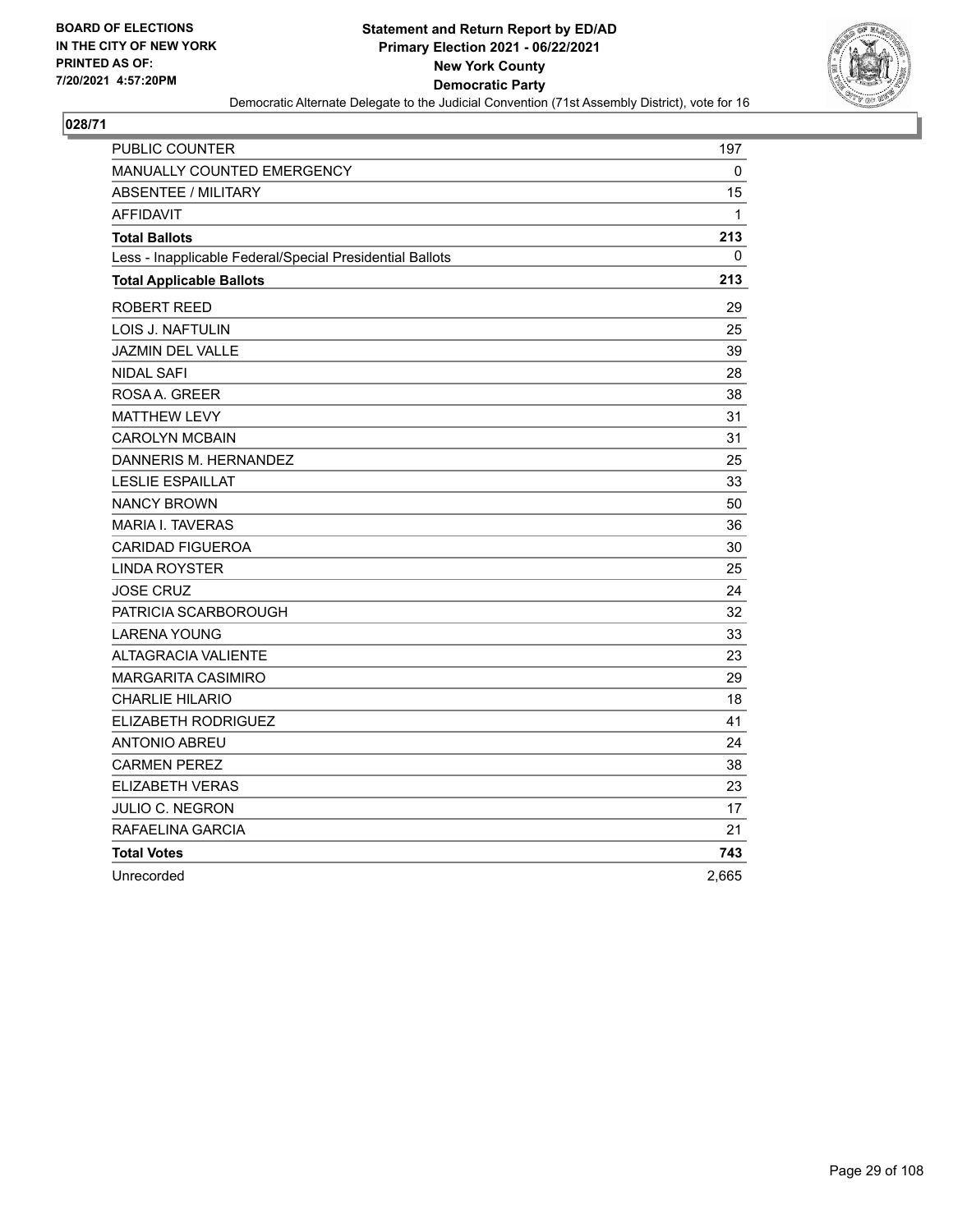BOARD OF ELECTIONS
IN THE CITY OF NEW YORK
PRINTED AS OF:
7/20/2021 4:57:20PM

**Statement and Return Report by ED/AD**
**Primary Election 2021 - 06/22/2021**
**New York County**
**Democratic Party**
Democratic Alternate Delegate to the Judicial Convention (71st Assembly District), vote for 16

## 028/71

| | |
|---|---|
| PUBLIC COUNTER | 197 |
| MANUALLY COUNTED EMERGENCY | 0 |
| ABSENTEE / MILITARY | 15 |
| AFFIDAVIT | 1 |
| **Total Ballots** | **213** |
| Less - Inapplicable Federal/Special Presidential Ballots | 0 |
| **Total Applicable Ballots** | **213** |
| ROBERT REED | 29 |
| LOIS J. NAFTULIN | 25 |
| JAZMIN DEL VALLE | 39 |
| NIDAL SAFI | 28 |
| ROSA A. GREER | 38 |
| MATTHEW LEVY | 31 |
| CAROLYN MCBAIN | 31 |
| DANNERIS M. HERNANDEZ | 25 |
| LESLIE ESPAILLAT | 33 |
| NANCY BROWN | 50 |
| MARIA I. TAVERAS | 36 |
| CARIDAD FIGUEROA | 30 |
| LINDA ROYSTER | 25 |
| JOSE CRUZ | 24 |
| PATRICIA SCARBOROUGH | 32 |
| LARENA YOUNG | 33 |
| ALTAGRACIA VALIENTE | 23 |
| MARGARITA CASIMIRO | 29 |
| CHARLIE HILARIO | 18 |
| ELIZABETH RODRIGUEZ | 41 |
| ANTONIO ABREU | 24 |
| CARMEN PEREZ | 38 |
| ELIZABETH VERAS | 23 |
| JULIO C. NEGRON | 17 |
| RAFAELINA GARCIA | 21 |
| **Total Votes** | **743** |
| Unrecorded | 2,665 |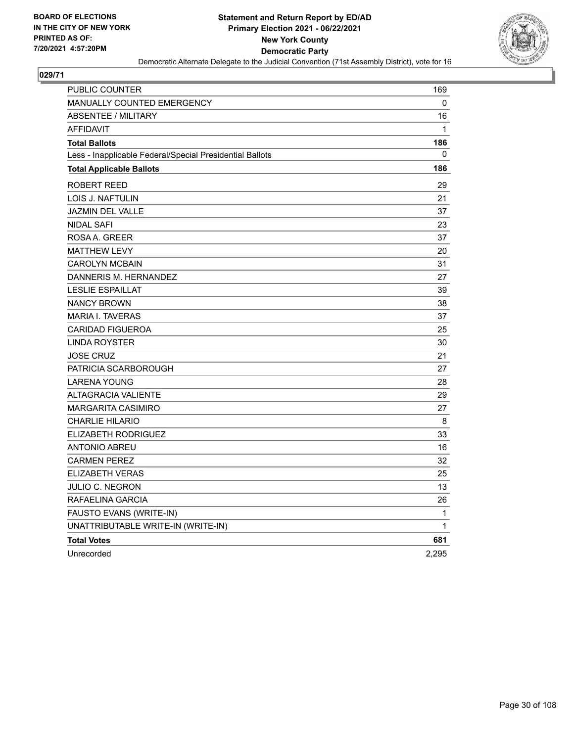BOARD OF ELECTIONS
IN THE CITY OF NEW YORK
PRINTED AS OF:
7/20/2021 4:57:20PM

**Statement and Return Report by ED/AD**
**Primary Election 2021 - 06/22/2021**
**New York County**
**Democratic Party**
Democratic Alternate Delegate to the Judicial Convention (71st Assembly District), vote for 16

**029/71**

| | |
|---|---|
| PUBLIC COUNTER | 169 |
| MANUALLY COUNTED EMERGENCY | 0 |
| ABSENTEE / MILITARY | 16 |
| AFFIDAVIT | 1 |
| **Total Ballots** | **186** |
| Less - Inapplicable Federal/Special Presidential Ballots | 0 |
| **Total Applicable Ballots** | **186** |
| ROBERT REED | 29 |
| LOIS J. NAFTULIN | 21 |
| JAZMIN DEL VALLE | 37 |
| NIDAL SAFI | 23 |
| ROSA A. GREER | 37 |
| MATTHEW LEVY | 20 |
| CAROLYN MCBAIN | 31 |
| DANNERIS M. HERNANDEZ | 27 |
| LESLIE ESPAILLAT | 39 |
| NANCY BROWN | 38 |
| MARIA I. TAVERAS | 37 |
| CARIDAD FIGUEROA | 25 |
| LINDA ROYSTER | 30 |
| JOSE CRUZ | 21 |
| PATRICIA SCARBOROUGH | 27 |
| LARENA YOUNG | 28 |
| ALTAGRACIA VALIENTE | 29 |
| MARGARITA CASIMIRO | 27 |
| CHARLIE HILARIO | 8 |
| ELIZABETH RODRIGUEZ | 33 |
| ANTONIO ABREU | 16 |
| CARMEN PEREZ | 32 |
| ELIZABETH VERAS | 25 |
| JULIO C. NEGRON | 13 |
| RAFAELINA GARCIA | 26 |
| FAUSTO EVANS (WRITE-IN) | 1 |
| UNATTRIBUTABLE WRITE-IN (WRITE-IN) | 1 |
| **Total Votes** | **681** |
| Unrecorded | 2,295 |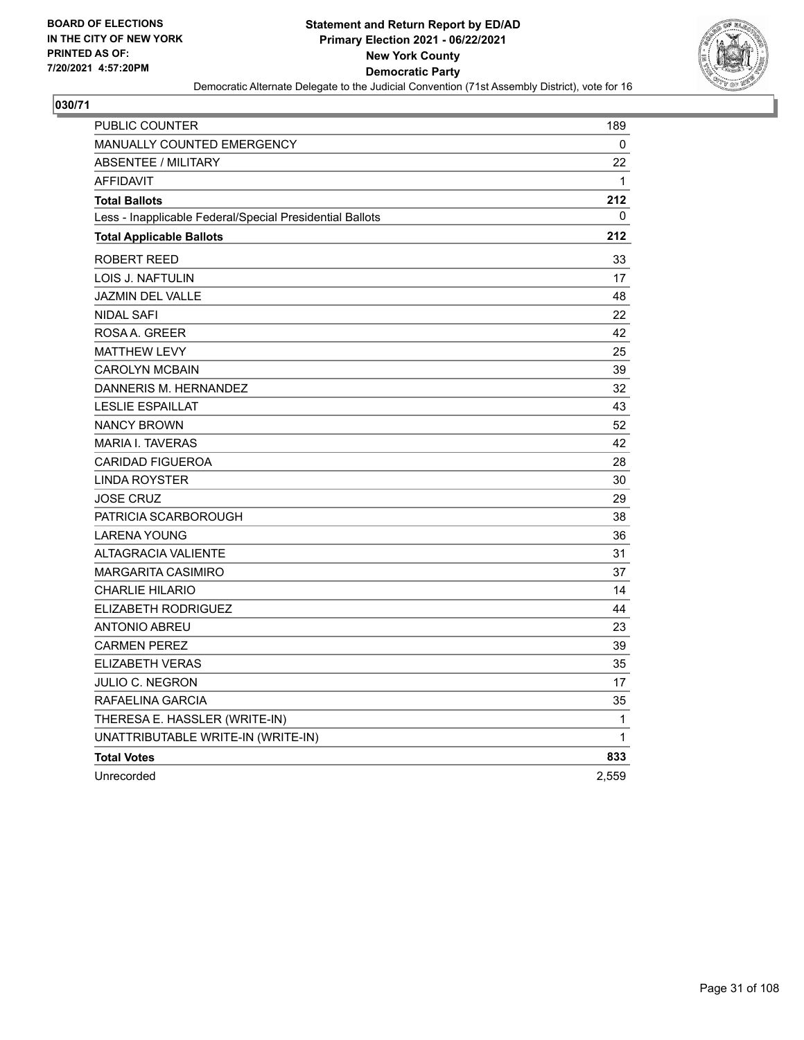BOARD OF ELECTIONS
IN THE CITY OF NEW YORK
PRINTED AS OF:
7/20/2021 4:57:20PM

**Statement and Return Report by ED/AD**
**Primary Election 2021 - 06/22/2021**
**New York County**
**Democratic Party**
Democratic Alternate Delegate to the Judicial Convention (71st Assembly District), vote for 16

**030/71**

| | |
|---|---|
| PUBLIC COUNTER | 189 |
| MANUALLY COUNTED EMERGENCY | 0 |
| ABSENTEE / MILITARY | 22 |
| AFFIDAVIT | 1 |
| **Total Ballots** | **212** |
| Less - Inapplicable Federal/Special Presidential Ballots | 0 |
| **Total Applicable Ballots** | **212** |
| ROBERT REED | 33 |
| LOIS J. NAFTULIN | 17 |
| JAZMIN DEL VALLE | 48 |
| NIDAL SAFI | 22 |
| ROSA A. GREER | 42 |
| MATTHEW LEVY | 25 |
| CAROLYN MCBAIN | 39 |
| DANNERIS M. HERNANDEZ | 32 |
| LESLIE ESPAILLAT | 43 |
| NANCY BROWN | 52 |
| MARIA I. TAVERAS | 42 |
| CARIDAD FIGUEROA | 28 |
| LINDA ROYSTER | 30 |
| JOSE CRUZ | 29 |
| PATRICIA SCARBOROUGH | 38 |
| LARENA YOUNG | 36 |
| ALTAGRACIA VALIENTE | 31 |
| MARGARITA CASIMIRO | 37 |
| CHARLIE HILARIO | 14 |
| ELIZABETH RODRIGUEZ | 44 |
| ANTONIO ABREU | 23 |
| CARMEN PEREZ | 39 |
| ELIZABETH VERAS | 35 |
| JULIO C. NEGRON | 17 |
| RAFAELINA GARCIA | 35 |
| THERESA E. HASSLER (WRITE-IN) | 1 |
| UNATTRIBUTABLE WRITE-IN (WRITE-IN) | 1 |
| **Total Votes** | **833** |
| Unrecorded | 2,559 |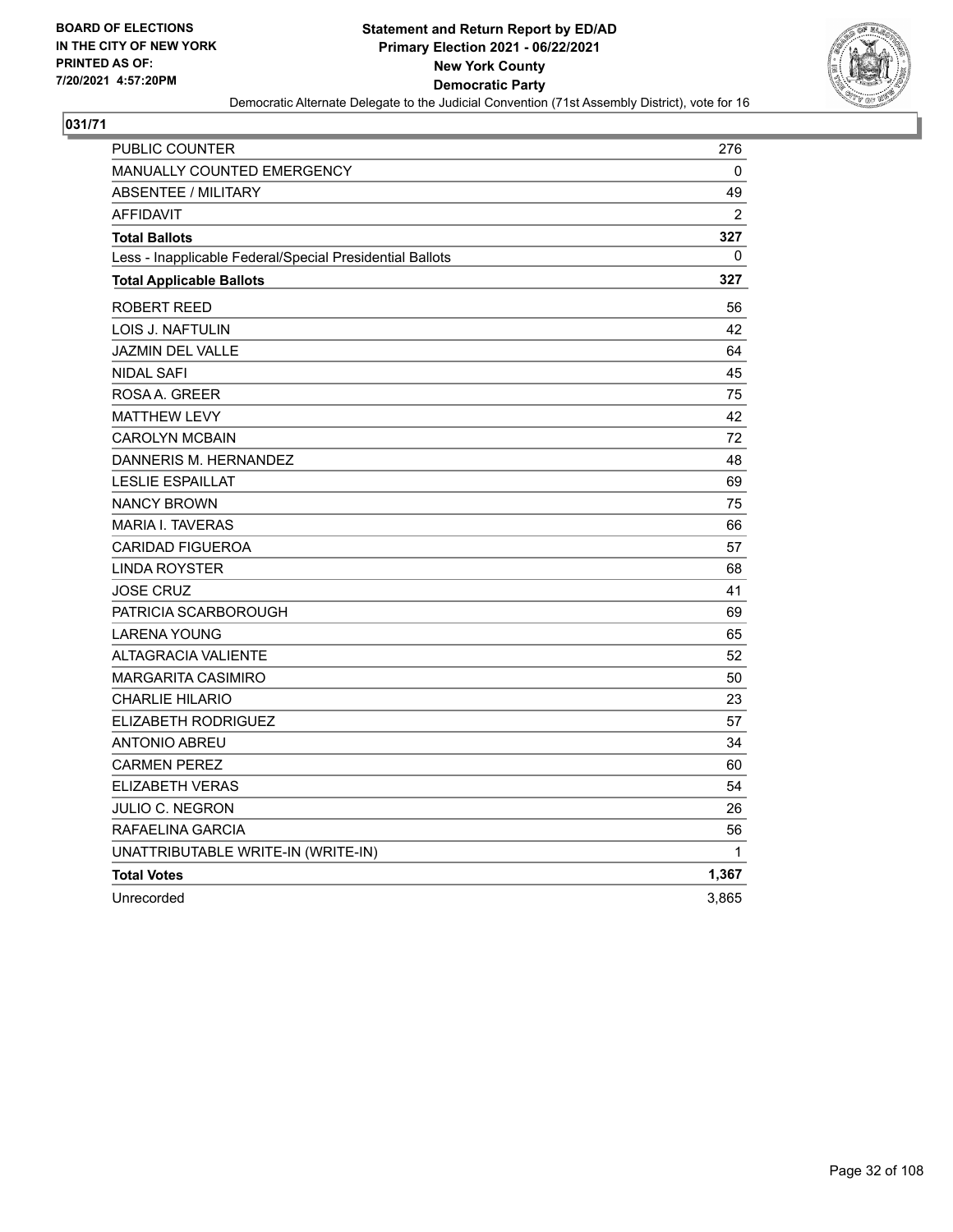BOARD OF ELECTIONS
IN THE CITY OF NEW YORK
PRINTED AS OF:
7/20/2021 4:57:20PM

**Statement and Return Report by ED/AD**
**Primary Election 2021 - 06/22/2021**
**New York County**
**Democratic Party**
Democratic Alternate Delegate to the Judicial Convention (71st Assembly District), vote for 16

**031/71**

| | |
|---|---|
| PUBLIC COUNTER | 276 |
| MANUALLY COUNTED EMERGENCY | 0 |
| ABSENTEE / MILITARY | 49 |
| AFFIDAVIT | 2 |
| **Total Ballots** | **327** |
| Less - Inapplicable Federal/Special Presidential Ballots | 0 |
| **Total Applicable Ballots** | **327** |
| ROBERT REED | 56 |
| LOIS J. NAFTULIN | 42 |
| JAZMIN DEL VALLE | 64 |
| NIDAL SAFI | 45 |
| ROSA A. GREER | 75 |
| MATTHEW LEVY | 42 |
| CAROLYN MCBAIN | 72 |
| DANNERIS M. HERNANDEZ | 48 |
| LESLIE ESPAILLAT | 69 |
| NANCY BROWN | 75 |
| MARIA I. TAVERAS | 66 |
| CARIDAD FIGUEROA | 57 |
| LINDA ROYSTER | 68 |
| JOSE CRUZ | 41 |
| PATRICIA SCARBOROUGH | 69 |
| LARENA YOUNG | 65 |
| ALTAGRACIA VALIENTE | 52 |
| MARGARITA CASIMIRO | 50 |
| CHARLIE HILARIO | 23 |
| ELIZABETH RODRIGUEZ | 57 |
| ANTONIO ABREU | 34 |
| CARMEN PEREZ | 60 |
| ELIZABETH VERAS | 54 |
| JULIO C. NEGRON | 26 |
| RAFAELINA GARCIA | 56 |
| UNATTRIBUTABLE WRITE-IN (WRITE-IN) | 1 |
| **Total Votes** | **1,367** |
| Unrecorded | 3,865 |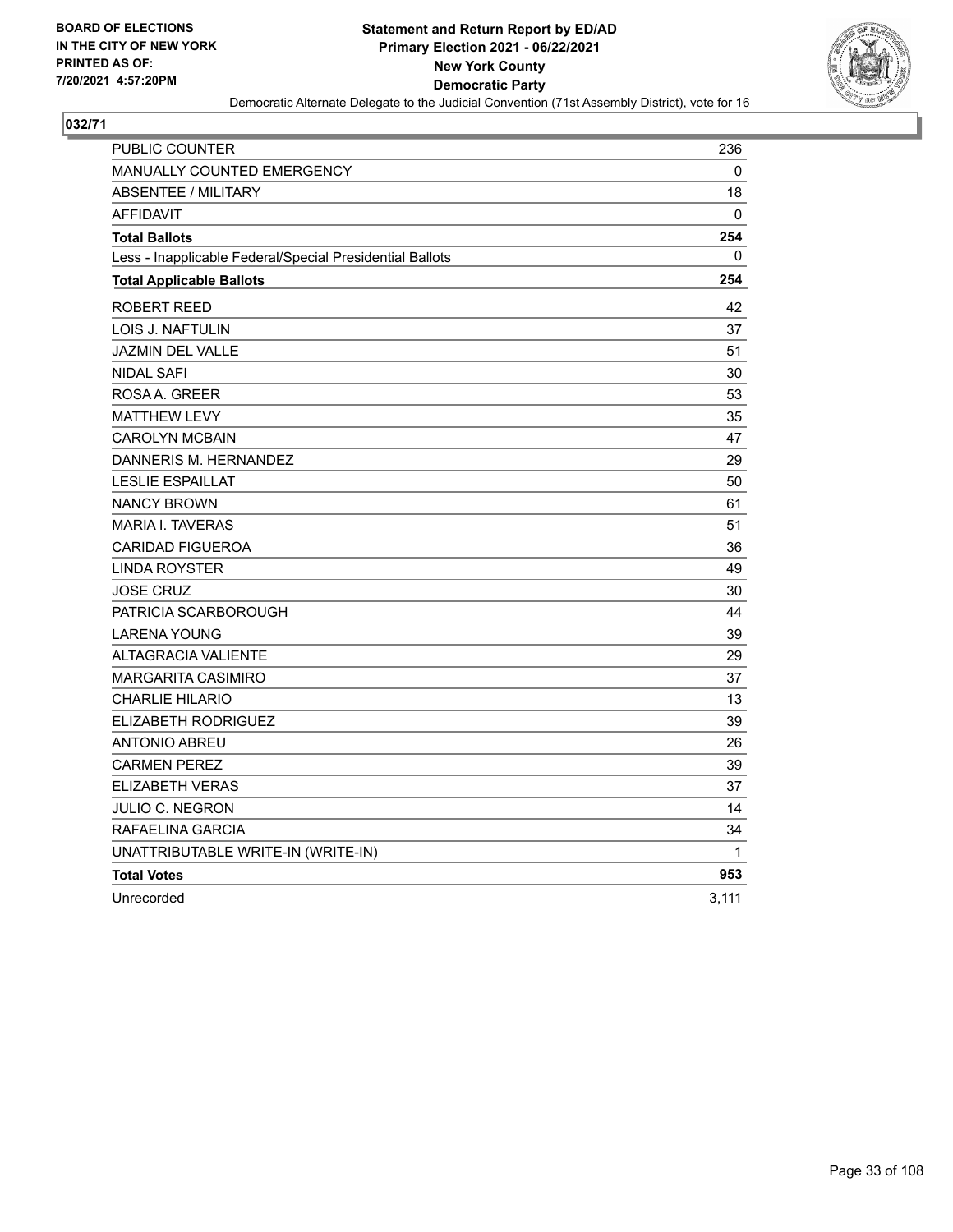BOARD OF ELECTIONS
IN THE CITY OF NEW YORK
PRINTED AS OF:
7/20/2021 4:57:20PM

**Statement and Return Report by ED/AD**
**Primary Election 2021 - 06/22/2021**
**New York County**
**Democratic Party**
Democratic Alternate Delegate to the Judicial Convention (71st Assembly District), vote for 16

## 032/71

| | |
|---|---|
| PUBLIC COUNTER | 236 |
| MANUALLY COUNTED EMERGENCY | 0 |
| ABSENTEE / MILITARY | 18 |
| AFFIDAVIT | 0 |
| **Total Ballots** | **254** |
| Less - Inapplicable Federal/Special Presidential Ballots | 0 |
| **Total Applicable Ballots** | **254** |
| ROBERT REED | 42 |
| LOIS J. NAFTULIN | 37 |
| JAZMIN DEL VALLE | 51 |
| NIDAL SAFI | 30 |
| ROSA A. GREER | 53 |
| MATTHEW LEVY | 35 |
| CAROLYN MCBAIN | 47 |
| DANNERIS M. HERNANDEZ | 29 |
| LESLIE ESPAILLAT | 50 |
| NANCY BROWN | 61 |
| MARIA I. TAVERAS | 51 |
| CARIDAD FIGUEROA | 36 |
| LINDA ROYSTER | 49 |
| JOSE CRUZ | 30 |
| PATRICIA SCARBOROUGH | 44 |
| LARENA YOUNG | 39 |
| ALTAGRACIA VALIENTE | 29 |
| MARGARITA CASIMIRO | 37 |
| CHARLIE HILARIO | 13 |
| ELIZABETH RODRIGUEZ | 39 |
| ANTONIO ABREU | 26 |
| CARMEN PEREZ | 39 |
| ELIZABETH VERAS | 37 |
| JULIO C. NEGRON | 14 |
| RAFAELINA GARCIA | 34 |
| UNATTRIBUTABLE WRITE-IN (WRITE-IN) | 1 |
| **Total Votes** | **953** |
| Unrecorded | 3,111 |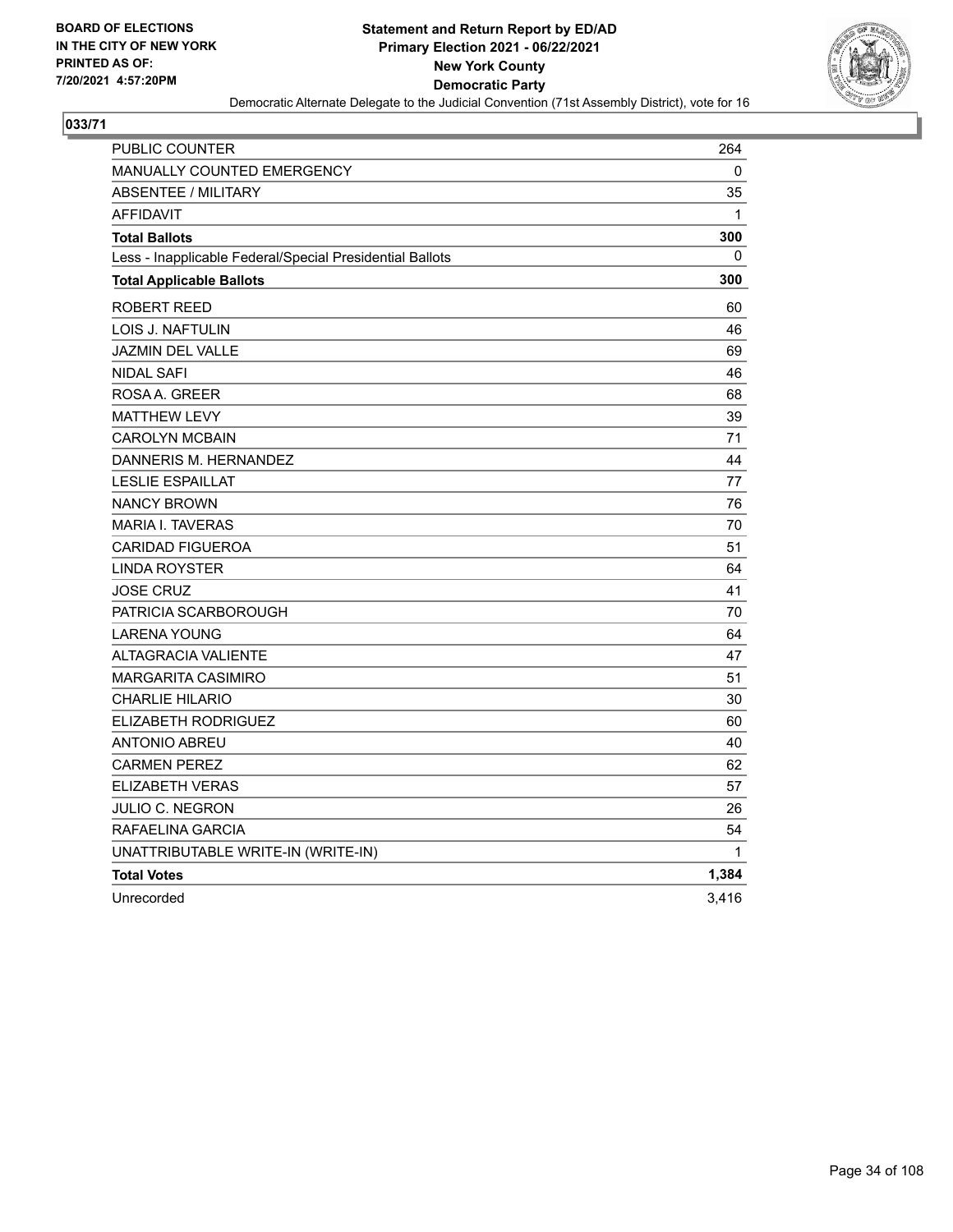BOARD OF ELECTIONS
IN THE CITY OF NEW YORK
PRINTED AS OF:
7/20/2021 4:57:20PM

**Statement and Return Report by ED/AD**
**Primary Election 2021 - 06/22/2021**
**New York County**
**Democratic Party**
Democratic Alternate Delegate to the Judicial Convention (71st Assembly District), vote for 16

**033/71**

| | |
|---|---|
| PUBLIC COUNTER | 264 |
| MANUALLY COUNTED EMERGENCY | 0 |
| ABSENTEE / MILITARY | 35 |
| AFFIDAVIT | 1 |
| **Total Ballots** | **300** |
| Less - Inapplicable Federal/Special Presidential Ballots | 0 |
| **Total Applicable Ballots** | **300** |
| ROBERT REED | 60 |
| LOIS J. NAFTULIN | 46 |
| JAZMIN DEL VALLE | 69 |
| NIDAL SAFI | 46 |
| ROSA A. GREER | 68 |
| MATTHEW LEVY | 39 |
| CAROLYN MCBAIN | 71 |
| DANNERIS M. HERNANDEZ | 44 |
| LESLIE ESPAILLAT | 77 |
| NANCY BROWN | 76 |
| MARIA I. TAVERAS | 70 |
| CARIDAD FIGUEROA | 51 |
| LINDA ROYSTER | 64 |
| JOSE CRUZ | 41 |
| PATRICIA SCARBOROUGH | 70 |
| LARENA YOUNG | 64 |
| ALTAGRACIA VALIENTE | 47 |
| MARGARITA CASIMIRO | 51 |
| CHARLIE HILARIO | 30 |
| ELIZABETH RODRIGUEZ | 60 |
| ANTONIO ABREU | 40 |
| CARMEN PEREZ | 62 |
| ELIZABETH VERAS | 57 |
| JULIO C. NEGRON | 26 |
| RAFAELINA GARCIA | 54 |
| UNATTRIBUTABLE WRITE-IN (WRITE-IN) | 1 |
| **Total Votes** | **1,384** |
| Unrecorded | 3,416 |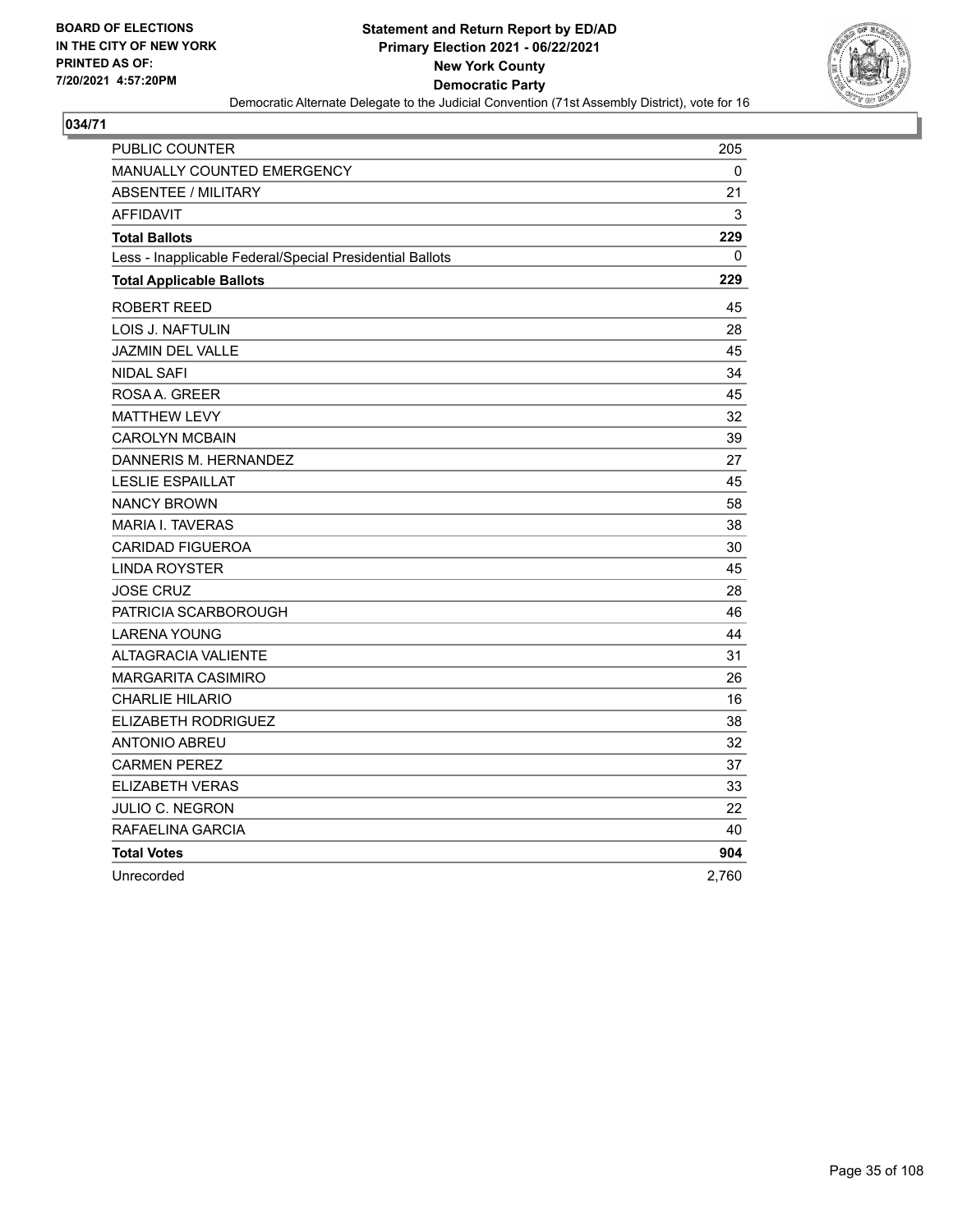BOARD OF ELECTIONS
IN THE CITY OF NEW YORK
PRINTED AS OF:
7/20/2021 4:57:20PM

**Statement and Return Report by ED/AD**
**Primary Election 2021 - 06/22/2021**
**New York County**
**Democratic Party**
Democratic Alternate Delegate to the Judicial Convention (71st Assembly District), vote for 16

## 034/71

| | |
|---|---|
| PUBLIC COUNTER | 205 |
| MANUALLY COUNTED EMERGENCY | 0 |
| ABSENTEE / MILITARY | 21 |
| AFFIDAVIT | 3 |
| **Total Ballots** | **229** |
| Less - Inapplicable Federal/Special Presidential Ballots | 0 |
| **Total Applicable Ballots** | **229** |
| ROBERT REED | 45 |
| LOIS J. NAFTULIN | 28 |
| JAZMIN DEL VALLE | 45 |
| NIDAL SAFI | 34 |
| ROSA A. GREER | 45 |
| MATTHEW LEVY | 32 |
| CAROLYN MCBAIN | 39 |
| DANNERIS M. HERNANDEZ | 27 |
| LESLIE ESPAILLAT | 45 |
| NANCY BROWN | 58 |
| MARIA I. TAVERAS | 38 |
| CARIDAD FIGUEROA | 30 |
| LINDA ROYSTER | 45 |
| JOSE CRUZ | 28 |
| PATRICIA SCARBOROUGH | 46 |
| LARENA YOUNG | 44 |
| ALTAGRACIA VALIENTE | 31 |
| MARGARITA CASIMIRO | 26 |
| CHARLIE HILARIO | 16 |
| ELIZABETH RODRIGUEZ | 38 |
| ANTONIO ABREU | 32 |
| CARMEN PEREZ | 37 |
| ELIZABETH VERAS | 33 |
| JULIO C. NEGRON | 22 |
| RAFAELINA GARCIA | 40 |
| **Total Votes** | **904** |
| Unrecorded | 2,760 |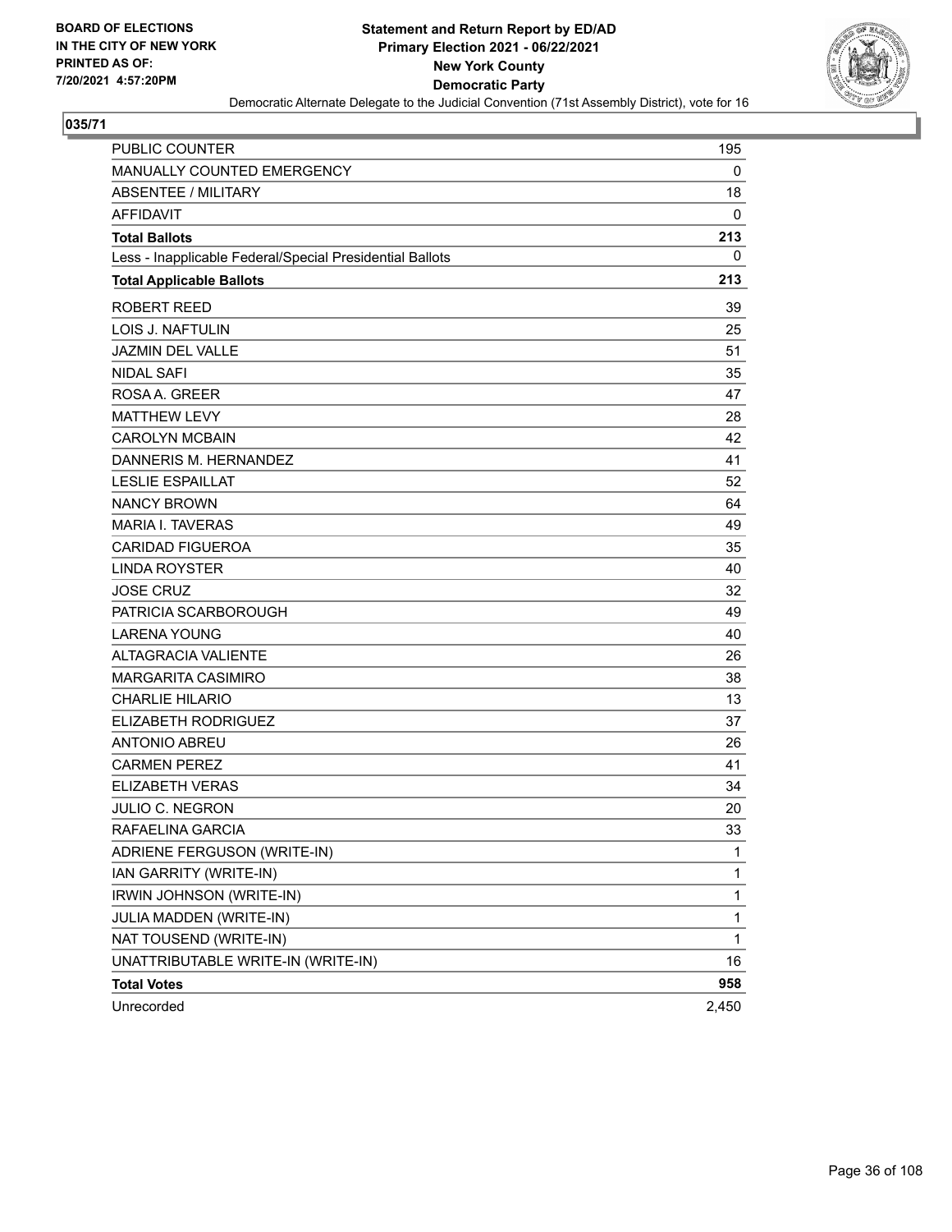BOARD OF ELECTIONS
IN THE CITY OF NEW YORK
PRINTED AS OF:
7/20/2021 4:57:20PM

**Statement and Return Report by ED/AD**
**Primary Election 2021 - 06/22/2021**
**New York County**
**Democratic Party**
Democratic Alternate Delegate to the Judicial Convention (71st Assembly District), vote for 16

**035/71**

| | |
|---|---|
| PUBLIC COUNTER | 195 |
| MANUALLY COUNTED EMERGENCY | 0 |
| ABSENTEE / MILITARY | 18 |
| AFFIDAVIT | 0 |
| **Total Ballots** | **213** |
| Less - Inapplicable Federal/Special Presidential Ballots | 0 |
| **Total Applicable Ballots** | **213** |
| ROBERT REED | 39 |
| LOIS J. NAFTULIN | 25 |
| JAZMIN DEL VALLE | 51 |
| NIDAL SAFI | 35 |
| ROSA A. GREER | 47 |
| MATTHEW LEVY | 28 |
| CAROLYN MCBAIN | 42 |
| DANNERIS M. HERNANDEZ | 41 |
| LESLIE ESPAILLAT | 52 |
| NANCY BROWN | 64 |
| MARIA I. TAVERAS | 49 |
| CARIDAD FIGUEROA | 35 |
| LINDA ROYSTER | 40 |
| JOSE CRUZ | 32 |
| PATRICIA SCARBOROUGH | 49 |
| LARENA YOUNG | 40 |
| ALTAGRACIA VALIENTE | 26 |
| MARGARITA CASIMIRO | 38 |
| CHARLIE HILARIO | 13 |
| ELIZABETH RODRIGUEZ | 37 |
| ANTONIO ABREU | 26 |
| CARMEN PEREZ | 41 |
| ELIZABETH VERAS | 34 |
| JULIO C. NEGRON | 20 |
| RAFAELINA GARCIA | 33 |
| ADRIENE FERGUSON (WRITE-IN) | 1 |
| IAN GARRITY (WRITE-IN) | 1 |
| IRWIN JOHNSON (WRITE-IN) | 1 |
| JULIA MADDEN (WRITE-IN) | 1 |
| NAT TOUSEND (WRITE-IN) | 1 |
| UNATTRIBUTABLE WRITE-IN (WRITE-IN) | 16 |
| **Total Votes** | **958** |
| Unrecorded | 2,450 |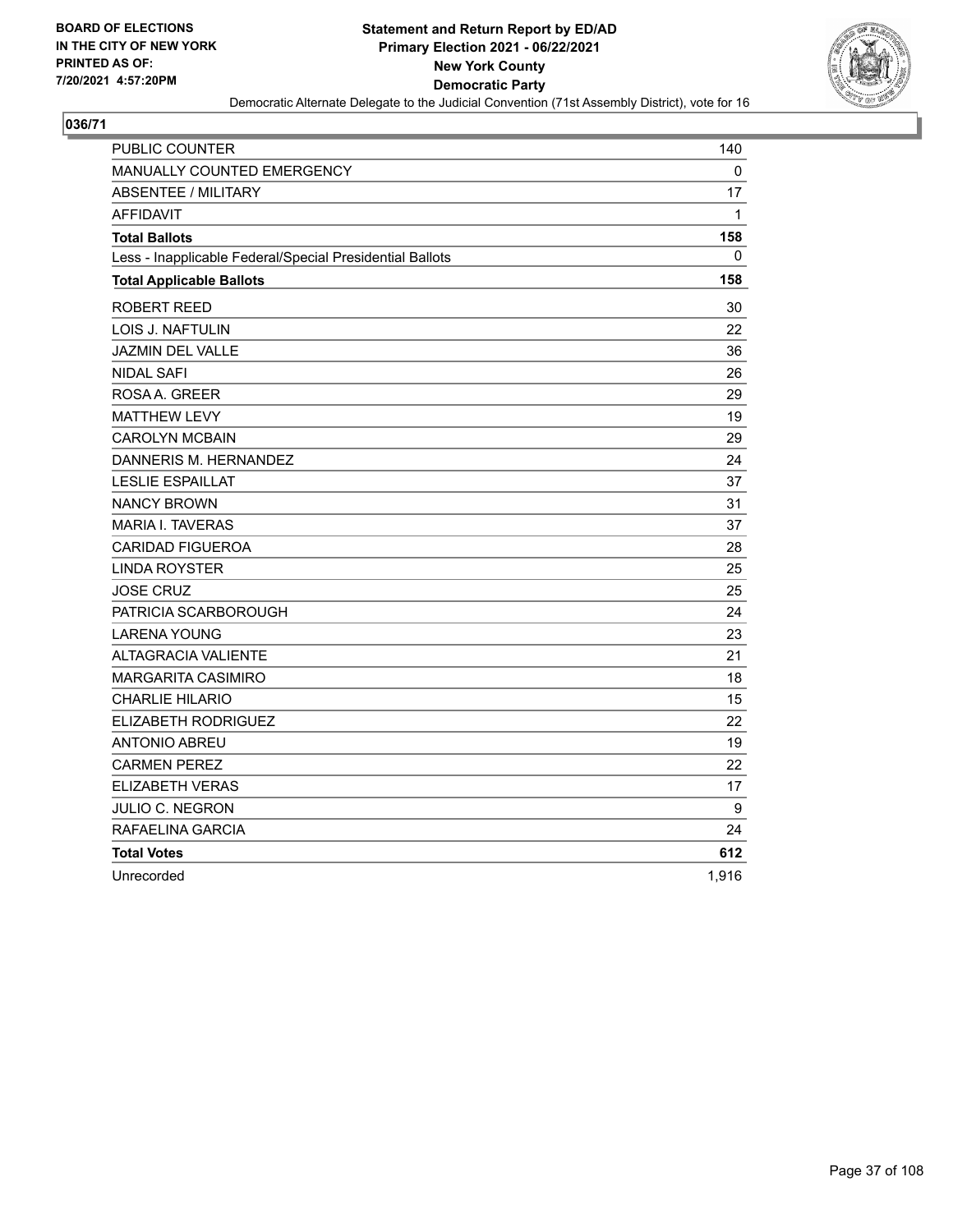BOARD OF ELECTIONS
IN THE CITY OF NEW YORK
PRINTED AS OF:
7/20/2021 4:57:20PM

**Statement and Return Report by ED/AD**
**Primary Election 2021 - 06/22/2021**
**New York County**
**Democratic Party**
Democratic Alternate Delegate to the Judicial Convention (71st Assembly District), vote for 16

## 036/71

| | |
|---|---|
| PUBLIC COUNTER | 140 |
| MANUALLY COUNTED EMERGENCY | 0 |
| ABSENTEE / MILITARY | 17 |
| AFFIDAVIT | 1 |
| **Total Ballots** | **158** |
| Less - Inapplicable Federal/Special Presidential Ballots | 0 |
| **Total Applicable Ballots** | **158** |
| ROBERT REED | 30 |
| LOIS J. NAFTULIN | 22 |
| JAZMIN DEL VALLE | 36 |
| NIDAL SAFI | 26 |
| ROSA A. GREER | 29 |
| MATTHEW LEVY | 19 |
| CAROLYN MCBAIN | 29 |
| DANNERIS M. HERNANDEZ | 24 |
| LESLIE ESPAILLAT | 37 |
| NANCY BROWN | 31 |
| MARIA I. TAVERAS | 37 |
| CARIDAD FIGUEROA | 28 |
| LINDA ROYSTER | 25 |
| JOSE CRUZ | 25 |
| PATRICIA SCARBOROUGH | 24 |
| LARENA YOUNG | 23 |
| ALTAGRACIA VALIENTE | 21 |
| MARGARITA CASIMIRO | 18 |
| CHARLIE HILARIO | 15 |
| ELIZABETH RODRIGUEZ | 22 |
| ANTONIO ABREU | 19 |
| CARMEN PEREZ | 22 |
| ELIZABETH VERAS | 17 |
| JULIO C. NEGRON | 9 |
| RAFAELINA GARCIA | 24 |
| **Total Votes** | **612** |
| Unrecorded | 1,916 |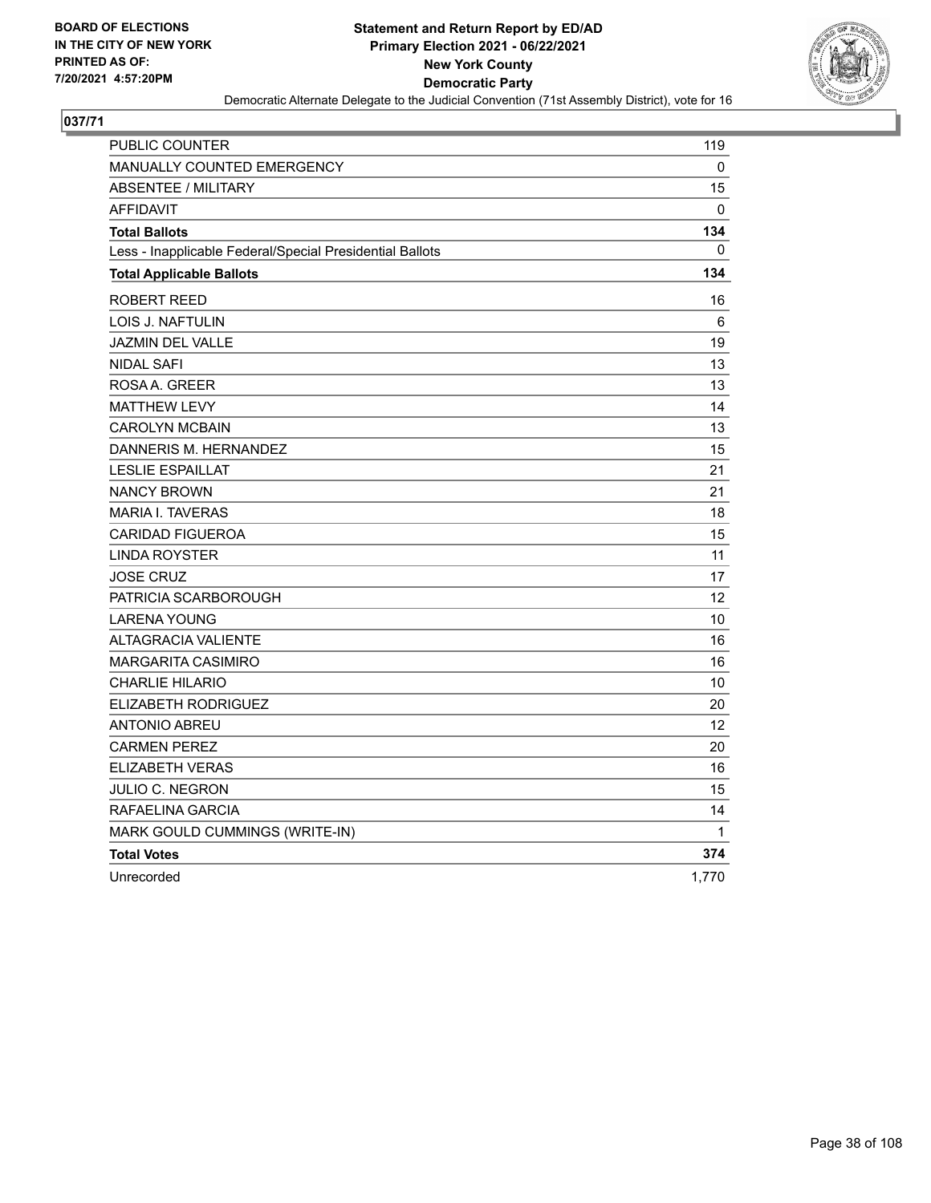**BOARD OF ELECTIONS IN THE CITY OF NEW YORK PRINTED AS OF: 7/20/2021 4:57:20PM**

# Statement and Return Report by ED/AD
## Primary Election 2021 - 06/22/2021
## New York County
## Democratic Party
### Democratic Alternate Delegate to the Judicial Convention (71st Assembly District), vote for 16

**037/71**

| | |
|---|---|
| PUBLIC COUNTER | 119 |
| MANUALLY COUNTED EMERGENCY | 0 |
| ABSENTEE / MILITARY | 15 |
| AFFIDAVIT | 0 |
| **Total Ballots** | **134** |
| Less - Inapplicable Federal/Special Presidential Ballots | 0 |
| **Total Applicable Ballots** | **134** |
| ROBERT REED | 16 |
| LOIS J. NAFTULIN | 6 |
| JAZMIN DEL VALLE | 19 |
| NIDAL SAFI | 13 |
| ROSA A. GREER | 13 |
| MATTHEW LEVY | 14 |
| CAROLYN MCBAIN | 13 |
| DANNERIS M. HERNANDEZ | 15 |
| LESLIE ESPAILLAT | 21 |
| NANCY BROWN | 21 |
| MARIA I. TAVERAS | 18 |
| CARIDAD FIGUEROA | 15 |
| LINDA ROYSTER | 11 |
| JOSE CRUZ | 17 |
| PATRICIA SCARBOROUGH | 12 |
| LARENA YOUNG | 10 |
| ALTAGRACIA VALIENTE | 16 |
| MARGARITA CASIMIRO | 16 |
| CHARLIE HILARIO | 10 |
| ELIZABETH RODRIGUEZ | 20 |
| ANTONIO ABREU | 12 |
| CARMEN PEREZ | 20 |
| ELIZABETH VERAS | 16 |
| JULIO C. NEGRON | 15 |
| RAFAELINA GARCIA | 14 |
| MARK GOULD CUMMINGS (WRITE-IN) | 1 |
| **Total Votes** | **374** |
| Unrecorded | 1,770 |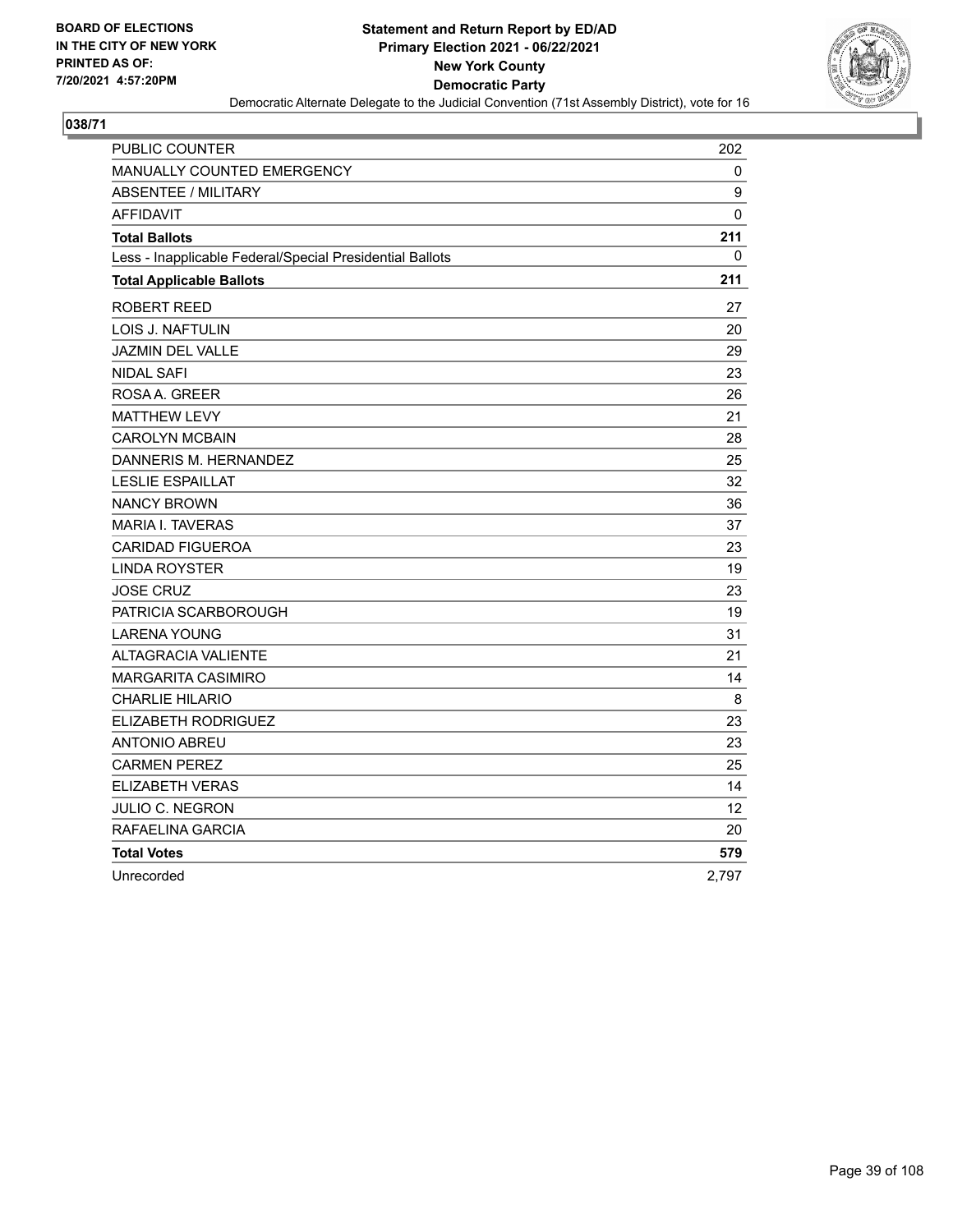BOARD OF ELECTIONS
IN THE CITY OF NEW YORK
PRINTED AS OF:
7/20/2021 4:57:20PM

**Statement and Return Report by ED/AD**
**Primary Election 2021 - 06/22/2021**
**New York County**
**Democratic Party**
Democratic Alternate Delegate to the Judicial Convention (71st Assembly District), vote for 16

## 038/71

| | |
|---|---|
| PUBLIC COUNTER | 202 |
| MANUALLY COUNTED EMERGENCY | 0 |
| ABSENTEE / MILITARY | 9 |
| AFFIDAVIT | 0 |
| **Total Ballots** | **211** |
| Less - Inapplicable Federal/Special Presidential Ballots | 0 |
| **Total Applicable Ballots** | **211** |
| ROBERT REED | 27 |
| LOIS J. NAFTULIN | 20 |
| JAZMIN DEL VALLE | 29 |
| NIDAL SAFI | 23 |
| ROSA A. GREER | 26 |
| MATTHEW LEVY | 21 |
| CAROLYN MCBAIN | 28 |
| DANNERIS M. HERNANDEZ | 25 |
| LESLIE ESPAILLAT | 32 |
| NANCY BROWN | 36 |
| MARIA I. TAVERAS | 37 |
| CARIDAD FIGUEROA | 23 |
| LINDA ROYSTER | 19 |
| JOSE CRUZ | 23 |
| PATRICIA SCARBOROUGH | 19 |
| LARENA YOUNG | 31 |
| ALTAGRACIA VALIENTE | 21 |
| MARGARITA CASIMIRO | 14 |
| CHARLIE HILARIO | 8 |
| ELIZABETH RODRIGUEZ | 23 |
| ANTONIO ABREU | 23 |
| CARMEN PEREZ | 25 |
| ELIZABETH VERAS | 14 |
| JULIO C. NEGRON | 12 |
| RAFAELINA GARCIA | 20 |
| **Total Votes** | **579** |
| Unrecorded | 2,797 |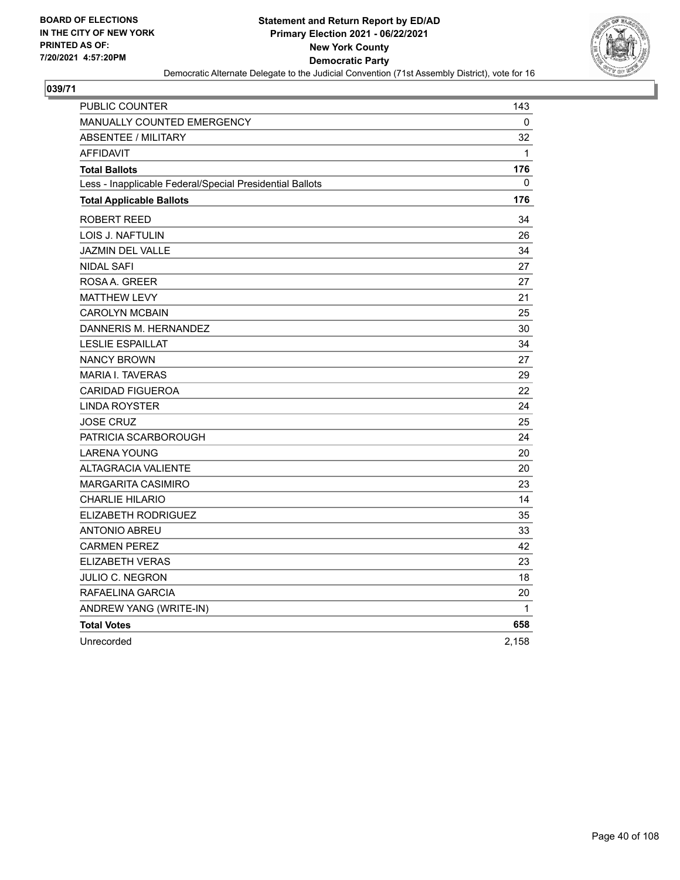BOARD OF ELECTIONS
IN THE CITY OF NEW YORK
PRINTED AS OF:
7/20/2021 4:57:20PM

**Statement and Return Report by ED/AD**
**Primary Election 2021 - 06/22/2021**
**New York County**
**Democratic Party**
Democratic Alternate Delegate to the Judicial Convention (71st Assembly District), vote for 16

**039/71**

| | |
|---|---|
| PUBLIC COUNTER | 143 |
| MANUALLY COUNTED EMERGENCY | 0 |
| ABSENTEE / MILITARY | 32 |
| AFFIDAVIT | 1 |
| **Total Ballots** | **176** |
| Less - Inapplicable Federal/Special Presidential Ballots | 0 |
| **Total Applicable Ballots** | **176** |
| ROBERT REED | 34 |
| LOIS J. NAFTULIN | 26 |
| JAZMIN DEL VALLE | 34 |
| NIDAL SAFI | 27 |
| ROSA A. GREER | 27 |
| MATTHEW LEVY | 21 |
| CAROLYN MCBAIN | 25 |
| DANNERIS M. HERNANDEZ | 30 |
| LESLIE ESPAILLAT | 34 |
| NANCY BROWN | 27 |
| MARIA I. TAVERAS | 29 |
| CARIDAD FIGUEROA | 22 |
| LINDA ROYSTER | 24 |
| JOSE CRUZ | 25 |
| PATRICIA SCARBOROUGH | 24 |
| LARENA YOUNG | 20 |
| ALTAGRACIA VALIENTE | 20 |
| MARGARITA CASIMIRO | 23 |
| CHARLIE HILARIO | 14 |
| ELIZABETH RODRIGUEZ | 35 |
| ANTONIO ABREU | 33 |
| CARMEN PEREZ | 42 |
| ELIZABETH VERAS | 23 |
| JULIO C. NEGRON | 18 |
| RAFAELINA GARCIA | 20 |
| ANDREW YANG (WRITE-IN) | 1 |
| **Total Votes** | **658** |
| Unrecorded | 2,158 |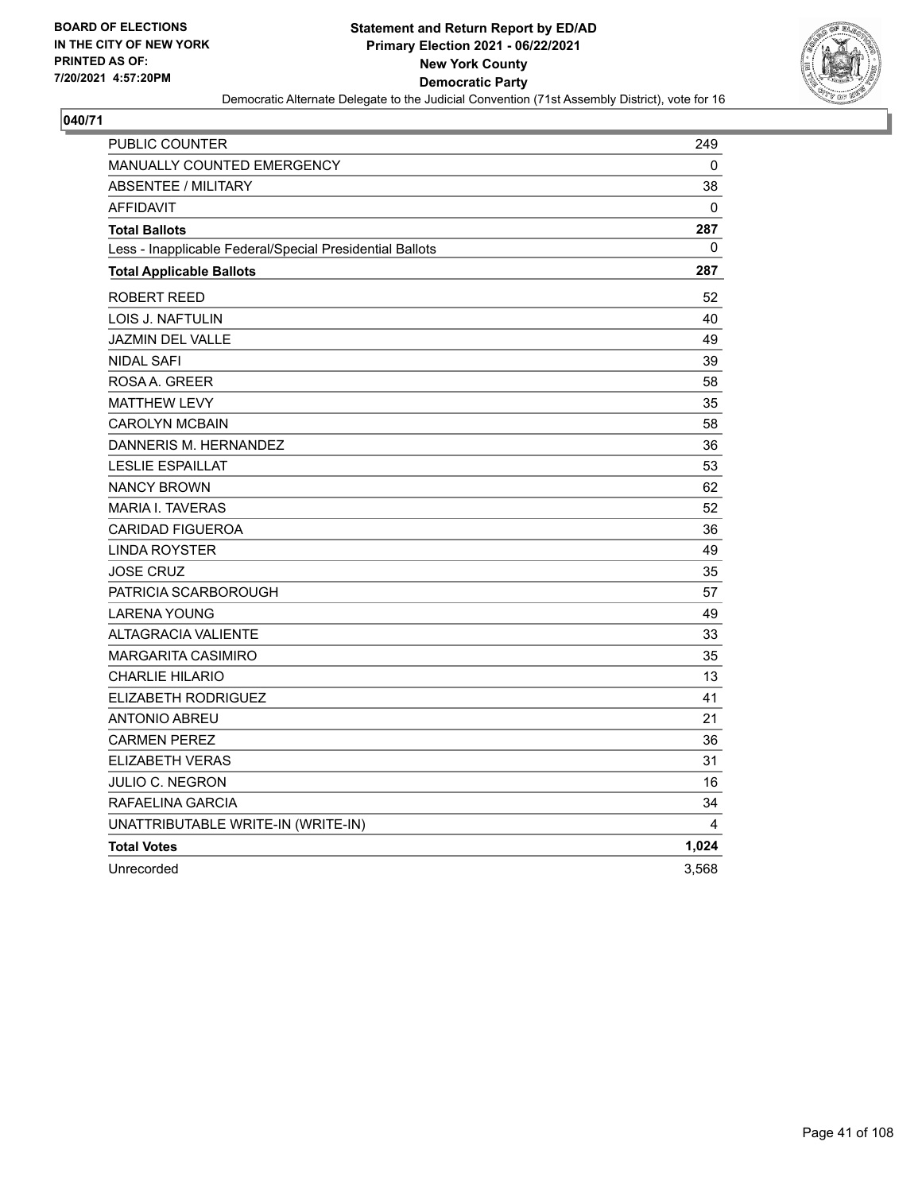**BOARD OF ELECTIONS IN THE CITY OF NEW YORK PRINTED AS OF: 7/20/2021 4:57:20PM**

# Statement and Return Report by ED/AD
## Primary Election 2021 - 06/22/2021
## New York County
## Democratic Party

Democratic Alternate Delegate to the Judicial Convention (71st Assembly District), vote for 16

### 040/71

| | |
|---|---|
| PUBLIC COUNTER | 249 |
| MANUALLY COUNTED EMERGENCY | 0 |
| ABSENTEE / MILITARY | 38 |
| AFFIDAVIT | 0 |
| **Total Ballots** | **287** |
| Less - Inapplicable Federal/Special Presidential Ballots | 0 |
| **Total Applicable Ballots** | **287** |
| ROBERT REED | 52 |
| LOIS J. NAFTULIN | 40 |
| JAZMIN DEL VALLE | 49 |
| NIDAL SAFI | 39 |
| ROSA A. GREER | 58 |
| MATTHEW LEVY | 35 |
| CAROLYN MCBAIN | 58 |
| DANNERIS M. HERNANDEZ | 36 |
| LESLIE ESPAILLAT | 53 |
| NANCY BROWN | 62 |
| MARIA I. TAVERAS | 52 |
| CARIDAD FIGUEROA | 36 |
| LINDA ROYSTER | 49 |
| JOSE CRUZ | 35 |
| PATRICIA SCARBOROUGH | 57 |
| LARENA YOUNG | 49 |
| ALTAGRACIA VALIENTE | 33 |
| MARGARITA CASIMIRO | 35 |
| CHARLIE HILARIO | 13 |
| ELIZABETH RODRIGUEZ | 41 |
| ANTONIO ABREU | 21 |
| CARMEN PEREZ | 36 |
| ELIZABETH VERAS | 31 |
| JULIO C. NEGRON | 16 |
| RAFAELINA GARCIA | 34 |
| UNATTRIBUTABLE WRITE-IN (WRITE-IN) | 4 |
| **Total Votes** | **1,024** |
| Unrecorded | 3,568 |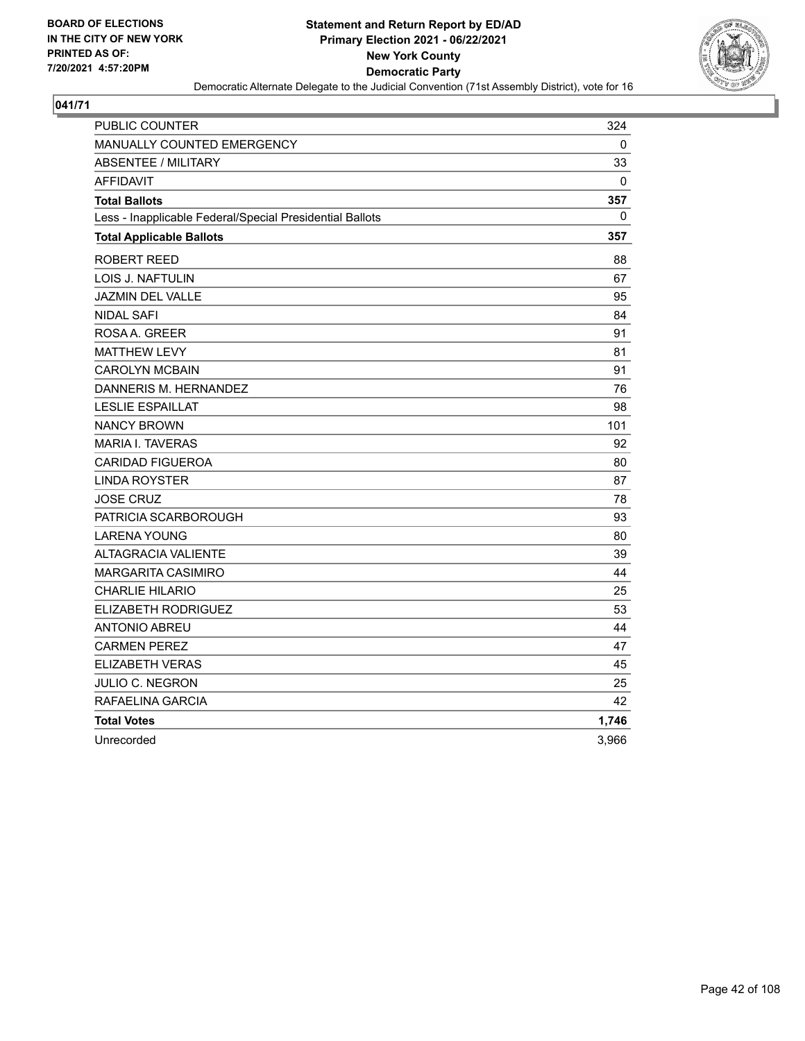BOARD OF ELECTIONS
IN THE CITY OF NEW YORK
PRINTED AS OF:
7/20/2021 4:57:20PM

**Statement and Return Report by ED/AD**
**Primary Election 2021 - 06/22/2021**
**New York County**
**Democratic Party**
Democratic Alternate Delegate to the Judicial Convention (71st Assembly District), vote for 16

**041/71**

| | |
|---|---|
| PUBLIC COUNTER | 324 |
| MANUALLY COUNTED EMERGENCY | 0 |
| ABSENTEE / MILITARY | 33 |
| AFFIDAVIT | 0 |
| **Total Ballots** | **357** |
| Less - Inapplicable Federal/Special Presidential Ballots | 0 |
| **Total Applicable Ballots** | **357** |
| ROBERT REED | 88 |
| LOIS J. NAFTULIN | 67 |
| JAZMIN DEL VALLE | 95 |
| NIDAL SAFI | 84 |
| ROSA A. GREER | 91 |
| MATTHEW LEVY | 81 |
| CAROLYN MCBAIN | 91 |
| DANNERIS M. HERNANDEZ | 76 |
| LESLIE ESPAILLAT | 98 |
| NANCY BROWN | 101 |
| MARIA I. TAVERAS | 92 |
| CARIDAD FIGUEROA | 80 |
| LINDA ROYSTER | 87 |
| JOSE CRUZ | 78 |
| PATRICIA SCARBOROUGH | 93 |
| LARENA YOUNG | 80 |
| ALTAGRACIA VALIENTE | 39 |
| MARGARITA CASIMIRO | 44 |
| CHARLIE HILARIO | 25 |
| ELIZABETH RODRIGUEZ | 53 |
| ANTONIO ABREU | 44 |
| CARMEN PEREZ | 47 |
| ELIZABETH VERAS | 45 |
| JULIO C. NEGRON | 25 |
| RAFAELINA GARCIA | 42 |
| **Total Votes** | **1,746** |
| Unrecorded | 3,966 |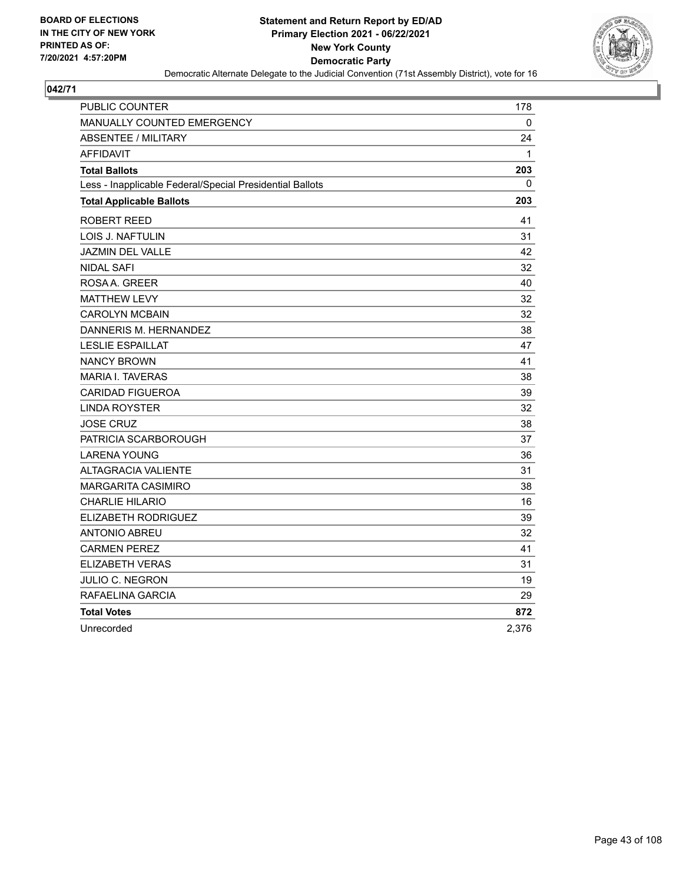BOARD OF ELECTIONS
IN THE CITY OF NEW YORK
PRINTED AS OF:
7/20/2021 4:57:20PM

**Statement and Return Report by ED/AD**
**Primary Election 2021 - 06/22/2021**
**New York County**
**Democratic Party**
Democratic Alternate Delegate to the Judicial Convention (71st Assembly District), vote for 16

**042/71**

| | |
|---|---|
| PUBLIC COUNTER | 178 |
| MANUALLY COUNTED EMERGENCY | 0 |
| ABSENTEE / MILITARY | 24 |
| AFFIDAVIT | 1 |
| **Total Ballots** | **203** |
| Less - Inapplicable Federal/Special Presidential Ballots | 0 |
| **Total Applicable Ballots** | **203** |
| ROBERT REED | 41 |
| LOIS J. NAFTULIN | 31 |
| JAZMIN DEL VALLE | 42 |
| NIDAL SAFI | 32 |
| ROSA A. GREER | 40 |
| MATTHEW LEVY | 32 |
| CAROLYN MCBAIN | 32 |
| DANNERIS M. HERNANDEZ | 38 |
| LESLIE ESPAILLAT | 47 |
| NANCY BROWN | 41 |
| MARIA I. TAVERAS | 38 |
| CARIDAD FIGUEROA | 39 |
| LINDA ROYSTER | 32 |
| JOSE CRUZ | 38 |
| PATRICIA SCARBOROUGH | 37 |
| LARENA YOUNG | 36 |
| ALTAGRACIA VALIENTE | 31 |
| MARGARITA CASIMIRO | 38 |
| CHARLIE HILARIO | 16 |
| ELIZABETH RODRIGUEZ | 39 |
| ANTONIO ABREU | 32 |
| CARMEN PEREZ | 41 |
| ELIZABETH VERAS | 31 |
| JULIO C. NEGRON | 19 |
| RAFAELINA GARCIA | 29 |
| **Total Votes** | **872** |
| Unrecorded | 2,376 |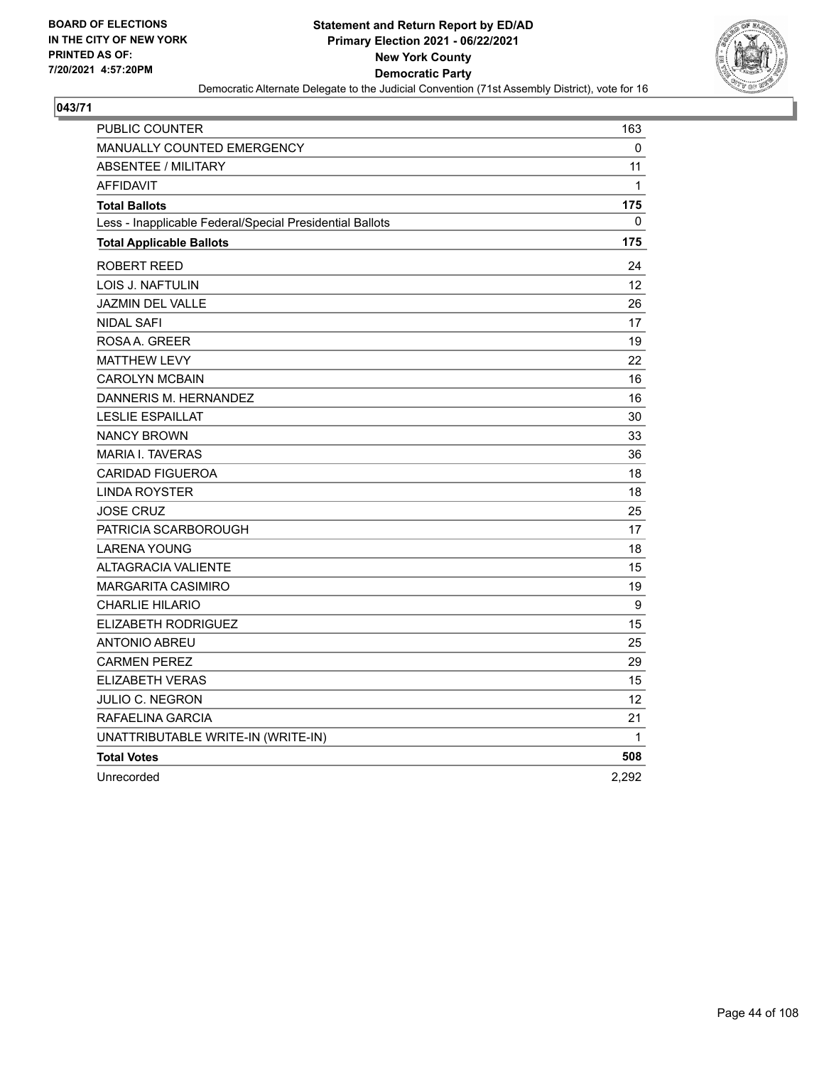BOARD OF ELECTIONS
IN THE CITY OF NEW YORK
PRINTED AS OF:
7/20/2021 4:57:20PM

**Statement and Return Report by ED/AD**
**Primary Election 2021 - 06/22/2021**
**New York County**
**Democratic Party**
Democratic Alternate Delegate to the Judicial Convention (71st Assembly District), vote for 16

## 043/71

| | |
|---|---|
| PUBLIC COUNTER | 163 |
| MANUALLY COUNTED EMERGENCY | 0 |
| ABSENTEE / MILITARY | 11 |
| AFFIDAVIT | 1 |
| **Total Ballots** | **175** |
| Less - Inapplicable Federal/Special Presidential Ballots | 0 |
| **Total Applicable Ballots** | **175** |
| ROBERT REED | 24 |
| LOIS J. NAFTULIN | 12 |
| JAZMIN DEL VALLE | 26 |
| NIDAL SAFI | 17 |
| ROSA A. GREER | 19 |
| MATTHEW LEVY | 22 |
| CAROLYN MCBAIN | 16 |
| DANNERIS M. HERNANDEZ | 16 |
| LESLIE ESPAILLAT | 30 |
| NANCY BROWN | 33 |
| MARIA I. TAVERAS | 36 |
| CARIDAD FIGUEROA | 18 |
| LINDA ROYSTER | 18 |
| JOSE CRUZ | 25 |
| PATRICIA SCARBOROUGH | 17 |
| LARENA YOUNG | 18 |
| ALTAGRACIA VALIENTE | 15 |
| MARGARITA CASIMIRO | 19 |
| CHARLIE HILARIO | 9 |
| ELIZABETH RODRIGUEZ | 15 |
| ANTONIO ABREU | 25 |
| CARMEN PEREZ | 29 |
| ELIZABETH VERAS | 15 |
| JULIO C. NEGRON | 12 |
| RAFAELINA GARCIA | 21 |
| UNATTRIBUTABLE WRITE-IN (WRITE-IN) | 1 |
| **Total Votes** | **508** |
| Unrecorded | 2,292 |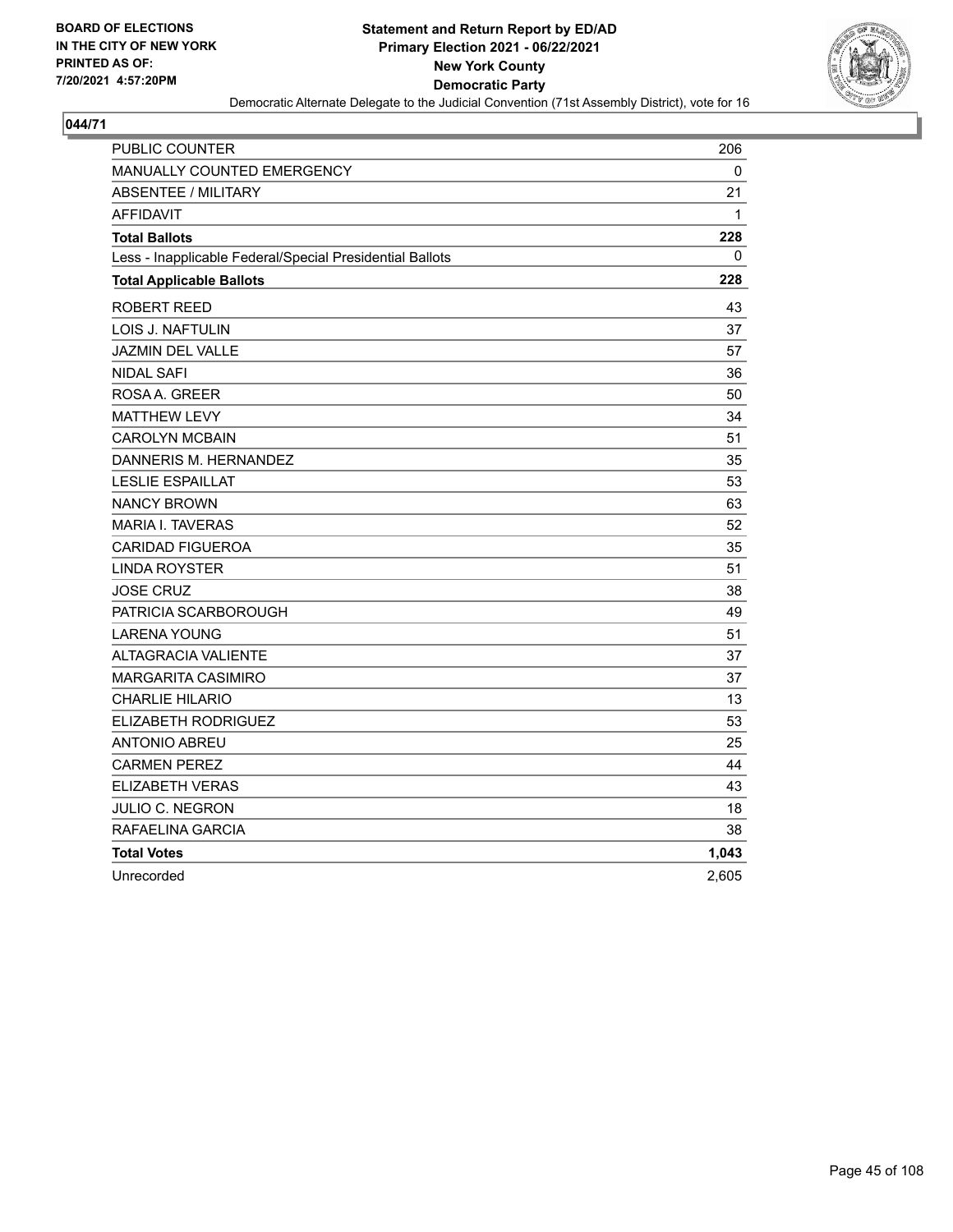BOARD OF ELECTIONS
IN THE CITY OF NEW YORK
PRINTED AS OF:
7/20/2021 4:57:20PM

**Statement and Return Report by ED/AD**
**Primary Election 2021 - 06/22/2021**
**New York County**
**Democratic Party**
Democratic Alternate Delegate to the Judicial Convention (71st Assembly District), vote for 16

**044/71**

| | |
|---|---|
| PUBLIC COUNTER | 206 |
| MANUALLY COUNTED EMERGENCY | 0 |
| ABSENTEE / MILITARY | 21 |
| AFFIDAVIT | 1 |
| **Total Ballots** | **228** |
| Less - Inapplicable Federal/Special Presidential Ballots | 0 |
| **Total Applicable Ballots** | **228** |
| ROBERT REED | 43 |
| LOIS J. NAFTULIN | 37 |
| JAZMIN DEL VALLE | 57 |
| NIDAL SAFI | 36 |
| ROSA A. GREER | 50 |
| MATTHEW LEVY | 34 |
| CAROLYN MCBAIN | 51 |
| DANNERIS M. HERNANDEZ | 35 |
| LESLIE ESPAILLAT | 53 |
| NANCY BROWN | 63 |
| MARIA I. TAVERAS | 52 |
| CARIDAD FIGUEROA | 35 |
| LINDA ROYSTER | 51 |
| JOSE CRUZ | 38 |
| PATRICIA SCARBOROUGH | 49 |
| LARENA YOUNG | 51 |
| ALTAGRACIA VALIENTE | 37 |
| MARGARITA CASIMIRO | 37 |
| CHARLIE HILARIO | 13 |
| ELIZABETH RODRIGUEZ | 53 |
| ANTONIO ABREU | 25 |
| CARMEN PEREZ | 44 |
| ELIZABETH VERAS | 43 |
| JULIO C. NEGRON | 18 |
| RAFAELINA GARCIA | 38 |
| **Total Votes** | **1,043** |
| Unrecorded | 2,605 |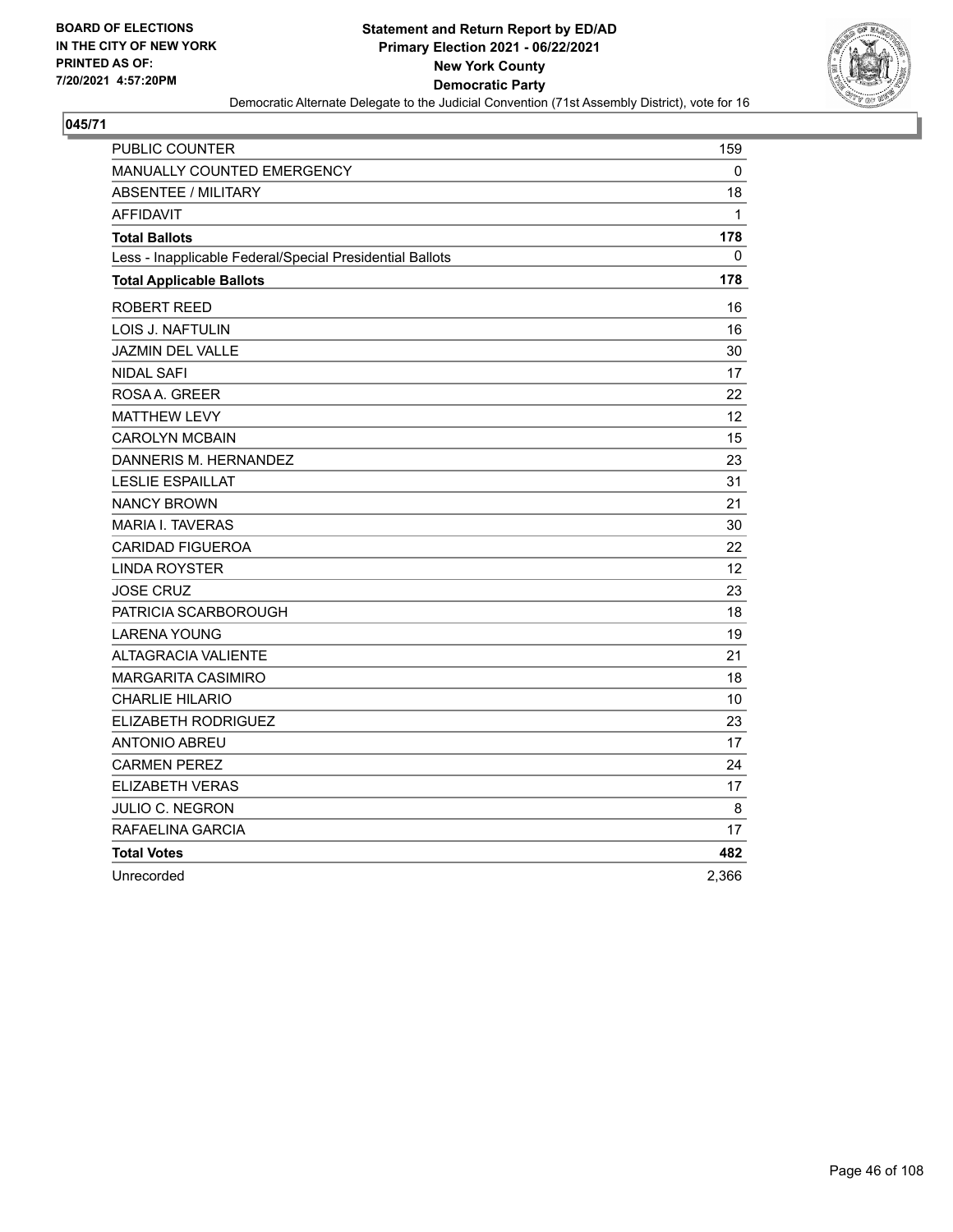BOARD OF ELECTIONS
IN THE CITY OF NEW YORK
PRINTED AS OF:
7/20/2021 4:57:20PM

# Statement and Return Report by ED/AD
## Primary Election 2021 - 06/22/2021
## New York County
## Democratic Party

Democratic Alternate Delegate to the Judicial Convention (71st Assembly District), vote for 16

**045/71**

| | |
|---|---|
| PUBLIC COUNTER | 159 |
| MANUALLY COUNTED EMERGENCY | 0 |
| ABSENTEE / MILITARY | 18 |
| AFFIDAVIT | 1 |
| **Total Ballots** | **178** |
| Less - Inapplicable Federal/Special Presidential Ballots | 0 |
| **Total Applicable Ballots** | **178** |
| ROBERT REED | 16 |
| LOIS J. NAFTULIN | 16 |
| JAZMIN DEL VALLE | 30 |
| NIDAL SAFI | 17 |
| ROSA A. GREER | 22 |
| MATTHEW LEVY | 12 |
| CAROLYN MCBAIN | 15 |
| DANNERIS M. HERNANDEZ | 23 |
| LESLIE ESPAILLAT | 31 |
| NANCY BROWN | 21 |
| MARIA I. TAVERAS | 30 |
| CARIDAD FIGUEROA | 22 |
| LINDA ROYSTER | 12 |
| JOSE CRUZ | 23 |
| PATRICIA SCARBOROUGH | 18 |
| LARENA YOUNG | 19 |
| ALTAGRACIA VALIENTE | 21 |
| MARGARITA CASIMIRO | 18 |
| CHARLIE HILARIO | 10 |
| ELIZABETH RODRIGUEZ | 23 |
| ANTONIO ABREU | 17 |
| CARMEN PEREZ | 24 |
| ELIZABETH VERAS | 17 |
| JULIO C. NEGRON | 8 |
| RAFAELINA GARCIA | 17 |
| **Total Votes** | **482** |
| Unrecorded | 2,366 |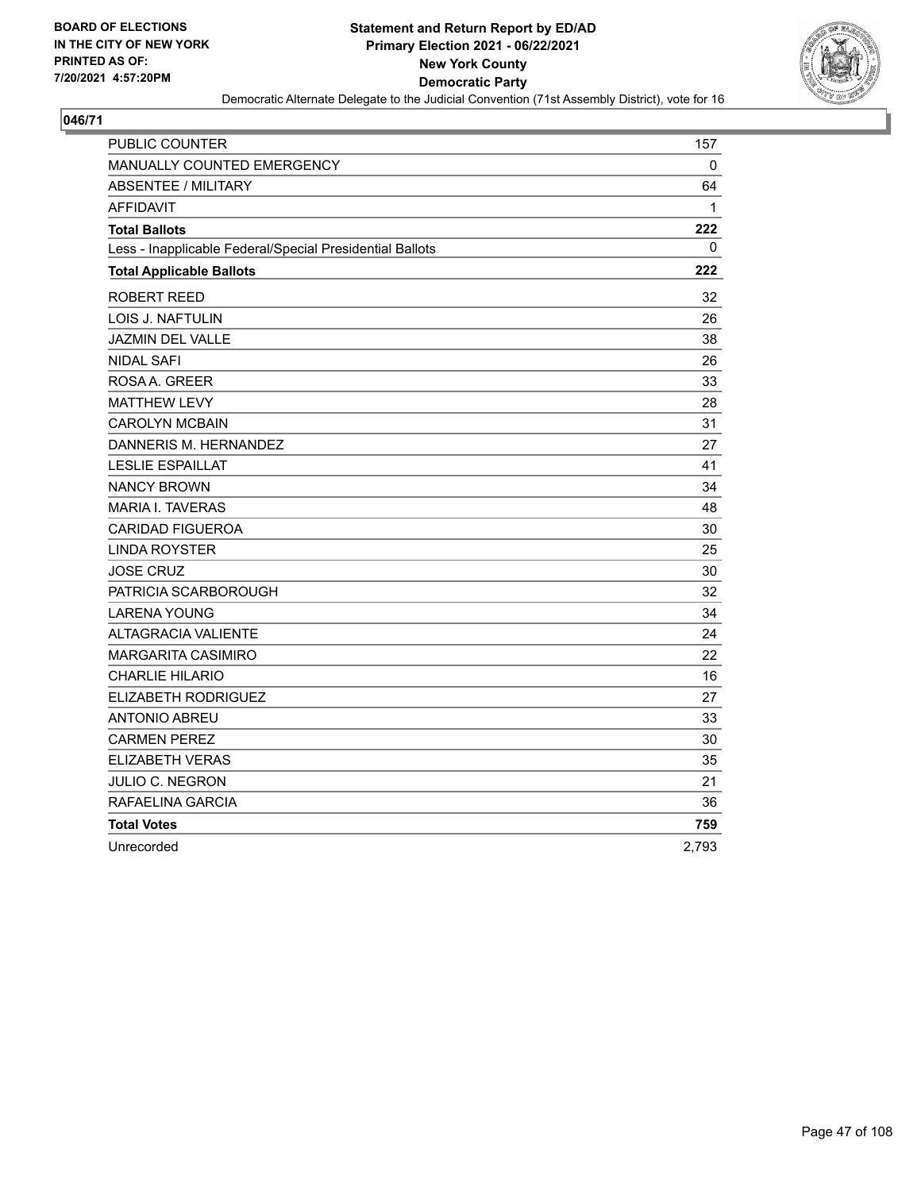**BOARD OF ELECTIONS IN THE CITY OF NEW YORK PRINTED AS OF: 7/20/2021 4:57:20PM**

**Statement and Return Report by ED/AD**
**Primary Election 2021 - 06/22/2021**
**New York County**
**Democratic Party**
Democratic Alternate Delegate to the Judicial Convention (71st Assembly District), vote for 16

**046/71**

| | |
|---|---|
| PUBLIC COUNTER | 157 |
| MANUALLY COUNTED EMERGENCY | 0 |
| ABSENTEE / MILITARY | 64 |
| AFFIDAVIT | 1 |
| **Total Ballots** | **222** |
| Less - Inapplicable Federal/Special Presidential Ballots | 0 |
| **Total Applicable Ballots** | **222** |
| ROBERT REED | 32 |
| LOIS J. NAFTULIN | 26 |
| JAZMIN DEL VALLE | 38 |
| NIDAL SAFI | 26 |
| ROSA A. GREER | 33 |
| MATTHEW LEVY | 28 |
| CAROLYN MCBAIN | 31 |
| DANNERIS M. HERNANDEZ | 27 |
| LESLIE ESPAILLAT | 41 |
| NANCY BROWN | 34 |
| MARIA I. TAVERAS | 48 |
| CARIDAD FIGUEROA | 30 |
| LINDA ROYSTER | 25 |
| JOSE CRUZ | 30 |
| PATRICIA SCARBOROUGH | 32 |
| LARENA YOUNG | 34 |
| ALTAGRACIA VALIENTE | 24 |
| MARGARITA CASIMIRO | 22 |
| CHARLIE HILARIO | 16 |
| ELIZABETH RODRIGUEZ | 27 |
| ANTONIO ABREU | 33 |
| CARMEN PEREZ | 30 |
| ELIZABETH VERAS | 35 |
| JULIO C. NEGRON | 21 |
| RAFAELINA GARCIA | 36 |
| **Total Votes** | **759** |
| Unrecorded | 2,793 |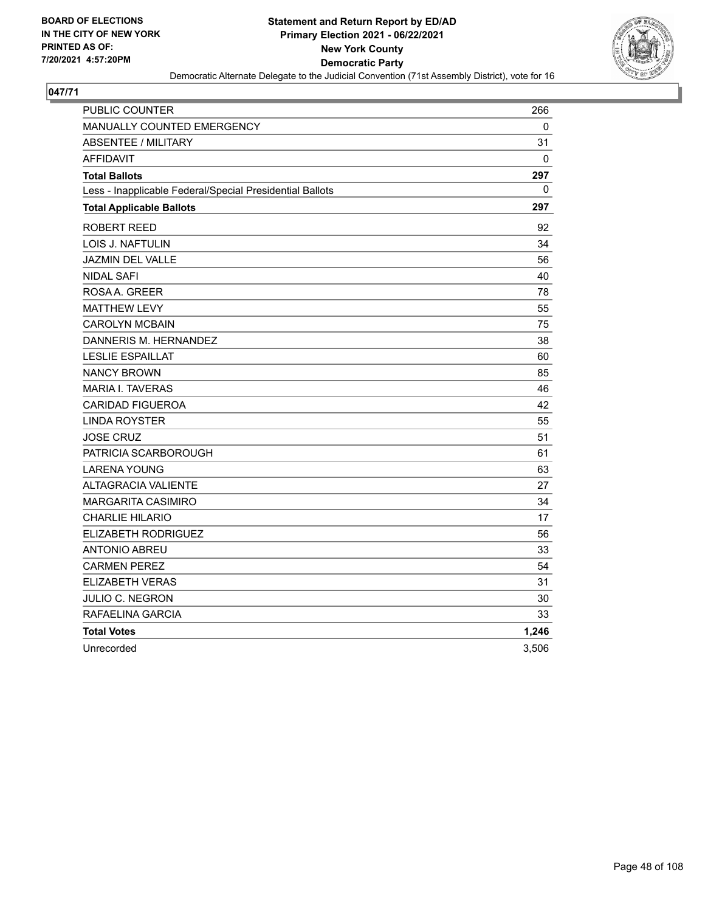BOARD OF ELECTIONS
IN THE CITY OF NEW YORK
PRINTED AS OF:
7/20/2021 4:57:20PM

**Statement and Return Report by ED/AD**
**Primary Election 2021 - 06/22/2021**
**New York County**
**Democratic Party**
Democratic Alternate Delegate to the Judicial Convention (71st Assembly District), vote for 16

**047/71**

| | |
|---|---|
| PUBLIC COUNTER | 266 |
| MANUALLY COUNTED EMERGENCY | 0 |
| ABSENTEE / MILITARY | 31 |
| AFFIDAVIT | 0 |
| **Total Ballots** | **297** |
| Less - Inapplicable Federal/Special Presidential Ballots | 0 |
| **Total Applicable Ballots** | **297** |
| ROBERT REED | 92 |
| LOIS J. NAFTULIN | 34 |
| JAZMIN DEL VALLE | 56 |
| NIDAL SAFI | 40 |
| ROSA A. GREER | 78 |
| MATTHEW LEVY | 55 |
| CAROLYN MCBAIN | 75 |
| DANNERIS M. HERNANDEZ | 38 |
| LESLIE ESPAILLAT | 60 |
| NANCY BROWN | 85 |
| MARIA I. TAVERAS | 46 |
| CARIDAD FIGUEROA | 42 |
| LINDA ROYSTER | 55 |
| JOSE CRUZ | 51 |
| PATRICIA SCARBOROUGH | 61 |
| LARENA YOUNG | 63 |
| ALTAGRACIA VALIENTE | 27 |
| MARGARITA CASIMIRO | 34 |
| CHARLIE HILARIO | 17 |
| ELIZABETH RODRIGUEZ | 56 |
| ANTONIO ABREU | 33 |
| CARMEN PEREZ | 54 |
| ELIZABETH VERAS | 31 |
| JULIO C. NEGRON | 30 |
| RAFAELINA GARCIA | 33 |
| **Total Votes** | **1,246** |
| Unrecorded | 3,506 |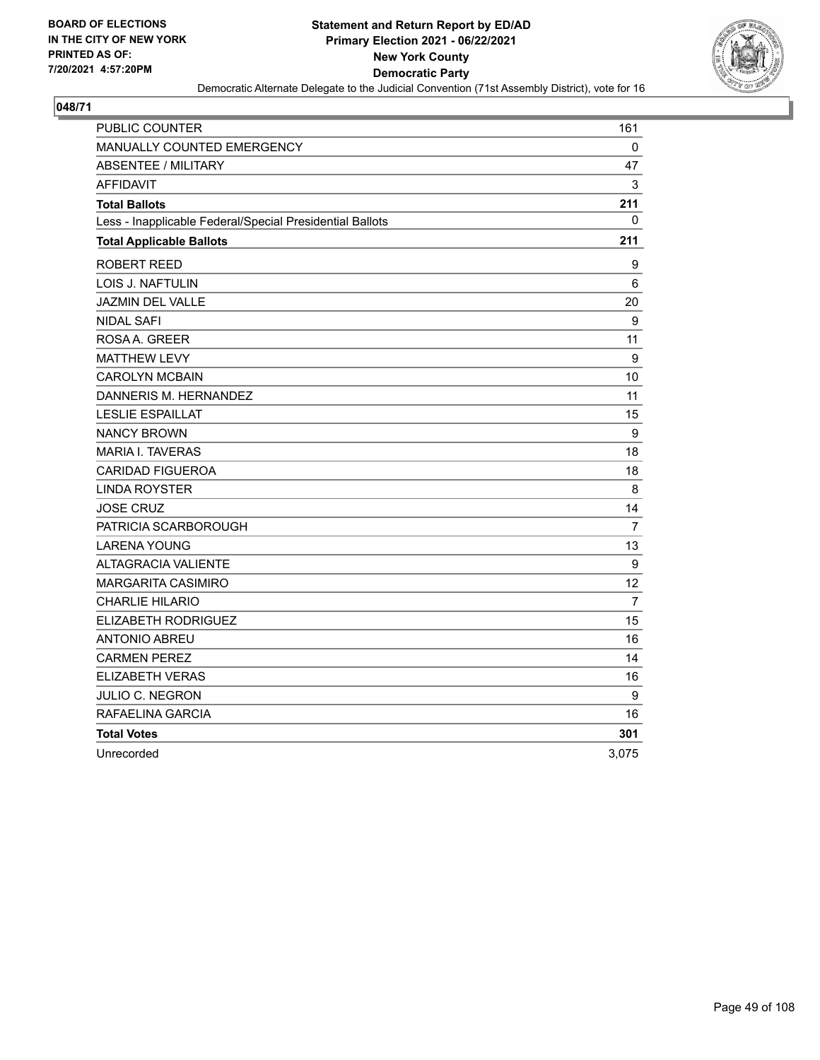**BOARD OF ELECTIONS IN THE CITY OF NEW YORK PRINTED AS OF: 7/20/2021 4:57:20PM**

**Statement and Return Report by ED/AD**
**Primary Election 2021 - 06/22/2021**
**New York County**
**Democratic Party**
Democratic Alternate Delegate to the Judicial Convention (71st Assembly District), vote for 16

**048/71**

| | |
|---|---|
| PUBLIC COUNTER | 161 |
| MANUALLY COUNTED EMERGENCY | 0 |
| ABSENTEE / MILITARY | 47 |
| AFFIDAVIT | 3 |
| **Total Ballots** | **211** |
| Less - Inapplicable Federal/Special Presidential Ballots | 0 |
| **Total Applicable Ballots** | **211** |
| ROBERT REED | 9 |
| LOIS J. NAFTULIN | 6 |
| JAZMIN DEL VALLE | 20 |
| NIDAL SAFI | 9 |
| ROSA A. GREER | 11 |
| MATTHEW LEVY | 9 |
| CAROLYN MCBAIN | 10 |
| DANNERIS M. HERNANDEZ | 11 |
| LESLIE ESPAILLAT | 15 |
| NANCY BROWN | 9 |
| MARIA I. TAVERAS | 18 |
| CARIDAD FIGUEROA | 18 |
| LINDA ROYSTER | 8 |
| JOSE CRUZ | 14 |
| PATRICIA SCARBOROUGH | 7 |
| LARENA YOUNG | 13 |
| ALTAGRACIA VALIENTE | 9 |
| MARGARITA CASIMIRO | 12 |
| CHARLIE HILARIO | 7 |
| ELIZABETH RODRIGUEZ | 15 |
| ANTONIO ABREU | 16 |
| CARMEN PEREZ | 14 |
| ELIZABETH VERAS | 16 |
| JULIO C. NEGRON | 9 |
| RAFAELINA GARCIA | 16 |
| **Total Votes** | **301** |
| Unrecorded | 3,075 |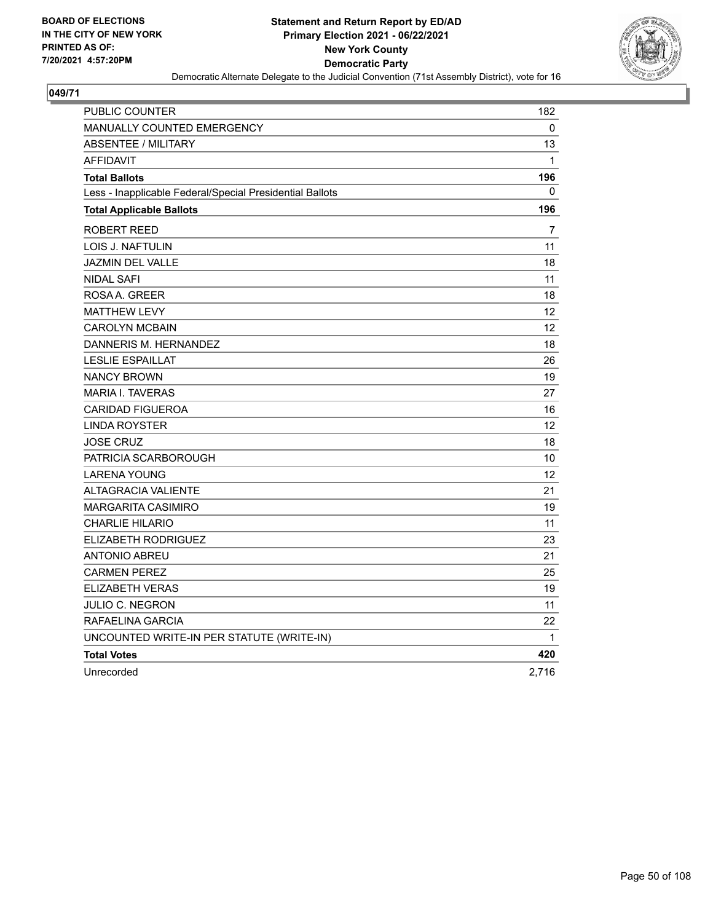BOARD OF ELECTIONS
IN THE CITY OF NEW YORK
PRINTED AS OF:
7/20/2021 4:57:20PM

**Statement and Return Report by ED/AD**
**Primary Election 2021 - 06/22/2021**
**New York County**
**Democratic Party**
Democratic Alternate Delegate to the Judicial Convention (71st Assembly District), vote for 16

**049/71**

| | |
|---|---|
| PUBLIC COUNTER | 182 |
| MANUALLY COUNTED EMERGENCY | 0 |
| ABSENTEE / MILITARY | 13 |
| AFFIDAVIT | 1 |
| **Total Ballots** | **196** |
| Less - Inapplicable Federal/Special Presidential Ballots | 0 |
| **Total Applicable Ballots** | **196** |
| ROBERT REED | 7 |
| LOIS J. NAFTULIN | 11 |
| JAZMIN DEL VALLE | 18 |
| NIDAL SAFI | 11 |
| ROSA A. GREER | 18 |
| MATTHEW LEVY | 12 |
| CAROLYN MCBAIN | 12 |
| DANNERIS M. HERNANDEZ | 18 |
| LESLIE ESPAILLAT | 26 |
| NANCY BROWN | 19 |
| MARIA I. TAVERAS | 27 |
| CARIDAD FIGUEROA | 16 |
| LINDA ROYSTER | 12 |
| JOSE CRUZ | 18 |
| PATRICIA SCARBOROUGH | 10 |
| LARENA YOUNG | 12 |
| ALTAGRACIA VALIENTE | 21 |
| MARGARITA CASIMIRO | 19 |
| CHARLIE HILARIO | 11 |
| ELIZABETH RODRIGUEZ | 23 |
| ANTONIO ABREU | 21 |
| CARMEN PEREZ | 25 |
| ELIZABETH VERAS | 19 |
| JULIO C. NEGRON | 11 |
| RAFAELINA GARCIA | 22 |
| UNCOUNTED WRITE-IN PER STATUTE (WRITE-IN) | 1 |
| **Total Votes** | **420** |
| Unrecorded | 2,716 |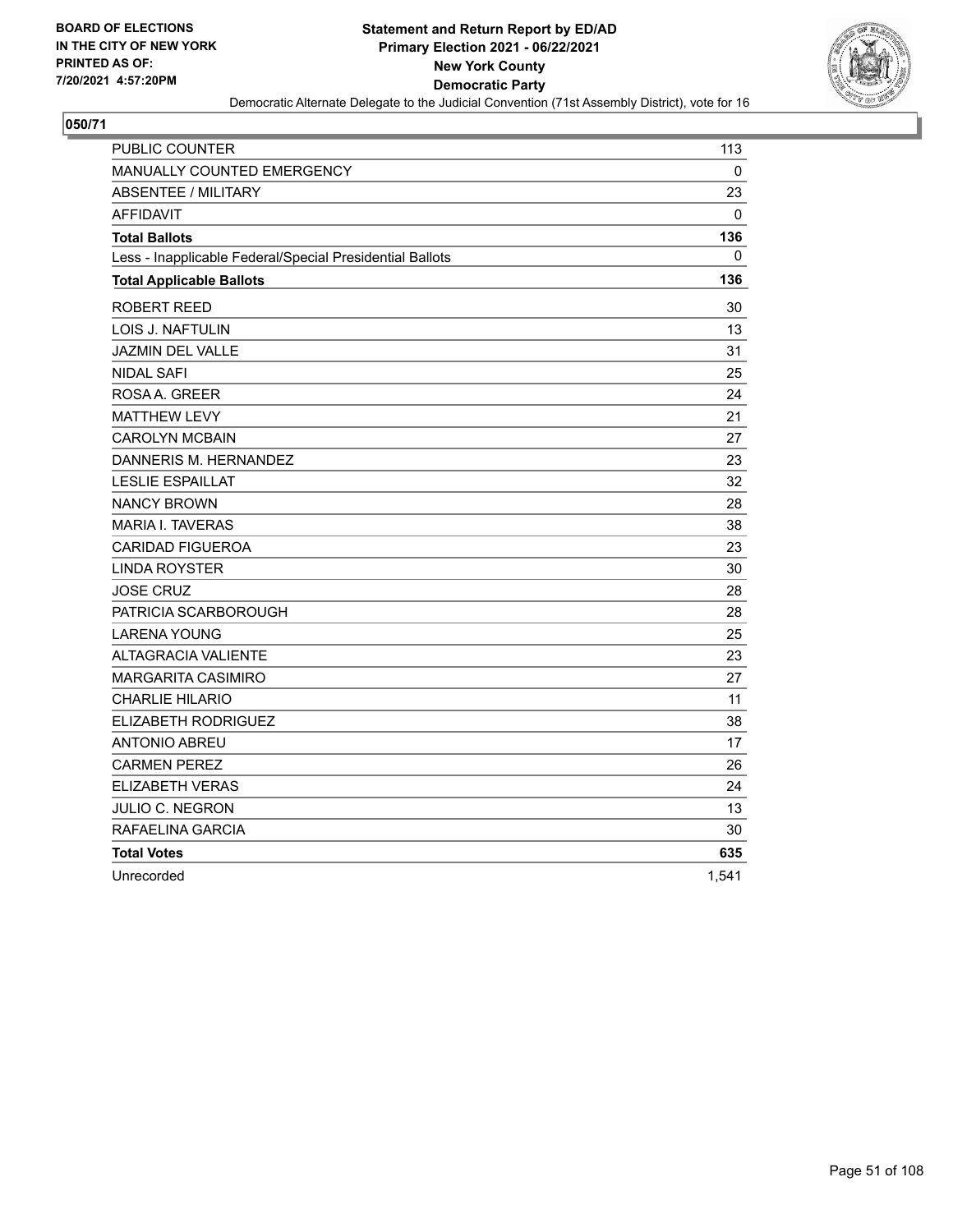**BOARD OF ELECTIONS IN THE CITY OF NEW YORK PRINTED AS OF: 7/20/2021 4:57:20PM**

**Statement and Return Report by ED/AD**
**Primary Election 2021 - 06/22/2021**
**New York County**
**Democratic Party**
Democratic Alternate Delegate to the Judicial Convention (71st Assembly District), vote for 16

## 050/71

| | |
|---|---|
| PUBLIC COUNTER | 113 |
| MANUALLY COUNTED EMERGENCY | 0 |
| ABSENTEE / MILITARY | 23 |
| AFFIDAVIT | 0 |
| **Total Ballots** | **136** |
| Less - Inapplicable Federal/Special Presidential Ballots | 0 |
| **Total Applicable Ballots** | **136** |
| ROBERT REED | 30 |
| LOIS J. NAFTULIN | 13 |
| JAZMIN DEL VALLE | 31 |
| NIDAL SAFI | 25 |
| ROSA A. GREER | 24 |
| MATTHEW LEVY | 21 |
| CAROLYN MCBAIN | 27 |
| DANNERIS M. HERNANDEZ | 23 |
| LESLIE ESPAILLAT | 32 |
| NANCY BROWN | 28 |
| MARIA I. TAVERAS | 38 |
| CARIDAD FIGUEROA | 23 |
| LINDA ROYSTER | 30 |
| JOSE CRUZ | 28 |
| PATRICIA SCARBOROUGH | 28 |
| LARENA YOUNG | 25 |
| ALTAGRACIA VALIENTE | 23 |
| MARGARITA CASIMIRO | 27 |
| CHARLIE HILARIO | 11 |
| ELIZABETH RODRIGUEZ | 38 |
| ANTONIO ABREU | 17 |
| CARMEN PEREZ | 26 |
| ELIZABETH VERAS | 24 |
| JULIO C. NEGRON | 13 |
| RAFAELINA GARCIA | 30 |
| **Total Votes** | **635** |
| Unrecorded | 1,541 |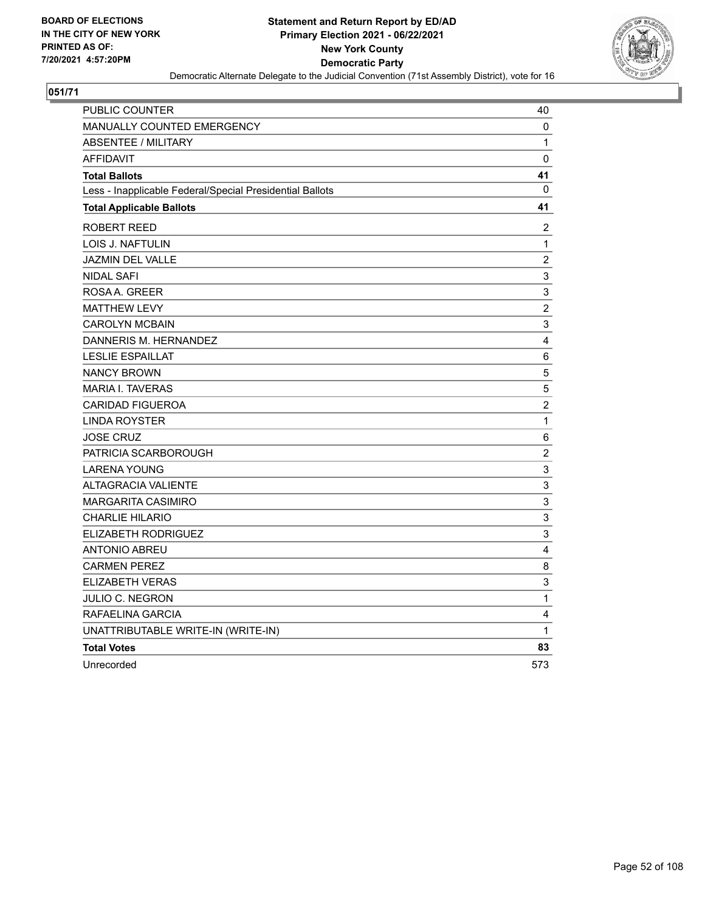**BOARD OF ELECTIONS IN THE CITY OF NEW YORK PRINTED AS OF: 7/20/2021 4:57:20PM**

**Statement and Return Report by ED/AD Primary Election 2021 - 06/22/2021 New York County Democratic Party**

Democratic Alternate Delegate to the Judicial Convention (71st Assembly District), vote for 16

**051/71**

| | |
|---|---|
| PUBLIC COUNTER | 40 |
| MANUALLY COUNTED EMERGENCY | 0 |
| ABSENTEE / MILITARY | 1 |
| AFFIDAVIT | 0 |
| **Total Ballots** | **41** |
| Less - Inapplicable Federal/Special Presidential Ballots | 0 |
| **Total Applicable Ballots** | **41** |
| ROBERT REED | 2 |
| LOIS J. NAFTULIN | 1 |
| JAZMIN DEL VALLE | 2 |
| NIDAL SAFI | 3 |
| ROSA A. GREER | 3 |
| MATTHEW LEVY | 2 |
| CAROLYN MCBAIN | 3 |
| DANNERIS M. HERNANDEZ | 4 |
| LESLIE ESPAILLAT | 6 |
| NANCY BROWN | 5 |
| MARIA I. TAVERAS | 5 |
| CARIDAD FIGUEROA | 2 |
| LINDA ROYSTER | 1 |
| JOSE CRUZ | 6 |
| PATRICIA SCARBOROUGH | 2 |
| LARENA YOUNG | 3 |
| ALTAGRACIA VALIENTE | 3 |
| MARGARITA CASIMIRO | 3 |
| CHARLIE HILARIO | 3 |
| ELIZABETH RODRIGUEZ | 3 |
| ANTONIO ABREU | 4 |
| CARMEN PEREZ | 8 |
| ELIZABETH VERAS | 3 |
| JULIO C. NEGRON | 1 |
| RAFAELINA GARCIA | 4 |
| UNATTRIBUTABLE WRITE-IN (WRITE-IN) | 1 |
| **Total Votes** | **83** |
| Unrecorded | 573 |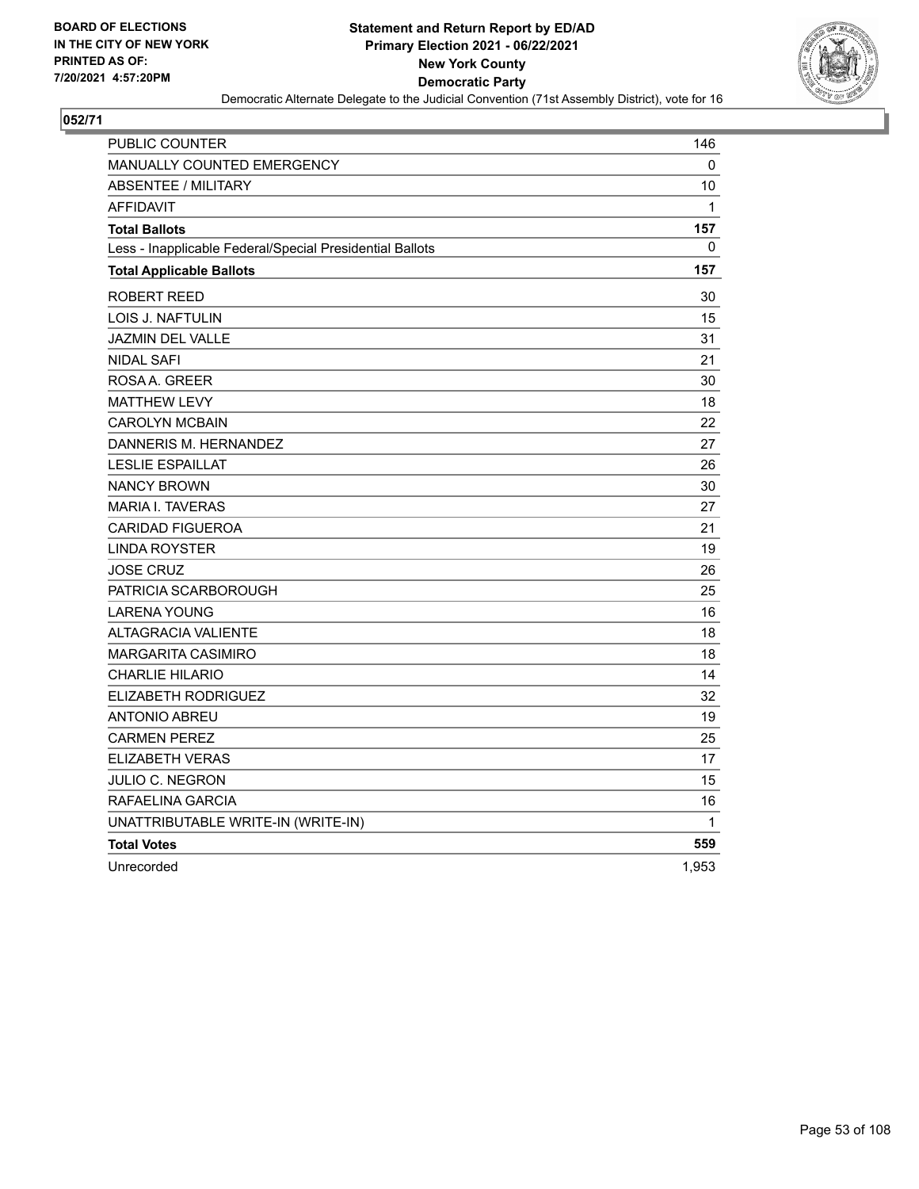BOARD OF ELECTIONS
IN THE CITY OF NEW YORK
PRINTED AS OF:
7/20/2021 4:57:20PM

# Statement and Return Report by ED/AD
## Primary Election 2021 - 06/22/2021
## New York County
## Democratic Party

Democratic Alternate Delegate to the Judicial Convention (71st Assembly District), vote for 16

**052/71**

| | |
|---|---|
| PUBLIC COUNTER | 146 |
| MANUALLY COUNTED EMERGENCY | 0 |
| ABSENTEE / MILITARY | 10 |
| AFFIDAVIT | 1 |
| **Total Ballots** | **157** |
| Less - Inapplicable Federal/Special Presidential Ballots | 0 |
| **Total Applicable Ballots** | **157** |
| ROBERT REED | 30 |
| LOIS J. NAFTULIN | 15 |
| JAZMIN DEL VALLE | 31 |
| NIDAL SAFI | 21 |
| ROSA A. GREER | 30 |
| MATTHEW LEVY | 18 |
| CAROLYN MCBAIN | 22 |
| DANNERIS M. HERNANDEZ | 27 |
| LESLIE ESPAILLAT | 26 |
| NANCY BROWN | 30 |
| MARIA I. TAVERAS | 27 |
| CARIDAD FIGUEROA | 21 |
| LINDA ROYSTER | 19 |
| JOSE CRUZ | 26 |
| PATRICIA SCARBOROUGH | 25 |
| LARENA YOUNG | 16 |
| ALTAGRACIA VALIENTE | 18 |
| MARGARITA CASIMIRO | 18 |
| CHARLIE HILARIO | 14 |
| ELIZABETH RODRIGUEZ | 32 |
| ANTONIO ABREU | 19 |
| CARMEN PEREZ | 25 |
| ELIZABETH VERAS | 17 |
| JULIO C. NEGRON | 15 |
| RAFAELINA GARCIA | 16 |
| UNATTRIBUTABLE WRITE-IN (WRITE-IN) | 1 |
| **Total Votes** | **559** |
| Unrecorded | 1,953 |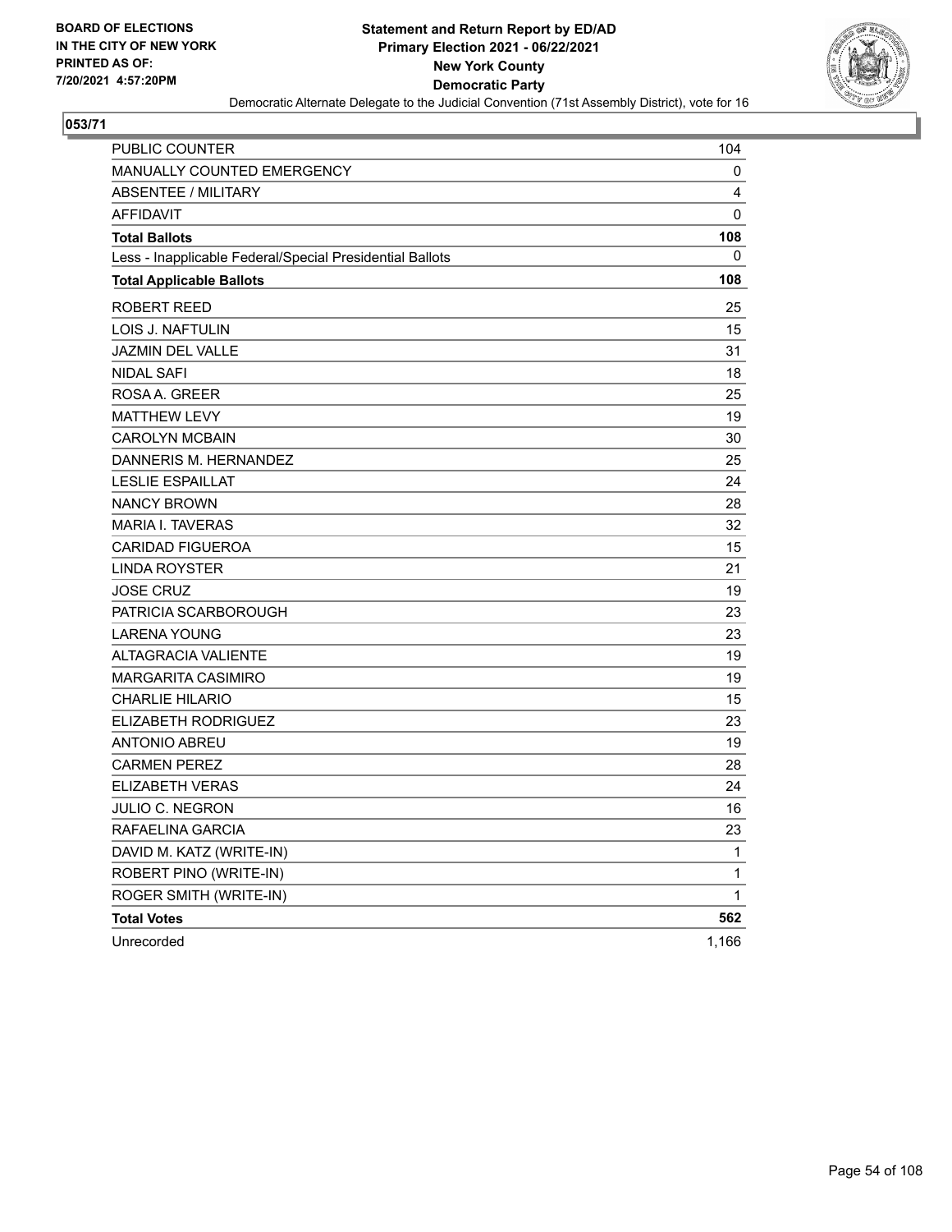BOARD OF ELECTIONS
IN THE CITY OF NEW YORK
PRINTED AS OF:
7/20/2021 4:57:20PM

**Statement and Return Report by ED/AD**
**Primary Election 2021 - 06/22/2021**
**New York County**
**Democratic Party**
Democratic Alternate Delegate to the Judicial Convention (71st Assembly District), vote for 16

**053/71**

| | |
|---|---|
| PUBLIC COUNTER | 104 |
| MANUALLY COUNTED EMERGENCY | 0 |
| ABSENTEE / MILITARY | 4 |
| AFFIDAVIT | 0 |
| **Total Ballots** | **108** |
| Less - Inapplicable Federal/Special Presidential Ballots | 0 |
| **Total Applicable Ballots** | **108** |
| ROBERT REED | 25 |
| LOIS J. NAFTULIN | 15 |
| JAZMIN DEL VALLE | 31 |
| NIDAL SAFI | 18 |
| ROSA A. GREER | 25 |
| MATTHEW LEVY | 19 |
| CAROLYN MCBAIN | 30 |
| DANNERIS M. HERNANDEZ | 25 |
| LESLIE ESPAILLAT | 24 |
| NANCY BROWN | 28 |
| MARIA I. TAVERAS | 32 |
| CARIDAD FIGUEROA | 15 |
| LINDA ROYSTER | 21 |
| JOSE CRUZ | 19 |
| PATRICIA SCARBOROUGH | 23 |
| LARENA YOUNG | 23 |
| ALTAGRACIA VALIENTE | 19 |
| MARGARITA CASIMIRO | 19 |
| CHARLIE HILARIO | 15 |
| ELIZABETH RODRIGUEZ | 23 |
| ANTONIO ABREU | 19 |
| CARMEN PEREZ | 28 |
| ELIZABETH VERAS | 24 |
| JULIO C. NEGRON | 16 |
| RAFAELINA GARCIA | 23 |
| DAVID M. KATZ (WRITE-IN) | 1 |
| ROBERT PINO (WRITE-IN) | 1 |
| ROGER SMITH (WRITE-IN) | 1 |
| **Total Votes** | **562** |
| Unrecorded | 1,166 |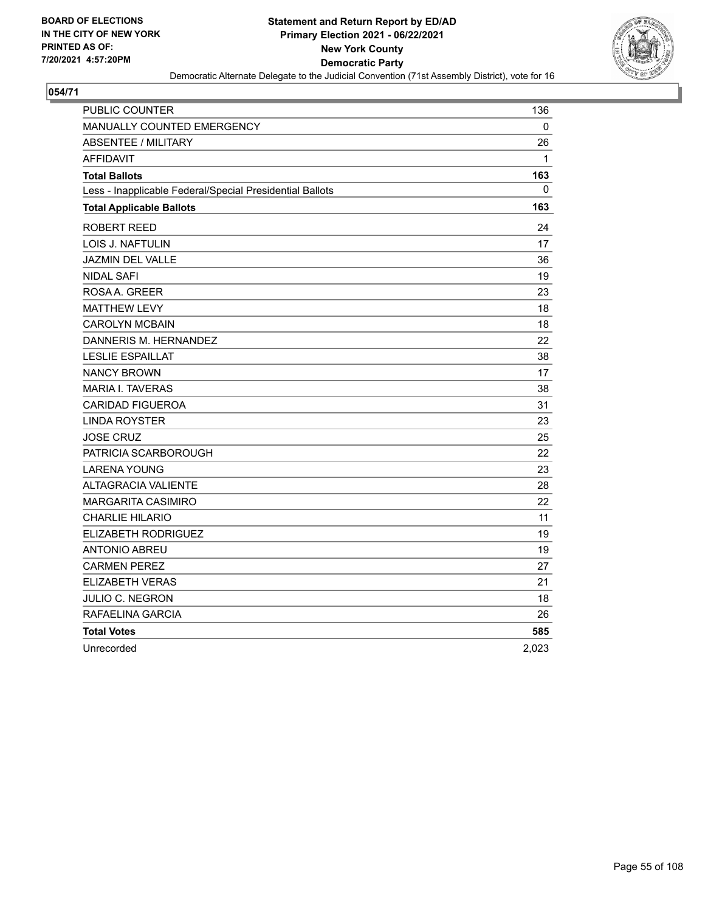BOARD OF ELECTIONS
IN THE CITY OF NEW YORK
PRINTED AS OF:
7/20/2021 4:57:20PM

**Statement and Return Report by ED/AD**
**Primary Election 2021 - 06/22/2021**
**New York County**
**Democratic Party**
Democratic Alternate Delegate to the Judicial Convention (71st Assembly District), vote for 16

**054/71**

| | |
|---|---|
| PUBLIC COUNTER | 136 |
| MANUALLY COUNTED EMERGENCY | 0 |
| ABSENTEE / MILITARY | 26 |
| AFFIDAVIT | 1 |
| **Total Ballots** | **163** |
| Less - Inapplicable Federal/Special Presidential Ballots | 0 |
| **Total Applicable Ballots** | **163** |
| ROBERT REED | 24 |
| LOIS J. NAFTULIN | 17 |
| JAZMIN DEL VALLE | 36 |
| NIDAL SAFI | 19 |
| ROSA A. GREER | 23 |
| MATTHEW LEVY | 18 |
| CAROLYN MCBAIN | 18 |
| DANNERIS M. HERNANDEZ | 22 |
| LESLIE ESPAILLAT | 38 |
| NANCY BROWN | 17 |
| MARIA I. TAVERAS | 38 |
| CARIDAD FIGUEROA | 31 |
| LINDA ROYSTER | 23 |
| JOSE CRUZ | 25 |
| PATRICIA SCARBOROUGH | 22 |
| LARENA YOUNG | 23 |
| ALTAGRACIA VALIENTE | 28 |
| MARGARITA CASIMIRO | 22 |
| CHARLIE HILARIO | 11 |
| ELIZABETH RODRIGUEZ | 19 |
| ANTONIO ABREU | 19 |
| CARMEN PEREZ | 27 |
| ELIZABETH VERAS | 21 |
| JULIO C. NEGRON | 18 |
| RAFAELINA GARCIA | 26 |
| **Total Votes** | **585** |
| Unrecorded | 2,023 |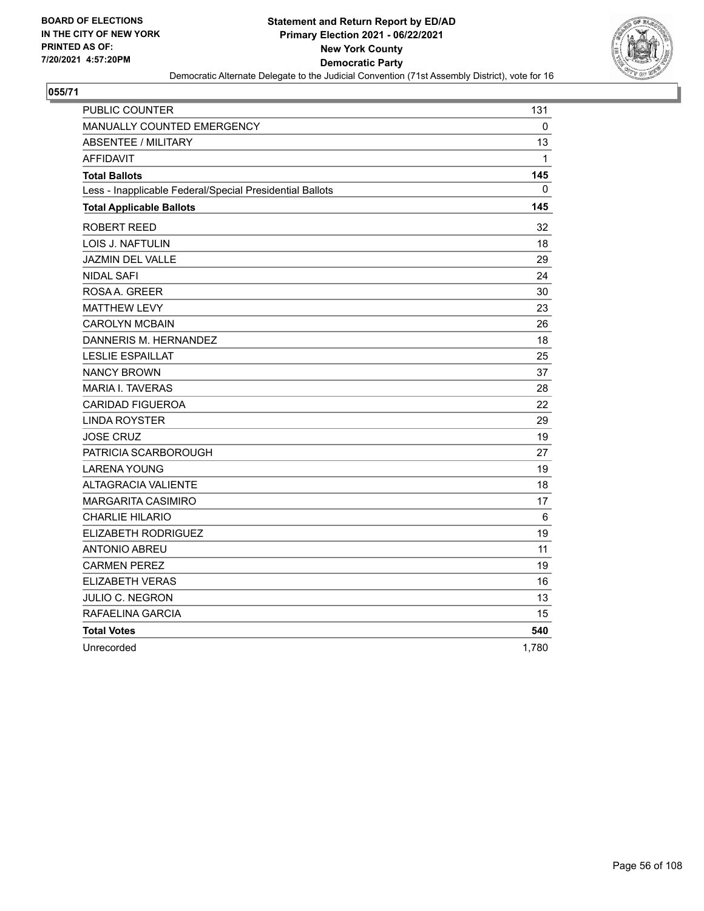BOARD OF ELECTIONS
IN THE CITY OF NEW YORK
PRINTED AS OF:
7/20/2021 4:57:20PM

**Statement and Return Report by ED/AD**
**Primary Election 2021 - 06/22/2021**
**New York County**
**Democratic Party**
Democratic Alternate Delegate to the Judicial Convention (71st Assembly District), vote for 16

## 055/71

| | |
|---|---|
| PUBLIC COUNTER | 131 |
| MANUALLY COUNTED EMERGENCY | 0 |
| ABSENTEE / MILITARY | 13 |
| AFFIDAVIT | 1 |
| **Total Ballots** | **145** |
| Less - Inapplicable Federal/Special Presidential Ballots | 0 |
| **Total Applicable Ballots** | **145** |
| ROBERT REED | 32 |
| LOIS J. NAFTULIN | 18 |
| JAZMIN DEL VALLE | 29 |
| NIDAL SAFI | 24 |
| ROSA A. GREER | 30 |
| MATTHEW LEVY | 23 |
| CAROLYN MCBAIN | 26 |
| DANNERIS M. HERNANDEZ | 18 |
| LESLIE ESPAILLAT | 25 |
| NANCY BROWN | 37 |
| MARIA I. TAVERAS | 28 |
| CARIDAD FIGUEROA | 22 |
| LINDA ROYSTER | 29 |
| JOSE CRUZ | 19 |
| PATRICIA SCARBOROUGH | 27 |
| LARENA YOUNG | 19 |
| ALTAGRACIA VALIENTE | 18 |
| MARGARITA CASIMIRO | 17 |
| CHARLIE HILARIO | 6 |
| ELIZABETH RODRIGUEZ | 19 |
| ANTONIO ABREU | 11 |
| CARMEN PEREZ | 19 |
| ELIZABETH VERAS | 16 |
| JULIO C. NEGRON | 13 |
| RAFAELINA GARCIA | 15 |
| **Total Votes** | **540** |
| Unrecorded | 1,780 |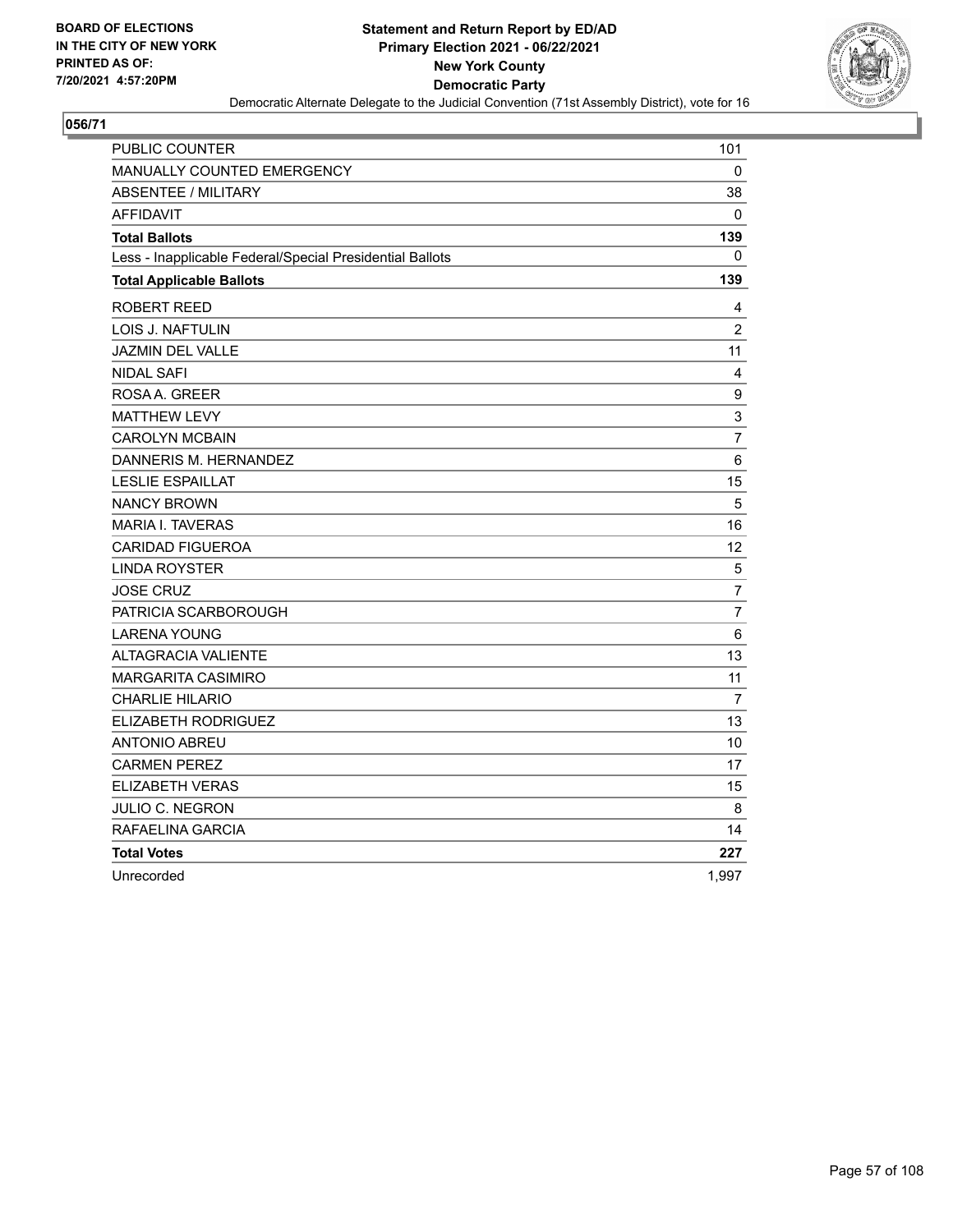**BOARD OF ELECTIONS IN THE CITY OF NEW YORK PRINTED AS OF: 7/20/2021 4:57:20PM**

# Statement and Return Report by ED/AD
## Primary Election 2021 - 06/22/2021
## New York County
## Democratic Party

Democratic Alternate Delegate to the Judicial Convention (71st Assembly District), vote for 16

**056/71**

| | |
|---|---|
| PUBLIC COUNTER | 101 |
| MANUALLY COUNTED EMERGENCY | 0 |
| ABSENTEE / MILITARY | 38 |
| AFFIDAVIT | 0 |
| **Total Ballots** | **139** |
| Less - Inapplicable Federal/Special Presidential Ballots | 0 |
| **Total Applicable Ballots** | **139** |
| ROBERT REED | 4 |
| LOIS J. NAFTULIN | 2 |
| JAZMIN DEL VALLE | 11 |
| NIDAL SAFI | 4 |
| ROSA A. GREER | 9 |
| MATTHEW LEVY | 3 |
| CAROLYN MCBAIN | 7 |
| DANNERIS M. HERNANDEZ | 6 |
| LESLIE ESPAILLAT | 15 |
| NANCY BROWN | 5 |
| MARIA I. TAVERAS | 16 |
| CARIDAD FIGUEROA | 12 |
| LINDA ROYSTER | 5 |
| JOSE CRUZ | 7 |
| PATRICIA SCARBOROUGH | 7 |
| LARENA YOUNG | 6 |
| ALTAGRACIA VALIENTE | 13 |
| MARGARITA CASIMIRO | 11 |
| CHARLIE HILARIO | 7 |
| ELIZABETH RODRIGUEZ | 13 |
| ANTONIO ABREU | 10 |
| CARMEN PEREZ | 17 |
| ELIZABETH VERAS | 15 |
| JULIO C. NEGRON | 8 |
| RAFAELINA GARCIA | 14 |
| **Total Votes** | **227** |
| Unrecorded | 1,997 |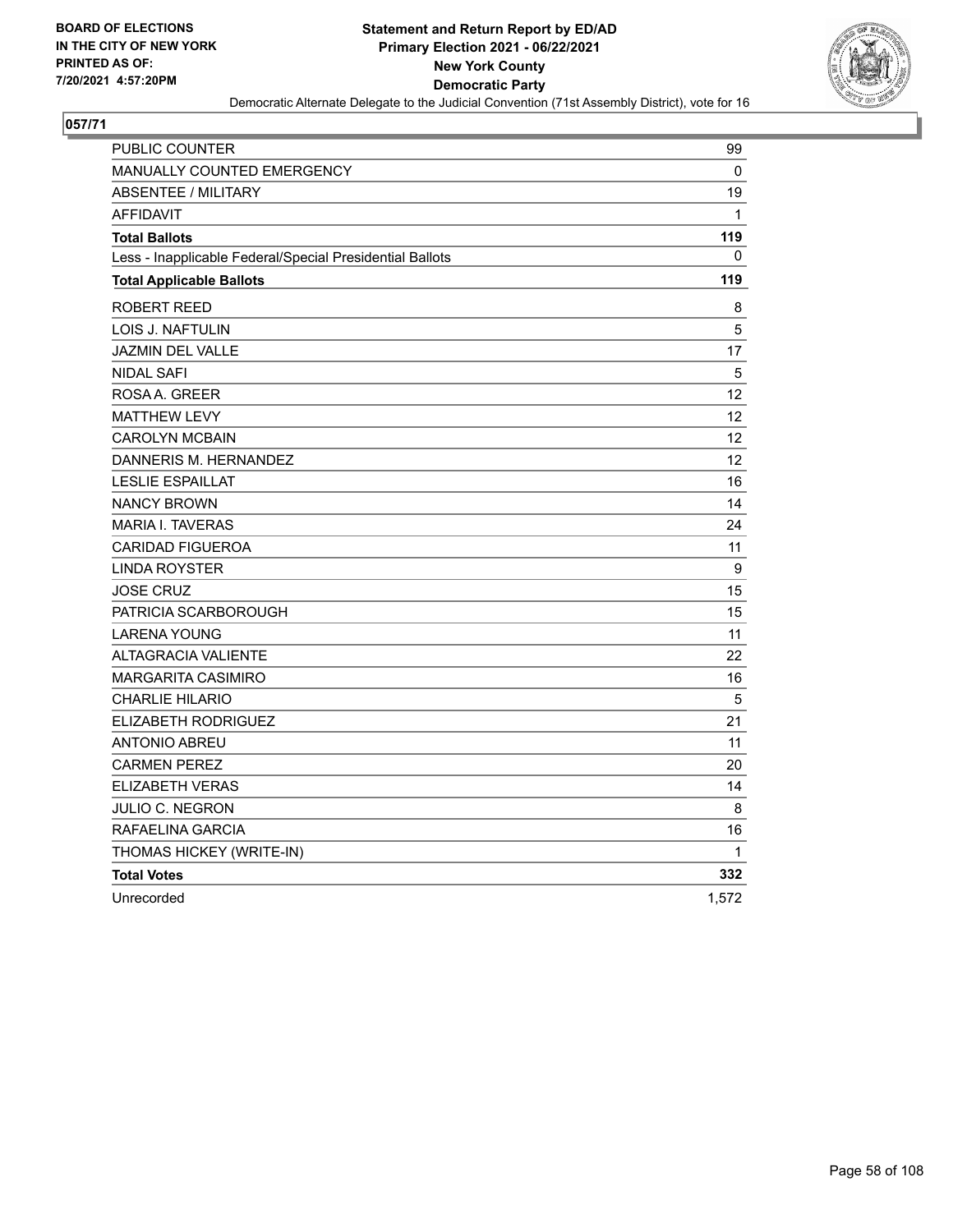BOARD OF ELECTIONS
IN THE CITY OF NEW YORK
PRINTED AS OF:
7/20/2021 4:57:20PM

**Statement and Return Report by ED/AD**
**Primary Election 2021 - 06/22/2021**
**New York County**
**Democratic Party**
Democratic Alternate Delegate to the Judicial Convention (71st Assembly District), vote for 16

**057/71**

| | |
|---|---|
| PUBLIC COUNTER | 99 |
| MANUALLY COUNTED EMERGENCY | 0 |
| ABSENTEE / MILITARY | 19 |
| AFFIDAVIT | 1 |
| **Total Ballots** | **119** |
| Less - Inapplicable Federal/Special Presidential Ballots | 0 |
| **Total Applicable Ballots** | **119** |
| ROBERT REED | 8 |
| LOIS J. NAFTULIN | 5 |
| JAZMIN DEL VALLE | 17 |
| NIDAL SAFI | 5 |
| ROSA A. GREER | 12 |
| MATTHEW LEVY | 12 |
| CAROLYN MCBAIN | 12 |
| DANNERIS M. HERNANDEZ | 12 |
| LESLIE ESPAILLAT | 16 |
| NANCY BROWN | 14 |
| MARIA I. TAVERAS | 24 |
| CARIDAD FIGUEROA | 11 |
| LINDA ROYSTER | 9 |
| JOSE CRUZ | 15 |
| PATRICIA SCARBOROUGH | 15 |
| LARENA YOUNG | 11 |
| ALTAGRACIA VALIENTE | 22 |
| MARGARITA CASIMIRO | 16 |
| CHARLIE HILARIO | 5 |
| ELIZABETH RODRIGUEZ | 21 |
| ANTONIO ABREU | 11 |
| CARMEN PEREZ | 20 |
| ELIZABETH VERAS | 14 |
| JULIO C. NEGRON | 8 |
| RAFAELINA GARCIA | 16 |
| THOMAS HICKEY (WRITE-IN) | 1 |
| **Total Votes** | **332** |
| Unrecorded | 1,572 |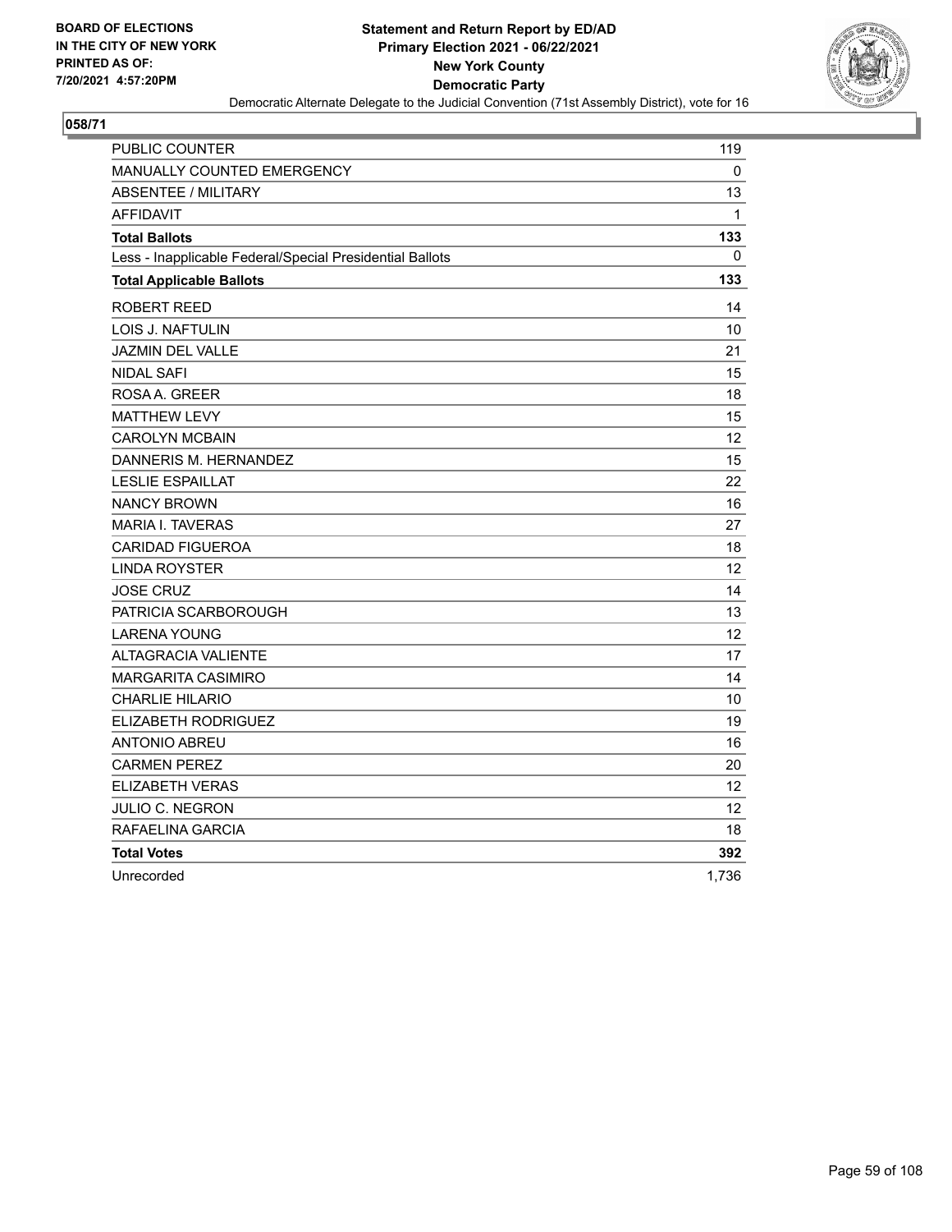**BOARD OF ELECTIONS IN THE CITY OF NEW YORK PRINTED AS OF: 7/20/2021 4:57:20PM**

**Statement and Return Report by ED/AD Primary Election 2021 - 06/22/2021 New York County Democratic Party**

Democratic Alternate Delegate to the Judicial Convention (71st Assembly District), vote for 16

## 058/71

| | |
|---|---|
| PUBLIC COUNTER | 119 |
| MANUALLY COUNTED EMERGENCY | 0 |
| ABSENTEE / MILITARY | 13 |
| AFFIDAVIT | 1 |
| **Total Ballots** | **133** |
| Less - Inapplicable Federal/Special Presidential Ballots | 0 |
| **Total Applicable Ballots** | **133** |
| ROBERT REED | 14 |
| LOIS J. NAFTULIN | 10 |
| JAZMIN DEL VALLE | 21 |
| NIDAL SAFI | 15 |
| ROSA A. GREER | 18 |
| MATTHEW LEVY | 15 |
| CAROLYN MCBAIN | 12 |
| DANNERIS M. HERNANDEZ | 15 |
| LESLIE ESPAILLAT | 22 |
| NANCY BROWN | 16 |
| MARIA I. TAVERAS | 27 |
| CARIDAD FIGUEROA | 18 |
| LINDA ROYSTER | 12 |
| JOSE CRUZ | 14 |
| PATRICIA SCARBOROUGH | 13 |
| LARENA YOUNG | 12 |
| ALTAGRACIA VALIENTE | 17 |
| MARGARITA CASIMIRO | 14 |
| CHARLIE HILARIO | 10 |
| ELIZABETH RODRIGUEZ | 19 |
| ANTONIO ABREU | 16 |
| CARMEN PEREZ | 20 |
| ELIZABETH VERAS | 12 |
| JULIO C. NEGRON | 12 |
| RAFAELINA GARCIA | 18 |
| **Total Votes** | **392** |
| Unrecorded | 1,736 |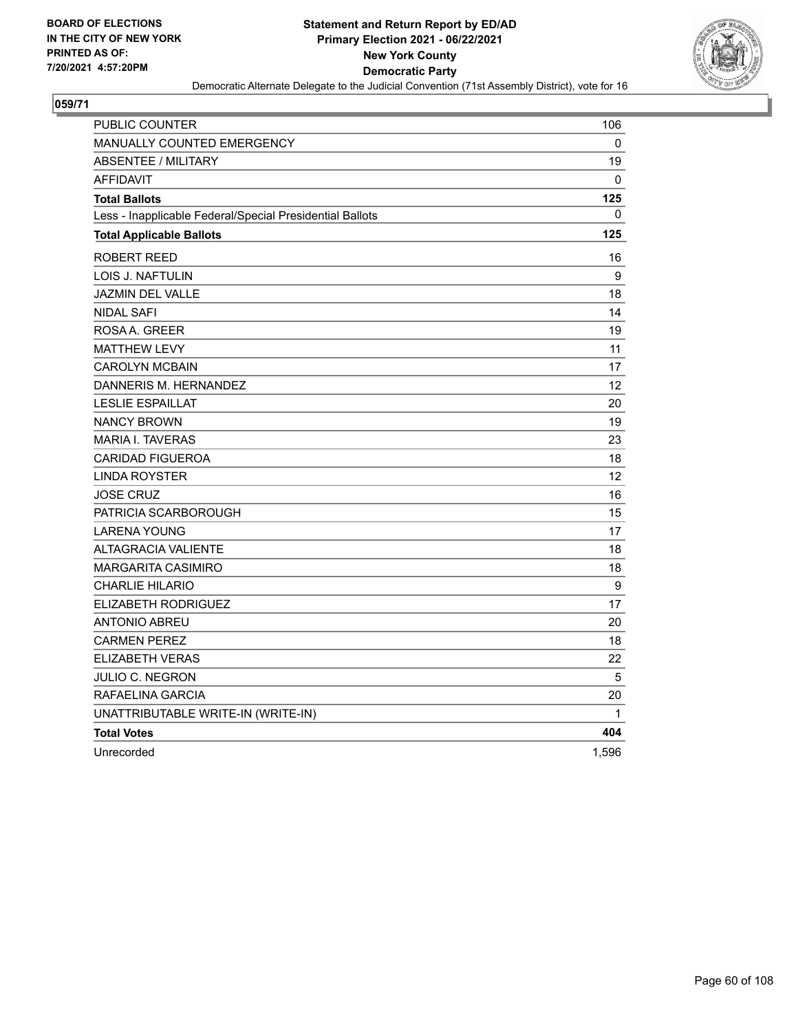BOARD OF ELECTIONS
IN THE CITY OF NEW YORK
PRINTED AS OF:
7/20/2021 4:57:20PM

**Statement and Return Report by ED/AD**
**Primary Election 2021 - 06/22/2021**
**New York County**
**Democratic Party**
Democratic Alternate Delegate to the Judicial Convention (71st Assembly District), vote for 16

**059/71**

| | |
|---|---|
| PUBLIC COUNTER | 106 |
| MANUALLY COUNTED EMERGENCY | 0 |
| ABSENTEE / MILITARY | 19 |
| AFFIDAVIT | 0 |
| **Total Ballots** | **125** |
| Less - Inapplicable Federal/Special Presidential Ballots | 0 |
| **Total Applicable Ballots** | **125** |
| ROBERT REED | 16 |
| LOIS J. NAFTULIN | 9 |
| JAZMIN DEL VALLE | 18 |
| NIDAL SAFI | 14 |
| ROSA A. GREER | 19 |
| MATTHEW LEVY | 11 |
| CAROLYN MCBAIN | 17 |
| DANNERIS M. HERNANDEZ | 12 |
| LESLIE ESPAILLAT | 20 |
| NANCY BROWN | 19 |
| MARIA I. TAVERAS | 23 |
| CARIDAD FIGUEROA | 18 |
| LINDA ROYSTER | 12 |
| JOSE CRUZ | 16 |
| PATRICIA SCARBOROUGH | 15 |
| LARENA YOUNG | 17 |
| ALTAGRACIA VALIENTE | 18 |
| MARGARITA CASIMIRO | 18 |
| CHARLIE HILARIO | 9 |
| ELIZABETH RODRIGUEZ | 17 |
| ANTONIO ABREU | 20 |
| CARMEN PEREZ | 18 |
| ELIZABETH VERAS | 22 |
| JULIO C. NEGRON | 5 |
| RAFAELINA GARCIA | 20 |
| UNATTRIBUTABLE WRITE-IN (WRITE-IN) | 1 |
| **Total Votes** | **404** |
| Unrecorded | 1,596 |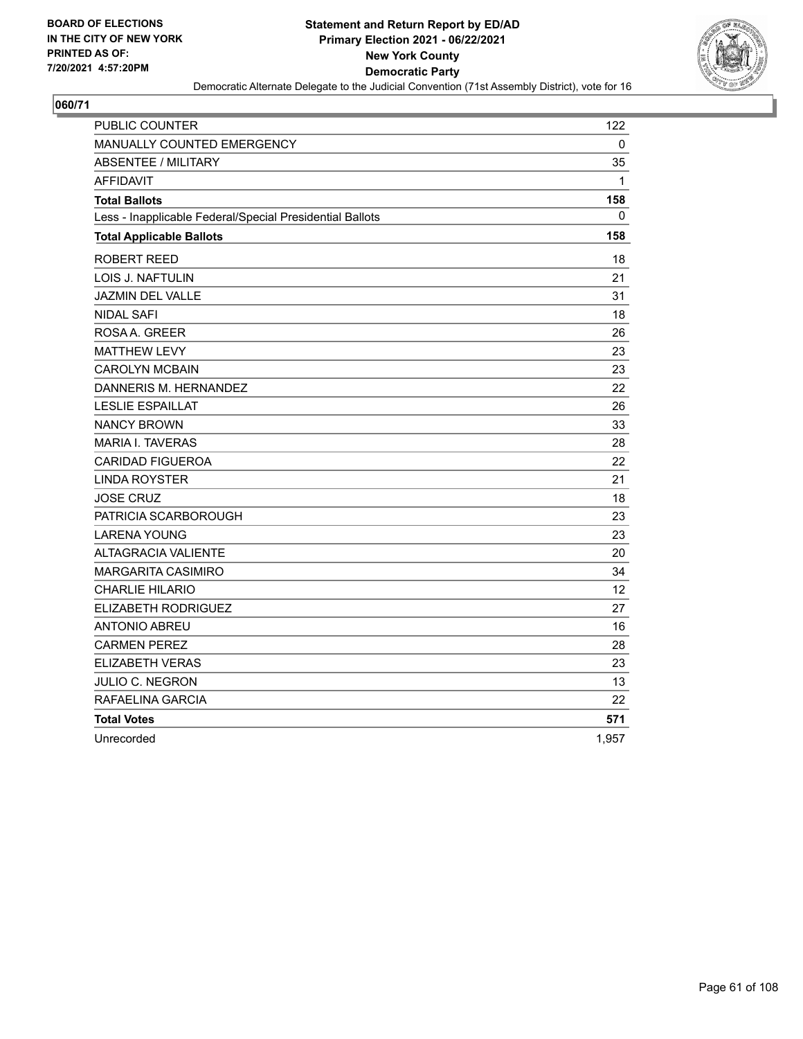BOARD OF ELECTIONS
IN THE CITY OF NEW YORK
PRINTED AS OF:
7/20/2021 4:57:20PM

**Statement and Return Report by ED/AD**
**Primary Election 2021 - 06/22/2021**
**New York County**
**Democratic Party**
Democratic Alternate Delegate to the Judicial Convention (71st Assembly District), vote for 16

**060/71**

| | |
|---|---|
| PUBLIC COUNTER | 122 |
| MANUALLY COUNTED EMERGENCY | 0 |
| ABSENTEE / MILITARY | 35 |
| AFFIDAVIT | 1 |
| **Total Ballots** | **158** |
| Less - Inapplicable Federal/Special Presidential Ballots | 0 |
| **Total Applicable Ballots** | **158** |
| ROBERT REED | 18 |
| LOIS J. NAFTULIN | 21 |
| JAZMIN DEL VALLE | 31 |
| NIDAL SAFI | 18 |
| ROSA A. GREER | 26 |
| MATTHEW LEVY | 23 |
| CAROLYN MCBAIN | 23 |
| DANNERIS M. HERNANDEZ | 22 |
| LESLIE ESPAILLAT | 26 |
| NANCY BROWN | 33 |
| MARIA I. TAVERAS | 28 |
| CARIDAD FIGUEROA | 22 |
| LINDA ROYSTER | 21 |
| JOSE CRUZ | 18 |
| PATRICIA SCARBOROUGH | 23 |
| LARENA YOUNG | 23 |
| ALTAGRACIA VALIENTE | 20 |
| MARGARITA CASIMIRO | 34 |
| CHARLIE HILARIO | 12 |
| ELIZABETH RODRIGUEZ | 27 |
| ANTONIO ABREU | 16 |
| CARMEN PEREZ | 28 |
| ELIZABETH VERAS | 23 |
| JULIO C. NEGRON | 13 |
| RAFAELINA GARCIA | 22 |
| **Total Votes** | **571** |
| Unrecorded | 1,957 |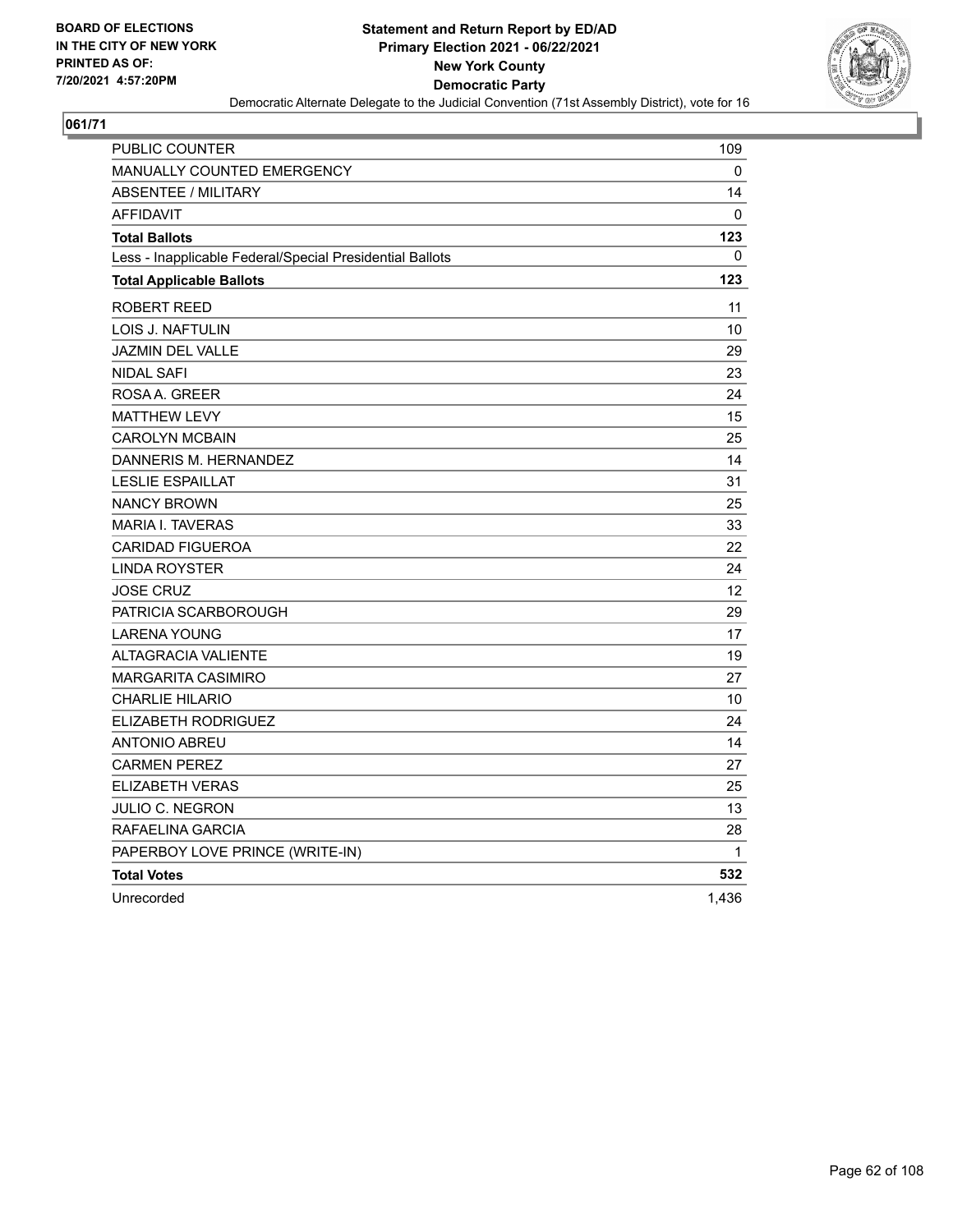BOARD OF ELECTIONS
IN THE CITY OF NEW YORK
PRINTED AS OF:
7/20/2021 4:57:20PM

**Statement and Return Report by ED/AD**
**Primary Election 2021 - 06/22/2021**
**New York County**
**Democratic Party**
Democratic Alternate Delegate to the Judicial Convention (71st Assembly District), vote for 16

## 061/71

| | |
|---|---|
| PUBLIC COUNTER | 109 |
| MANUALLY COUNTED EMERGENCY | 0 |
| ABSENTEE / MILITARY | 14 |
| AFFIDAVIT | 0 |
| **Total Ballots** | **123** |
| Less - Inapplicable Federal/Special Presidential Ballots | 0 |
| **Total Applicable Ballots** | **123** |
| ROBERT REED | 11 |
| LOIS J. NAFTULIN | 10 |
| JAZMIN DEL VALLE | 29 |
| NIDAL SAFI | 23 |
| ROSA A. GREER | 24 |
| MATTHEW LEVY | 15 |
| CAROLYN MCBAIN | 25 |
| DANNERIS M. HERNANDEZ | 14 |
| LESLIE ESPAILLAT | 31 |
| NANCY BROWN | 25 |
| MARIA I. TAVERAS | 33 |
| CARIDAD FIGUEROA | 22 |
| LINDA ROYSTER | 24 |
| JOSE CRUZ | 12 |
| PATRICIA SCARBOROUGH | 29 |
| LARENA YOUNG | 17 |
| ALTAGRACIA VALIENTE | 19 |
| MARGARITA CASIMIRO | 27 |
| CHARLIE HILARIO | 10 |
| ELIZABETH RODRIGUEZ | 24 |
| ANTONIO ABREU | 14 |
| CARMEN PEREZ | 27 |
| ELIZABETH VERAS | 25 |
| JULIO C. NEGRON | 13 |
| RAFAELINA GARCIA | 28 |
| PAPERBOY LOVE PRINCE (WRITE-IN) | 1 |
| **Total Votes** | **532** |
| Unrecorded | 1,436 |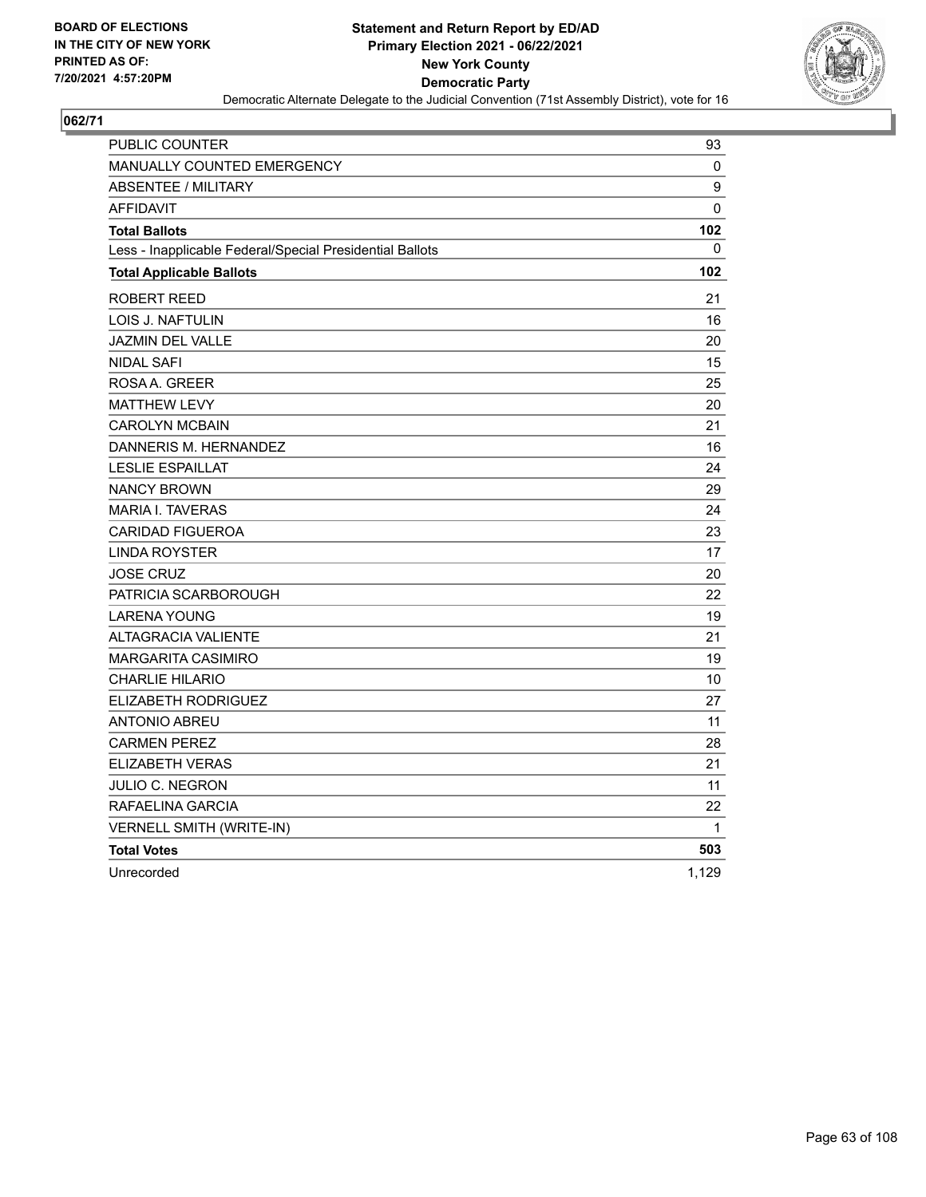**BOARD OF ELECTIONS IN THE CITY OF NEW YORK PRINTED AS OF: 7/20/2021 4:57:20PM**

# Statement and Return Report by ED/AD
## Primary Election 2021 - 06/22/2021
## New York County
## Democratic Party

Democratic Alternate Delegate to the Judicial Convention (71st Assembly District), vote for 16

**062/71**

| | |
|---|---|
| PUBLIC COUNTER | 93 |
| MANUALLY COUNTED EMERGENCY | 0 |
| ABSENTEE / MILITARY | 9 |
| AFFIDAVIT | 0 |
| **Total Ballots** | **102** |
| Less - Inapplicable Federal/Special Presidential Ballots | 0 |
| **Total Applicable Ballots** | **102** |
| ROBERT REED | 21 |
| LOIS J. NAFTULIN | 16 |
| JAZMIN DEL VALLE | 20 |
| NIDAL SAFI | 15 |
| ROSA A. GREER | 25 |
| MATTHEW LEVY | 20 |
| CAROLYN MCBAIN | 21 |
| DANNERIS M. HERNANDEZ | 16 |
| LESLIE ESPAILLAT | 24 |
| NANCY BROWN | 29 |
| MARIA I. TAVERAS | 24 |
| CARIDAD FIGUEROA | 23 |
| LINDA ROYSTER | 17 |
| JOSE CRUZ | 20 |
| PATRICIA SCARBOROUGH | 22 |
| LARENA YOUNG | 19 |
| ALTAGRACIA VALIENTE | 21 |
| MARGARITA CASIMIRO | 19 |
| CHARLIE HILARIO | 10 |
| ELIZABETH RODRIGUEZ | 27 |
| ANTONIO ABREU | 11 |
| CARMEN PEREZ | 28 |
| ELIZABETH VERAS | 21 |
| JULIO C. NEGRON | 11 |
| RAFAELINA GARCIA | 22 |
| VERNELL SMITH (WRITE-IN) | 1 |
| **Total Votes** | **503** |
| Unrecorded | 1,129 |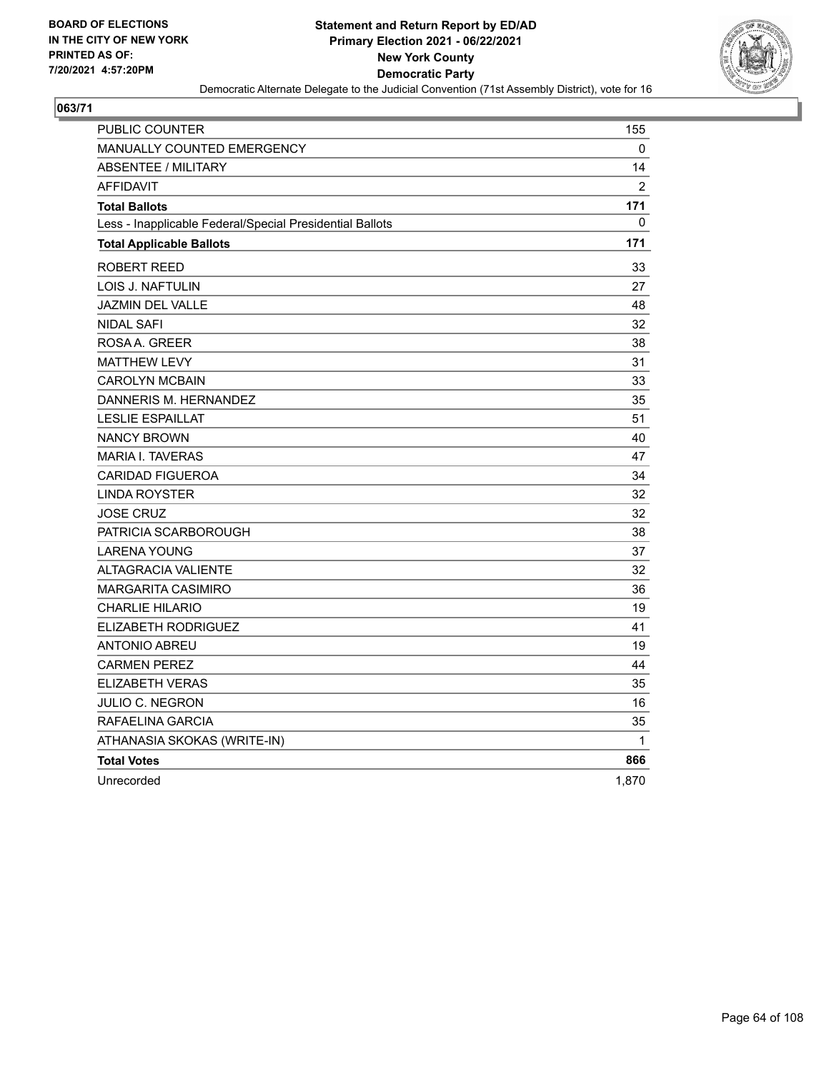BOARD OF ELECTIONS
IN THE CITY OF NEW YORK
PRINTED AS OF:
7/20/2021 4:57:20PM

**Statement and Return Report by ED/AD**
**Primary Election 2021 - 06/22/2021**
**New York County**
**Democratic Party**
Democratic Alternate Delegate to the Judicial Convention (71st Assembly District), vote for 16

## 063/71

| | |
|---|---|
| PUBLIC COUNTER | 155 |
| MANUALLY COUNTED EMERGENCY | 0 |
| ABSENTEE / MILITARY | 14 |
| AFFIDAVIT | 2 |
| **Total Ballots** | **171** |
| Less - Inapplicable Federal/Special Presidential Ballots | 0 |
| **Total Applicable Ballots** | **171** |
| ROBERT REED | 33 |
| LOIS J. NAFTULIN | 27 |
| JAZMIN DEL VALLE | 48 |
| NIDAL SAFI | 32 |
| ROSA A. GREER | 38 |
| MATTHEW LEVY | 31 |
| CAROLYN MCBAIN | 33 |
| DANNERIS M. HERNANDEZ | 35 |
| LESLIE ESPAILLAT | 51 |
| NANCY BROWN | 40 |
| MARIA I. TAVERAS | 47 |
| CARIDAD FIGUEROA | 34 |
| LINDA ROYSTER | 32 |
| JOSE CRUZ | 32 |
| PATRICIA SCARBOROUGH | 38 |
| LARENA YOUNG | 37 |
| ALTAGRACIA VALIENTE | 32 |
| MARGARITA CASIMIRO | 36 |
| CHARLIE HILARIO | 19 |
| ELIZABETH RODRIGUEZ | 41 |
| ANTONIO ABREU | 19 |
| CARMEN PEREZ | 44 |
| ELIZABETH VERAS | 35 |
| JULIO C. NEGRON | 16 |
| RAFAELINA GARCIA | 35 |
| ATHANASIA SKOKAS (WRITE-IN) | 1 |
| **Total Votes** | **866** |
| Unrecorded | 1,870 |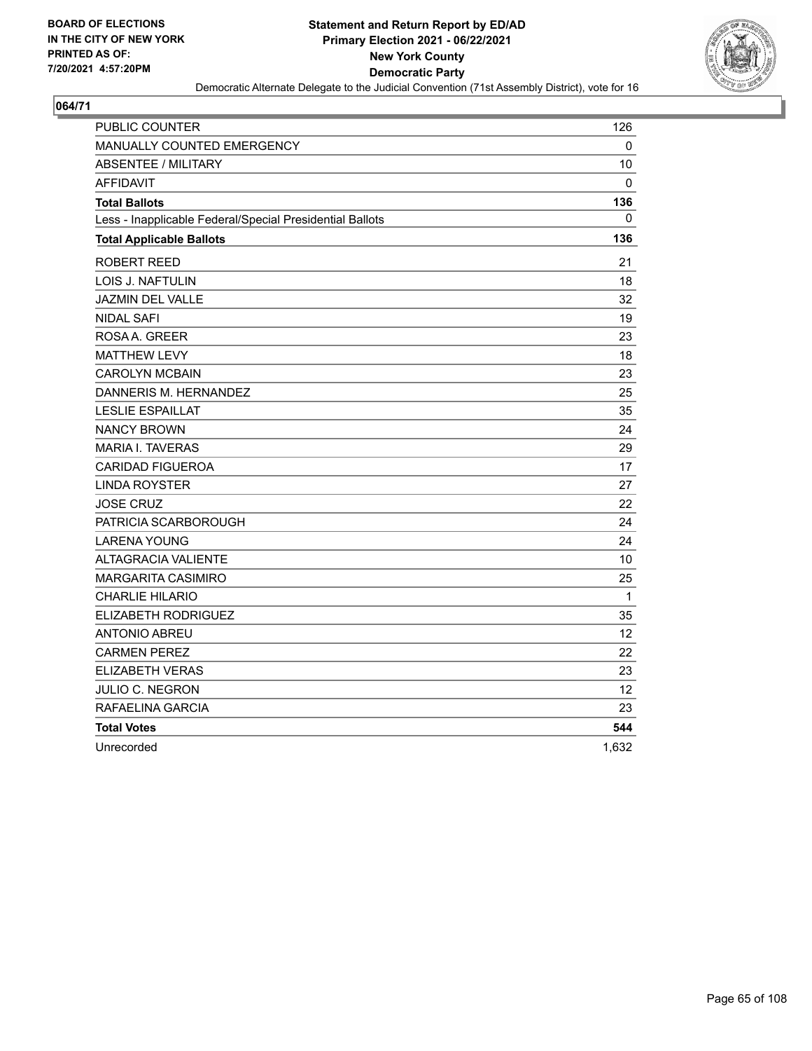BOARD OF ELECTIONS
IN THE CITY OF NEW YORK
PRINTED AS OF:
7/20/2021 4:57:20PM

**Statement and Return Report by ED/AD**
**Primary Election 2021 - 06/22/2021**
**New York County**
**Democratic Party**
Democratic Alternate Delegate to the Judicial Convention (71st Assembly District), vote for 16

**064/71**

| | |
|---|---|
| PUBLIC COUNTER | 126 |
| MANUALLY COUNTED EMERGENCY | 0 |
| ABSENTEE / MILITARY | 10 |
| AFFIDAVIT | 0 |
| **Total Ballots** | **136** |
| Less - Inapplicable Federal/Special Presidential Ballots | 0 |
| **Total Applicable Ballots** | **136** |
| ROBERT REED | 21 |
| LOIS J. NAFTULIN | 18 |
| JAZMIN DEL VALLE | 32 |
| NIDAL SAFI | 19 |
| ROSA A. GREER | 23 |
| MATTHEW LEVY | 18 |
| CAROLYN MCBAIN | 23 |
| DANNERIS M. HERNANDEZ | 25 |
| LESLIE ESPAILLAT | 35 |
| NANCY BROWN | 24 |
| MARIA I. TAVERAS | 29 |
| CARIDAD FIGUEROA | 17 |
| LINDA ROYSTER | 27 |
| JOSE CRUZ | 22 |
| PATRICIA SCARBOROUGH | 24 |
| LARENA YOUNG | 24 |
| ALTAGRACIA VALIENTE | 10 |
| MARGARITA CASIMIRO | 25 |
| CHARLIE HILARIO | 1 |
| ELIZABETH RODRIGUEZ | 35 |
| ANTONIO ABREU | 12 |
| CARMEN PEREZ | 22 |
| ELIZABETH VERAS | 23 |
| JULIO C. NEGRON | 12 |
| RAFAELINA GARCIA | 23 |
| **Total Votes** | **544** |
| Unrecorded | 1,632 |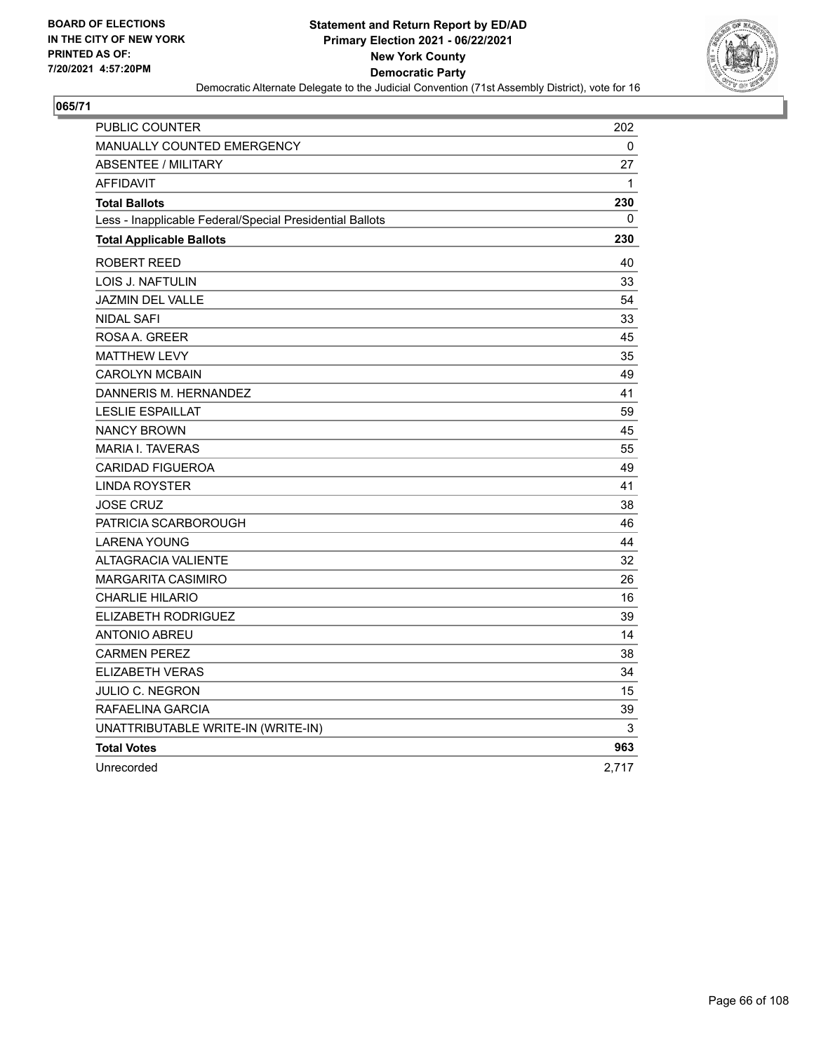BOARD OF ELECTIONS
IN THE CITY OF NEW YORK
PRINTED AS OF:
7/20/2021 4:57:20PM

**Statement and Return Report by ED/AD**
**Primary Election 2021 - 06/22/2021**
**New York County**
**Democratic Party**
Democratic Alternate Delegate to the Judicial Convention (71st Assembly District), vote for 16

**065/71**

| | |
|---|---|
| PUBLIC COUNTER | 202 |
| MANUALLY COUNTED EMERGENCY | 0 |
| ABSENTEE / MILITARY | 27 |
| AFFIDAVIT | 1 |
| **Total Ballots** | **230** |
| Less - Inapplicable Federal/Special Presidential Ballots | 0 |
| **Total Applicable Ballots** | **230** |
| ROBERT REED | 40 |
| LOIS J. NAFTULIN | 33 |
| JAZMIN DEL VALLE | 54 |
| NIDAL SAFI | 33 |
| ROSA A. GREER | 45 |
| MATTHEW LEVY | 35 |
| CAROLYN MCBAIN | 49 |
| DANNERIS M. HERNANDEZ | 41 |
| LESLIE ESPAILLAT | 59 |
| NANCY BROWN | 45 |
| MARIA I. TAVERAS | 55 |
| CARIDAD FIGUEROA | 49 |
| LINDA ROYSTER | 41 |
| JOSE CRUZ | 38 |
| PATRICIA SCARBOROUGH | 46 |
| LARENA YOUNG | 44 |
| ALTAGRACIA VALIENTE | 32 |
| MARGARITA CASIMIRO | 26 |
| CHARLIE HILARIO | 16 |
| ELIZABETH RODRIGUEZ | 39 |
| ANTONIO ABREU | 14 |
| CARMEN PEREZ | 38 |
| ELIZABETH VERAS | 34 |
| JULIO C. NEGRON | 15 |
| RAFAELINA GARCIA | 39 |
| UNATTRIBUTABLE WRITE-IN (WRITE-IN) | 3 |
| **Total Votes** | **963** |
| Unrecorded | 2,717 |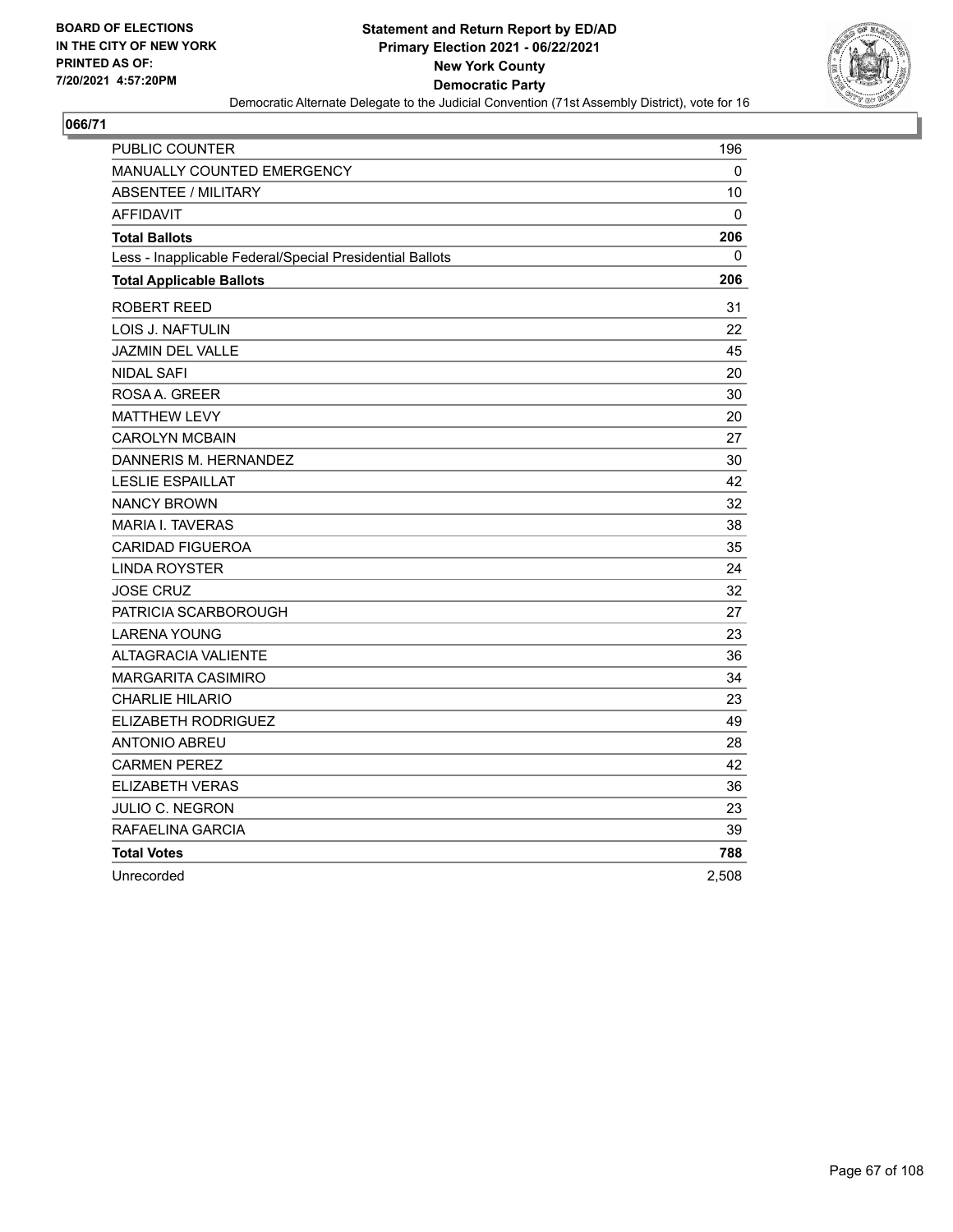BOARD OF ELECTIONS
IN THE CITY OF NEW YORK
PRINTED AS OF:
7/20/2021 4:57:20PM

**Statement and Return Report by ED/AD**
**Primary Election 2021 - 06/22/2021**
**New York County**
**Democratic Party**
Democratic Alternate Delegate to the Judicial Convention (71st Assembly District), vote for 16

**066/71**

| | |
|---|---|
| PUBLIC COUNTER | 196 |
| MANUALLY COUNTED EMERGENCY | 0 |
| ABSENTEE / MILITARY | 10 |
| AFFIDAVIT | 0 |
| **Total Ballots** | **206** |
| Less - Inapplicable Federal/Special Presidential Ballots | 0 |
| **Total Applicable Ballots** | **206** |
| ROBERT REED | 31 |
| LOIS J. NAFTULIN | 22 |
| JAZMIN DEL VALLE | 45 |
| NIDAL SAFI | 20 |
| ROSA A. GREER | 30 |
| MATTHEW LEVY | 20 |
| CAROLYN MCBAIN | 27 |
| DANNERIS M. HERNANDEZ | 30 |
| LESLIE ESPAILLAT | 42 |
| NANCY BROWN | 32 |
| MARIA I. TAVERAS | 38 |
| CARIDAD FIGUEROA | 35 |
| LINDA ROYSTER | 24 |
| JOSE CRUZ | 32 |
| PATRICIA SCARBOROUGH | 27 |
| LARENA YOUNG | 23 |
| ALTAGRACIA VALIENTE | 36 |
| MARGARITA CASIMIRO | 34 |
| CHARLIE HILARIO | 23 |
| ELIZABETH RODRIGUEZ | 49 |
| ANTONIO ABREU | 28 |
| CARMEN PEREZ | 42 |
| ELIZABETH VERAS | 36 |
| JULIO C. NEGRON | 23 |
| RAFAELINA GARCIA | 39 |
| **Total Votes** | **788** |
| Unrecorded | 2,508 |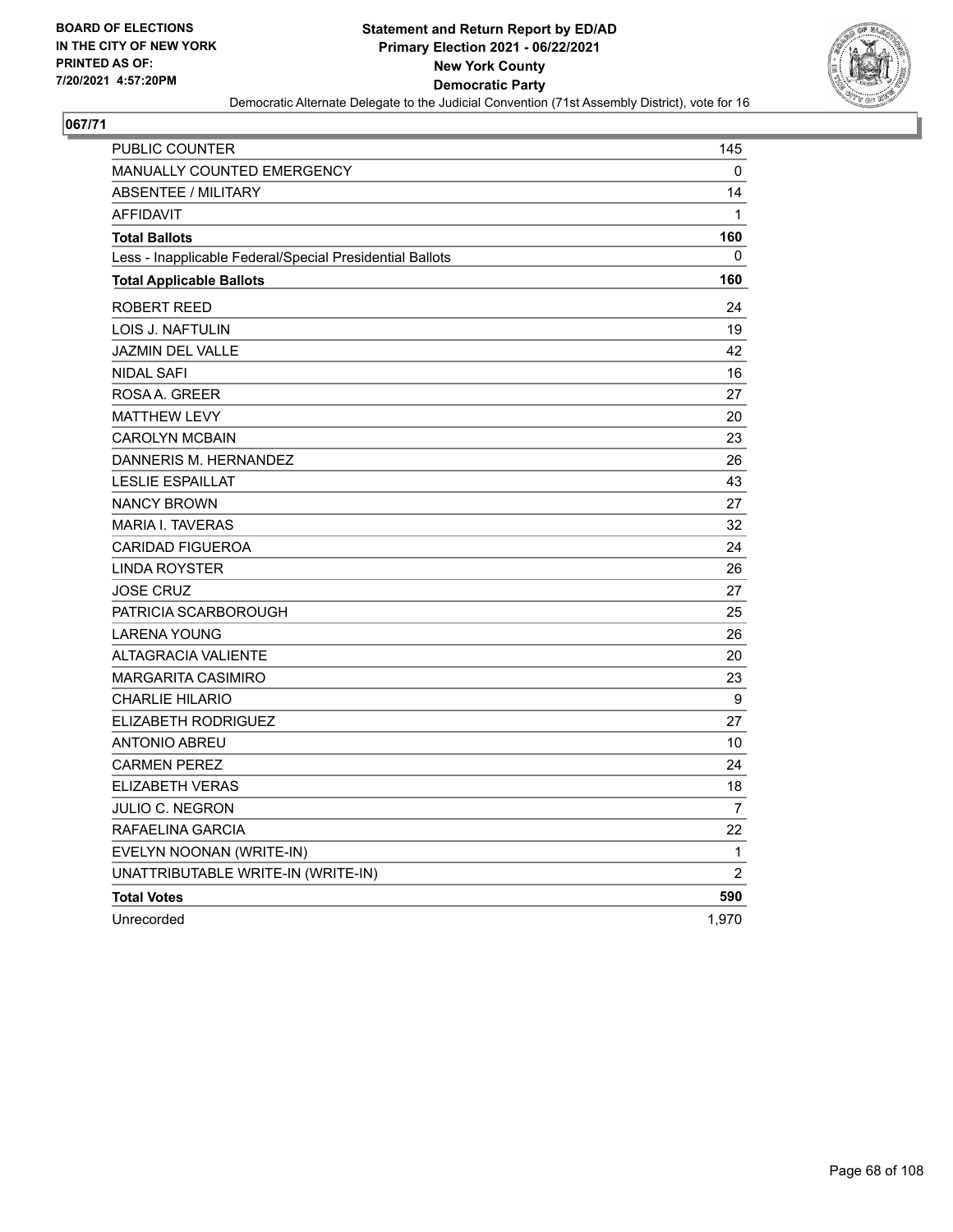**BOARD OF ELECTIONS IN THE CITY OF NEW YORK PRINTED AS OF: 7/20/2021 4:57:20PM**

# Statement and Return Report by ED/AD
## Primary Election 2021 - 06/22/2021
## New York County
## Democratic Party

Democratic Alternate Delegate to the Judicial Convention (71st Assembly District), vote for 16

### 067/71

| | |
|---|---|
| PUBLIC COUNTER | 145 |
| MANUALLY COUNTED EMERGENCY | 0 |
| ABSENTEE / MILITARY | 14 |
| AFFIDAVIT | 1 |
| **Total Ballots** | **160** |
| Less - Inapplicable Federal/Special Presidential Ballots | 0 |
| **Total Applicable Ballots** | **160** |
| ROBERT REED | 24 |
| LOIS J. NAFTULIN | 19 |
| JAZMIN DEL VALLE | 42 |
| NIDAL SAFI | 16 |
| ROSA A. GREER | 27 |
| MATTHEW LEVY | 20 |
| CAROLYN MCBAIN | 23 |
| DANNERIS M. HERNANDEZ | 26 |
| LESLIE ESPAILLAT | 43 |
| NANCY BROWN | 27 |
| MARIA I. TAVERAS | 32 |
| CARIDAD FIGUEROA | 24 |
| LINDA ROYSTER | 26 |
| JOSE CRUZ | 27 |
| PATRICIA SCARBOROUGH | 25 |
| LARENA YOUNG | 26 |
| ALTAGRACIA VALIENTE | 20 |
| MARGARITA CASIMIRO | 23 |
| CHARLIE HILARIO | 9 |
| ELIZABETH RODRIGUEZ | 27 |
| ANTONIO ABREU | 10 |
| CARMEN PEREZ | 24 |
| ELIZABETH VERAS | 18 |
| JULIO C. NEGRON | 7 |
| RAFAELINA GARCIA | 22 |
| EVELYN NOONAN (WRITE-IN) | 1 |
| UNATTRIBUTABLE WRITE-IN (WRITE-IN) | 2 |
| **Total Votes** | **590** |
| Unrecorded | 1,970 |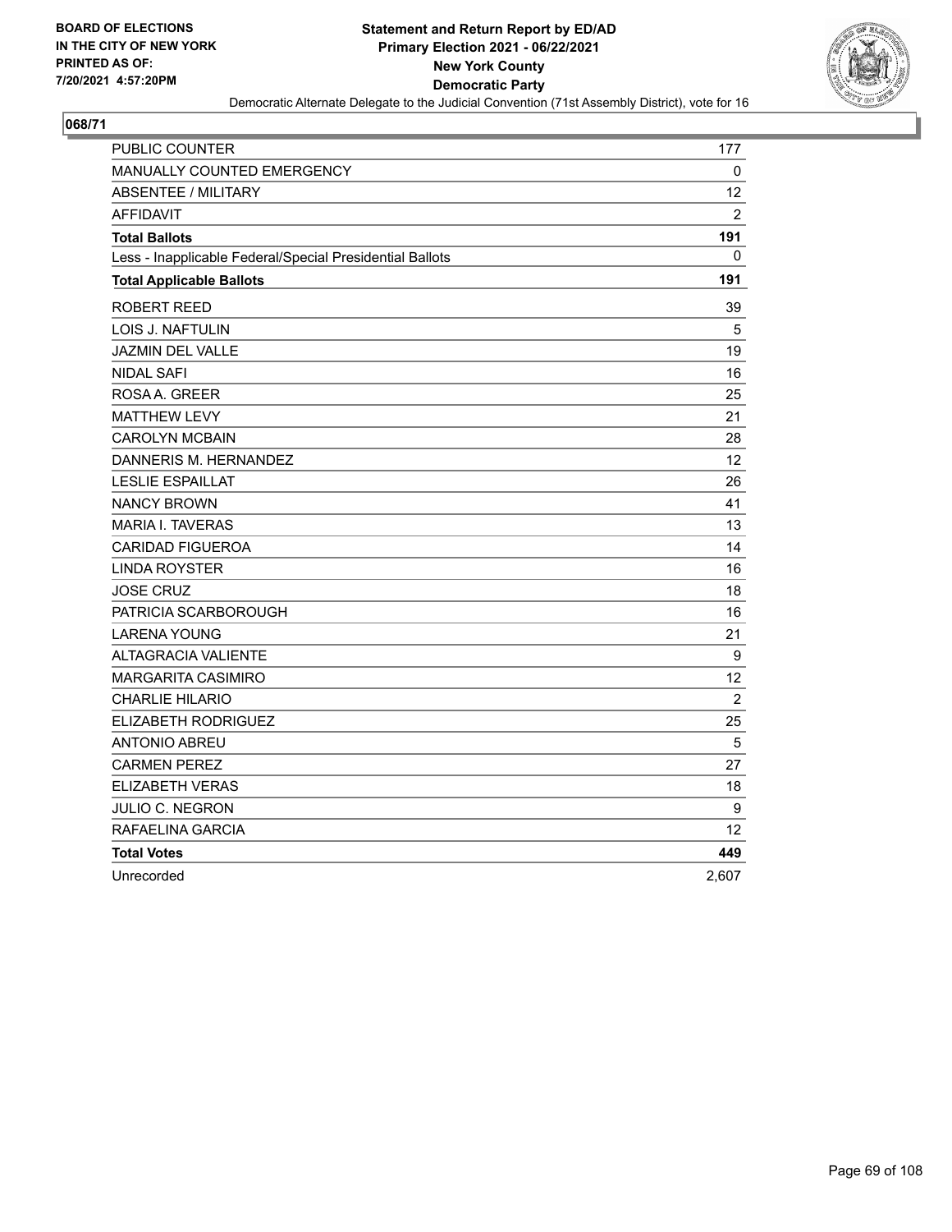**BOARD OF ELECTIONS IN THE CITY OF NEW YORK PRINTED AS OF: 7/20/2021 4:57:20PM**

# Statement and Return Report by ED/AD
## Primary Election 2021 - 06/22/2021
## New York County
## Democratic Party

Democratic Alternate Delegate to the Judicial Convention (71st Assembly District), vote for 16

### 068/71

| | |
|---|---|
| PUBLIC COUNTER | 177 |
| MANUALLY COUNTED EMERGENCY | 0 |
| ABSENTEE / MILITARY | 12 |
| AFFIDAVIT | 2 |
| **Total Ballots** | **191** |
| Less - Inapplicable Federal/Special Presidential Ballots | 0 |
| **Total Applicable Ballots** | **191** |
| ROBERT REED | 39 |
| LOIS J. NAFTULIN | 5 |
| JAZMIN DEL VALLE | 19 |
| NIDAL SAFI | 16 |
| ROSA A. GREER | 25 |
| MATTHEW LEVY | 21 |
| CAROLYN MCBAIN | 28 |
| DANNERIS M. HERNANDEZ | 12 |
| LESLIE ESPAILLAT | 26 |
| NANCY BROWN | 41 |
| MARIA I. TAVERAS | 13 |
| CARIDAD FIGUEROA | 14 |
| LINDA ROYSTER | 16 |
| JOSE CRUZ | 18 |
| PATRICIA SCARBOROUGH | 16 |
| LARENA YOUNG | 21 |
| ALTAGRACIA VALIENTE | 9 |
| MARGARITA CASIMIRO | 12 |
| CHARLIE HILARIO | 2 |
| ELIZABETH RODRIGUEZ | 25 |
| ANTONIO ABREU | 5 |
| CARMEN PEREZ | 27 |
| ELIZABETH VERAS | 18 |
| JULIO C. NEGRON | 9 |
| RAFAELINA GARCIA | 12 |
| **Total Votes** | **449** |
| Unrecorded | 2,607 |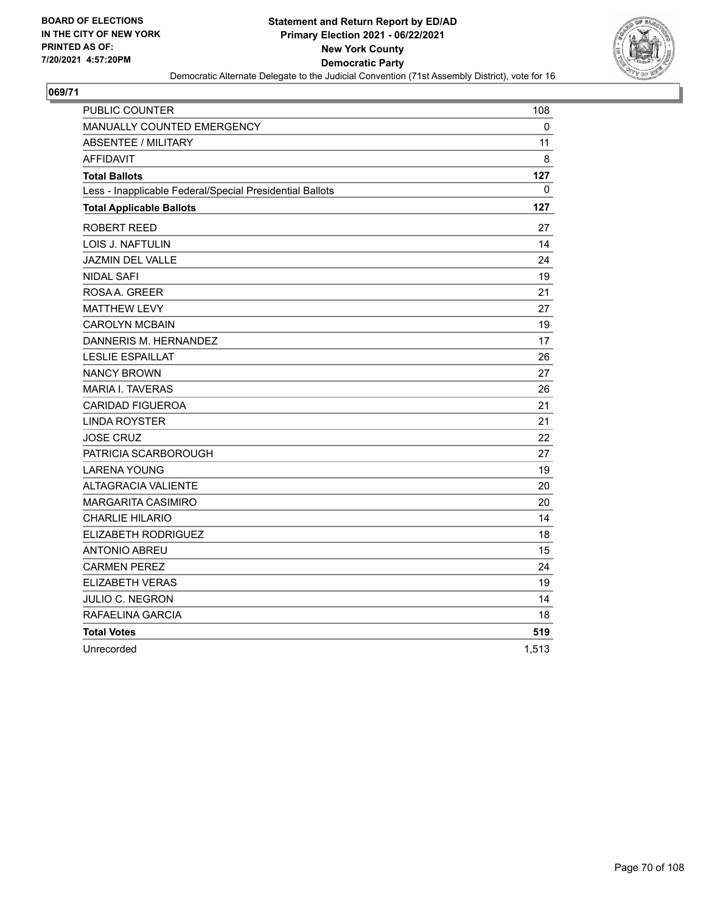BOARD OF ELECTIONS
IN THE CITY OF NEW YORK
PRINTED AS OF:
7/20/2021 4:57:20PM

**Statement and Return Report by ED/AD**
**Primary Election 2021 - 06/22/2021**
**New York County**
**Democratic Party**
Democratic Alternate Delegate to the Judicial Convention (71st Assembly District), vote for 16

**069/71**

| | |
|---|---|
| PUBLIC COUNTER | 108 |
| MANUALLY COUNTED EMERGENCY | 0 |
| ABSENTEE / MILITARY | 11 |
| AFFIDAVIT | 8 |
| **Total Ballots** | **127** |
| Less - Inapplicable Federal/Special Presidential Ballots | 0 |
| **Total Applicable Ballots** | **127** |
| ROBERT REED | 27 |
| LOIS J. NAFTULIN | 14 |
| JAZMIN DEL VALLE | 24 |
| NIDAL SAFI | 19 |
| ROSA A. GREER | 21 |
| MATTHEW LEVY | 27 |
| CAROLYN MCBAIN | 19 |
| DANNERIS M. HERNANDEZ | 17 |
| LESLIE ESPAILLAT | 26 |
| NANCY BROWN | 27 |
| MARIA I. TAVERAS | 26 |
| CARIDAD FIGUEROA | 21 |
| LINDA ROYSTER | 21 |
| JOSE CRUZ | 22 |
| PATRICIA SCARBOROUGH | 27 |
| LARENA YOUNG | 19 |
| ALTAGRACIA VALIENTE | 20 |
| MARGARITA CASIMIRO | 20 |
| CHARLIE HILARIO | 14 |
| ELIZABETH RODRIGUEZ | 18 |
| ANTONIO ABREU | 15 |
| CARMEN PEREZ | 24 |
| ELIZABETH VERAS | 19 |
| JULIO C. NEGRON | 14 |
| RAFAELINA GARCIA | 18 |
| **Total Votes** | **519** |
| Unrecorded | 1,513 |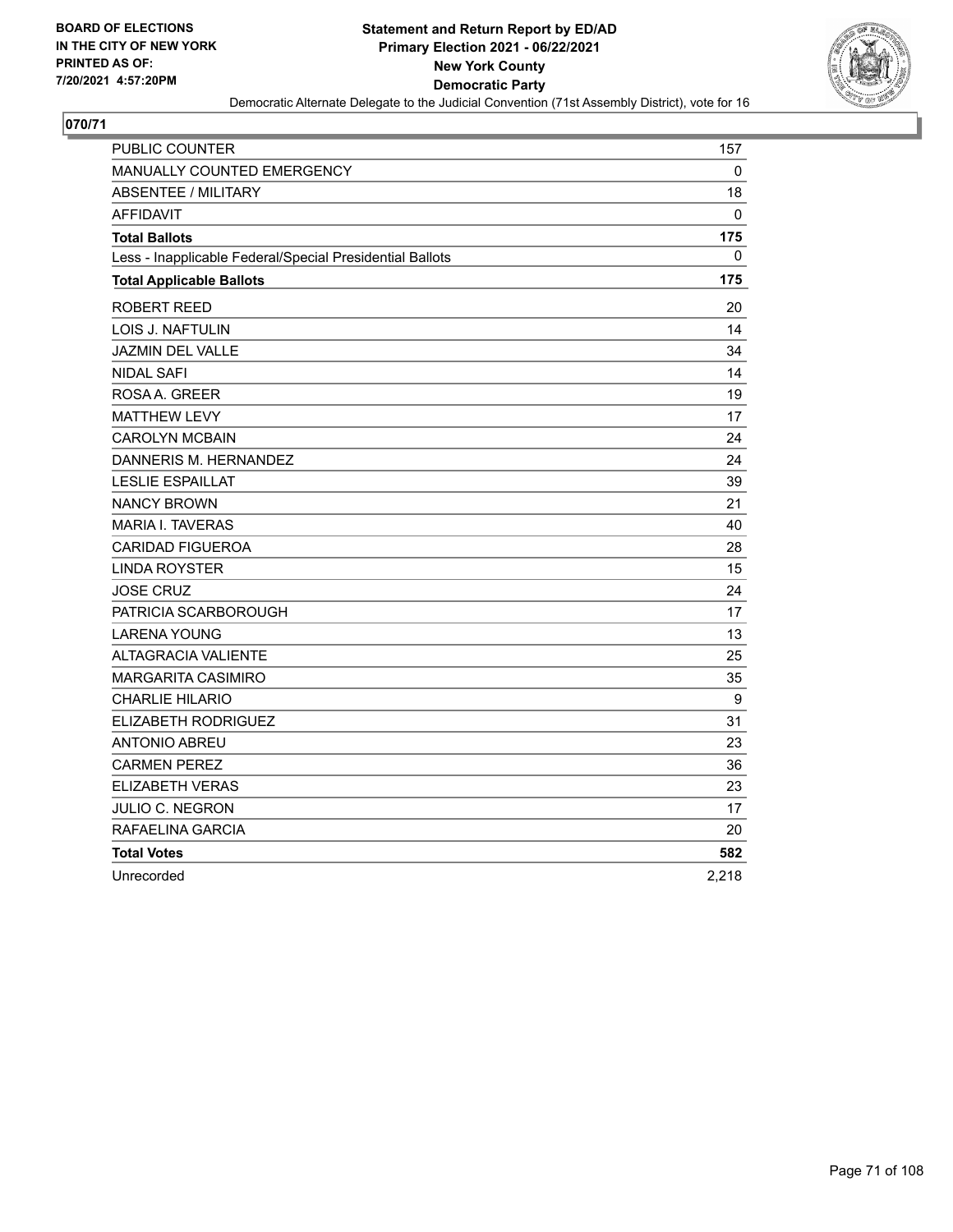BOARD OF ELECTIONS
IN THE CITY OF NEW YORK
PRINTED AS OF:
7/20/2021 4:57:20PM

**Statement and Return Report by ED/AD**
**Primary Election 2021 - 06/22/2021**
**New York County**
**Democratic Party**
Democratic Alternate Delegate to the Judicial Convention (71st Assembly District), vote for 16

**070/71**

| | |
|---|---|
| PUBLIC COUNTER | 157 |
| MANUALLY COUNTED EMERGENCY | 0 |
| ABSENTEE / MILITARY | 18 |
| AFFIDAVIT | 0 |
| **Total Ballots** | **175** |
| Less - Inapplicable Federal/Special Presidential Ballots | 0 |
| **Total Applicable Ballots** | **175** |
| ROBERT REED | 20 |
| LOIS J. NAFTULIN | 14 |
| JAZMIN DEL VALLE | 34 |
| NIDAL SAFI | 14 |
| ROSA A. GREER | 19 |
| MATTHEW LEVY | 17 |
| CAROLYN MCBAIN | 24 |
| DANNERIS M. HERNANDEZ | 24 |
| LESLIE ESPAILLAT | 39 |
| NANCY BROWN | 21 |
| MARIA I. TAVERAS | 40 |
| CARIDAD FIGUEROA | 28 |
| LINDA ROYSTER | 15 |
| JOSE CRUZ | 24 |
| PATRICIA SCARBOROUGH | 17 |
| LARENA YOUNG | 13 |
| ALTAGRACIA VALIENTE | 25 |
| MARGARITA CASIMIRO | 35 |
| CHARLIE HILARIO | 9 |
| ELIZABETH RODRIGUEZ | 31 |
| ANTONIO ABREU | 23 |
| CARMEN PEREZ | 36 |
| ELIZABETH VERAS | 23 |
| JULIO C. NEGRON | 17 |
| RAFAELINA GARCIA | 20 |
| **Total Votes** | **582** |
| Unrecorded | 2,218 |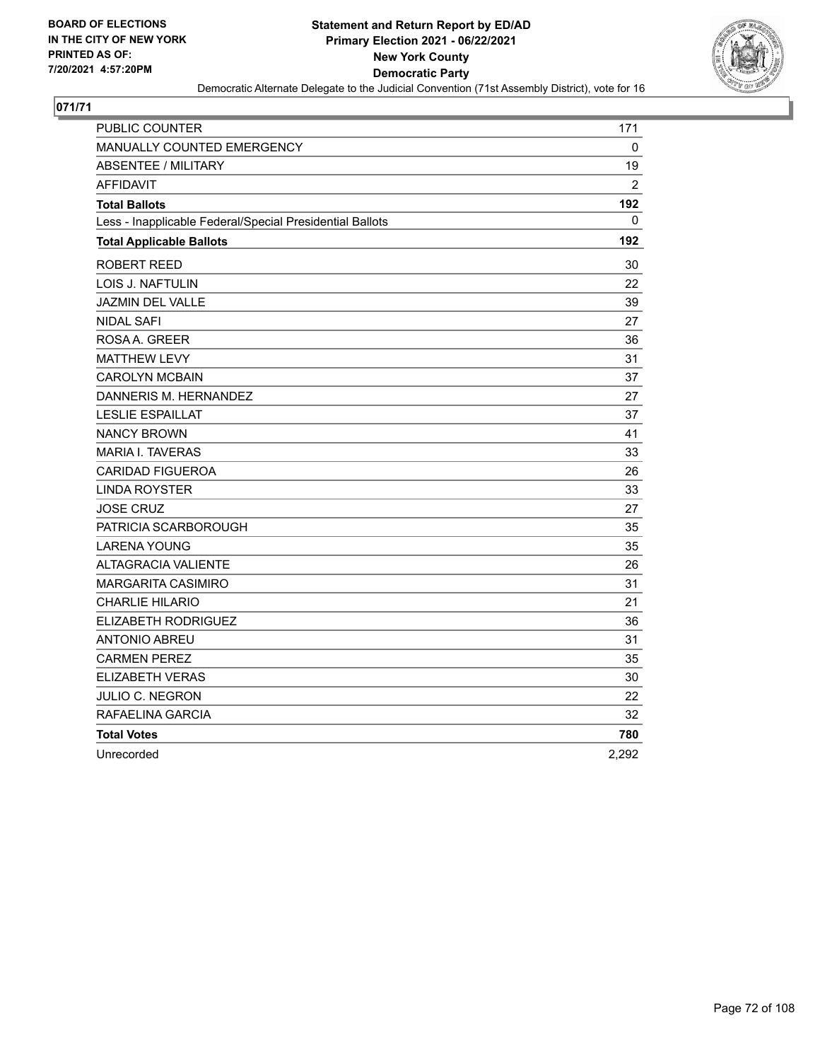BOARD OF ELECTIONS
IN THE CITY OF NEW YORK
PRINTED AS OF:
7/20/2021 4:57:20PM

**Statement and Return Report by ED/AD**
**Primary Election 2021 - 06/22/2021**
**New York County**
**Democratic Party**
Democratic Alternate Delegate to the Judicial Convention (71st Assembly District), vote for 16

**071/71**

| | |
|---|---|
| PUBLIC COUNTER | 171 |
| MANUALLY COUNTED EMERGENCY | 0 |
| ABSENTEE / MILITARY | 19 |
| AFFIDAVIT | 2 |
| **Total Ballots** | **192** |
| Less - Inapplicable Federal/Special Presidential Ballots | 0 |
| **Total Applicable Ballots** | **192** |
| ROBERT REED | 30 |
| LOIS J. NAFTULIN | 22 |
| JAZMIN DEL VALLE | 39 |
| NIDAL SAFI | 27 |
| ROSA A. GREER | 36 |
| MATTHEW LEVY | 31 |
| CAROLYN MCBAIN | 37 |
| DANNERIS M. HERNANDEZ | 27 |
| LESLIE ESPAILLAT | 37 |
| NANCY BROWN | 41 |
| MARIA I. TAVERAS | 33 |
| CARIDAD FIGUEROA | 26 |
| LINDA ROYSTER | 33 |
| JOSE CRUZ | 27 |
| PATRICIA SCARBOROUGH | 35 |
| LARENA YOUNG | 35 |
| ALTAGRACIA VALIENTE | 26 |
| MARGARITA CASIMIRO | 31 |
| CHARLIE HILARIO | 21 |
| ELIZABETH RODRIGUEZ | 36 |
| ANTONIO ABREU | 31 |
| CARMEN PEREZ | 35 |
| ELIZABETH VERAS | 30 |
| JULIO C. NEGRON | 22 |
| RAFAELINA GARCIA | 32 |
| **Total Votes** | **780** |
| Unrecorded | 2,292 |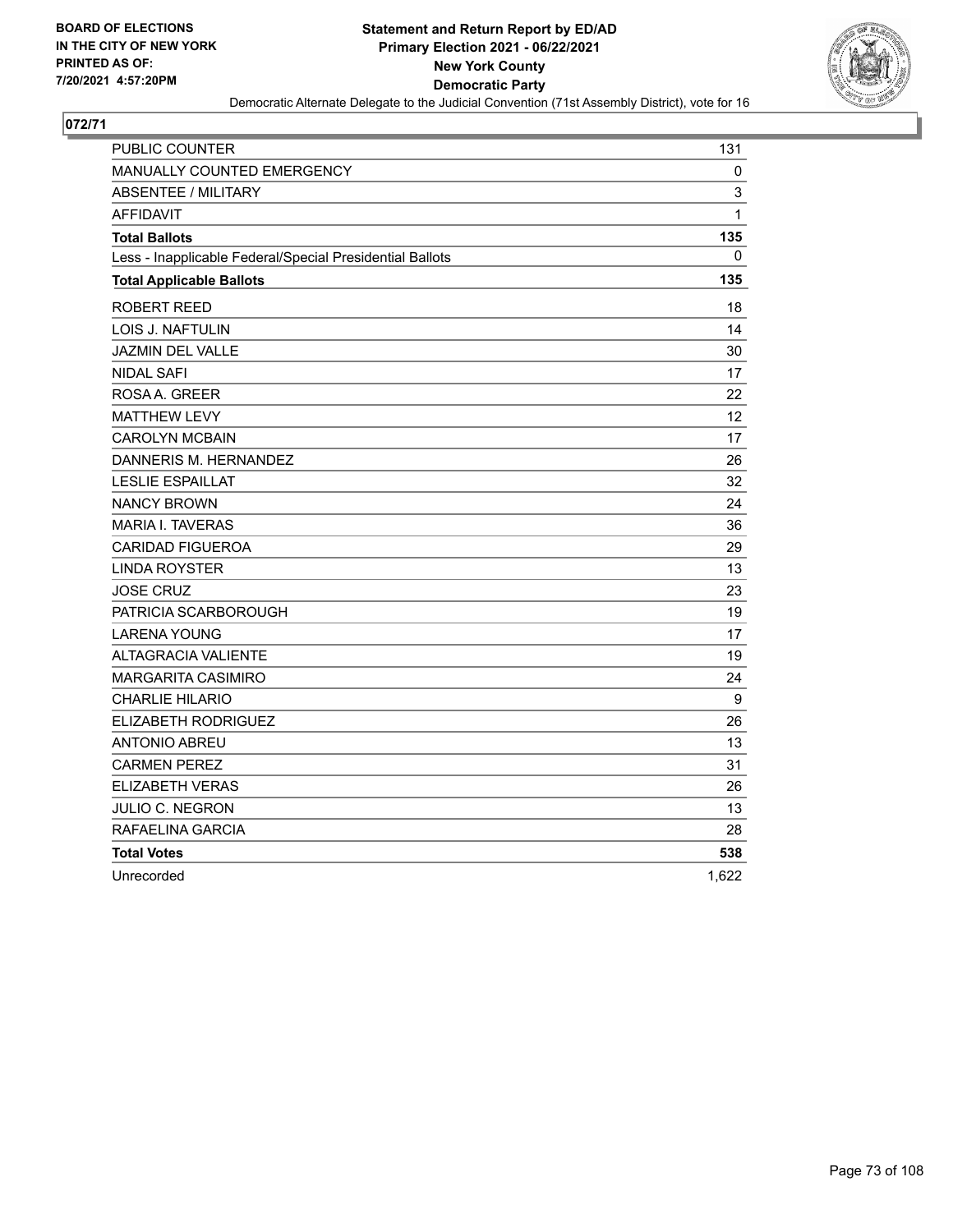BOARD OF ELECTIONS
IN THE CITY OF NEW YORK
PRINTED AS OF:
7/20/2021 4:57:20PM

**Statement and Return Report by ED/AD**
**Primary Election 2021 - 06/22/2021**
**New York County**
**Democratic Party**
Democratic Alternate Delegate to the Judicial Convention (71st Assembly District), vote for 16

## 072/71

| | |
|---|---|
| PUBLIC COUNTER | 131 |
| MANUALLY COUNTED EMERGENCY | 0 |
| ABSENTEE / MILITARY | 3 |
| AFFIDAVIT | 1 |
| **Total Ballots** | **135** |
| Less - Inapplicable Federal/Special Presidential Ballots | 0 |
| **Total Applicable Ballots** | **135** |
| ROBERT REED | 18 |
| LOIS J. NAFTULIN | 14 |
| JAZMIN DEL VALLE | 30 |
| NIDAL SAFI | 17 |
| ROSA A. GREER | 22 |
| MATTHEW LEVY | 12 |
| CAROLYN MCBAIN | 17 |
| DANNERIS M. HERNANDEZ | 26 |
| LESLIE ESPAILLAT | 32 |
| NANCY BROWN | 24 |
| MARIA I. TAVERAS | 36 |
| CARIDAD FIGUEROA | 29 |
| LINDA ROYSTER | 13 |
| JOSE CRUZ | 23 |
| PATRICIA SCARBOROUGH | 19 |
| LARENA YOUNG | 17 |
| ALTAGRACIA VALIENTE | 19 |
| MARGARITA CASIMIRO | 24 |
| CHARLIE HILARIO | 9 |
| ELIZABETH RODRIGUEZ | 26 |
| ANTONIO ABREU | 13 |
| CARMEN PEREZ | 31 |
| ELIZABETH VERAS | 26 |
| JULIO C. NEGRON | 13 |
| RAFAELINA GARCIA | 28 |
| **Total Votes** | **538** |
| Unrecorded | 1,622 |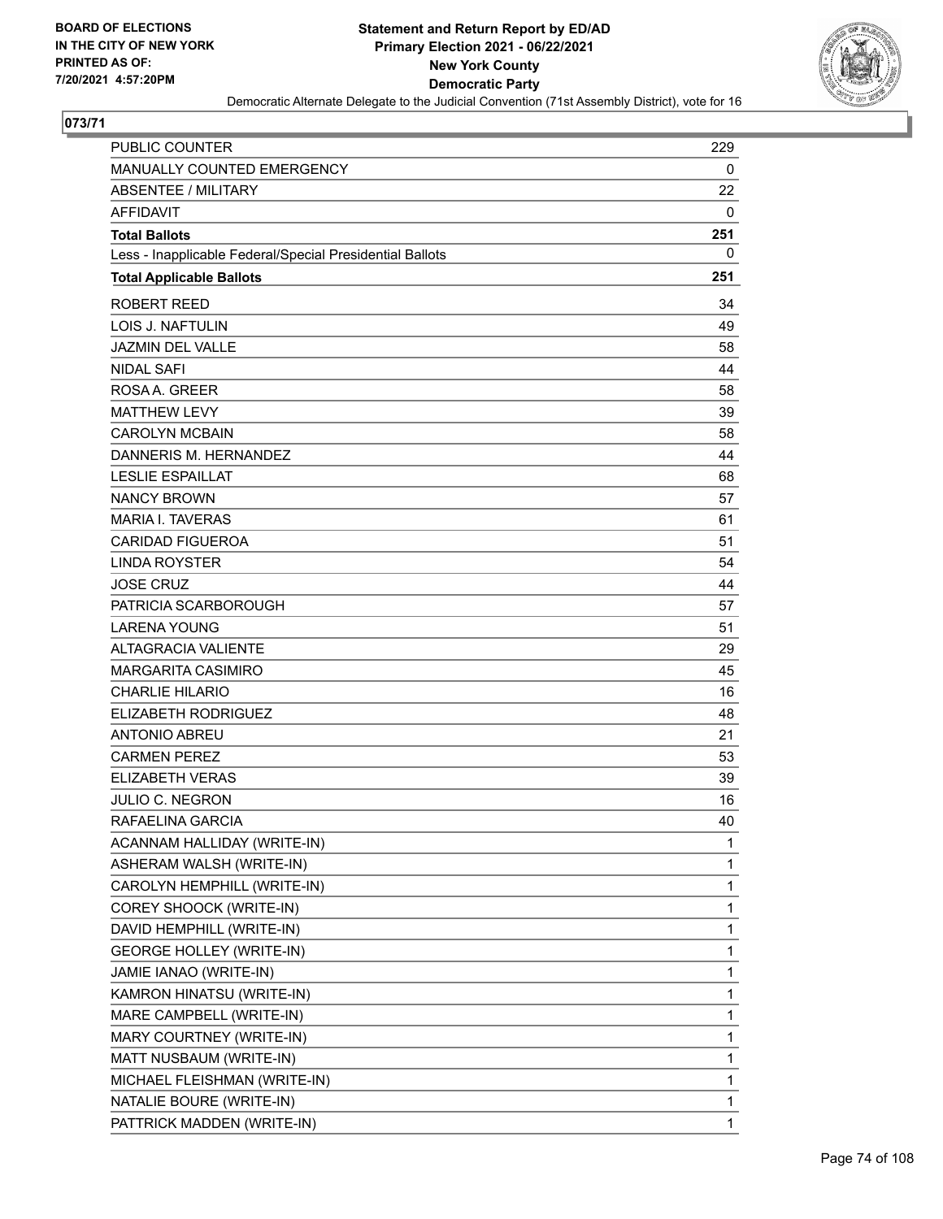**BOARD OF ELECTIONS IN THE CITY OF NEW YORK PRINTED AS OF: 7/20/2021 4:57:20PM**

# Statement and Return Report by ED/AD
## Primary Election 2021 - 06/22/2021
## New York County
## Democratic Party
### Democratic Alternate Delegate to the Judicial Convention (71st Assembly District), vote for 16

**073/71**

| | |
|---|---|
| PUBLIC COUNTER | 229 |
| MANUALLY COUNTED EMERGENCY | 0 |
| ABSENTEE / MILITARY | 22 |
| AFFIDAVIT | 0 |
| **Total Ballots** | **251** |
| Less - Inapplicable Federal/Special Presidential Ballots | 0 |
| **Total Applicable Ballots** | **251** |
| ROBERT REED | 34 |
| LOIS J. NAFTULIN | 49 |
| JAZMIN DEL VALLE | 58 |
| NIDAL SAFI | 44 |
| ROSA A. GREER | 58 |
| MATTHEW LEVY | 39 |
| CAROLYN MCBAIN | 58 |
| DANNERIS M. HERNANDEZ | 44 |
| LESLIE ESPAILLAT | 68 |
| NANCY BROWN | 57 |
| MARIA I. TAVERAS | 61 |
| CARIDAD FIGUEROA | 51 |
| LINDA ROYSTER | 54 |
| JOSE CRUZ | 44 |
| PATRICIA SCARBOROUGH | 57 |
| LARENA YOUNG | 51 |
| ALTAGRACIA VALIENTE | 29 |
| MARGARITA CASIMIRO | 45 |
| CHARLIE HILARIO | 16 |
| ELIZABETH RODRIGUEZ | 48 |
| ANTONIO ABREU | 21 |
| CARMEN PEREZ | 53 |
| ELIZABETH VERAS | 39 |
| JULIO C. NEGRON | 16 |
| RAFAELINA GARCIA | 40 |
| ACANNAM HALLIDAY (WRITE-IN) | 1 |
| ASHERAM WALSH (WRITE-IN) | 1 |
| CAROLYN HEMPHILL (WRITE-IN) | 1 |
| COREY SHOOCK (WRITE-IN) | 1 |
| DAVID HEMPHILL (WRITE-IN) | 1 |
| GEORGE HOLLEY (WRITE-IN) | 1 |
| JAMIE IANAO (WRITE-IN) | 1 |
| KAMRON HINATSU (WRITE-IN) | 1 |
| MARE CAMPBELL (WRITE-IN) | 1 |
| MARY COURTNEY (WRITE-IN) | 1 |
| MATT NUSBAUM (WRITE-IN) | 1 |
| MICHAEL FLEISHMAN (WRITE-IN) | 1 |
| NATALIE BOURE (WRITE-IN) | 1 |
| PATTRICK MADDEN (WRITE-IN) | 1 |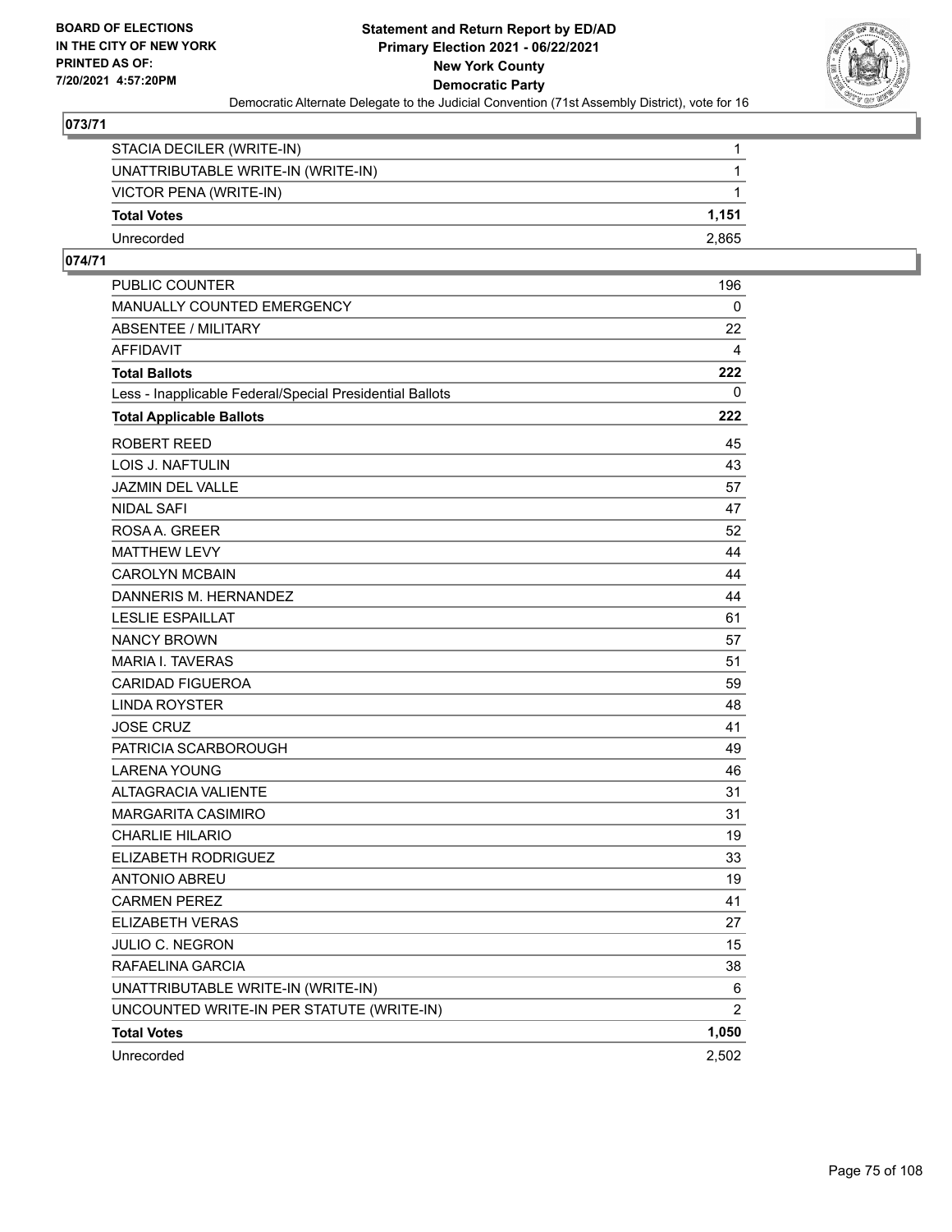# Statement and Return Report by ED/AD
## Primary Election 2021 - 06/22/2021
## New York County
## Democratic Party

Democratic Alternate Delegate to the Judicial Convention (71st Assembly District), vote for 16

BOARD OF ELECTIONS IN THE CITY OF NEW YORK PRINTED AS OF: 7/20/2021 4:57:20PM

### 073/71

| | |
|---|---|
| STACIA DECILER (WRITE-IN) | 1 |
| UNATTRIBUTABLE WRITE-IN (WRITE-IN) | 1 |
| VICTOR PENA (WRITE-IN) | 1 |
| **Total Votes** | **1,151** |
| Unrecorded | 2,865 |

### 074/71

| | |
|---|---|
| PUBLIC COUNTER | 196 |
| MANUALLY COUNTED EMERGENCY | 0 |
| ABSENTEE / MILITARY | 22 |
| AFFIDAVIT | 4 |
| **Total Ballots** | **222** |
| Less - Inapplicable Federal/Special Presidential Ballots | 0 |
| **Total Applicable Ballots** | **222** |
| ROBERT REED | 45 |
| LOIS J. NAFTULIN | 43 |
| JAZMIN DEL VALLE | 57 |
| NIDAL SAFI | 47 |
| ROSA A. GREER | 52 |
| MATTHEW LEVY | 44 |
| CAROLYN MCBAIN | 44 |
| DANNERIS M. HERNANDEZ | 44 |
| LESLIE ESPAILLAT | 61 |
| NANCY BROWN | 57 |
| MARIA I. TAVERAS | 51 |
| CARIDAD FIGUEROA | 59 |
| LINDA ROYSTER | 48 |
| JOSE CRUZ | 41 |
| PATRICIA SCARBOROUGH | 49 |
| LARENA YOUNG | 46 |
| ALTAGRACIA VALIENTE | 31 |
| MARGARITA CASIMIRO | 31 |
| CHARLIE HILARIO | 19 |
| ELIZABETH RODRIGUEZ | 33 |
| ANTONIO ABREU | 19 |
| CARMEN PEREZ | 41 |
| ELIZABETH VERAS | 27 |
| JULIO C. NEGRON | 15 |
| RAFAELINA GARCIA | 38 |
| UNATTRIBUTABLE WRITE-IN (WRITE-IN) | 6 |
| UNCOUNTED WRITE-IN PER STATUTE (WRITE-IN) | 2 |
| **Total Votes** | **1,050** |
| Unrecorded | 2,502 |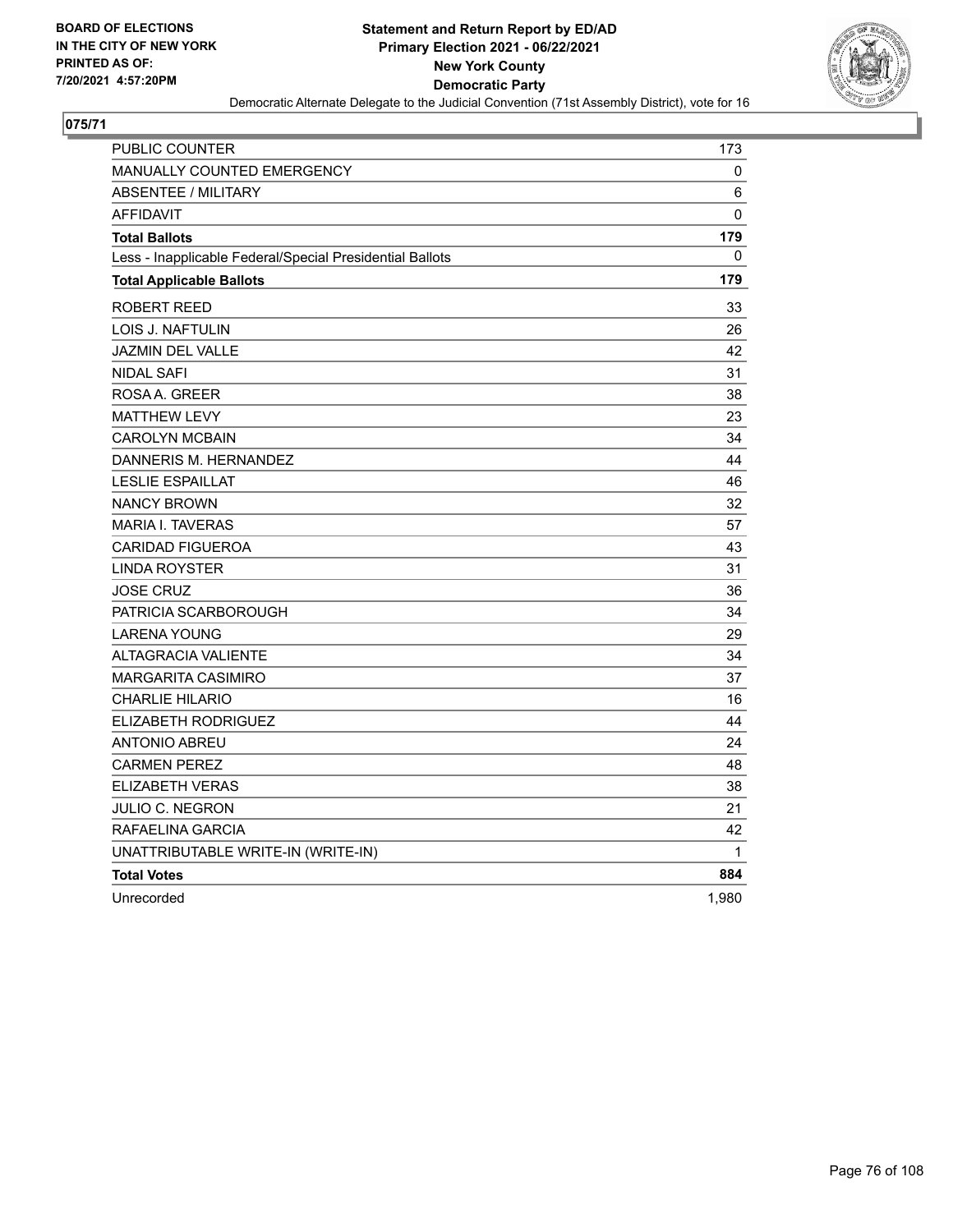**BOARD OF ELECTIONS IN THE CITY OF NEW YORK PRINTED AS OF: 7/20/2021 4:57:20PM**

**Statement and Return Report by ED/AD**
**Primary Election 2021 - 06/22/2021**
**New York County**
**Democratic Party**
Democratic Alternate Delegate to the Judicial Convention (71st Assembly District), vote for 16

**075/71**

| | |
|---|---|
| PUBLIC COUNTER | 173 |
| MANUALLY COUNTED EMERGENCY | 0 |
| ABSENTEE / MILITARY | 6 |
| AFFIDAVIT | 0 |
| **Total Ballots** | **179** |
| Less - Inapplicable Federal/Special Presidential Ballots | 0 |
| **Total Applicable Ballots** | **179** |
| ROBERT REED | 33 |
| LOIS J. NAFTULIN | 26 |
| JAZMIN DEL VALLE | 42 |
| NIDAL SAFI | 31 |
| ROSA A. GREER | 38 |
| MATTHEW LEVY | 23 |
| CAROLYN MCBAIN | 34 |
| DANNERIS M. HERNANDEZ | 44 |
| LESLIE ESPAILLAT | 46 |
| NANCY BROWN | 32 |
| MARIA I. TAVERAS | 57 |
| CARIDAD FIGUEROA | 43 |
| LINDA ROYSTER | 31 |
| JOSE CRUZ | 36 |
| PATRICIA SCARBOROUGH | 34 |
| LARENA YOUNG | 29 |
| ALTAGRACIA VALIENTE | 34 |
| MARGARITA CASIMIRO | 37 |
| CHARLIE HILARIO | 16 |
| ELIZABETH RODRIGUEZ | 44 |
| ANTONIO ABREU | 24 |
| CARMEN PEREZ | 48 |
| ELIZABETH VERAS | 38 |
| JULIO C. NEGRON | 21 |
| RAFAELINA GARCIA | 42 |
| UNATTRIBUTABLE WRITE-IN (WRITE-IN) | 1 |
| **Total Votes** | **884** |
| Unrecorded | 1,980 |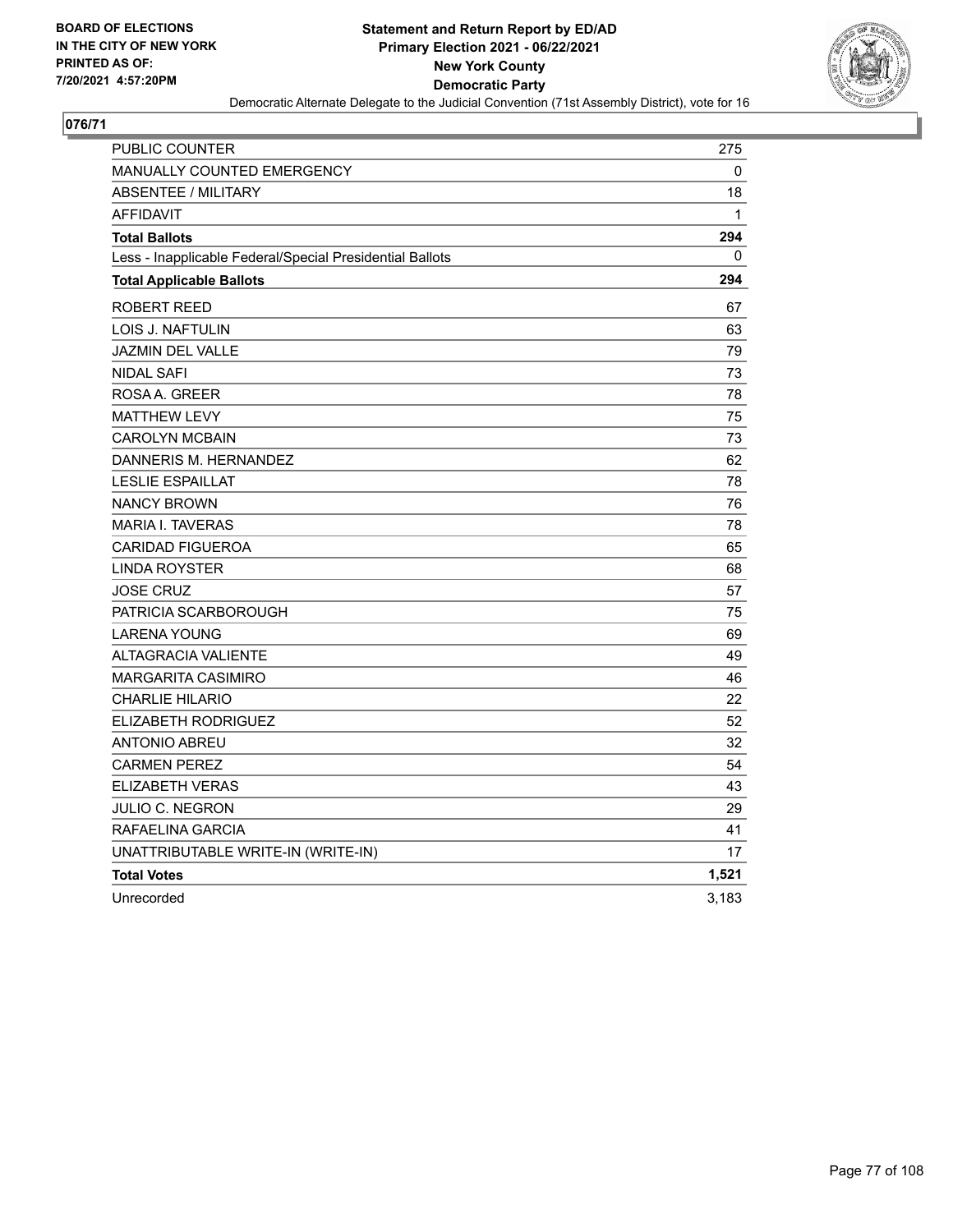BOARD OF ELECTIONS
IN THE CITY OF NEW YORK
PRINTED AS OF:
7/20/2021 4:57:20PM

**Statement and Return Report by ED/AD**
**Primary Election 2021 - 06/22/2021**
**New York County**
**Democratic Party**
Democratic Alternate Delegate to the Judicial Convention (71st Assembly District), vote for 16

**076/71**

| | |
|---|---|
| PUBLIC COUNTER | 275 |
| MANUALLY COUNTED EMERGENCY | 0 |
| ABSENTEE / MILITARY | 18 |
| AFFIDAVIT | 1 |
| **Total Ballots** | **294** |
| Less - Inapplicable Federal/Special Presidential Ballots | 0 |
| **Total Applicable Ballots** | **294** |
| ROBERT REED | 67 |
| LOIS J. NAFTULIN | 63 |
| JAZMIN DEL VALLE | 79 |
| NIDAL SAFI | 73 |
| ROSA A. GREER | 78 |
| MATTHEW LEVY | 75 |
| CAROLYN MCBAIN | 73 |
| DANNERIS M. HERNANDEZ | 62 |
| LESLIE ESPAILLAT | 78 |
| NANCY BROWN | 76 |
| MARIA I. TAVERAS | 78 |
| CARIDAD FIGUEROA | 65 |
| LINDA ROYSTER | 68 |
| JOSE CRUZ | 57 |
| PATRICIA SCARBOROUGH | 75 |
| LARENA YOUNG | 69 |
| ALTAGRACIA VALIENTE | 49 |
| MARGARITA CASIMIRO | 46 |
| CHARLIE HILARIO | 22 |
| ELIZABETH RODRIGUEZ | 52 |
| ANTONIO ABREU | 32 |
| CARMEN PEREZ | 54 |
| ELIZABETH VERAS | 43 |
| JULIO C. NEGRON | 29 |
| RAFAELINA GARCIA | 41 |
| UNATTRIBUTABLE WRITE-IN (WRITE-IN) | 17 |
| **Total Votes** | **1,521** |
| Unrecorded | 3,183 |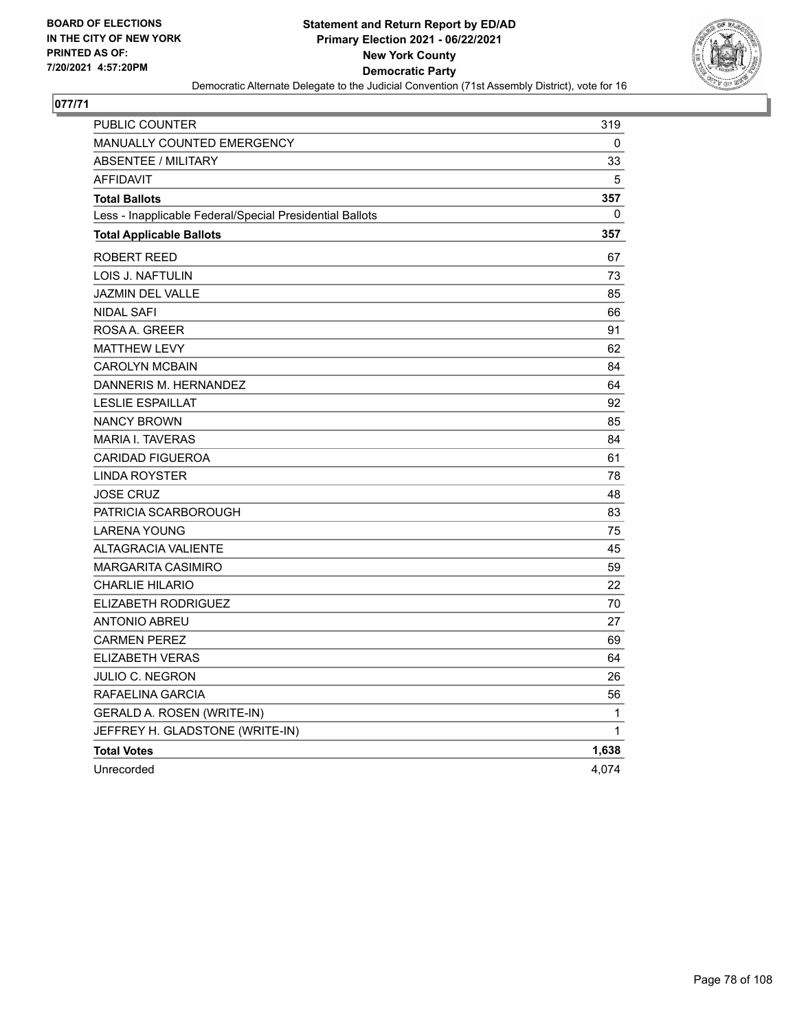BOARD OF ELECTIONS
IN THE CITY OF NEW YORK
PRINTED AS OF:
7/20/2021 4:57:20PM

**Statement and Return Report by ED/AD**
**Primary Election 2021 - 06/22/2021**
**New York County**
**Democratic Party**
Democratic Alternate Delegate to the Judicial Convention (71st Assembly District), vote for 16

## 077/71

| | |
|---|---|
| PUBLIC COUNTER | 319 |
| MANUALLY COUNTED EMERGENCY | 0 |
| ABSENTEE / MILITARY | 33 |
| AFFIDAVIT | 5 |
| **Total Ballots** | **357** |
| Less - Inapplicable Federal/Special Presidential Ballots | 0 |
| **Total Applicable Ballots** | **357** |
| ROBERT REED | 67 |
| LOIS J. NAFTULIN | 73 |
| JAZMIN DEL VALLE | 85 |
| NIDAL SAFI | 66 |
| ROSA A. GREER | 91 |
| MATTHEW LEVY | 62 |
| CAROLYN MCBAIN | 84 |
| DANNERIS M. HERNANDEZ | 64 |
| LESLIE ESPAILLAT | 92 |
| NANCY BROWN | 85 |
| MARIA I. TAVERAS | 84 |
| CARIDAD FIGUEROA | 61 |
| LINDA ROYSTER | 78 |
| JOSE CRUZ | 48 |
| PATRICIA SCARBOROUGH | 83 |
| LARENA YOUNG | 75 |
| ALTAGRACIA VALIENTE | 45 |
| MARGARITA CASIMIRO | 59 |
| CHARLIE HILARIO | 22 |
| ELIZABETH RODRIGUEZ | 70 |
| ANTONIO ABREU | 27 |
| CARMEN PEREZ | 69 |
| ELIZABETH VERAS | 64 |
| JULIO C. NEGRON | 26 |
| RAFAELINA GARCIA | 56 |
| GERALD A. ROSEN (WRITE-IN) | 1 |
| JEFFREY H. GLADSTONE (WRITE-IN) | 1 |
| **Total Votes** | **1,638** |
| Unrecorded | 4,074 |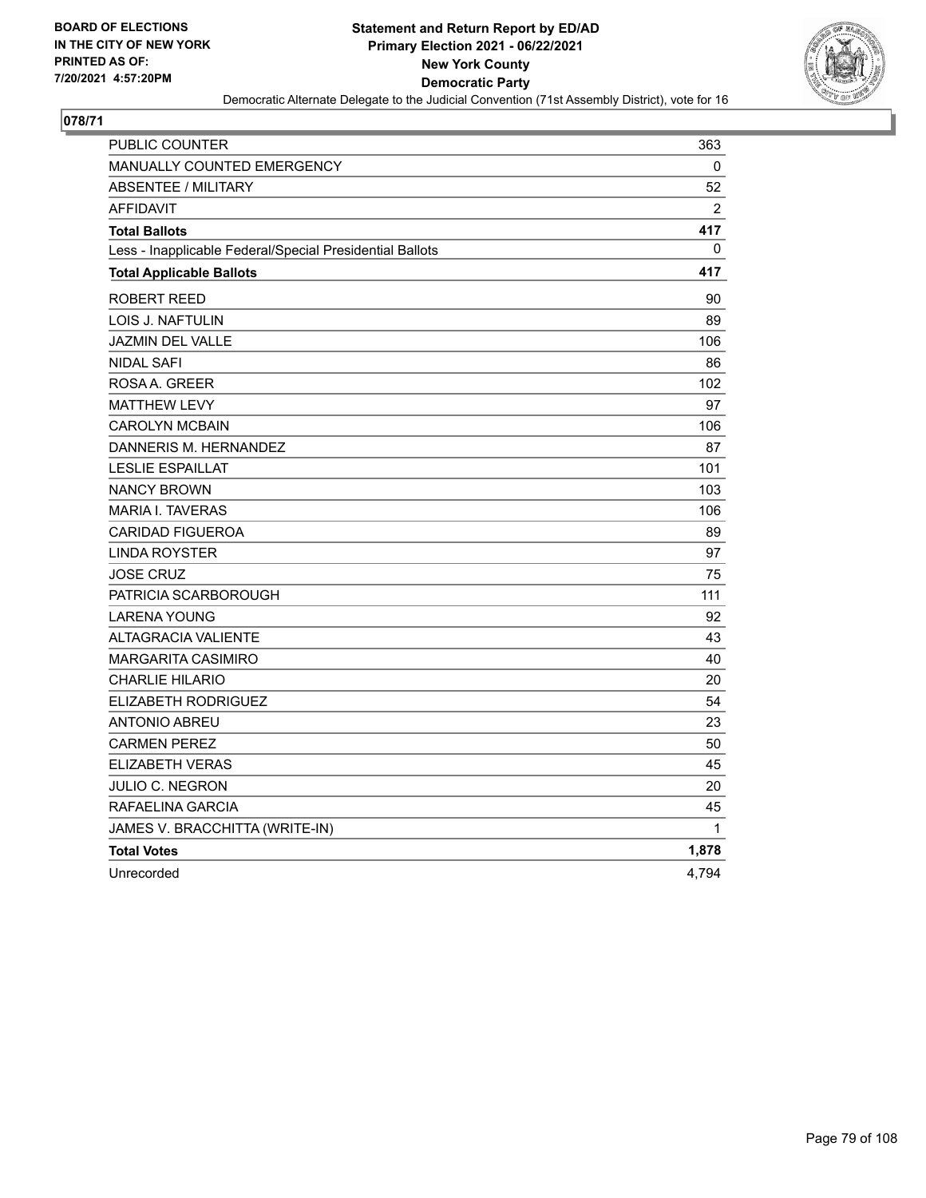BOARD OF ELECTIONS
IN THE CITY OF NEW YORK
PRINTED AS OF:
7/20/2021 4:57:20PM

# Statement and Return Report by ED/AD
## Primary Election 2021 - 06/22/2021
## New York County
## Democratic Party

Democratic Alternate Delegate to the Judicial Convention (71st Assembly District), vote for 16

**078/71**

| | |
|---|---|
| PUBLIC COUNTER | 363 |
| MANUALLY COUNTED EMERGENCY | 0 |
| ABSENTEE / MILITARY | 52 |
| AFFIDAVIT | 2 |
| **Total Ballots** | **417** |
| Less - Inapplicable Federal/Special Presidential Ballots | 0 |
| **Total Applicable Ballots** | **417** |
| ROBERT REED | 90 |
| LOIS J. NAFTULIN | 89 |
| JAZMIN DEL VALLE | 106 |
| NIDAL SAFI | 86 |
| ROSA A. GREER | 102 |
| MATTHEW LEVY | 97 |
| CAROLYN MCBAIN | 106 |
| DANNERIS M. HERNANDEZ | 87 |
| LESLIE ESPAILLAT | 101 |
| NANCY BROWN | 103 |
| MARIA I. TAVERAS | 106 |
| CARIDAD FIGUEROA | 89 |
| LINDA ROYSTER | 97 |
| JOSE CRUZ | 75 |
| PATRICIA SCARBOROUGH | 111 |
| LARENA YOUNG | 92 |
| ALTAGRACIA VALIENTE | 43 |
| MARGARITA CASIMIRO | 40 |
| CHARLIE HILARIO | 20 |
| ELIZABETH RODRIGUEZ | 54 |
| ANTONIO ABREU | 23 |
| CARMEN PEREZ | 50 |
| ELIZABETH VERAS | 45 |
| JULIO C. NEGRON | 20 |
| RAFAELINA GARCIA | 45 |
| JAMES V. BRACCHITTA (WRITE-IN) | 1 |
| **Total Votes** | **1,878** |
| Unrecorded | 4,794 |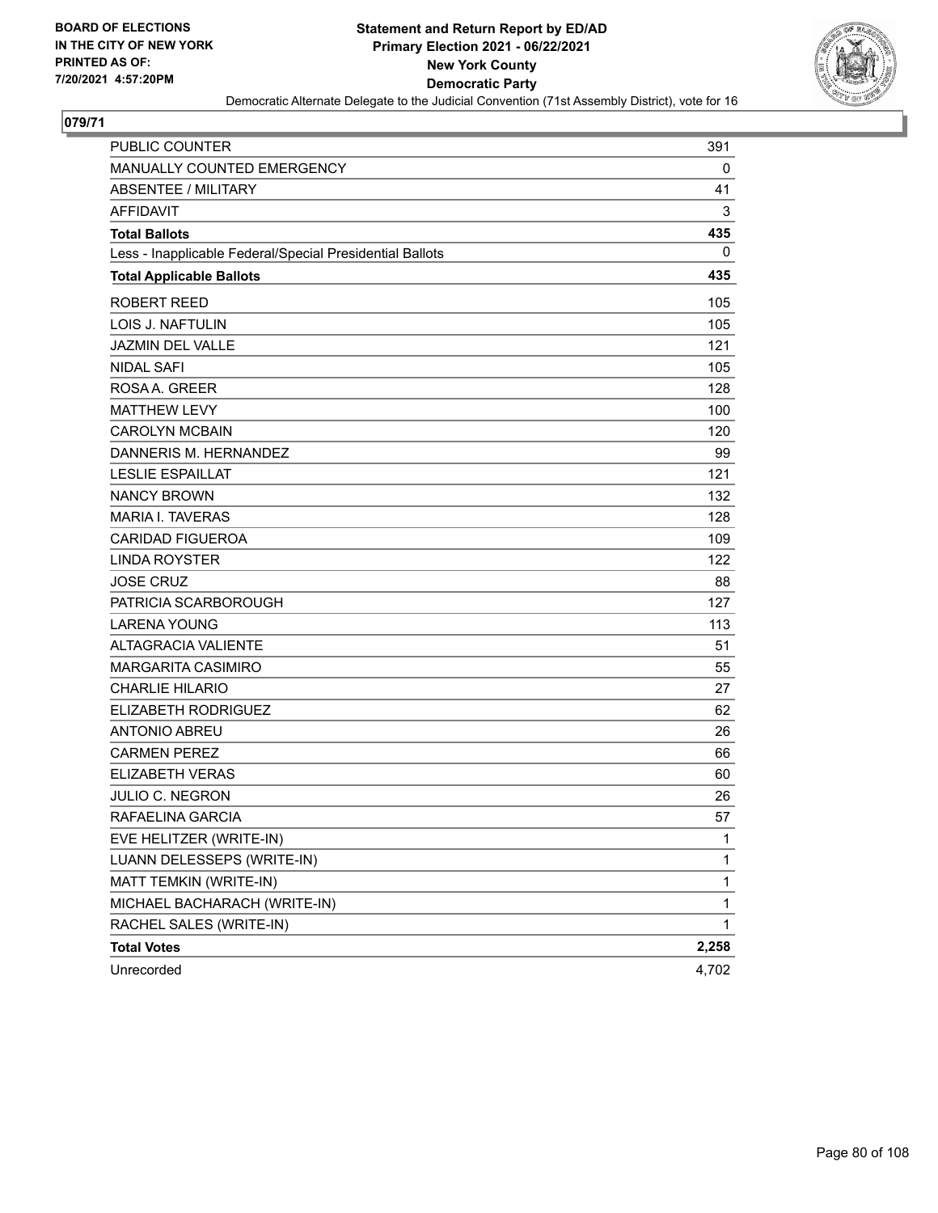BOARD OF ELECTIONS
IN THE CITY OF NEW YORK
PRINTED AS OF:
7/20/2021 4:57:20PM

**Statement and Return Report by ED/AD**
**Primary Election 2021 - 06/22/2021**
**New York County**
**Democratic Party**
Democratic Alternate Delegate to the Judicial Convention (71st Assembly District), vote for 16

## 079/71

| | |
|---|---|
| PUBLIC COUNTER | 391 |
| MANUALLY COUNTED EMERGENCY | 0 |
| ABSENTEE / MILITARY | 41 |
| AFFIDAVIT | 3 |
| **Total Ballots** | **435** |
| Less - Inapplicable Federal/Special Presidential Ballots | 0 |
| **Total Applicable Ballots** | **435** |
| ROBERT REED | 105 |
| LOIS J. NAFTULIN | 105 |
| JAZMIN DEL VALLE | 121 |
| NIDAL SAFI | 105 |
| ROSA A. GREER | 128 |
| MATTHEW LEVY | 100 |
| CAROLYN MCBAIN | 120 |
| DANNERIS M. HERNANDEZ | 99 |
| LESLIE ESPAILLAT | 121 |
| NANCY BROWN | 132 |
| MARIA I. TAVERAS | 128 |
| CARIDAD FIGUEROA | 109 |
| LINDA ROYSTER | 122 |
| JOSE CRUZ | 88 |
| PATRICIA SCARBOROUGH | 127 |
| LARENA YOUNG | 113 |
| ALTAGRACIA VALIENTE | 51 |
| MARGARITA CASIMIRO | 55 |
| CHARLIE HILARIO | 27 |
| ELIZABETH RODRIGUEZ | 62 |
| ANTONIO ABREU | 26 |
| CARMEN PEREZ | 66 |
| ELIZABETH VERAS | 60 |
| JULIO C. NEGRON | 26 |
| RAFAELINA GARCIA | 57 |
| EVE HELITZER (WRITE-IN) | 1 |
| LUANN DELESSEPS (WRITE-IN) | 1 |
| MATT TEMKIN (WRITE-IN) | 1 |
| MICHAEL BACHARACH (WRITE-IN) | 1 |
| RACHEL SALES (WRITE-IN) | 1 |
| **Total Votes** | **2,258** |
| Unrecorded | 4,702 |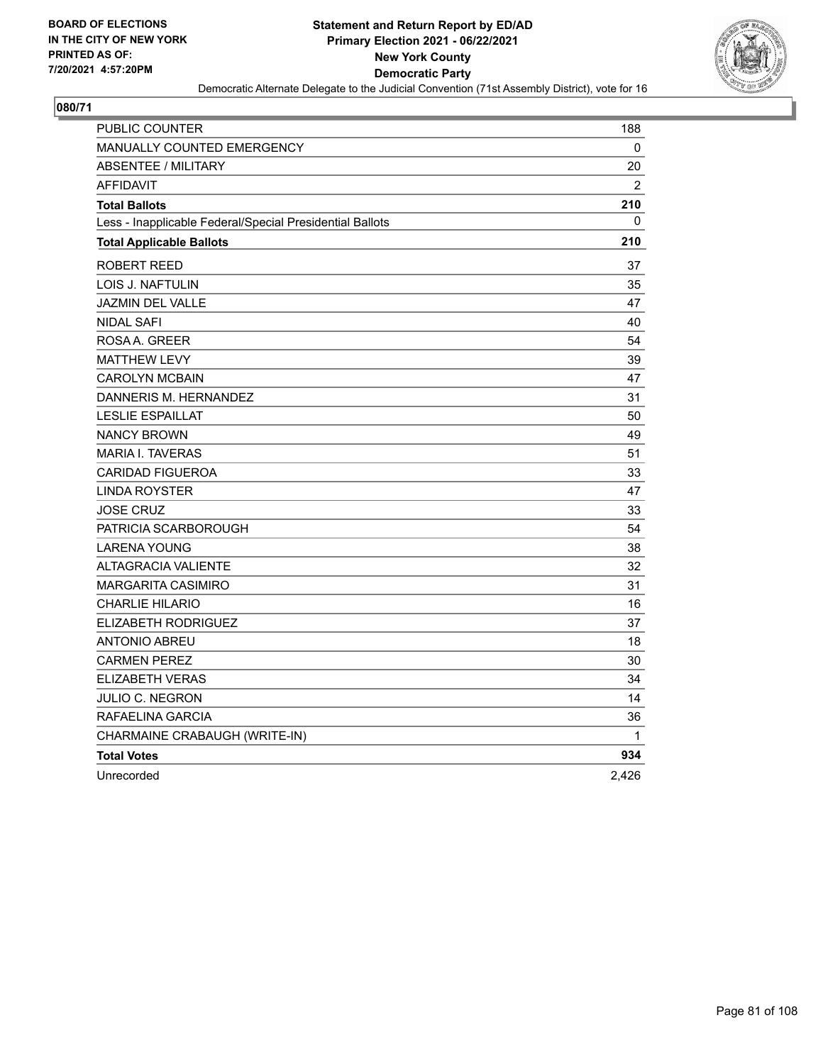BOARD OF ELECTIONS
IN THE CITY OF NEW YORK
PRINTED AS OF:
7/20/2021 4:57:20PM

**Statement and Return Report by ED/AD**
**Primary Election 2021 - 06/22/2021**
**New York County**
**Democratic Party**
Democratic Alternate Delegate to the Judicial Convention (71st Assembly District), vote for 16

**080/71**

| | |
|---|---|
| PUBLIC COUNTER | 188 |
| MANUALLY COUNTED EMERGENCY | 0 |
| ABSENTEE / MILITARY | 20 |
| AFFIDAVIT | 2 |
| **Total Ballots** | **210** |
| Less - Inapplicable Federal/Special Presidential Ballots | 0 |
| **Total Applicable Ballots** | **210** |
| ROBERT REED | 37 |
| LOIS J. NAFTULIN | 35 |
| JAZMIN DEL VALLE | 47 |
| NIDAL SAFI | 40 |
| ROSA A. GREER | 54 |
| MATTHEW LEVY | 39 |
| CAROLYN MCBAIN | 47 |
| DANNERIS M. HERNANDEZ | 31 |
| LESLIE ESPAILLAT | 50 |
| NANCY BROWN | 49 |
| MARIA I. TAVERAS | 51 |
| CARIDAD FIGUEROA | 33 |
| LINDA ROYSTER | 47 |
| JOSE CRUZ | 33 |
| PATRICIA SCARBOROUGH | 54 |
| LARENA YOUNG | 38 |
| ALTAGRACIA VALIENTE | 32 |
| MARGARITA CASIMIRO | 31 |
| CHARLIE HILARIO | 16 |
| ELIZABETH RODRIGUEZ | 37 |
| ANTONIO ABREU | 18 |
| CARMEN PEREZ | 30 |
| ELIZABETH VERAS | 34 |
| JULIO C. NEGRON | 14 |
| RAFAELINA GARCIA | 36 |
| CHARMAINE CRABAUGH (WRITE-IN) | 1 |
| **Total Votes** | **934** |
| Unrecorded | 2,426 |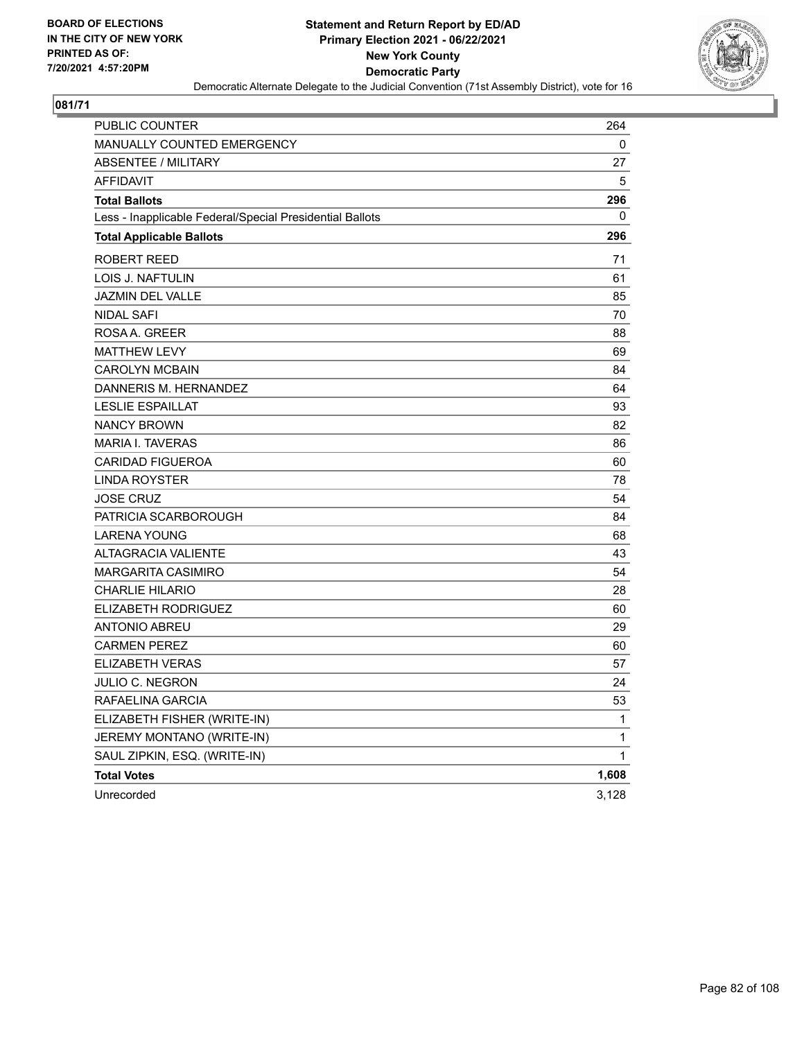**BOARD OF ELECTIONS IN THE CITY OF NEW YORK PRINTED AS OF: 7/20/2021 4:57:20PM**

**Statement and Return Report by ED/AD**
**Primary Election 2021 - 06/22/2021**
**New York County**
**Democratic Party**
Democratic Alternate Delegate to the Judicial Convention (71st Assembly District), vote for 16

**081/71**

| | |
|---|---|
| PUBLIC COUNTER | 264 |
| MANUALLY COUNTED EMERGENCY | 0 |
| ABSENTEE / MILITARY | 27 |
| AFFIDAVIT | 5 |
| **Total Ballots** | **296** |
| Less - Inapplicable Federal/Special Presidential Ballots | 0 |
| **Total Applicable Ballots** | **296** |
| ROBERT REED | 71 |
| LOIS J. NAFTULIN | 61 |
| JAZMIN DEL VALLE | 85 |
| NIDAL SAFI | 70 |
| ROSA A. GREER | 88 |
| MATTHEW LEVY | 69 |
| CAROLYN MCBAIN | 84 |
| DANNERIS M. HERNANDEZ | 64 |
| LESLIE ESPAILLAT | 93 |
| NANCY BROWN | 82 |
| MARIA I. TAVERAS | 86 |
| CARIDAD FIGUEROA | 60 |
| LINDA ROYSTER | 78 |
| JOSE CRUZ | 54 |
| PATRICIA SCARBOROUGH | 84 |
| LARENA YOUNG | 68 |
| ALTAGRACIA VALIENTE | 43 |
| MARGARITA CASIMIRO | 54 |
| CHARLIE HILARIO | 28 |
| ELIZABETH RODRIGUEZ | 60 |
| ANTONIO ABREU | 29 |
| CARMEN PEREZ | 60 |
| ELIZABETH VERAS | 57 |
| JULIO C. NEGRON | 24 |
| RAFAELINA GARCIA | 53 |
| ELIZABETH FISHER (WRITE-IN) | 1 |
| JEREMY MONTANO (WRITE-IN) | 1 |
| SAUL ZIPKIN, ESQ. (WRITE-IN) | 1 |
| **Total Votes** | **1,608** |
| Unrecorded | 3,128 |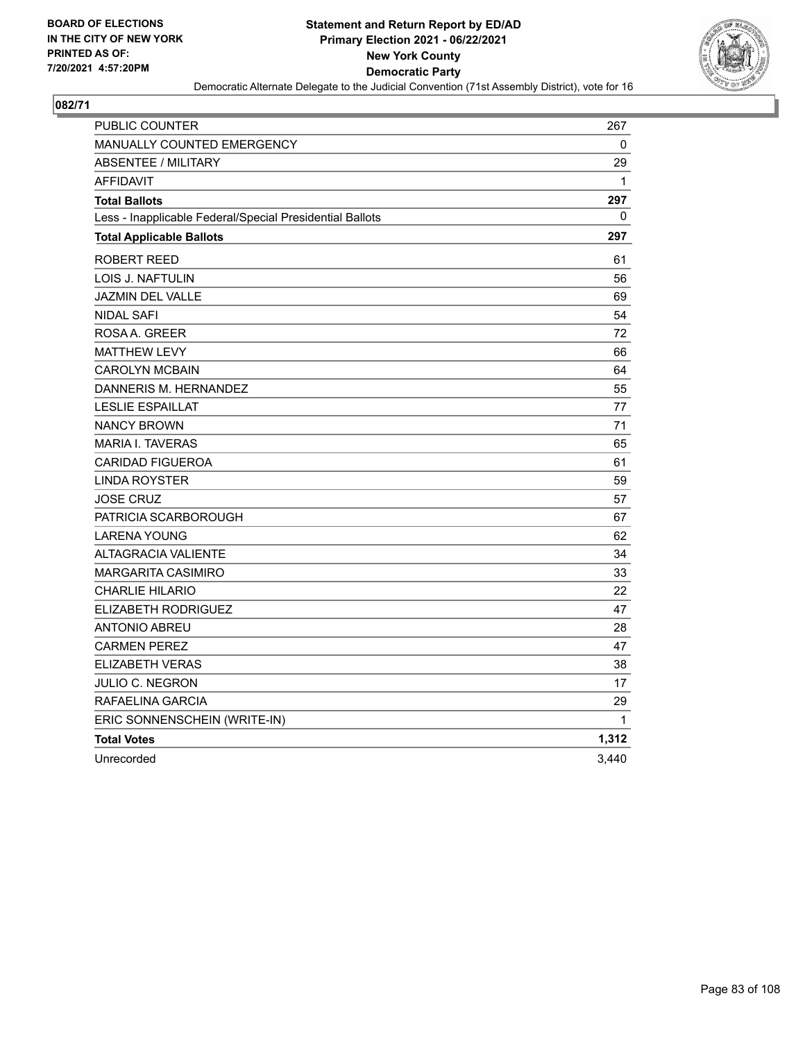BOARD OF ELECTIONS
IN THE CITY OF NEW YORK
PRINTED AS OF:
7/20/2021 4:57:20PM

**Statement and Return Report by ED/AD**
**Primary Election 2021 - 06/22/2021**
**New York County**
**Democratic Party**
Democratic Alternate Delegate to the Judicial Convention (71st Assembly District), vote for 16

**082/71**

| | |
|---|---|
| PUBLIC COUNTER | 267 |
| MANUALLY COUNTED EMERGENCY | 0 |
| ABSENTEE / MILITARY | 29 |
| AFFIDAVIT | 1 |
| **Total Ballots** | **297** |
| Less - Inapplicable Federal/Special Presidential Ballots | 0 |
| **Total Applicable Ballots** | **297** |
| ROBERT REED | 61 |
| LOIS J. NAFTULIN | 56 |
| JAZMIN DEL VALLE | 69 |
| NIDAL SAFI | 54 |
| ROSA A. GREER | 72 |
| MATTHEW LEVY | 66 |
| CAROLYN MCBAIN | 64 |
| DANNERIS M. HERNANDEZ | 55 |
| LESLIE ESPAILLAT | 77 |
| NANCY BROWN | 71 |
| MARIA I. TAVERAS | 65 |
| CARIDAD FIGUEROA | 61 |
| LINDA ROYSTER | 59 |
| JOSE CRUZ | 57 |
| PATRICIA SCARBOROUGH | 67 |
| LARENA YOUNG | 62 |
| ALTAGRACIA VALIENTE | 34 |
| MARGARITA CASIMIRO | 33 |
| CHARLIE HILARIO | 22 |
| ELIZABETH RODRIGUEZ | 47 |
| ANTONIO ABREU | 28 |
| CARMEN PEREZ | 47 |
| ELIZABETH VERAS | 38 |
| JULIO C. NEGRON | 17 |
| RAFAELINA GARCIA | 29 |
| ERIC SONNENSCHEIN (WRITE-IN) | 1 |
| **Total Votes** | **1,312** |
| Unrecorded | 3,440 |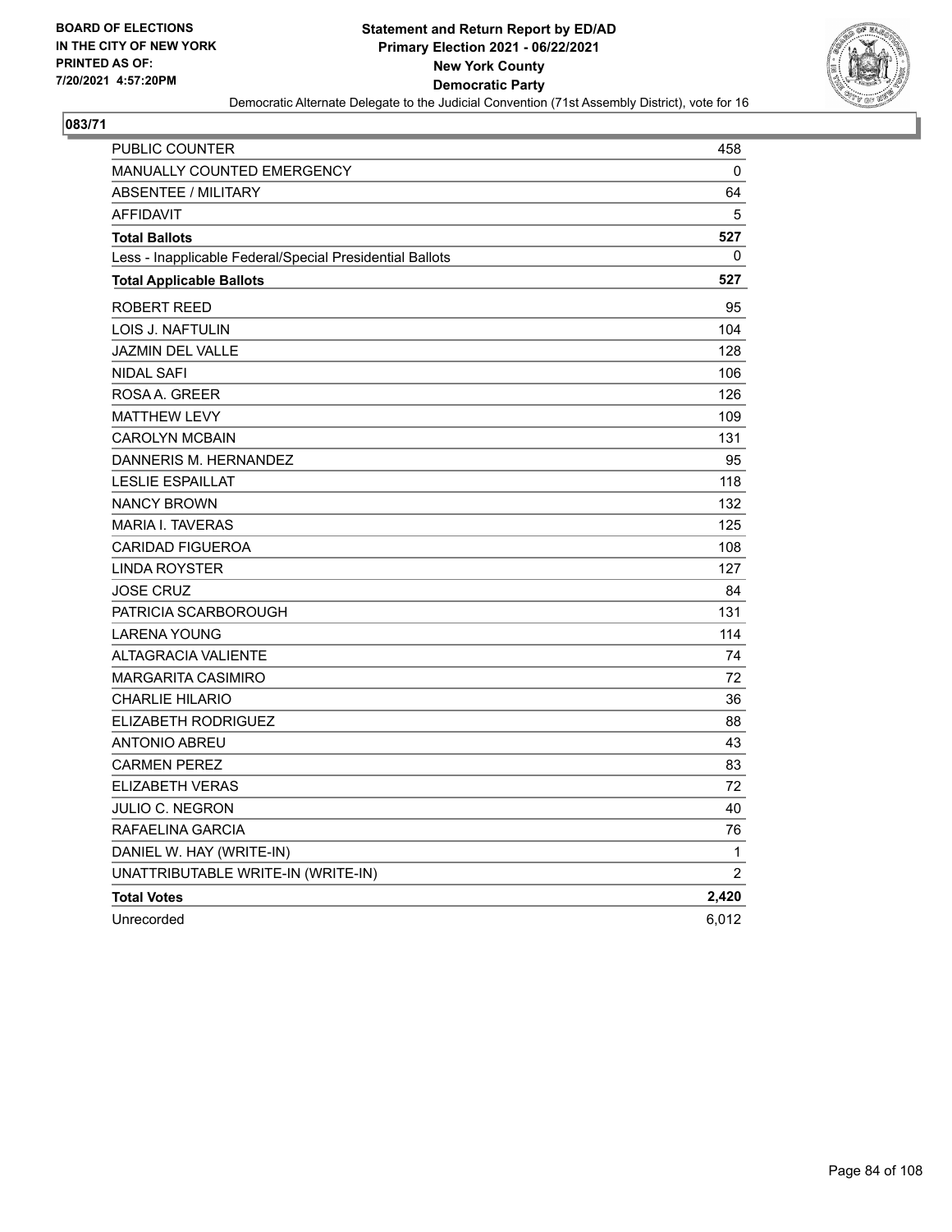BOARD OF ELECTIONS
IN THE CITY OF NEW YORK
PRINTED AS OF:
7/20/2021 4:57:20PM

**Statement and Return Report by ED/AD**
**Primary Election 2021 - 06/22/2021**
**New York County**
**Democratic Party**
Democratic Alternate Delegate to the Judicial Convention (71st Assembly District), vote for 16

**083/71**

| | |
|---|---|
| PUBLIC COUNTER | 458 |
| MANUALLY COUNTED EMERGENCY | 0 |
| ABSENTEE / MILITARY | 64 |
| AFFIDAVIT | 5 |
| **Total Ballots** | **527** |
| Less - Inapplicable Federal/Special Presidential Ballots | 0 |
| **Total Applicable Ballots** | **527** |
| ROBERT REED | 95 |
| LOIS J. NAFTULIN | 104 |
| JAZMIN DEL VALLE | 128 |
| NIDAL SAFI | 106 |
| ROSA A. GREER | 126 |
| MATTHEW LEVY | 109 |
| CAROLYN MCBAIN | 131 |
| DANNERIS M. HERNANDEZ | 95 |
| LESLIE ESPAILLAT | 118 |
| NANCY BROWN | 132 |
| MARIA I. TAVERAS | 125 |
| CARIDAD FIGUEROA | 108 |
| LINDA ROYSTER | 127 |
| JOSE CRUZ | 84 |
| PATRICIA SCARBOROUGH | 131 |
| LARENA YOUNG | 114 |
| ALTAGRACIA VALIENTE | 74 |
| MARGARITA CASIMIRO | 72 |
| CHARLIE HILARIO | 36 |
| ELIZABETH RODRIGUEZ | 88 |
| ANTONIO ABREU | 43 |
| CARMEN PEREZ | 83 |
| ELIZABETH VERAS | 72 |
| JULIO C. NEGRON | 40 |
| RAFAELINA GARCIA | 76 |
| DANIEL W. HAY (WRITE-IN) | 1 |
| UNATTRIBUTABLE WRITE-IN (WRITE-IN) | 2 |
| **Total Votes** | **2,420** |
| Unrecorded | 6,012 |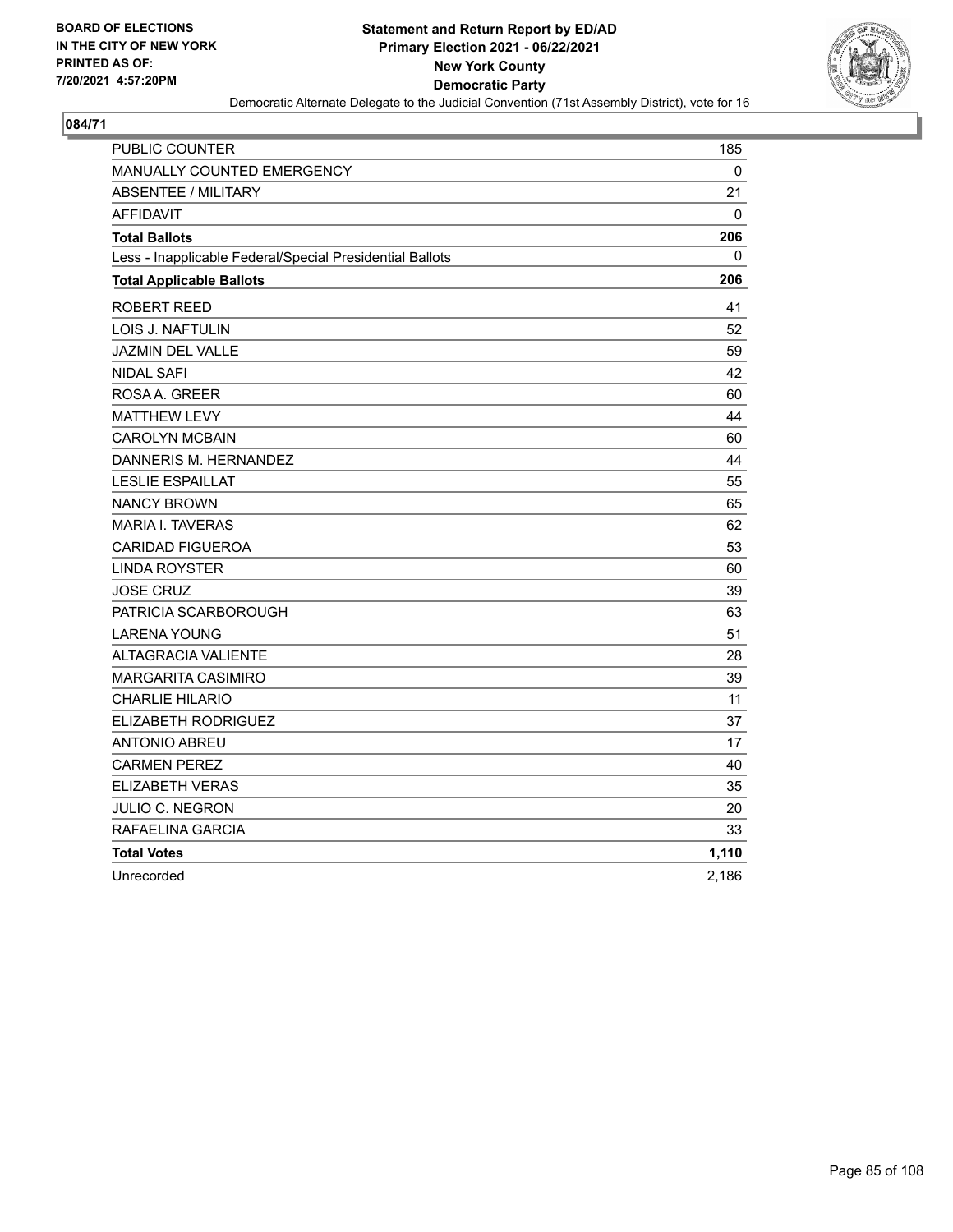BOARD OF ELECTIONS
IN THE CITY OF NEW YORK
PRINTED AS OF:
7/20/2021 4:57:20PM

**Statement and Return Report by ED/AD**
**Primary Election 2021 - 06/22/2021**
**New York County**
**Democratic Party**
Democratic Alternate Delegate to the Judicial Convention (71st Assembly District), vote for 16

**084/71**

| | |
|---|---|
| PUBLIC COUNTER | 185 |
| MANUALLY COUNTED EMERGENCY | 0 |
| ABSENTEE / MILITARY | 21 |
| AFFIDAVIT | 0 |
| **Total Ballots** | **206** |
| Less - Inapplicable Federal/Special Presidential Ballots | 0 |
| **Total Applicable Ballots** | **206** |
| ROBERT REED | 41 |
| LOIS J. NAFTULIN | 52 |
| JAZMIN DEL VALLE | 59 |
| NIDAL SAFI | 42 |
| ROSA A. GREER | 60 |
| MATTHEW LEVY | 44 |
| CAROLYN MCBAIN | 60 |
| DANNERIS M. HERNANDEZ | 44 |
| LESLIE ESPAILLAT | 55 |
| NANCY BROWN | 65 |
| MARIA I. TAVERAS | 62 |
| CARIDAD FIGUEROA | 53 |
| LINDA ROYSTER | 60 |
| JOSE CRUZ | 39 |
| PATRICIA SCARBOROUGH | 63 |
| LARENA YOUNG | 51 |
| ALTAGRACIA VALIENTE | 28 |
| MARGARITA CASIMIRO | 39 |
| CHARLIE HILARIO | 11 |
| ELIZABETH RODRIGUEZ | 37 |
| ANTONIO ABREU | 17 |
| CARMEN PEREZ | 40 |
| ELIZABETH VERAS | 35 |
| JULIO C. NEGRON | 20 |
| RAFAELINA GARCIA | 33 |
| **Total Votes** | **1,110** |
| Unrecorded | 2,186 |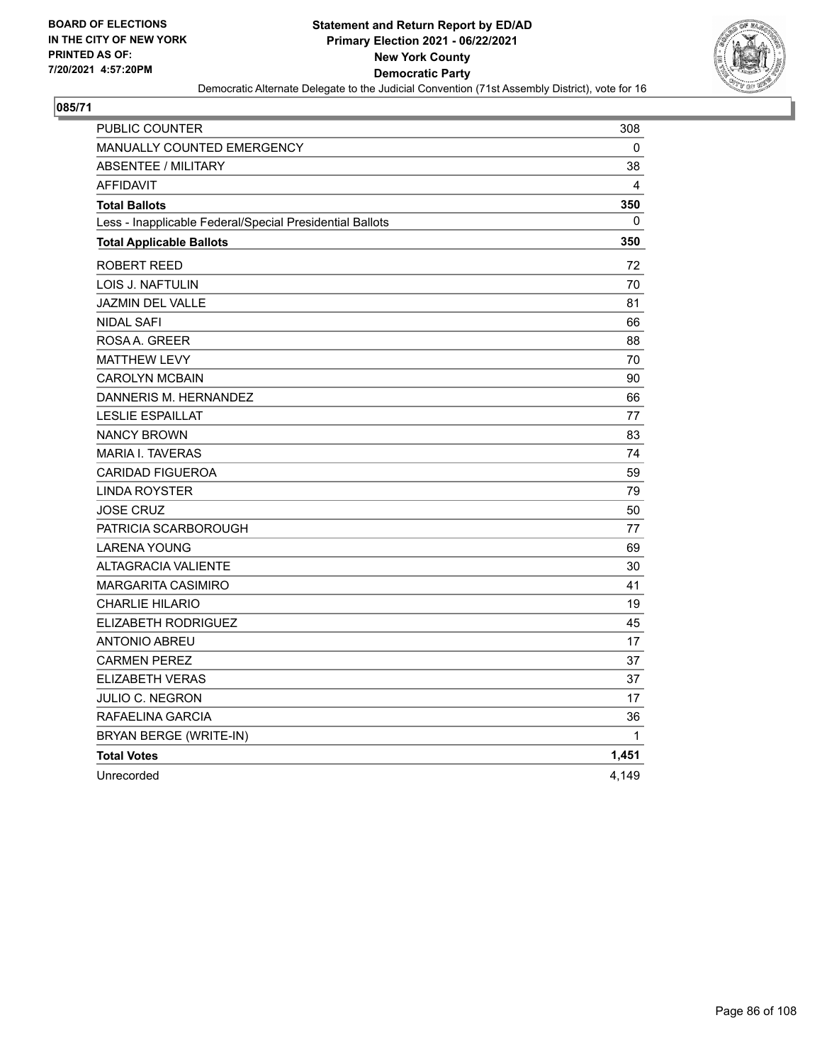BOARD OF ELECTIONS
IN THE CITY OF NEW YORK
PRINTED AS OF:
7/20/2021 4:57:20PM

**Statement and Return Report by ED/AD**
**Primary Election 2021 - 06/22/2021**
**New York County**
**Democratic Party**
Democratic Alternate Delegate to the Judicial Convention (71st Assembly District), vote for 16

**085/71**

| | |
|---|---|
| PUBLIC COUNTER | 308 |
| MANUALLY COUNTED EMERGENCY | 0 |
| ABSENTEE / MILITARY | 38 |
| AFFIDAVIT | 4 |
| **Total Ballots** | **350** |
| Less - Inapplicable Federal/Special Presidential Ballots | 0 |
| **Total Applicable Ballots** | **350** |
| ROBERT REED | 72 |
| LOIS J. NAFTULIN | 70 |
| JAZMIN DEL VALLE | 81 |
| NIDAL SAFI | 66 |
| ROSA A. GREER | 88 |
| MATTHEW LEVY | 70 |
| CAROLYN MCBAIN | 90 |
| DANNERIS M. HERNANDEZ | 66 |
| LESLIE ESPAILLAT | 77 |
| NANCY BROWN | 83 |
| MARIA I. TAVERAS | 74 |
| CARIDAD FIGUEROA | 59 |
| LINDA ROYSTER | 79 |
| JOSE CRUZ | 50 |
| PATRICIA SCARBOROUGH | 77 |
| LARENA YOUNG | 69 |
| ALTAGRACIA VALIENTE | 30 |
| MARGARITA CASIMIRO | 41 |
| CHARLIE HILARIO | 19 |
| ELIZABETH RODRIGUEZ | 45 |
| ANTONIO ABREU | 17 |
| CARMEN PEREZ | 37 |
| ELIZABETH VERAS | 37 |
| JULIO C. NEGRON | 17 |
| RAFAELINA GARCIA | 36 |
| BRYAN BERGE (WRITE-IN) | 1 |
| **Total Votes** | **1,451** |
| Unrecorded | 4,149 |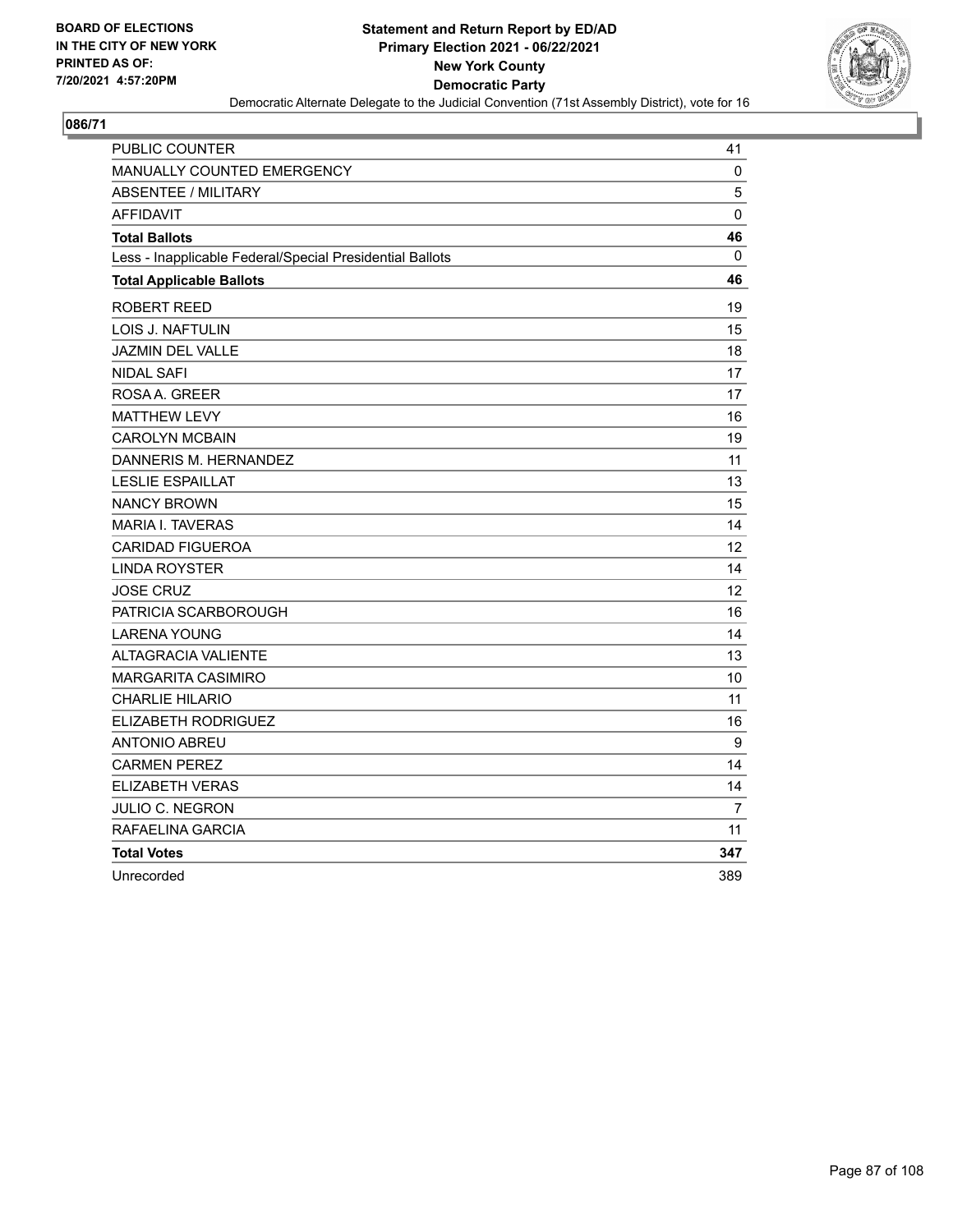BOARD OF ELECTIONS
IN THE CITY OF NEW YORK
PRINTED AS OF:
7/20/2021 4:57:20PM

**Statement and Return Report by ED/AD**
**Primary Election 2021 - 06/22/2021**
**New York County**
**Democratic Party**
Democratic Alternate Delegate to the Judicial Convention (71st Assembly District), vote for 16

## 086/71

| | |
|---|---|
| PUBLIC COUNTER | 41 |
| MANUALLY COUNTED EMERGENCY | 0 |
| ABSENTEE / MILITARY | 5 |
| AFFIDAVIT | 0 |
| **Total Ballots** | **46** |
| Less - Inapplicable Federal/Special Presidential Ballots | 0 |
| **Total Applicable Ballots** | **46** |
| ROBERT REED | 19 |
| LOIS J. NAFTULIN | 15 |
| JAZMIN DEL VALLE | 18 |
| NIDAL SAFI | 17 |
| ROSA A. GREER | 17 |
| MATTHEW LEVY | 16 |
| CAROLYN MCBAIN | 19 |
| DANNERIS M. HERNANDEZ | 11 |
| LESLIE ESPAILLAT | 13 |
| NANCY BROWN | 15 |
| MARIA I. TAVERAS | 14 |
| CARIDAD FIGUEROA | 12 |
| LINDA ROYSTER | 14 |
| JOSE CRUZ | 12 |
| PATRICIA SCARBOROUGH | 16 |
| LARENA YOUNG | 14 |
| ALTAGRACIA VALIENTE | 13 |
| MARGARITA CASIMIRO | 10 |
| CHARLIE HILARIO | 11 |
| ELIZABETH RODRIGUEZ | 16 |
| ANTONIO ABREU | 9 |
| CARMEN PEREZ | 14 |
| ELIZABETH VERAS | 14 |
| JULIO C. NEGRON | 7 |
| RAFAELINA GARCIA | 11 |
| **Total Votes** | **347** |
| Unrecorded | 389 |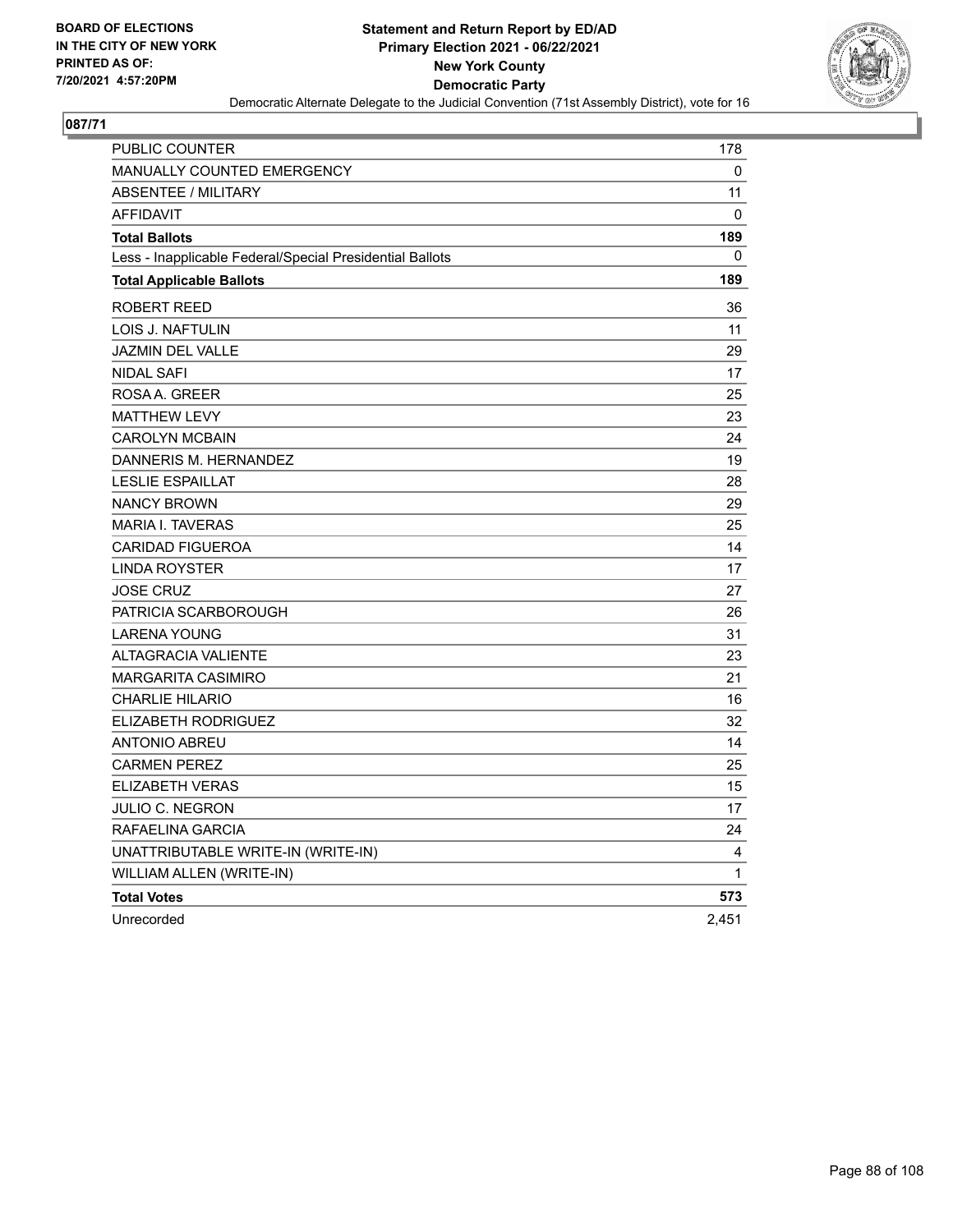**BOARD OF ELECTIONS IN THE CITY OF NEW YORK PRINTED AS OF: 7/20/2021 4:57:20PM**

**Statement and Return Report by ED/AD**
**Primary Election 2021 - 06/22/2021**
**New York County**
**Democratic Party**
Democratic Alternate Delegate to the Judicial Convention (71st Assembly District), vote for 16

## 087/71

| | |
|---|---|
| PUBLIC COUNTER | 178 |
| MANUALLY COUNTED EMERGENCY | 0 |
| ABSENTEE / MILITARY | 11 |
| AFFIDAVIT | 0 |
| **Total Ballots** | **189** |
| Less - Inapplicable Federal/Special Presidential Ballots | 0 |
| **Total Applicable Ballots** | **189** |
| ROBERT REED | 36 |
| LOIS J. NAFTULIN | 11 |
| JAZMIN DEL VALLE | 29 |
| NIDAL SAFI | 17 |
| ROSA A. GREER | 25 |
| MATTHEW LEVY | 23 |
| CAROLYN MCBAIN | 24 |
| DANNERIS M. HERNANDEZ | 19 |
| LESLIE ESPAILLAT | 28 |
| NANCY BROWN | 29 |
| MARIA I. TAVERAS | 25 |
| CARIDAD FIGUEROA | 14 |
| LINDA ROYSTER | 17 |
| JOSE CRUZ | 27 |
| PATRICIA SCARBOROUGH | 26 |
| LARENA YOUNG | 31 |
| ALTAGRACIA VALIENTE | 23 |
| MARGARITA CASIMIRO | 21 |
| CHARLIE HILARIO | 16 |
| ELIZABETH RODRIGUEZ | 32 |
| ANTONIO ABREU | 14 |
| CARMEN PEREZ | 25 |
| ELIZABETH VERAS | 15 |
| JULIO C. NEGRON | 17 |
| RAFAELINA GARCIA | 24 |
| UNATTRIBUTABLE WRITE-IN (WRITE-IN) | 4 |
| WILLIAM ALLEN (WRITE-IN) | 1 |
| **Total Votes** | **573** |
| Unrecorded | 2,451 |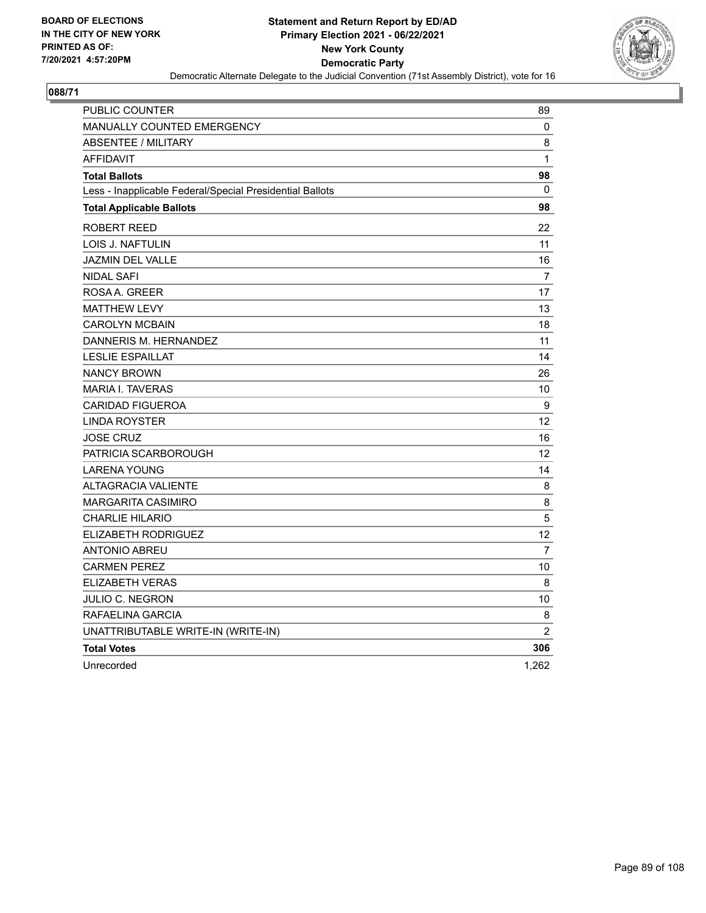BOARD OF ELECTIONS
IN THE CITY OF NEW YORK
PRINTED AS OF:
7/20/2021 4:57:20PM

**Statement and Return Report by ED/AD**
**Primary Election 2021 - 06/22/2021**
**New York County**
**Democratic Party**
Democratic Alternate Delegate to the Judicial Convention (71st Assembly District), vote for 16

**088/71**

| | |
|---|---|
| PUBLIC COUNTER | 89 |
| MANUALLY COUNTED EMERGENCY | 0 |
| ABSENTEE / MILITARY | 8 |
| AFFIDAVIT | 1 |
| **Total Ballots** | **98** |
| Less - Inapplicable Federal/Special Presidential Ballots | 0 |
| **Total Applicable Ballots** | **98** |
| ROBERT REED | 22 |
| LOIS J. NAFTULIN | 11 |
| JAZMIN DEL VALLE | 16 |
| NIDAL SAFI | 7 |
| ROSA A. GREER | 17 |
| MATTHEW LEVY | 13 |
| CAROLYN MCBAIN | 18 |
| DANNERIS M. HERNANDEZ | 11 |
| LESLIE ESPAILLAT | 14 |
| NANCY BROWN | 26 |
| MARIA I. TAVERAS | 10 |
| CARIDAD FIGUEROA | 9 |
| LINDA ROYSTER | 12 |
| JOSE CRUZ | 16 |
| PATRICIA SCARBOROUGH | 12 |
| LARENA YOUNG | 14 |
| ALTAGRACIA VALIENTE | 8 |
| MARGARITA CASIMIRO | 8 |
| CHARLIE HILARIO | 5 |
| ELIZABETH RODRIGUEZ | 12 |
| ANTONIO ABREU | 7 |
| CARMEN PEREZ | 10 |
| ELIZABETH VERAS | 8 |
| JULIO C. NEGRON | 10 |
| RAFAELINA GARCIA | 8 |
| UNATTRIBUTABLE WRITE-IN (WRITE-IN) | 2 |
| **Total Votes** | **306** |
| Unrecorded | 1,262 |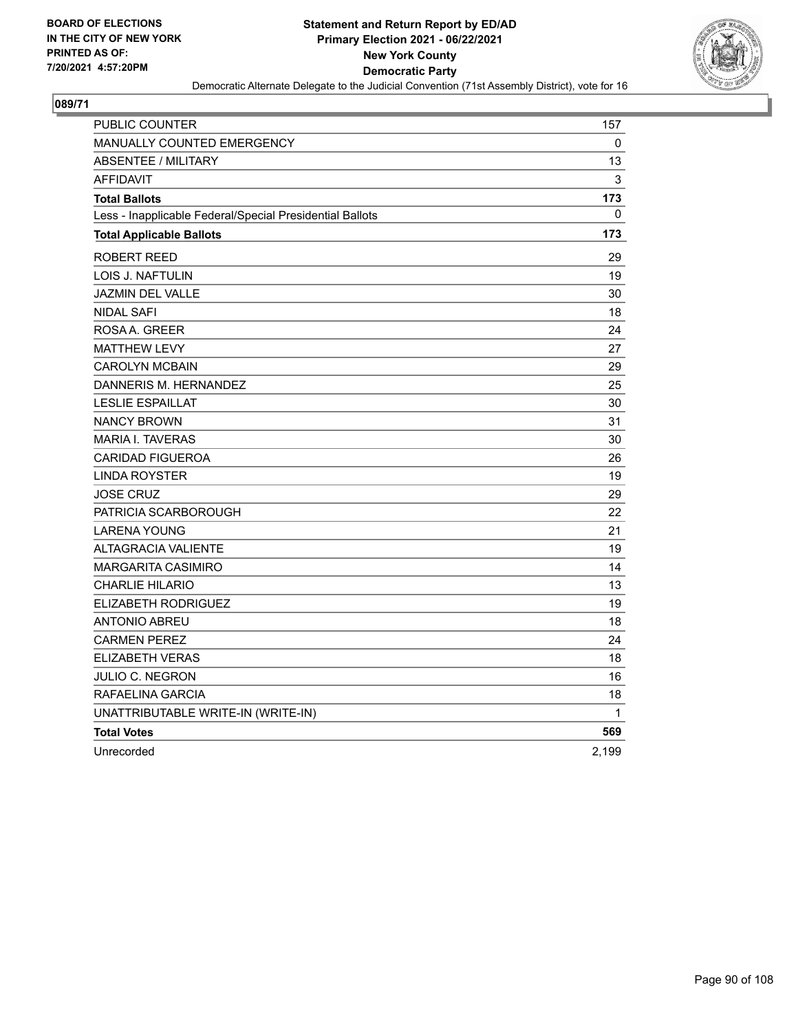BOARD OF ELECTIONS
IN THE CITY OF NEW YORK
PRINTED AS OF:
7/20/2021 4:57:20PM

**Statement and Return Report by ED/AD**
**Primary Election 2021 - 06/22/2021**
**New York County**
**Democratic Party**
Democratic Alternate Delegate to the Judicial Convention (71st Assembly District), vote for 16

## 089/71

| | |
|---|---|
| PUBLIC COUNTER | 157 |
| MANUALLY COUNTED EMERGENCY | 0 |
| ABSENTEE / MILITARY | 13 |
| AFFIDAVIT | 3 |
| **Total Ballots** | **173** |
| Less - Inapplicable Federal/Special Presidential Ballots | 0 |
| **Total Applicable Ballots** | **173** |
| ROBERT REED | 29 |
| LOIS J. NAFTULIN | 19 |
| JAZMIN DEL VALLE | 30 |
| NIDAL SAFI | 18 |
| ROSA A. GREER | 24 |
| MATTHEW LEVY | 27 |
| CAROLYN MCBAIN | 29 |
| DANNERIS M. HERNANDEZ | 25 |
| LESLIE ESPAILLAT | 30 |
| NANCY BROWN | 31 |
| MARIA I. TAVERAS | 30 |
| CARIDAD FIGUEROA | 26 |
| LINDA ROYSTER | 19 |
| JOSE CRUZ | 29 |
| PATRICIA SCARBOROUGH | 22 |
| LARENA YOUNG | 21 |
| ALTAGRACIA VALIENTE | 19 |
| MARGARITA CASIMIRO | 14 |
| CHARLIE HILARIO | 13 |
| ELIZABETH RODRIGUEZ | 19 |
| ANTONIO ABREU | 18 |
| CARMEN PEREZ | 24 |
| ELIZABETH VERAS | 18 |
| JULIO C. NEGRON | 16 |
| RAFAELINA GARCIA | 18 |
| UNATTRIBUTABLE WRITE-IN (WRITE-IN) | 1 |
| **Total Votes** | **569** |
| Unrecorded | 2,199 |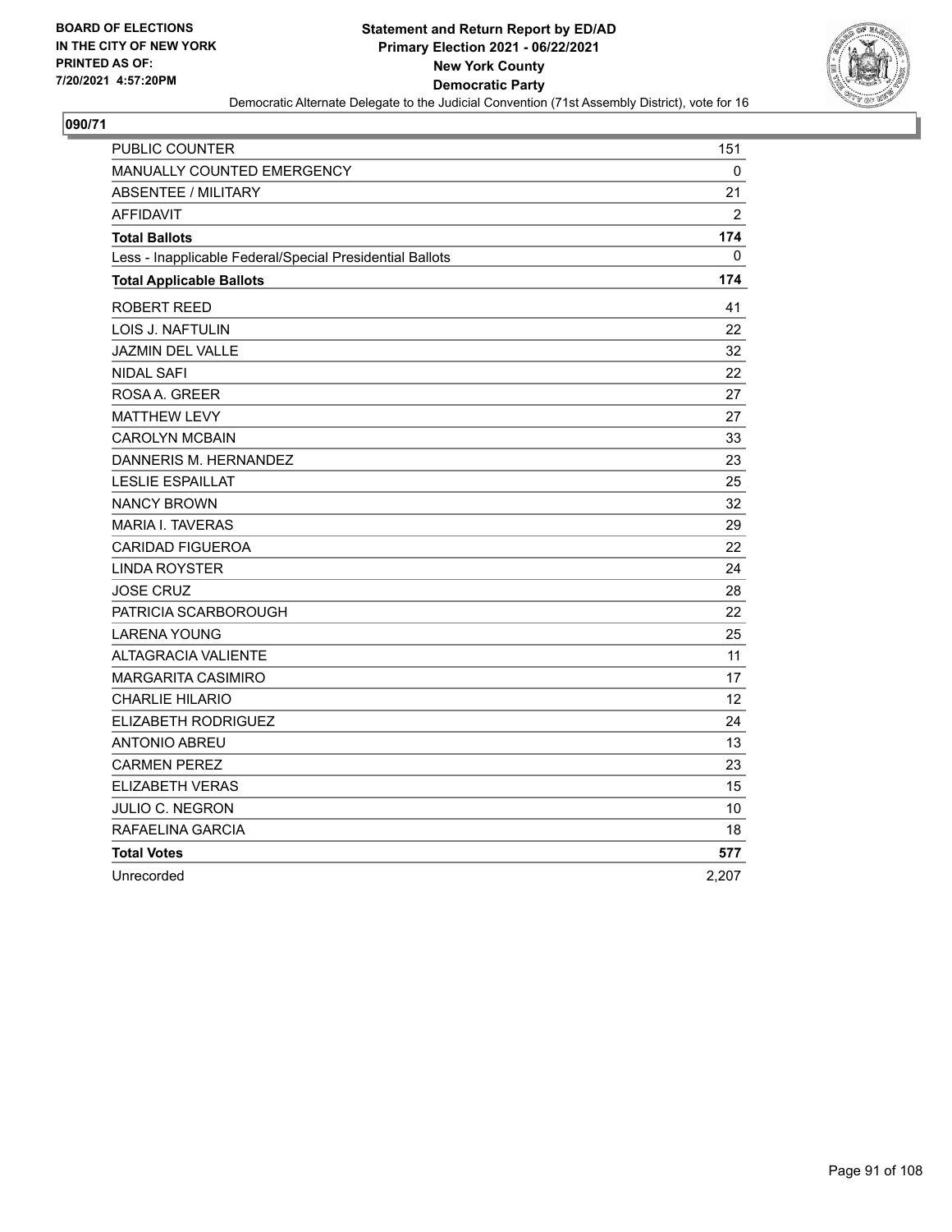BOARD OF ELECTIONS
IN THE CITY OF NEW YORK
PRINTED AS OF:
7/20/2021 4:57:20PM

**Statement and Return Report by ED/AD**
**Primary Election 2021 - 06/22/2021**
**New York County**
**Democratic Party**
Democratic Alternate Delegate to the Judicial Convention (71st Assembly District), vote for 16

## 090/71

| | |
|---|---|
| PUBLIC COUNTER | 151 |
| MANUALLY COUNTED EMERGENCY | 0 |
| ABSENTEE / MILITARY | 21 |
| AFFIDAVIT | 2 |
| **Total Ballots** | **174** |
| Less - Inapplicable Federal/Special Presidential Ballots | 0 |
| **Total Applicable Ballots** | **174** |
| ROBERT REED | 41 |
| LOIS J. NAFTULIN | 22 |
| JAZMIN DEL VALLE | 32 |
| NIDAL SAFI | 22 |
| ROSA A. GREER | 27 |
| MATTHEW LEVY | 27 |
| CAROLYN MCBAIN | 33 |
| DANNERIS M. HERNANDEZ | 23 |
| LESLIE ESPAILLAT | 25 |
| NANCY BROWN | 32 |
| MARIA I. TAVERAS | 29 |
| CARIDAD FIGUEROA | 22 |
| LINDA ROYSTER | 24 |
| JOSE CRUZ | 28 |
| PATRICIA SCARBOROUGH | 22 |
| LARENA YOUNG | 25 |
| ALTAGRACIA VALIENTE | 11 |
| MARGARITA CASIMIRO | 17 |
| CHARLIE HILARIO | 12 |
| ELIZABETH RODRIGUEZ | 24 |
| ANTONIO ABREU | 13 |
| CARMEN PEREZ | 23 |
| ELIZABETH VERAS | 15 |
| JULIO C. NEGRON | 10 |
| RAFAELINA GARCIA | 18 |
| **Total Votes** | **577** |
| Unrecorded | 2,207 |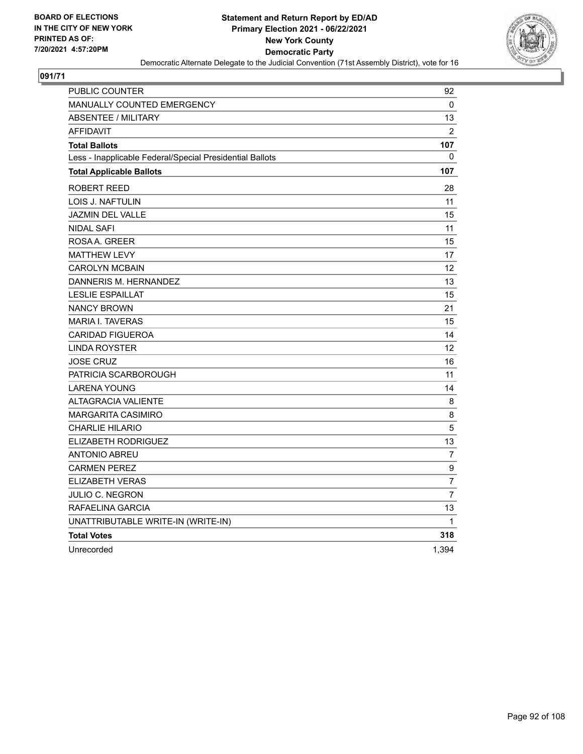BOARD OF ELECTIONS
IN THE CITY OF NEW YORK
PRINTED AS OF:
7/20/2021 4:57:20PM

**Statement and Return Report by ED/AD**
**Primary Election 2021 - 06/22/2021**
**New York County**
**Democratic Party**
Democratic Alternate Delegate to the Judicial Convention (71st Assembly District), vote for 16

**091/71**

| | |
|---|---|
| PUBLIC COUNTER | 92 |
| MANUALLY COUNTED EMERGENCY | 0 |
| ABSENTEE / MILITARY | 13 |
| AFFIDAVIT | 2 |
| **Total Ballots** | **107** |
| Less - Inapplicable Federal/Special Presidential Ballots | 0 |
| **Total Applicable Ballots** | **107** |
| ROBERT REED | 28 |
| LOIS J. NAFTULIN | 11 |
| JAZMIN DEL VALLE | 15 |
| NIDAL SAFI | 11 |
| ROSA A. GREER | 15 |
| MATTHEW LEVY | 17 |
| CAROLYN MCBAIN | 12 |
| DANNERIS M. HERNANDEZ | 13 |
| LESLIE ESPAILLAT | 15 |
| NANCY BROWN | 21 |
| MARIA I. TAVERAS | 15 |
| CARIDAD FIGUEROA | 14 |
| LINDA ROYSTER | 12 |
| JOSE CRUZ | 16 |
| PATRICIA SCARBOROUGH | 11 |
| LARENA YOUNG | 14 |
| ALTAGRACIA VALIENTE | 8 |
| MARGARITA CASIMIRO | 8 |
| CHARLIE HILARIO | 5 |
| ELIZABETH RODRIGUEZ | 13 |
| ANTONIO ABREU | 7 |
| CARMEN PEREZ | 9 |
| ELIZABETH VERAS | 7 |
| JULIO C. NEGRON | 7 |
| RAFAELINA GARCIA | 13 |
| UNATTRIBUTABLE WRITE-IN (WRITE-IN) | 1 |
| **Total Votes** | **318** |
| Unrecorded | 1,394 |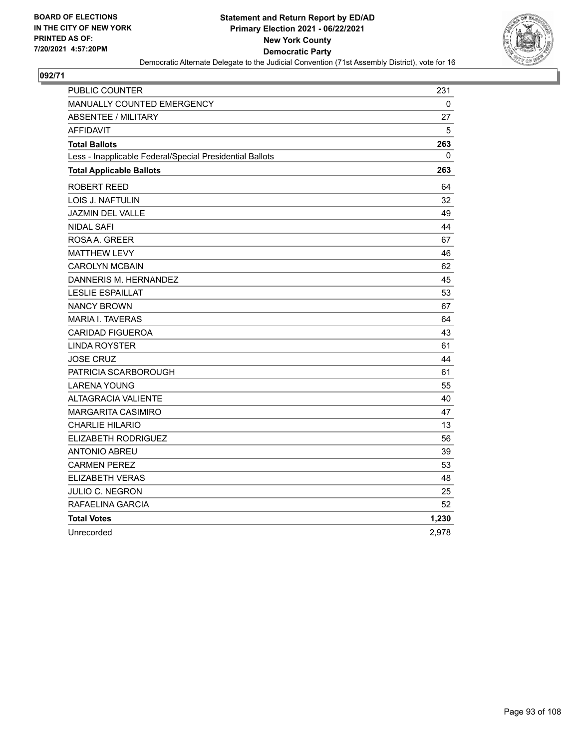BOARD OF ELECTIONS
IN THE CITY OF NEW YORK
PRINTED AS OF:
7/20/2021 4:57:20PM

**Statement and Return Report by ED/AD**
**Primary Election 2021 - 06/22/2021**
**New York County**
**Democratic Party**
Democratic Alternate Delegate to the Judicial Convention (71st Assembly District), vote for 16

**092/71**

| | |
|---|---|
| PUBLIC COUNTER | 231 |
| MANUALLY COUNTED EMERGENCY | 0 |
| ABSENTEE / MILITARY | 27 |
| AFFIDAVIT | 5 |
| **Total Ballots** | **263** |
| Less - Inapplicable Federal/Special Presidential Ballots | 0 |
| **Total Applicable Ballots** | **263** |
| ROBERT REED | 64 |
| LOIS J. NAFTULIN | 32 |
| JAZMIN DEL VALLE | 49 |
| NIDAL SAFI | 44 |
| ROSA A. GREER | 67 |
| MATTHEW LEVY | 46 |
| CAROLYN MCBAIN | 62 |
| DANNERIS M. HERNANDEZ | 45 |
| LESLIE ESPAILLAT | 53 |
| NANCY BROWN | 67 |
| MARIA I. TAVERAS | 64 |
| CARIDAD FIGUEROA | 43 |
| LINDA ROYSTER | 61 |
| JOSE CRUZ | 44 |
| PATRICIA SCARBOROUGH | 61 |
| LARENA YOUNG | 55 |
| ALTAGRACIA VALIENTE | 40 |
| MARGARITA CASIMIRO | 47 |
| CHARLIE HILARIO | 13 |
| ELIZABETH RODRIGUEZ | 56 |
| ANTONIO ABREU | 39 |
| CARMEN PEREZ | 53 |
| ELIZABETH VERAS | 48 |
| JULIO C. NEGRON | 25 |
| RAFAELINA GARCIA | 52 |
| **Total Votes** | **1,230** |
| Unrecorded | 2,978 |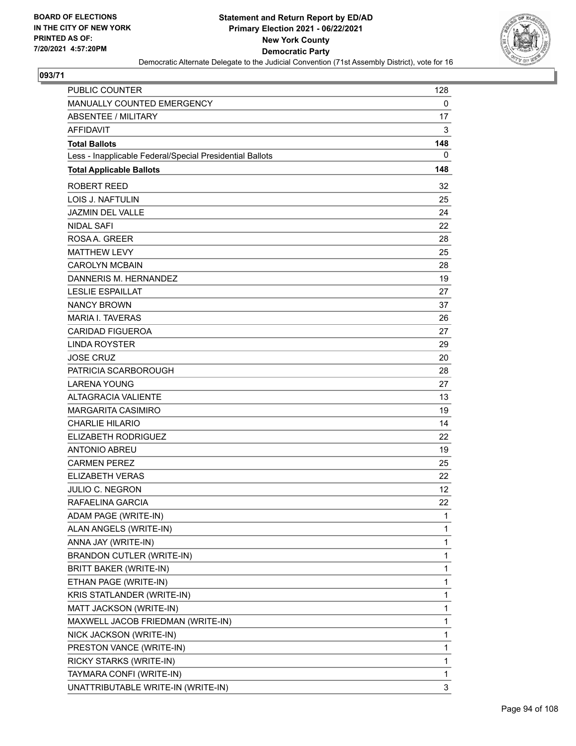BOARD OF ELECTIONS
IN THE CITY OF NEW YORK
PRINTED AS OF:
7/20/2021 4:57:20PM

**Statement and Return Report by ED/AD**
**Primary Election 2021 - 06/22/2021**
**New York County**
**Democratic Party**
Democratic Alternate Delegate to the Judicial Convention (71st Assembly District), vote for 16

## 093/71

| | |
|---|---|
| PUBLIC COUNTER | 128 |
| MANUALLY COUNTED EMERGENCY | 0 |
| ABSENTEE / MILITARY | 17 |
| AFFIDAVIT | 3 |
| **Total Ballots** | **148** |
| Less - Inapplicable Federal/Special Presidential Ballots | 0 |
| **Total Applicable Ballots** | **148** |
| ROBERT REED | 32 |
| LOIS J. NAFTULIN | 25 |
| JAZMIN DEL VALLE | 24 |
| NIDAL SAFI | 22 |
| ROSA A. GREER | 28 |
| MATTHEW LEVY | 25 |
| CAROLYN MCBAIN | 28 |
| DANNERIS M. HERNANDEZ | 19 |
| LESLIE ESPAILLAT | 27 |
| NANCY BROWN | 37 |
| MARIA I. TAVERAS | 26 |
| CARIDAD FIGUEROA | 27 |
| LINDA ROYSTER | 29 |
| JOSE CRUZ | 20 |
| PATRICIA SCARBOROUGH | 28 |
| LARENA YOUNG | 27 |
| ALTAGRACIA VALIENTE | 13 |
| MARGARITA CASIMIRO | 19 |
| CHARLIE HILARIO | 14 |
| ELIZABETH RODRIGUEZ | 22 |
| ANTONIO ABREU | 19 |
| CARMEN PEREZ | 25 |
| ELIZABETH VERAS | 22 |
| JULIO C. NEGRON | 12 |
| RAFAELINA GARCIA | 22 |
| ADAM PAGE (WRITE-IN) | 1 |
| ALAN ANGELS (WRITE-IN) | 1 |
| ANNA JAY (WRITE-IN) | 1 |
| BRANDON CUTLER (WRITE-IN) | 1 |
| BRITT BAKER (WRITE-IN) | 1 |
| ETHAN PAGE (WRITE-IN) | 1 |
| KRIS STATLANDER (WRITE-IN) | 1 |
| MATT JACKSON (WRITE-IN) | 1 |
| MAXWELL JACOB FRIEDMAN (WRITE-IN) | 1 |
| NICK JACKSON (WRITE-IN) | 1 |
| PRESTON VANCE (WRITE-IN) | 1 |
| RICKY STARKS (WRITE-IN) | 1 |
| TAYMARA CONFI (WRITE-IN) | 1 |
| UNATTRIBUTABLE WRITE-IN (WRITE-IN) | 3 |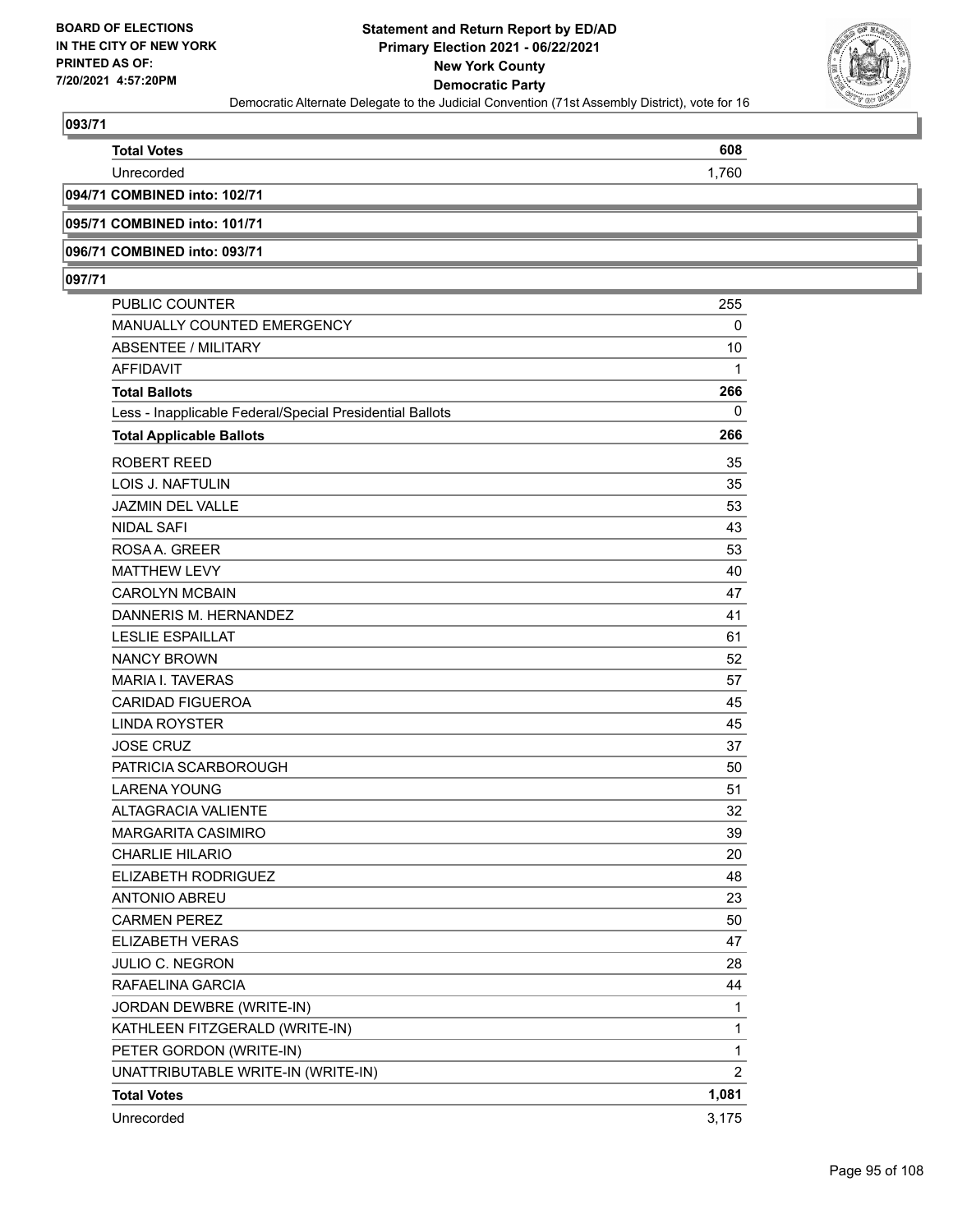## 093/71

| | |
|---|---|
| **Total Votes** | **608** |
| Unrecorded | 1,760 |

## 094/71 COMBINED into: 102/71

## 095/71 COMBINED into: 101/71

## 096/71 COMBINED into: 093/71

## 097/71

| | |
|---|---|
| PUBLIC COUNTER | 255 |
| MANUALLY COUNTED EMERGENCY | 0 |
| ABSENTEE / MILITARY | 10 |
| AFFIDAVIT | 1 |
| **Total Ballots** | **266** |
| Less - Inapplicable Federal/Special Presidential Ballots | 0 |
| **Total Applicable Ballots** | **266** |
| ROBERT REED | 35 |
| LOIS J. NAFTULIN | 35 |
| JAZMIN DEL VALLE | 53 |
| NIDAL SAFI | 43 |
| ROSA A. GREER | 53 |
| MATTHEW LEVY | 40 |
| CAROLYN MCBAIN | 47 |
| DANNERIS M. HERNANDEZ | 41 |
| LESLIE ESPAILLAT | 61 |
| NANCY BROWN | 52 |
| MARIA I. TAVERAS | 57 |
| CARIDAD FIGUEROA | 45 |
| LINDA ROYSTER | 45 |
| JOSE CRUZ | 37 |
| PATRICIA SCARBOROUGH | 50 |
| LARENA YOUNG | 51 |
| ALTAGRACIA VALIENTE | 32 |
| MARGARITA CASIMIRO | 39 |
| CHARLIE HILARIO | 20 |
| ELIZABETH RODRIGUEZ | 48 |
| ANTONIO ABREU | 23 |
| CARMEN PEREZ | 50 |
| ELIZABETH VERAS | 47 |
| JULIO C. NEGRON | 28 |
| RAFAELINA GARCIA | 44 |
| JORDAN DEWBRE (WRITE-IN) | 1 |
| KATHLEEN FITZGERALD (WRITE-IN) | 1 |
| PETER GORDON (WRITE-IN) | 1 |
| UNATTRIBUTABLE WRITE-IN (WRITE-IN) | 2 |
| **Total Votes** | **1,081** |
| Unrecorded | 3,175 |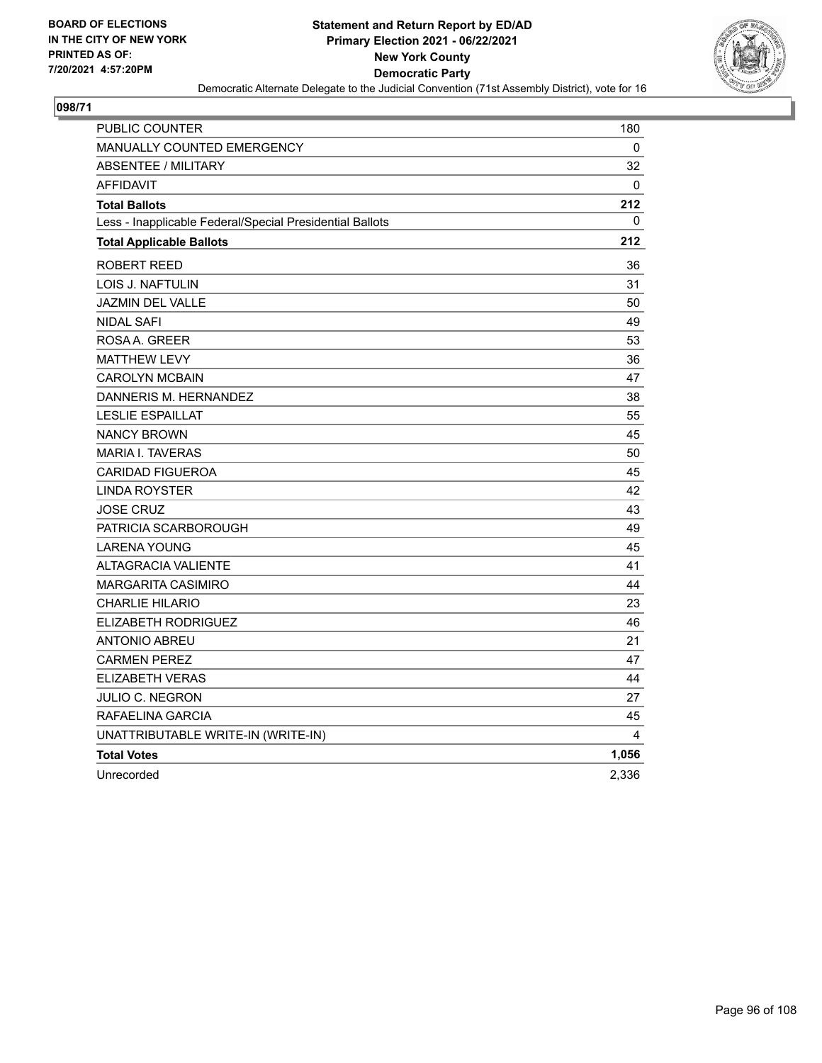**BOARD OF ELECTIONS IN THE CITY OF NEW YORK PRINTED AS OF: 7/20/2021 4:57:20PM**

**Statement and Return Report by ED/AD Primary Election 2021 - 06/22/2021 New York County Democratic Party**

Democratic Alternate Delegate to the Judicial Convention (71st Assembly District), vote for 16

**098/71**

| | |
|---|---|
| PUBLIC COUNTER | 180 |
| MANUALLY COUNTED EMERGENCY | 0 |
| ABSENTEE / MILITARY | 32 |
| AFFIDAVIT | 0 |
| **Total Ballots** | **212** |
| Less - Inapplicable Federal/Special Presidential Ballots | 0 |
| **Total Applicable Ballots** | **212** |
| ROBERT REED | 36 |
| LOIS J. NAFTULIN | 31 |
| JAZMIN DEL VALLE | 50 |
| NIDAL SAFI | 49 |
| ROSA A. GREER | 53 |
| MATTHEW LEVY | 36 |
| CAROLYN MCBAIN | 47 |
| DANNERIS M. HERNANDEZ | 38 |
| LESLIE ESPAILLAT | 55 |
| NANCY BROWN | 45 |
| MARIA I. TAVERAS | 50 |
| CARIDAD FIGUEROA | 45 |
| LINDA ROYSTER | 42 |
| JOSE CRUZ | 43 |
| PATRICIA SCARBOROUGH | 49 |
| LARENA YOUNG | 45 |
| ALTAGRACIA VALIENTE | 41 |
| MARGARITA CASIMIRO | 44 |
| CHARLIE HILARIO | 23 |
| ELIZABETH RODRIGUEZ | 46 |
| ANTONIO ABREU | 21 |
| CARMEN PEREZ | 47 |
| ELIZABETH VERAS | 44 |
| JULIO C. NEGRON | 27 |
| RAFAELINA GARCIA | 45 |
| UNATTRIBUTABLE WRITE-IN (WRITE-IN) | 4 |
| **Total Votes** | **1,056** |
| Unrecorded | 2,336 |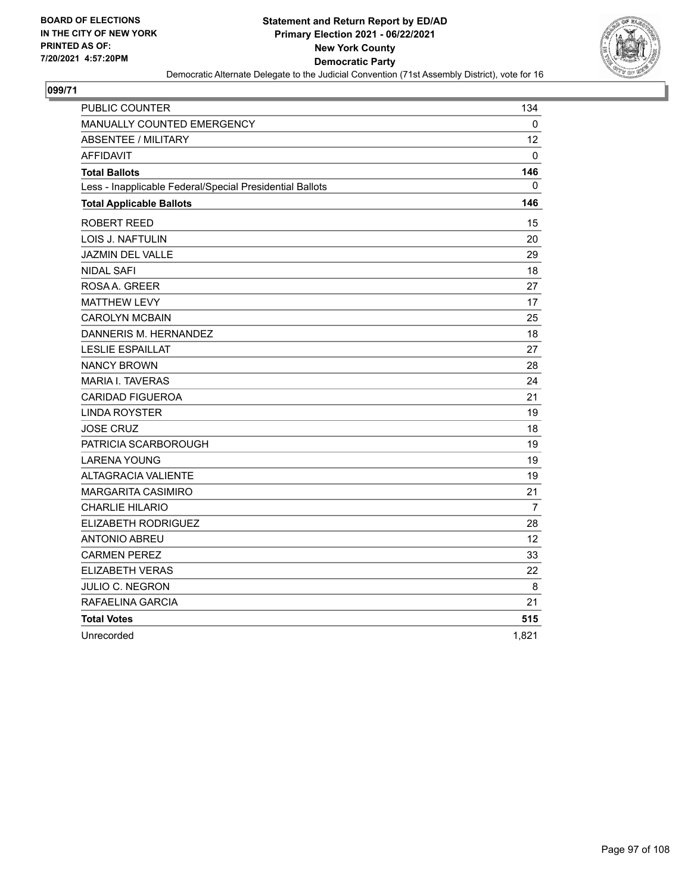BOARD OF ELECTIONS
IN THE CITY OF NEW YORK
PRINTED AS OF:
7/20/2021 4:57:20PM

**Statement and Return Report by ED/AD**
**Primary Election 2021 - 06/22/2021**
**New York County**
**Democratic Party**
Democratic Alternate Delegate to the Judicial Convention (71st Assembly District), vote for 16

## 099/71

| | |
|---|---|
| PUBLIC COUNTER | 134 |
| MANUALLY COUNTED EMERGENCY | 0 |
| ABSENTEE / MILITARY | 12 |
| AFFIDAVIT | 0 |
| **Total Ballots** | **146** |
| Less - Inapplicable Federal/Special Presidential Ballots | 0 |
| **Total Applicable Ballots** | **146** |
| ROBERT REED | 15 |
| LOIS J. NAFTULIN | 20 |
| JAZMIN DEL VALLE | 29 |
| NIDAL SAFI | 18 |
| ROSA A. GREER | 27 |
| MATTHEW LEVY | 17 |
| CAROLYN MCBAIN | 25 |
| DANNERIS M. HERNANDEZ | 18 |
| LESLIE ESPAILLAT | 27 |
| NANCY BROWN | 28 |
| MARIA I. TAVERAS | 24 |
| CARIDAD FIGUEROA | 21 |
| LINDA ROYSTER | 19 |
| JOSE CRUZ | 18 |
| PATRICIA SCARBOROUGH | 19 |
| LARENA YOUNG | 19 |
| ALTAGRACIA VALIENTE | 19 |
| MARGARITA CASIMIRO | 21 |
| CHARLIE HILARIO | 7 |
| ELIZABETH RODRIGUEZ | 28 |
| ANTONIO ABREU | 12 |
| CARMEN PEREZ | 33 |
| ELIZABETH VERAS | 22 |
| JULIO C. NEGRON | 8 |
| RAFAELINA GARCIA | 21 |
| **Total Votes** | **515** |
| Unrecorded | 1,821 |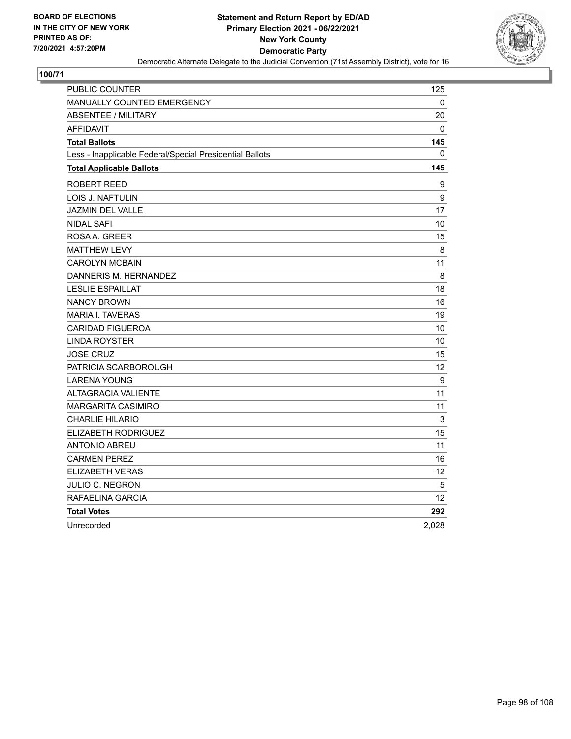**BOARD OF ELECTIONS IN THE CITY OF NEW YORK PRINTED AS OF: 7/20/2021 4:57:20PM**

**Statement and Return Report by ED/AD**
**Primary Election 2021 - 06/22/2021**
**New York County**
**Democratic Party**
Democratic Alternate Delegate to the Judicial Convention (71st Assembly District), vote for 16

**100/71**

| | |
|---|---|
| PUBLIC COUNTER | 125 |
| MANUALLY COUNTED EMERGENCY | 0 |
| ABSENTEE / MILITARY | 20 |
| AFFIDAVIT | 0 |
| **Total Ballots** | **145** |
| Less - Inapplicable Federal/Special Presidential Ballots | 0 |
| **Total Applicable Ballots** | **145** |
| ROBERT REED | 9 |
| LOIS J. NAFTULIN | 9 |
| JAZMIN DEL VALLE | 17 |
| NIDAL SAFI | 10 |
| ROSA A. GREER | 15 |
| MATTHEW LEVY | 8 |
| CAROLYN MCBAIN | 11 |
| DANNERIS M. HERNANDEZ | 8 |
| LESLIE ESPAILLAT | 18 |
| NANCY BROWN | 16 |
| MARIA I. TAVERAS | 19 |
| CARIDAD FIGUEROA | 10 |
| LINDA ROYSTER | 10 |
| JOSE CRUZ | 15 |
| PATRICIA SCARBOROUGH | 12 |
| LARENA YOUNG | 9 |
| ALTAGRACIA VALIENTE | 11 |
| MARGARITA CASIMIRO | 11 |
| CHARLIE HILARIO | 3 |
| ELIZABETH RODRIGUEZ | 15 |
| ANTONIO ABREU | 11 |
| CARMEN PEREZ | 16 |
| ELIZABETH VERAS | 12 |
| JULIO C. NEGRON | 5 |
| RAFAELINA GARCIA | 12 |
| **Total Votes** | **292** |
| Unrecorded | 2,028 |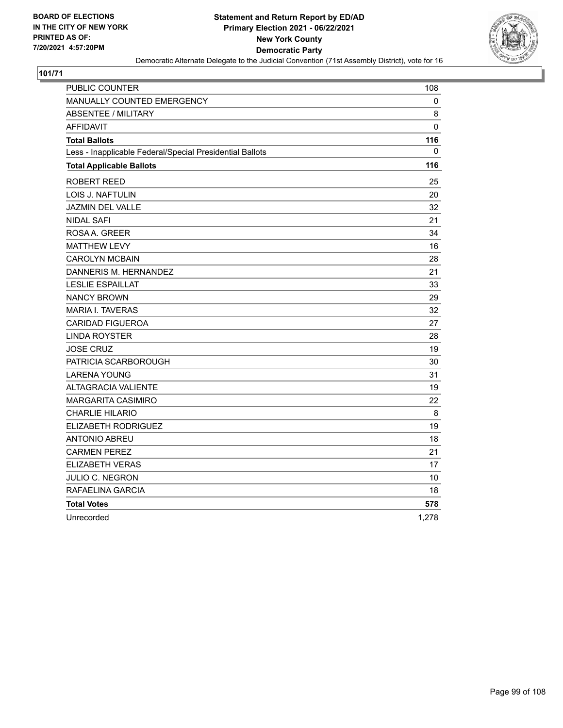BOARD OF ELECTIONS
IN THE CITY OF NEW YORK
PRINTED AS OF:
7/20/2021 4:57:20PM

**Statement and Return Report by ED/AD**
**Primary Election 2021 - 06/22/2021**
**New York County**
**Democratic Party**
Democratic Alternate Delegate to the Judicial Convention (71st Assembly District), vote for 16

**101/71**

| | |
|---|---|
| PUBLIC COUNTER | 108 |
| MANUALLY COUNTED EMERGENCY | 0 |
| ABSENTEE / MILITARY | 8 |
| AFFIDAVIT | 0 |
| **Total Ballots** | **116** |
| Less - Inapplicable Federal/Special Presidential Ballots | 0 |
| **Total Applicable Ballots** | **116** |
| ROBERT REED | 25 |
| LOIS J. NAFTULIN | 20 |
| JAZMIN DEL VALLE | 32 |
| NIDAL SAFI | 21 |
| ROSA A. GREER | 34 |
| MATTHEW LEVY | 16 |
| CAROLYN MCBAIN | 28 |
| DANNERIS M. HERNANDEZ | 21 |
| LESLIE ESPAILLAT | 33 |
| NANCY BROWN | 29 |
| MARIA I. TAVERAS | 32 |
| CARIDAD FIGUEROA | 27 |
| LINDA ROYSTER | 28 |
| JOSE CRUZ | 19 |
| PATRICIA SCARBOROUGH | 30 |
| LARENA YOUNG | 31 |
| ALTAGRACIA VALIENTE | 19 |
| MARGARITA CASIMIRO | 22 |
| CHARLIE HILARIO | 8 |
| ELIZABETH RODRIGUEZ | 19 |
| ANTONIO ABREU | 18 |
| CARMEN PEREZ | 21 |
| ELIZABETH VERAS | 17 |
| JULIO C. NEGRON | 10 |
| RAFAELINA GARCIA | 18 |
| **Total Votes** | **578** |
| Unrecorded | 1,278 |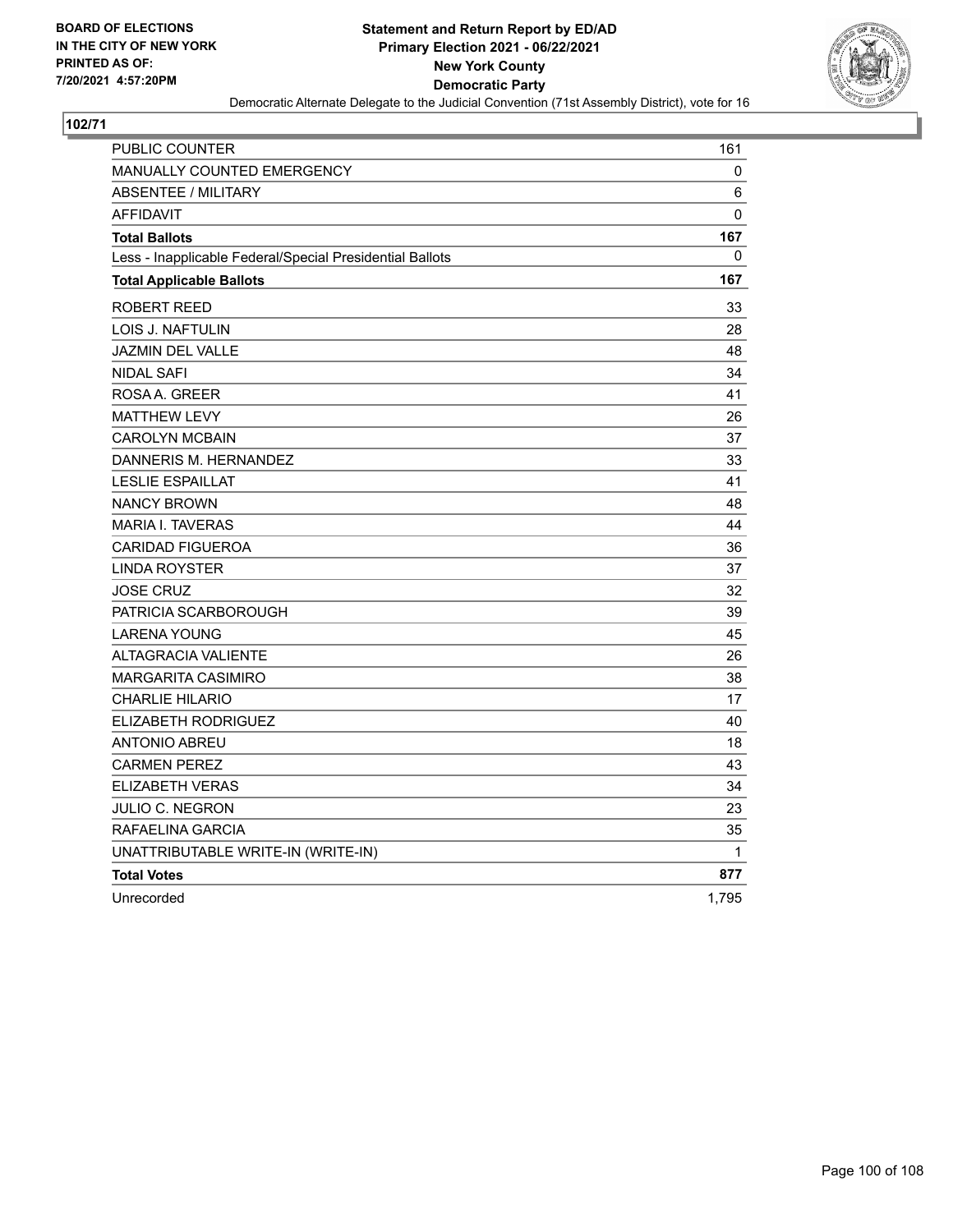**BOARD OF ELECTIONS IN THE CITY OF NEW YORK PRINTED AS OF: 7/20/2021 4:57:20PM**

# Statement and Return Report by ED/AD
## Primary Election 2021 - 06/22/2021
## New York County
## Democratic Party
### Democratic Alternate Delegate to the Judicial Convention (71st Assembly District), vote for 16

**102/71**

| | |
|---|---|
| PUBLIC COUNTER | 161 |
| MANUALLY COUNTED EMERGENCY | 0 |
| ABSENTEE / MILITARY | 6 |
| AFFIDAVIT | 0 |
| **Total Ballots** | **167** |
| Less - Inapplicable Federal/Special Presidential Ballots | 0 |
| **Total Applicable Ballots** | **167** |
| ROBERT REED | 33 |
| LOIS J. NAFTULIN | 28 |
| JAZMIN DEL VALLE | 48 |
| NIDAL SAFI | 34 |
| ROSA A. GREER | 41 |
| MATTHEW LEVY | 26 |
| CAROLYN MCBAIN | 37 |
| DANNERIS M. HERNANDEZ | 33 |
| LESLIE ESPAILLAT | 41 |
| NANCY BROWN | 48 |
| MARIA I. TAVERAS | 44 |
| CARIDAD FIGUEROA | 36 |
| LINDA ROYSTER | 37 |
| JOSE CRUZ | 32 |
| PATRICIA SCARBOROUGH | 39 |
| LARENA YOUNG | 45 |
| ALTAGRACIA VALIENTE | 26 |
| MARGARITA CASIMIRO | 38 |
| CHARLIE HILARIO | 17 |
| ELIZABETH RODRIGUEZ | 40 |
| ANTONIO ABREU | 18 |
| CARMEN PEREZ | 43 |
| ELIZABETH VERAS | 34 |
| JULIO C. NEGRON | 23 |
| RAFAELINA GARCIA | 35 |
| UNATTRIBUTABLE WRITE-IN (WRITE-IN) | 1 |
| **Total Votes** | **877** |
| Unrecorded | 1,795 |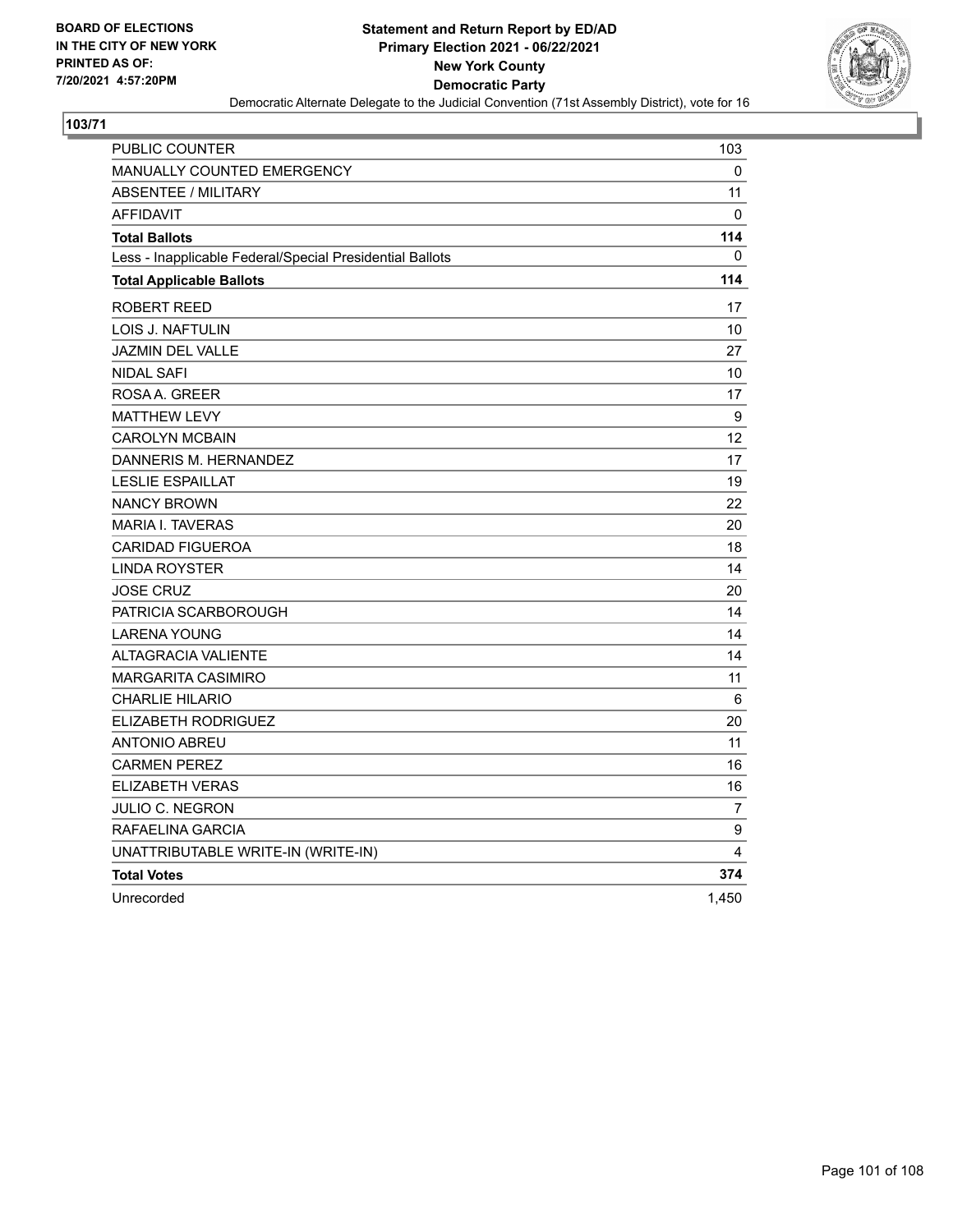BOARD OF ELECTIONS
IN THE CITY OF NEW YORK
PRINTED AS OF:
7/20/2021 4:57:20PM

**Statement and Return Report by ED/AD**
**Primary Election 2021 - 06/22/2021**
**New York County**
**Democratic Party**
Democratic Alternate Delegate to the Judicial Convention (71st Assembly District), vote for 16

**103/71**

| | |
|---|---|
| PUBLIC COUNTER | 103 |
| MANUALLY COUNTED EMERGENCY | 0 |
| ABSENTEE / MILITARY | 11 |
| AFFIDAVIT | 0 |
| **Total Ballots** | **114** |
| Less - Inapplicable Federal/Special Presidential Ballots | 0 |
| **Total Applicable Ballots** | **114** |
| ROBERT REED | 17 |
| LOIS J. NAFTULIN | 10 |
| JAZMIN DEL VALLE | 27 |
| NIDAL SAFI | 10 |
| ROSA A. GREER | 17 |
| MATTHEW LEVY | 9 |
| CAROLYN MCBAIN | 12 |
| DANNERIS M. HERNANDEZ | 17 |
| LESLIE ESPAILLAT | 19 |
| NANCY BROWN | 22 |
| MARIA I. TAVERAS | 20 |
| CARIDAD FIGUEROA | 18 |
| LINDA ROYSTER | 14 |
| JOSE CRUZ | 20 |
| PATRICIA SCARBOROUGH | 14 |
| LARENA YOUNG | 14 |
| ALTAGRACIA VALIENTE | 14 |
| MARGARITA CASIMIRO | 11 |
| CHARLIE HILARIO | 6 |
| ELIZABETH RODRIGUEZ | 20 |
| ANTONIO ABREU | 11 |
| CARMEN PEREZ | 16 |
| ELIZABETH VERAS | 16 |
| JULIO C. NEGRON | 7 |
| RAFAELINA GARCIA | 9 |
| UNATTRIBUTABLE WRITE-IN (WRITE-IN) | 4 |
| **Total Votes** | **374** |
| Unrecorded | 1,450 |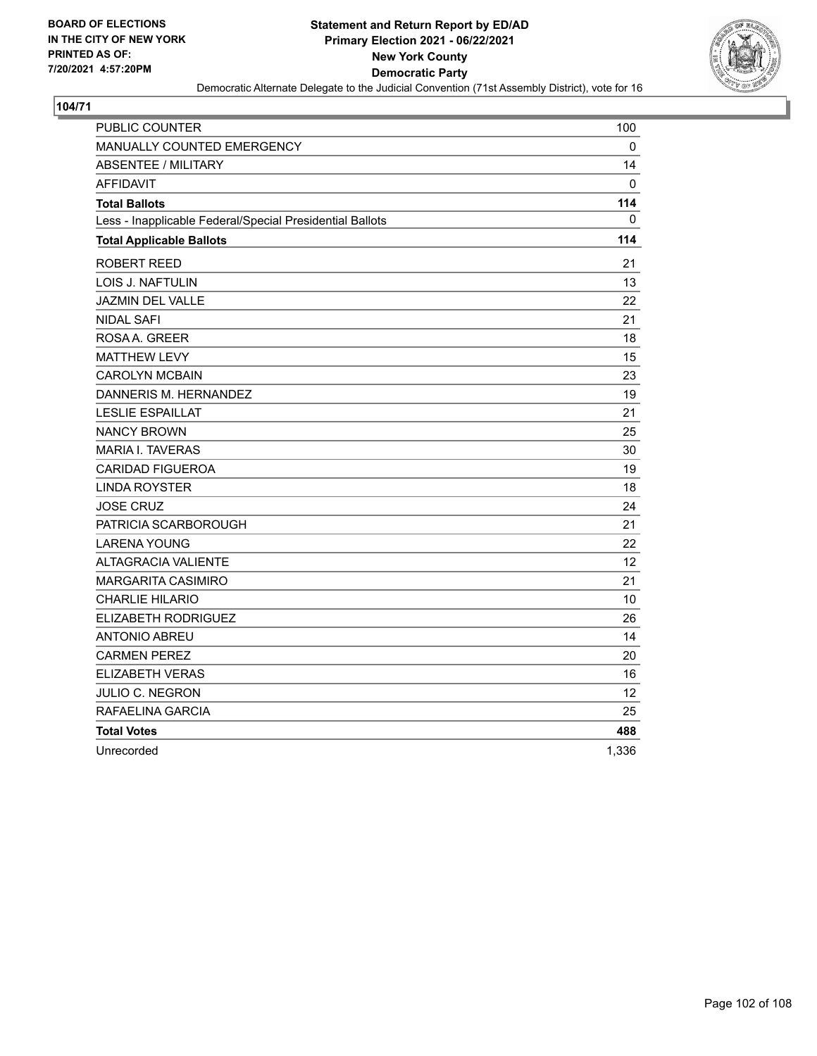BOARD OF ELECTIONS
IN THE CITY OF NEW YORK
PRINTED AS OF:
7/20/2021 4:57:20PM

**Statement and Return Report by ED/AD**
**Primary Election 2021 - 06/22/2021**
**New York County**
**Democratic Party**
Democratic Alternate Delegate to the Judicial Convention (71st Assembly District), vote for 16

**104/71**

| | |
|---|---|
| PUBLIC COUNTER | 100 |
| MANUALLY COUNTED EMERGENCY | 0 |
| ABSENTEE / MILITARY | 14 |
| AFFIDAVIT | 0 |
| **Total Ballots** | **114** |
| Less - Inapplicable Federal/Special Presidential Ballots | 0 |
| **Total Applicable Ballots** | **114** |
| ROBERT REED | 21 |
| LOIS J. NAFTULIN | 13 |
| JAZMIN DEL VALLE | 22 |
| NIDAL SAFI | 21 |
| ROSA A. GREER | 18 |
| MATTHEW LEVY | 15 |
| CAROLYN MCBAIN | 23 |
| DANNERIS M. HERNANDEZ | 19 |
| LESLIE ESPAILLAT | 21 |
| NANCY BROWN | 25 |
| MARIA I. TAVERAS | 30 |
| CARIDAD FIGUEROA | 19 |
| LINDA ROYSTER | 18 |
| JOSE CRUZ | 24 |
| PATRICIA SCARBOROUGH | 21 |
| LARENA YOUNG | 22 |
| ALTAGRACIA VALIENTE | 12 |
| MARGARITA CASIMIRO | 21 |
| CHARLIE HILARIO | 10 |
| ELIZABETH RODRIGUEZ | 26 |
| ANTONIO ABREU | 14 |
| CARMEN PEREZ | 20 |
| ELIZABETH VERAS | 16 |
| JULIO C. NEGRON | 12 |
| RAFAELINA GARCIA | 25 |
| **Total Votes** | **488** |
| Unrecorded | 1,336 |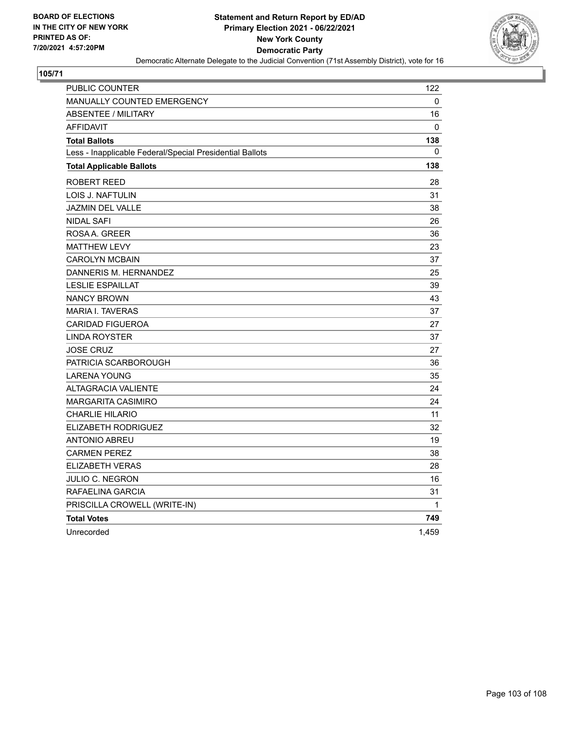BOARD OF ELECTIONS
IN THE CITY OF NEW YORK
PRINTED AS OF:
7/20/2021 4:57:20PM

**Statement and Return Report by ED/AD**
**Primary Election 2021 - 06/22/2021**
**New York County**
**Democratic Party**
Democratic Alternate Delegate to the Judicial Convention (71st Assembly District), vote for 16

## 105/71

| | |
|---|---|
| PUBLIC COUNTER | 122 |
| MANUALLY COUNTED EMERGENCY | 0 |
| ABSENTEE / MILITARY | 16 |
| AFFIDAVIT | 0 |
| **Total Ballots** | **138** |
| Less - Inapplicable Federal/Special Presidential Ballots | 0 |
| **Total Applicable Ballots** | **138** |
| ROBERT REED | 28 |
| LOIS J. NAFTULIN | 31 |
| JAZMIN DEL VALLE | 38 |
| NIDAL SAFI | 26 |
| ROSA A. GREER | 36 |
| MATTHEW LEVY | 23 |
| CAROLYN MCBAIN | 37 |
| DANNERIS M. HERNANDEZ | 25 |
| LESLIE ESPAILLAT | 39 |
| NANCY BROWN | 43 |
| MARIA I. TAVERAS | 37 |
| CARIDAD FIGUEROA | 27 |
| LINDA ROYSTER | 37 |
| JOSE CRUZ | 27 |
| PATRICIA SCARBOROUGH | 36 |
| LARENA YOUNG | 35 |
| ALTAGRACIA VALIENTE | 24 |
| MARGARITA CASIMIRO | 24 |
| CHARLIE HILARIO | 11 |
| ELIZABETH RODRIGUEZ | 32 |
| ANTONIO ABREU | 19 |
| CARMEN PEREZ | 38 |
| ELIZABETH VERAS | 28 |
| JULIO C. NEGRON | 16 |
| RAFAELINA GARCIA | 31 |
| PRISCILLA CROWELL (WRITE-IN) | 1 |
| **Total Votes** | **749** |
| Unrecorded | 1,459 |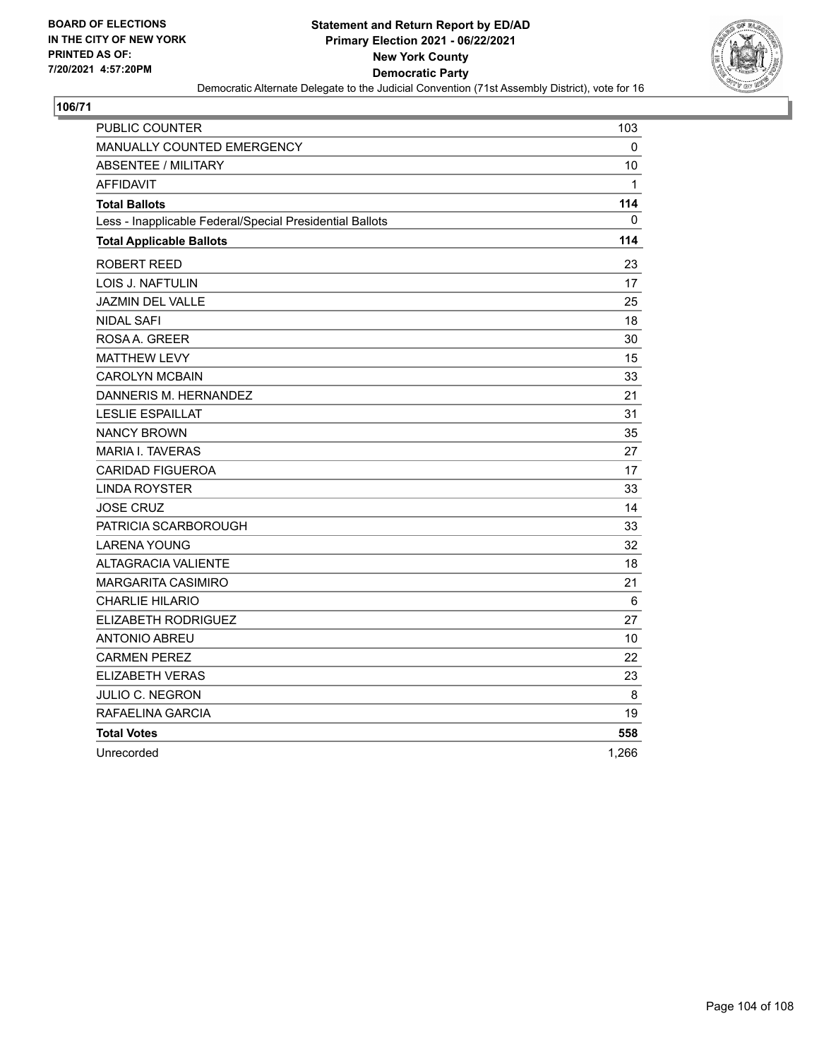BOARD OF ELECTIONS
IN THE CITY OF NEW YORK
PRINTED AS OF:
7/20/2021 4:57:20PM

**Statement and Return Report by ED/AD**
**Primary Election 2021 - 06/22/2021**
**New York County**
**Democratic Party**
Democratic Alternate Delegate to the Judicial Convention (71st Assembly District), vote for 16

**106/71**

| | |
|---|---|
| PUBLIC COUNTER | 103 |
| MANUALLY COUNTED EMERGENCY | 0 |
| ABSENTEE / MILITARY | 10 |
| AFFIDAVIT | 1 |
| **Total Ballots** | **114** |
| Less - Inapplicable Federal/Special Presidential Ballots | 0 |
| **Total Applicable Ballots** | **114** |
| ROBERT REED | 23 |
| LOIS J. NAFTULIN | 17 |
| JAZMIN DEL VALLE | 25 |
| NIDAL SAFI | 18 |
| ROSA A. GREER | 30 |
| MATTHEW LEVY | 15 |
| CAROLYN MCBAIN | 33 |
| DANNERIS M. HERNANDEZ | 21 |
| LESLIE ESPAILLAT | 31 |
| NANCY BROWN | 35 |
| MARIA I. TAVERAS | 27 |
| CARIDAD FIGUEROA | 17 |
| LINDA ROYSTER | 33 |
| JOSE CRUZ | 14 |
| PATRICIA SCARBOROUGH | 33 |
| LARENA YOUNG | 32 |
| ALTAGRACIA VALIENTE | 18 |
| MARGARITA CASIMIRO | 21 |
| CHARLIE HILARIO | 6 |
| ELIZABETH RODRIGUEZ | 27 |
| ANTONIO ABREU | 10 |
| CARMEN PEREZ | 22 |
| ELIZABETH VERAS | 23 |
| JULIO C. NEGRON | 8 |
| RAFAELINA GARCIA | 19 |
| **Total Votes** | **558** |
| Unrecorded | 1,266 |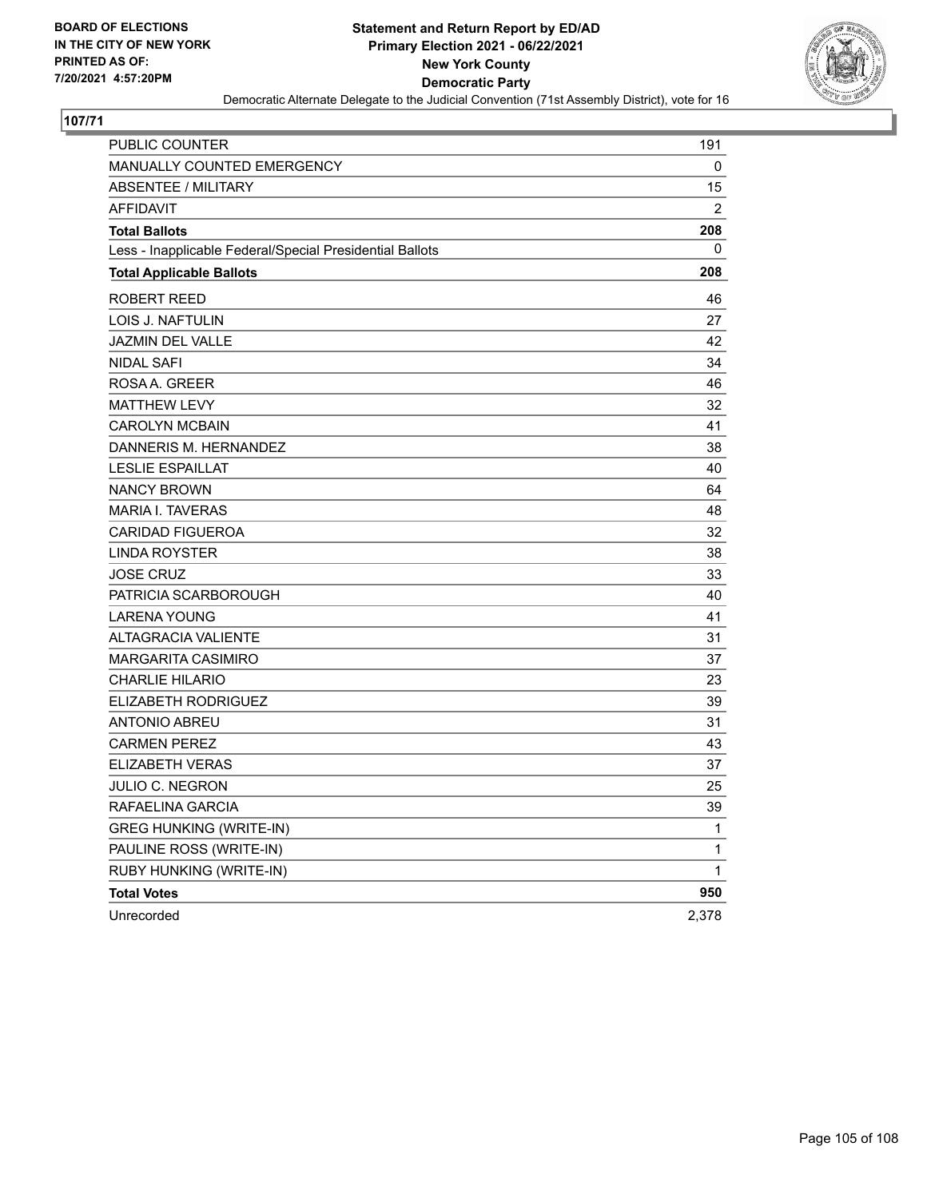BOARD OF ELECTIONS
IN THE CITY OF NEW YORK
PRINTED AS OF:
7/20/2021 4:57:20PM

**Statement and Return Report by ED/AD**
**Primary Election 2021 - 06/22/2021**
**New York County**
**Democratic Party**
Democratic Alternate Delegate to the Judicial Convention (71st Assembly District), vote for 16

**107/71**

| | |
|---|---|
| PUBLIC COUNTER | 191 |
| MANUALLY COUNTED EMERGENCY | 0 |
| ABSENTEE / MILITARY | 15 |
| AFFIDAVIT | 2 |
| **Total Ballots** | **208** |
| Less - Inapplicable Federal/Special Presidential Ballots | 0 |
| **Total Applicable Ballots** | **208** |
| ROBERT REED | 46 |
| LOIS J. NAFTULIN | 27 |
| JAZMIN DEL VALLE | 42 |
| NIDAL SAFI | 34 |
| ROSA A. GREER | 46 |
| MATTHEW LEVY | 32 |
| CAROLYN MCBAIN | 41 |
| DANNERIS M. HERNANDEZ | 38 |
| LESLIE ESPAILLAT | 40 |
| NANCY BROWN | 64 |
| MARIA I. TAVERAS | 48 |
| CARIDAD FIGUEROA | 32 |
| LINDA ROYSTER | 38 |
| JOSE CRUZ | 33 |
| PATRICIA SCARBOROUGH | 40 |
| LARENA YOUNG | 41 |
| ALTAGRACIA VALIENTE | 31 |
| MARGARITA CASIMIRO | 37 |
| CHARLIE HILARIO | 23 |
| ELIZABETH RODRIGUEZ | 39 |
| ANTONIO ABREU | 31 |
| CARMEN PEREZ | 43 |
| ELIZABETH VERAS | 37 |
| JULIO C. NEGRON | 25 |
| RAFAELINA GARCIA | 39 |
| GREG HUNKING (WRITE-IN) | 1 |
| PAULINE ROSS (WRITE-IN) | 1 |
| RUBY HUNKING (WRITE-IN) | 1 |
| **Total Votes** | **950** |
| Unrecorded | 2,378 |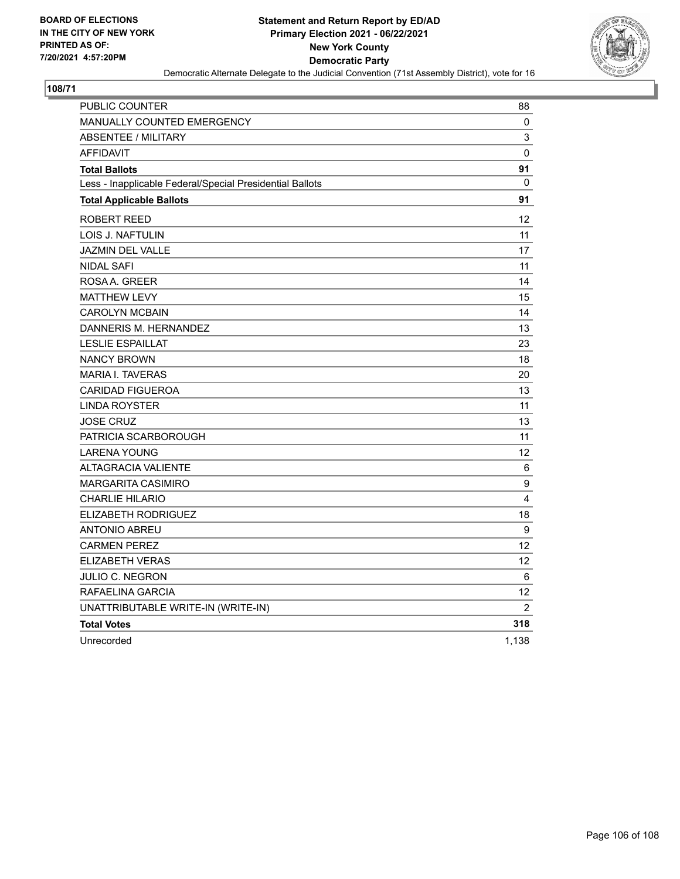BOARD OF ELECTIONS
IN THE CITY OF NEW YORK
PRINTED AS OF:
7/20/2021 4:57:20PM

**Statement and Return Report by ED/AD**
**Primary Election 2021 - 06/22/2021**
**New York County**
**Democratic Party**
Democratic Alternate Delegate to the Judicial Convention (71st Assembly District), vote for 16

**108/71**

| | |
|---|---|
| PUBLIC COUNTER | 88 |
| MANUALLY COUNTED EMERGENCY | 0 |
| ABSENTEE / MILITARY | 3 |
| AFFIDAVIT | 0 |
| **Total Ballots** | **91** |
| Less - Inapplicable Federal/Special Presidential Ballots | 0 |
| **Total Applicable Ballots** | **91** |
| ROBERT REED | 12 |
| LOIS J. NAFTULIN | 11 |
| JAZMIN DEL VALLE | 17 |
| NIDAL SAFI | 11 |
| ROSA A. GREER | 14 |
| MATTHEW LEVY | 15 |
| CAROLYN MCBAIN | 14 |
| DANNERIS M. HERNANDEZ | 13 |
| LESLIE ESPAILLAT | 23 |
| NANCY BROWN | 18 |
| MARIA I. TAVERAS | 20 |
| CARIDAD FIGUEROA | 13 |
| LINDA ROYSTER | 11 |
| JOSE CRUZ | 13 |
| PATRICIA SCARBOROUGH | 11 |
| LARENA YOUNG | 12 |
| ALTAGRACIA VALIENTE | 6 |
| MARGARITA CASIMIRO | 9 |
| CHARLIE HILARIO | 4 |
| ELIZABETH RODRIGUEZ | 18 |
| ANTONIO ABREU | 9 |
| CARMEN PEREZ | 12 |
| ELIZABETH VERAS | 12 |
| JULIO C. NEGRON | 6 |
| RAFAELINA GARCIA | 12 |
| UNATTRIBUTABLE WRITE-IN (WRITE-IN) | 2 |
| **Total Votes** | **318** |
| Unrecorded | 1,138 |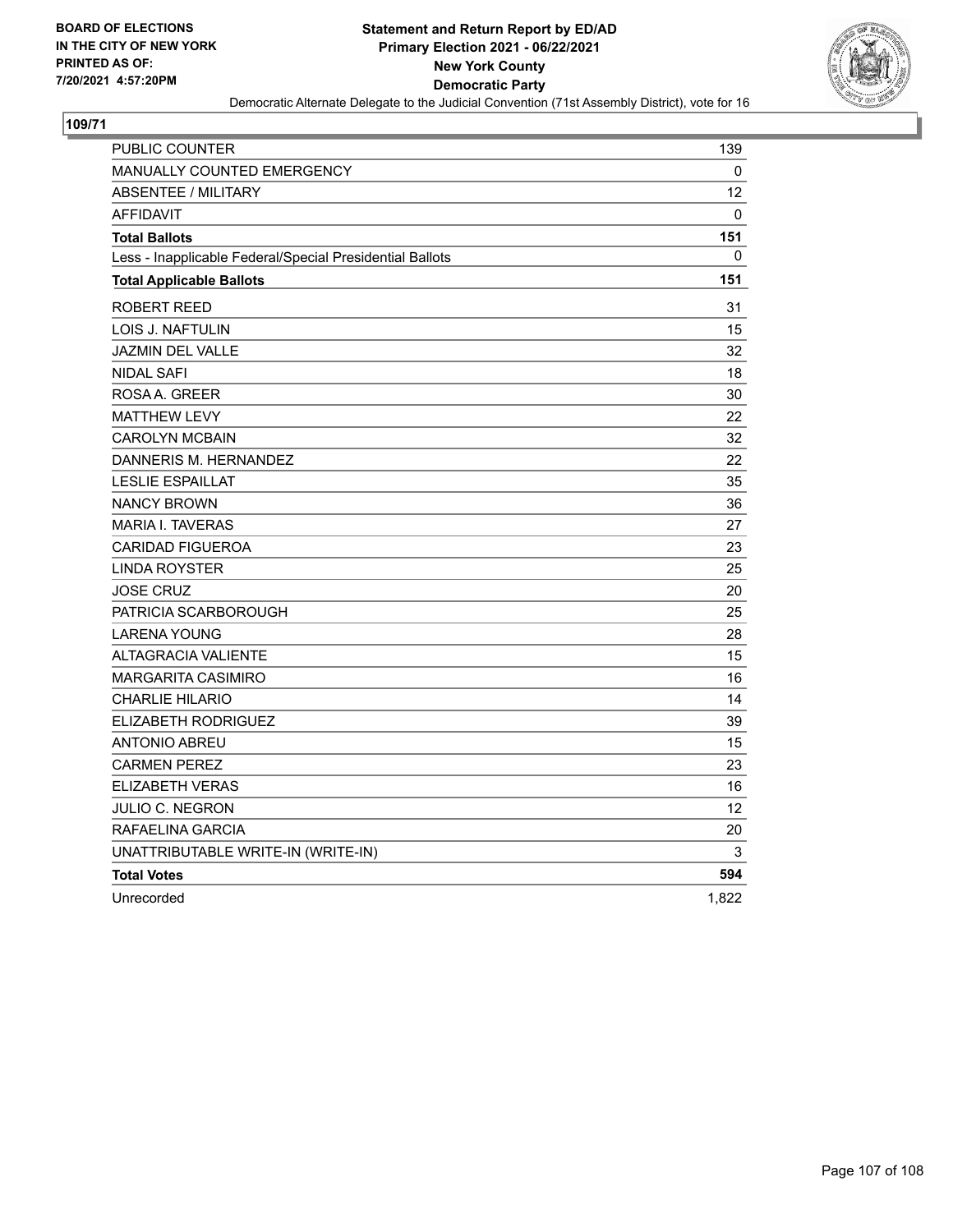BOARD OF ELECTIONS
IN THE CITY OF NEW YORK
PRINTED AS OF:
7/20/2021 4:57:20PM

**Statement and Return Report by ED/AD**
**Primary Election 2021 - 06/22/2021**
**New York County**
**Democratic Party**
Democratic Alternate Delegate to the Judicial Convention (71st Assembly District), vote for 16

## 109/71

| | |
|---|---|
| PUBLIC COUNTER | 139 |
| MANUALLY COUNTED EMERGENCY | 0 |
| ABSENTEE / MILITARY | 12 |
| AFFIDAVIT | 0 |
| **Total Ballots** | **151** |
| Less - Inapplicable Federal/Special Presidential Ballots | 0 |
| **Total Applicable Ballots** | **151** |
| ROBERT REED | 31 |
| LOIS J. NAFTULIN | 15 |
| JAZMIN DEL VALLE | 32 |
| NIDAL SAFI | 18 |
| ROSA A. GREER | 30 |
| MATTHEW LEVY | 22 |
| CAROLYN MCBAIN | 32 |
| DANNERIS M. HERNANDEZ | 22 |
| LESLIE ESPAILLAT | 35 |
| NANCY BROWN | 36 |
| MARIA I. TAVERAS | 27 |
| CARIDAD FIGUEROA | 23 |
| LINDA ROYSTER | 25 |
| JOSE CRUZ | 20 |
| PATRICIA SCARBOROUGH | 25 |
| LARENA YOUNG | 28 |
| ALTAGRACIA VALIENTE | 15 |
| MARGARITA CASIMIRO | 16 |
| CHARLIE HILARIO | 14 |
| ELIZABETH RODRIGUEZ | 39 |
| ANTONIO ABREU | 15 |
| CARMEN PEREZ | 23 |
| ELIZABETH VERAS | 16 |
| JULIO C. NEGRON | 12 |
| RAFAELINA GARCIA | 20 |
| UNATTRIBUTABLE WRITE-IN (WRITE-IN) | 3 |
| **Total Votes** | **594** |
| Unrecorded | 1,822 |